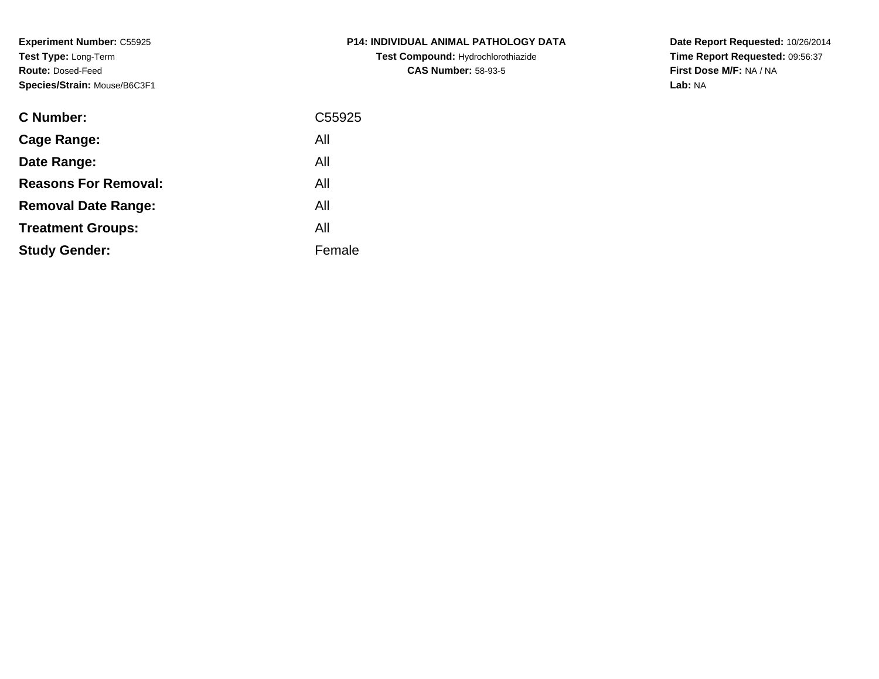**Experiment Number:** C55925
**Test Type:** Long-Term
**Route:** Dosed-Feed
**Species/Strain:** Mouse/B6C3F1

**P14: INDIVIDUAL ANIMAL PATHOLOGY DATA**
**Test Compound:** Hydrochlorothiazide
**CAS Number:** 58-93-5

**Date Report Requested:** 10/26/2014
**Time Report Requested:** 09:56:37
**First Dose M/F:** NA / NA
**Lab:** NA

| | |
|---|---|
| **C Number:** | C55925 |
| **Cage Range:** | All |
| **Date Range:** | All |
| **Reasons For Removal:** | All |
| **Removal Date Range:** | All |
| **Treatment Groups:** | All |
| **Study Gender:** | Female |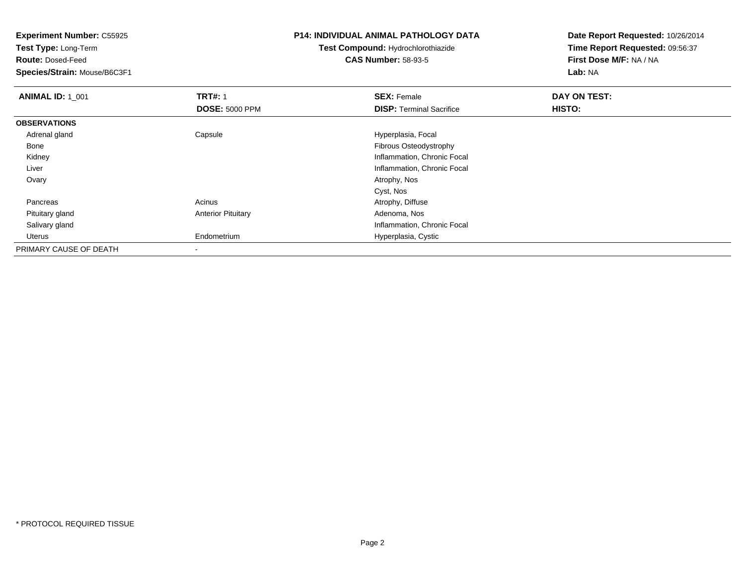**Experiment Number:** C55925
**Test Type:** Long-Term
**Route:** Dosed-Feed
**Species/Strain:** Mouse/B6C3F1

**P14: INDIVIDUAL ANIMAL PATHOLOGY DATA**
**Test Compound:** Hydrochlorothiazide
**CAS Number:** 58-93-5

**Date Report Requested:** 10/26/2014
**Time Report Requested:** 09:56:37
**First Dose M/F:** NA / NA
**Lab:** NA

| **ANIMAL ID:** 1_001 | **TRT#:** 1 | **SEX:** Female | **DAY ON TEST:** |
|---|---|---|---|
| | **DOSE:** 5000 PPM | **DISP:** Terminal Sacrifice | **HISTO:** |
| **OBSERVATIONS** | | | |
| Adrenal gland | Capsule | Hyperplasia, Focal | |
| Bone | | Fibrous Osteodystrophy | |
| Kidney | | Inflammation, Chronic Focal | |
| Liver | | Inflammation, Chronic Focal | |
| Ovary | | Atrophy, Nos | |
| | | Cyst, Nos | |
| Pancreas | Acinus | Atrophy, Diffuse | |
| Pituitary gland | Anterior Pituitary | Adenoma, Nos | |
| Salivary gland | | Inflammation, Chronic Focal | |
| Uterus | Endometrium | Hyperplasia, Cystic | |
| PRIMARY CAUSE OF DEATH | - | | |

\* PROTOCOL REQUIRED TISSUE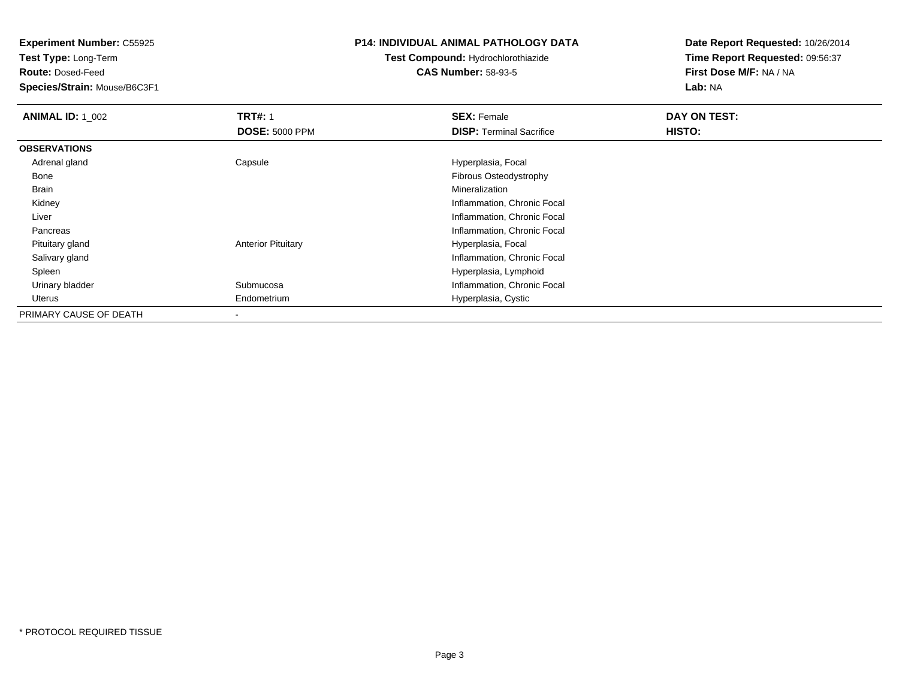**Experiment Number:** C55925
**Test Type:** Long-Term
**Route:** Dosed-Feed
**Species/Strain:** Mouse/B6C3F1

**P14: INDIVIDUAL ANIMAL PATHOLOGY DATA**
**Test Compound:** Hydrochlorothiazide
**CAS Number:** 58-93-5

**Date Report Requested:** 10/26/2014
**Time Report Requested:** 09:56:37
**First Dose M/F:** NA / NA
**Lab:** NA

| **ANIMAL ID:** 1_002 | **TRT#:** 1 | **SEX:** Female | **DAY ON TEST:** |
|---|---|---|---|
| | **DOSE:** 5000 PPM | **DISP:** Terminal Sacrifice | **HISTO:** |
| **OBSERVATIONS** | | | |
| Adrenal gland | Capsule | Hyperplasia, Focal | |
| Bone | | Fibrous Osteodystrophy | |
| Brain | | Mineralization | |
| Kidney | | Inflammation, Chronic Focal | |
| Liver | | Inflammation, Chronic Focal | |
| Pancreas | | Inflammation, Chronic Focal | |
| Pituitary gland | Anterior Pituitary | Hyperplasia, Focal | |
| Salivary gland | | Inflammation, Chronic Focal | |
| Spleen | | Hyperplasia, Lymphoid | |
| Urinary bladder | Submucosa | Inflammation, Chronic Focal | |
| Uterus | Endometrium | Hyperplasia, Cystic | |
| PRIMARY CAUSE OF DEATH | - | | |

\* PROTOCOL REQUIRED TISSUE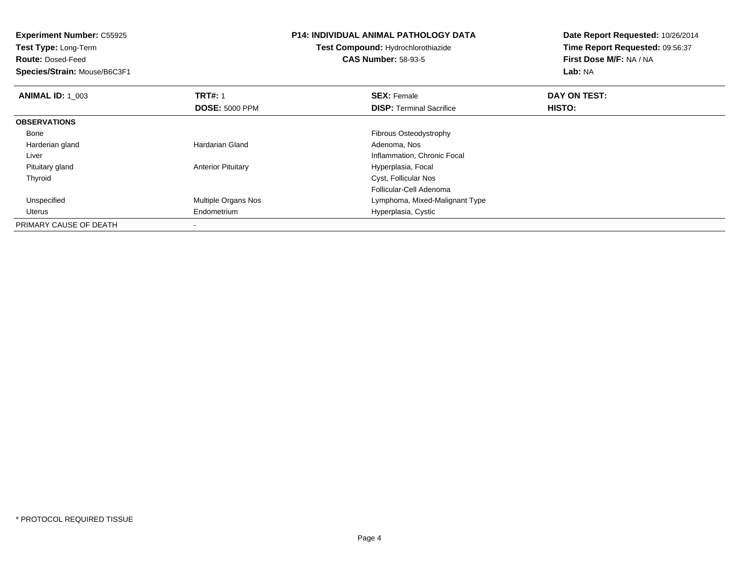**Experiment Number:** C55925
**Test Type:** Long-Term
**Route:** Dosed-Feed
**Species/Strain:** Mouse/B6C3F1

# P14: INDIVIDUAL ANIMAL PATHOLOGY DATA

**Test Compound:** Hydrochlorothiazide
**CAS Number:** 58-93-5

**Date Report Requested:** 10/26/2014
**Time Report Requested:** 09:56:37
**First Dose M/F:** NA / NA
**Lab:** NA

| **ANIMAL ID:** 1_003 | **TRT#:** 1 | **SEX:** Female | **DAY ON TEST:** |
|---|---|---|---|
| | **DOSE:** 5000 PPM | **DISP:** Terminal Sacrifice | **HISTO:** |
| **OBSERVATIONS** | | | |
| Bone | | Fibrous Osteodystrophy | |
| Harderian gland | Hardarian Gland | Adenoma, Nos | |
| Liver | | Inflammation, Chronic Focal | |
| Pituitary gland | Anterior Pituitary | Hyperplasia, Focal | |
| Thyroid | | Cyst, Follicular Nos | |
| | | Follicular-Cell Adenoma | |
| Unspecified | Multiple Organs Nos | Lymphoma, Mixed-Malignant Type | |
| Uterus | Endometrium | Hyperplasia, Cystic | |
| PRIMARY CAUSE OF DEATH | - | | |

* PROTOCOL REQUIRED TISSUE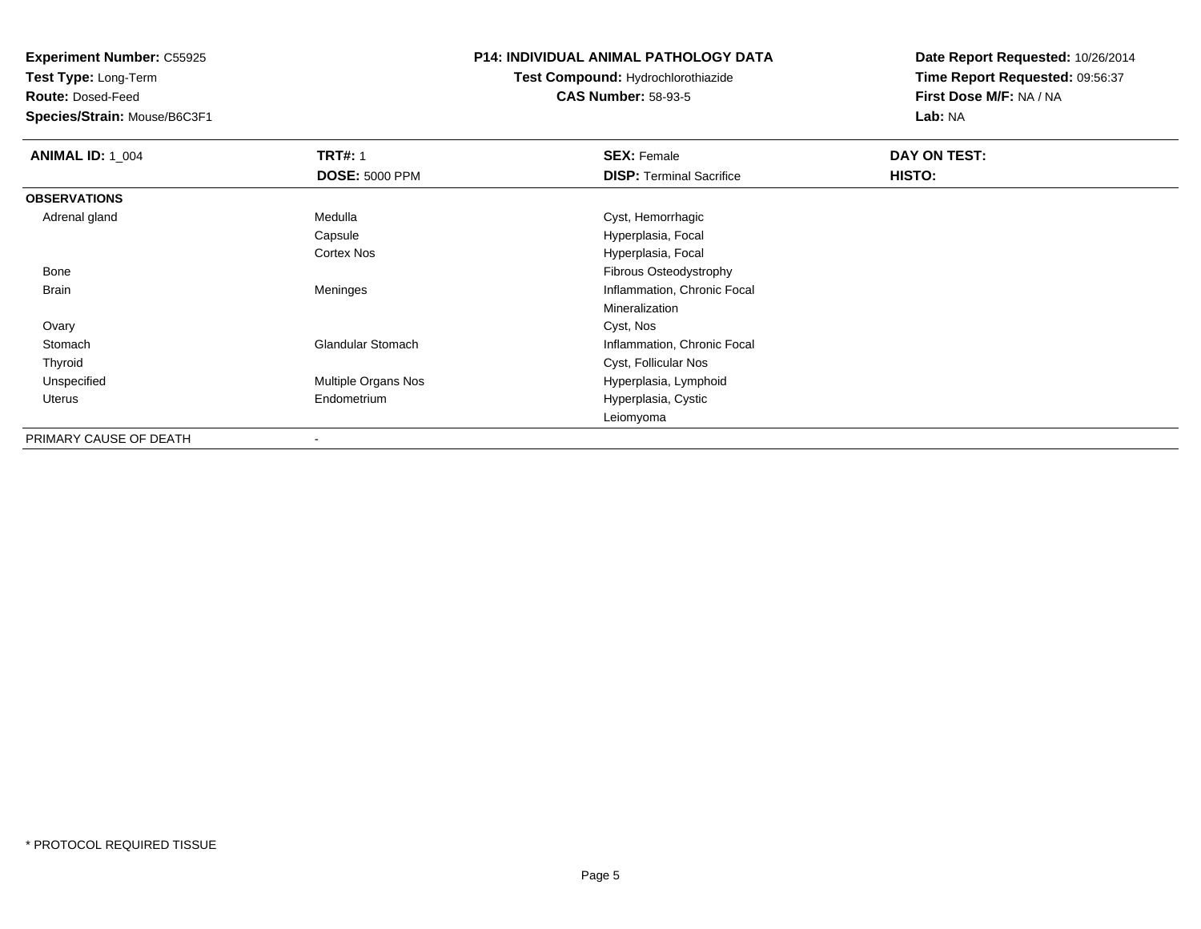**Experiment Number:** C55925
**Test Type:** Long-Term
**Route:** Dosed-Feed
**Species/Strain:** Mouse/B6C3F1

**P14: INDIVIDUAL ANIMAL PATHOLOGY DATA**
**Test Compound:** Hydrochlorothiazide
**CAS Number:** 58-93-5

**Date Report Requested:** 10/26/2014
**Time Report Requested:** 09:56:37
**First Dose M/F:** NA / NA
**Lab:** NA

| **ANIMAL ID:** 1_004 | **TRT#:** 1 | **SEX:** Female | **DAY ON TEST:** |
|---|---|---|---|
| | **DOSE:** 5000 PPM | **DISP:** Terminal Sacrifice | **HISTO:** |
| **OBSERVATIONS** | | | |
| Adrenal gland | Medulla | Cyst, Hemorrhagic | |
| | Capsule | Hyperplasia, Focal | |
| | Cortex Nos | Hyperplasia, Focal | |
| Bone | | Fibrous Osteodystrophy | |
| Brain | Meninges | Inflammation, Chronic Focal | |
| | | Mineralization | |
| Ovary | | Cyst, Nos | |
| Stomach | Glandular Stomach | Inflammation, Chronic Focal | |
| Thyroid | | Cyst, Follicular Nos | |
| Unspecified | Multiple Organs Nos | Hyperplasia, Lymphoid | |
| Uterus | Endometrium | Hyperplasia, Cystic | |
| | | Leiomyoma | |
| PRIMARY CAUSE OF DEATH | - | | |

* PROTOCOL REQUIRED TISSUE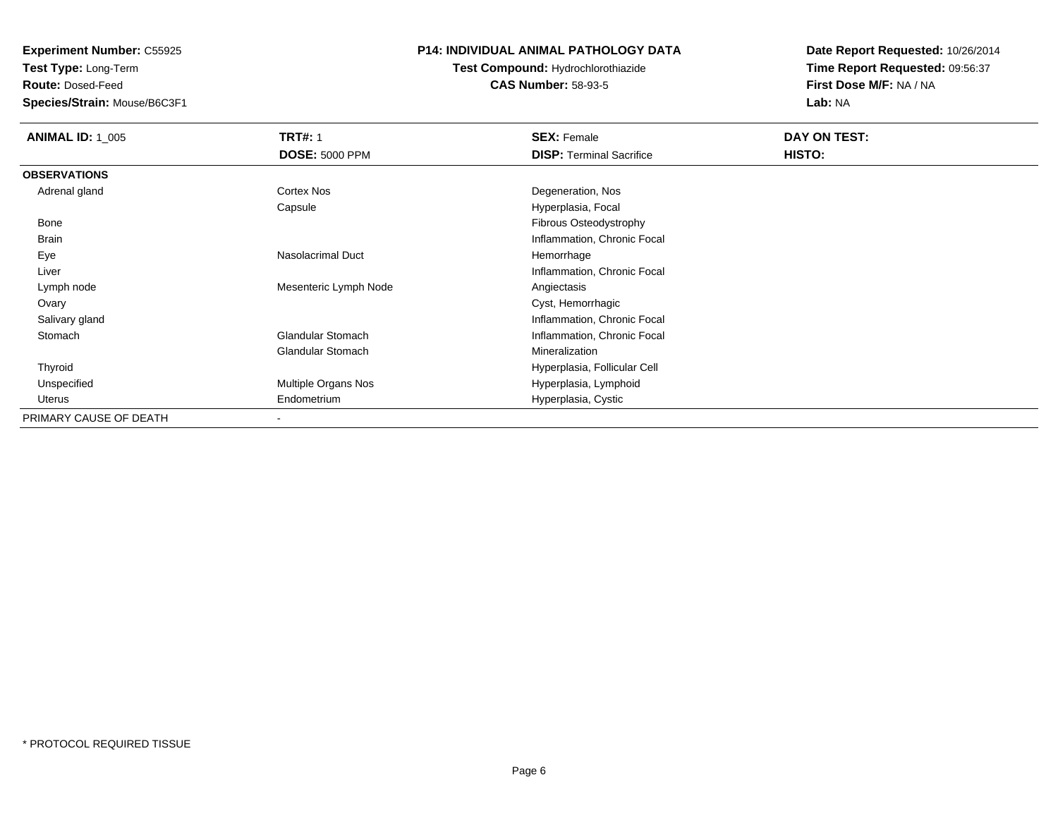**Experiment Number:** C55925
**Test Type:** Long-Term
**Route:** Dosed-Feed
**Species/Strain:** Mouse/B6C3F1

**P14: INDIVIDUAL ANIMAL PATHOLOGY DATA**
**Test Compound:** Hydrochlorothiazide
**CAS Number:** 58-93-5

**Date Report Requested:** 10/26/2014
**Time Report Requested:** 09:56:37
**First Dose M/F:** NA / NA
**Lab:** NA

| **ANIMAL ID:** 1_005 | **TRT#:** 1 | **SEX:** Female | **DAY ON TEST:** |
|---|---|---|---|
| | **DOSE:** 5000 PPM | **DISP:** Terminal Sacrifice | **HISTO:** |
| **OBSERVATIONS** | | | |
| Adrenal gland | Cortex Nos | Degeneration, Nos | |
| | Capsule | Hyperplasia, Focal | |
| Bone | | Fibrous Osteodystrophy | |
| Brain | | Inflammation, Chronic Focal | |
| Eye | Nasolacrimal Duct | Hemorrhage | |
| Liver | | Inflammation, Chronic Focal | |
| Lymph node | Mesenteric Lymph Node | Angiectasis | |
| Ovary | | Cyst, Hemorrhagic | |
| Salivary gland | | Inflammation, Chronic Focal | |
| Stomach | Glandular Stomach | Inflammation, Chronic Focal | |
| | Glandular Stomach | Mineralization | |
| Thyroid | | Hyperplasia, Follicular Cell | |
| Unspecified | Multiple Organs Nos | Hyperplasia, Lymphoid | |
| Uterus | Endometrium | Hyperplasia, Cystic | |
| PRIMARY CAUSE OF DEATH | - | | |

* PROTOCOL REQUIRED TISSUE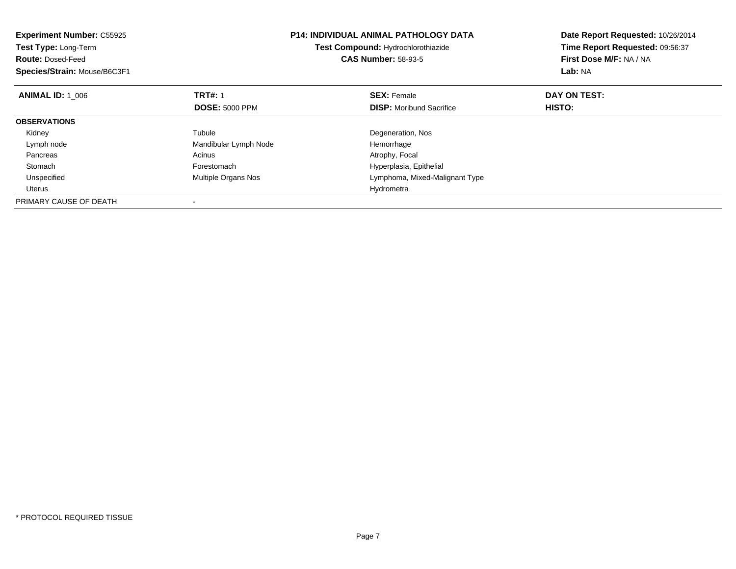**Experiment Number:** C55925
**Test Type:** Long-Term
**Route:** Dosed-Feed
**Species/Strain:** Mouse/B6C3F1

**P14: INDIVIDUAL ANIMAL PATHOLOGY DATA**
**Test Compound:** Hydrochlorothiazide
**CAS Number:** 58-93-5

**Date Report Requested:** 10/26/2014
**Time Report Requested:** 09:56:37
**First Dose M/F:** NA / NA
**Lab:** NA

| **ANIMAL ID:** 1_006 | **TRT#:** 1 | **SEX:** Female | **DAY ON TEST:** |
|---|---|---|---|
| | **DOSE:** 5000 PPM | **DISP:** Moribund Sacrifice | **HISTO:** |
| **OBSERVATIONS** | | | |
| Kidney | Tubule | Degeneration, Nos | |
| Lymph node | Mandibular Lymph Node | Hemorrhage | |
| Pancreas | Acinus | Atrophy, Focal | |
| Stomach | Forestomach | Hyperplasia, Epithelial | |
| Unspecified | Multiple Organs Nos | Lymphoma, Mixed-Malignant Type | |
| Uterus | | Hydrometra | |
| PRIMARY CAUSE OF DEATH | - | | |

* PROTOCOL REQUIRED TISSUE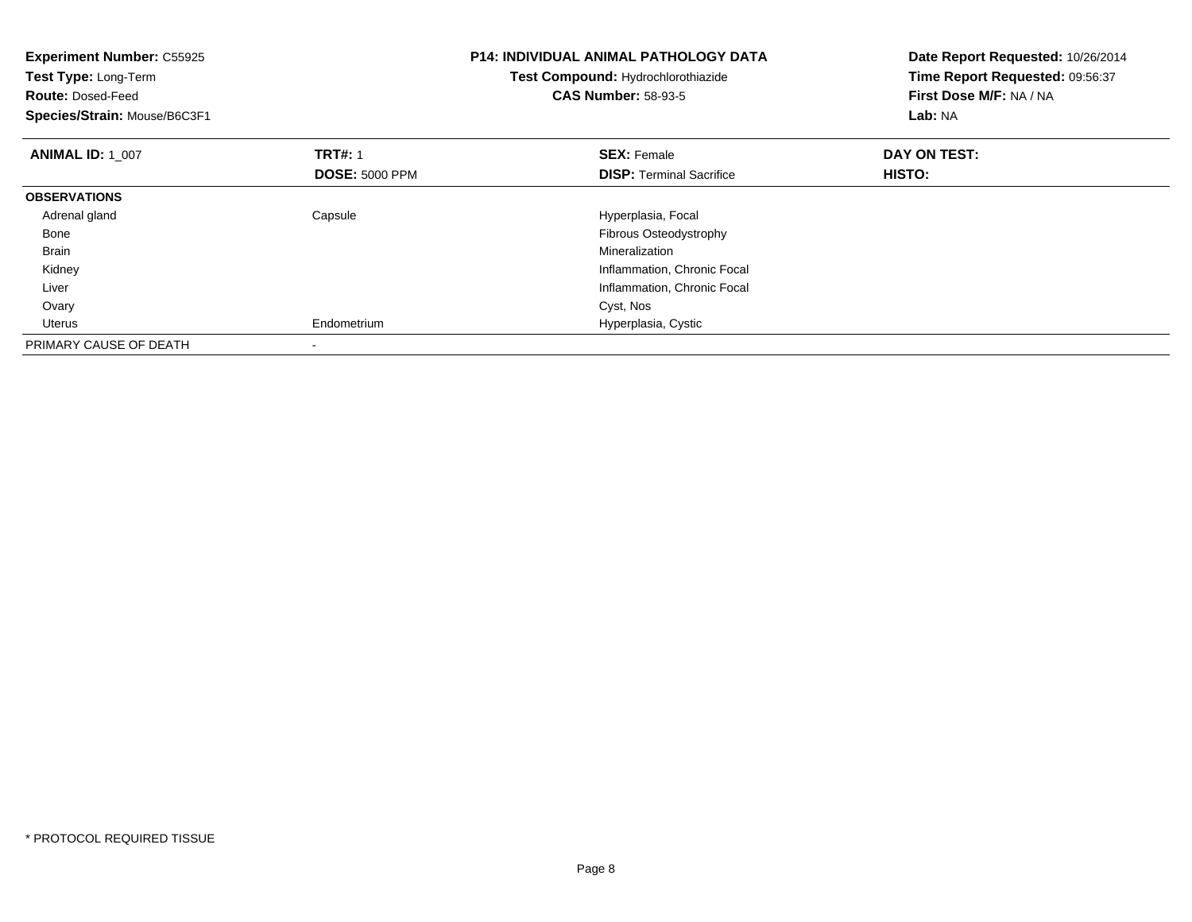**Experiment Number:** C55925
**Test Type:** Long-Term
**Route:** Dosed-Feed
**Species/Strain:** Mouse/B6C3F1

**P14: INDIVIDUAL ANIMAL PATHOLOGY DATA**
**Test Compound:** Hydrochlorothiazide
**CAS Number:** 58-93-5

**Date Report Requested:** 10/26/2014
**Time Report Requested:** 09:56:37
**First Dose M/F:** NA / NA
**Lab:** NA

| **ANIMAL ID:** 1_007 | **TRT#:** 1 | **SEX:** Female | **DAY ON TEST:** |
|---|---|---|---|
| | **DOSE:** 5000 PPM | **DISP:** Terminal Sacrifice | **HISTO:** |
| **OBSERVATIONS** | | | |
| Adrenal gland | Capsule | Hyperplasia, Focal | |
| Bone | | Fibrous Osteodystrophy | |
| Brain | | Mineralization | |
| Kidney | | Inflammation, Chronic Focal | |
| Liver | | Inflammation, Chronic Focal | |
| Ovary | | Cyst, Nos | |
| Uterus | Endometrium | Hyperplasia, Cystic | |
| PRIMARY CAUSE OF DEATH | - | | |

* PROTOCOL REQUIRED TISSUE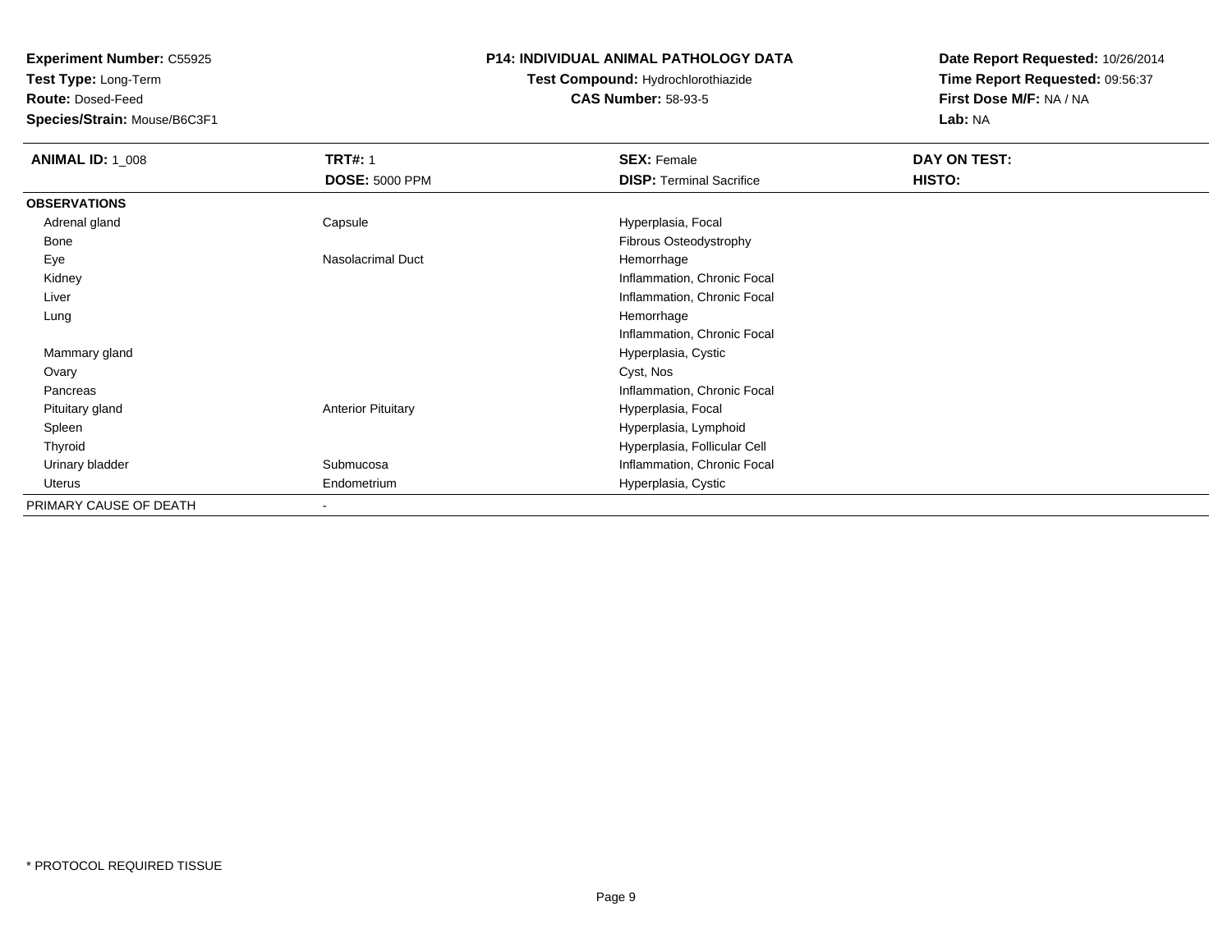**Experiment Number:** C55925
**Test Type:** Long-Term
**Route:** Dosed-Feed
**Species/Strain:** Mouse/B6C3F1

**P14: INDIVIDUAL ANIMAL PATHOLOGY DATA**
**Test Compound:** Hydrochlorothiazide
**CAS Number:** 58-93-5

**Date Report Requested:** 10/26/2014
**Time Report Requested:** 09:56:37
**First Dose M/F:** NA / NA
**Lab:** NA

| **ANIMAL ID:** 1_008 | **TRT#:** 1 | **SEX:** Female | **DAY ON TEST:** |
|---|---|---|---|
| | **DOSE:** 5000 PPM | **DISP:** Terminal Sacrifice | **HISTO:** |
| **OBSERVATIONS** | | | |
| Adrenal gland | Capsule | Hyperplasia, Focal | |
| Bone | | Fibrous Osteodystrophy | |
| Eye | Nasolacrimal Duct | Hemorrhage | |
| Kidney | | Inflammation, Chronic Focal | |
| Liver | | Inflammation, Chronic Focal | |
| Lung | | Hemorrhage | |
| | | Inflammation, Chronic Focal | |
| Mammary gland | | Hyperplasia, Cystic | |
| Ovary | | Cyst, Nos | |
| Pancreas | | Inflammation, Chronic Focal | |
| Pituitary gland | Anterior Pituitary | Hyperplasia, Focal | |
| Spleen | | Hyperplasia, Lymphoid | |
| Thyroid | | Hyperplasia, Follicular Cell | |
| Urinary bladder | Submucosa | Inflammation, Chronic Focal | |
| Uterus | Endometrium | Hyperplasia, Cystic | |
| PRIMARY CAUSE OF DEATH | - | | |

\* PROTOCOL REQUIRED TISSUE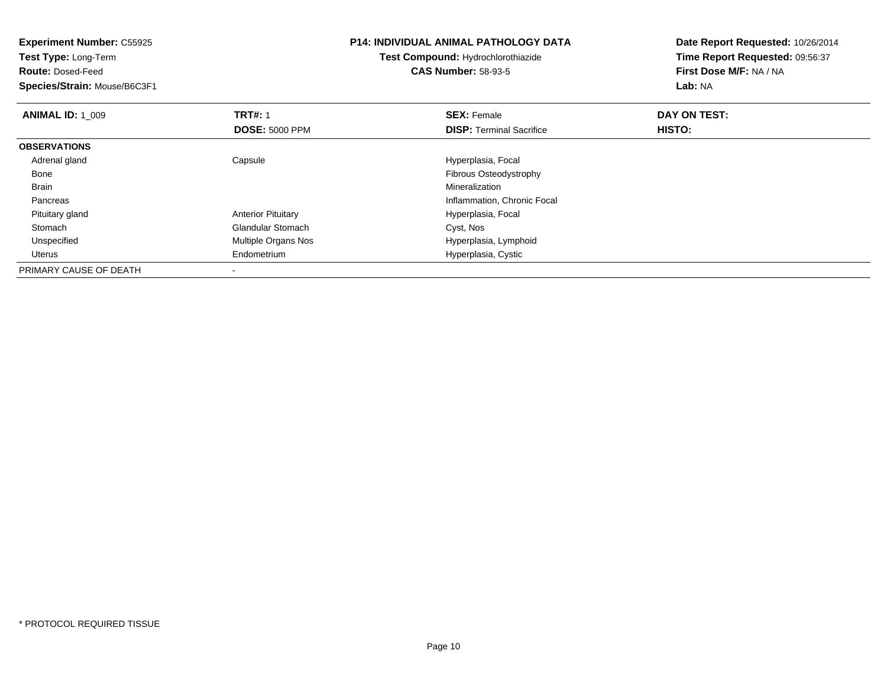**Experiment Number:** C55925
**Test Type:** Long-Term
**Route:** Dosed-Feed
**Species/Strain:** Mouse/B6C3F1

**P14: INDIVIDUAL ANIMAL PATHOLOGY DATA**
**Test Compound:** Hydrochlorothiazide
**CAS Number:** 58-93-5

**Date Report Requested:** 10/26/2014
**Time Report Requested:** 09:56:37
**First Dose M/F:** NA / NA
**Lab:** NA

| **ANIMAL ID:** 1_009 | **TRT#:** 1 | **SEX:** Female | **DAY ON TEST:** |
|---|---|---|---|
| | **DOSE:** 5000 PPM | **DISP:** Terminal Sacrifice | **HISTO:** |
| **OBSERVATIONS** | | | |
| Adrenal gland | Capsule | Hyperplasia, Focal | |
| Bone | | Fibrous Osteodystrophy | |
| Brain | | Mineralization | |
| Pancreas | | Inflammation, Chronic Focal | |
| Pituitary gland | Anterior Pituitary | Hyperplasia, Focal | |
| Stomach | Glandular Stomach | Cyst, Nos | |
| Unspecified | Multiple Organs Nos | Hyperplasia, Lymphoid | |
| Uterus | Endometrium | Hyperplasia, Cystic | |
| PRIMARY CAUSE OF DEATH | - | | |

* PROTOCOL REQUIRED TISSUE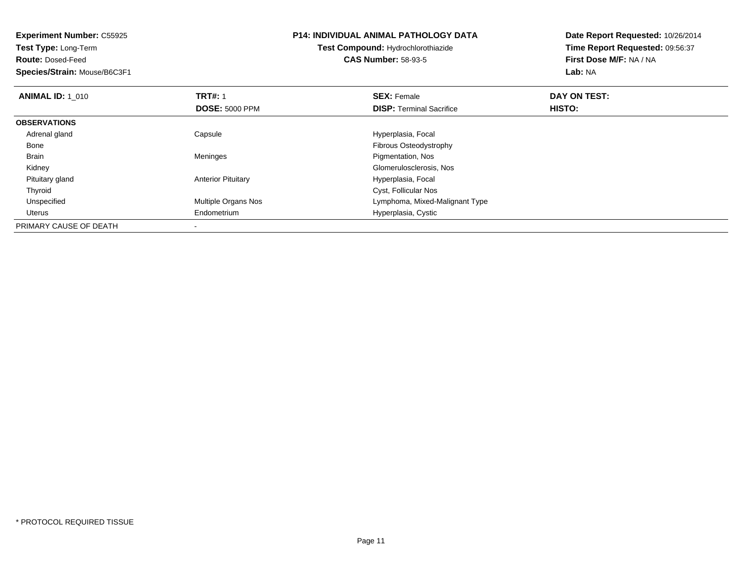**Experiment Number:** C55925
**Test Type:** Long-Term
**Route:** Dosed-Feed
**Species/Strain:** Mouse/B6C3F1

**P14: INDIVIDUAL ANIMAL PATHOLOGY DATA**
**Test Compound:** Hydrochlorothiazide
**CAS Number:** 58-93-5

**Date Report Requested:** 10/26/2014
**Time Report Requested:** 09:56:37
**First Dose M/F:** NA / NA
**Lab:** NA

| **ANIMAL ID:** 1_010 | **TRT#:** 1 | **SEX:** Female | **DAY ON TEST:** |
|---|---|---|---|
| | **DOSE:** 5000 PPM | **DISP:** Terminal Sacrifice | **HISTO:** |
| **OBSERVATIONS** | | | |
| Adrenal gland | Capsule | Hyperplasia, Focal | |
| Bone | | Fibrous Osteodystrophy | |
| Brain | Meninges | Pigmentation, Nos | |
| Kidney | | Glomerulosclerosis, Nos | |
| Pituitary gland | Anterior Pituitary | Hyperplasia, Focal | |
| Thyroid | | Cyst, Follicular Nos | |
| Unspecified | Multiple Organs Nos | Lymphoma, Mixed-Malignant Type | |
| Uterus | Endometrium | Hyperplasia, Cystic | |
| PRIMARY CAUSE OF DEATH | - | | |

* PROTOCOL REQUIRED TISSUE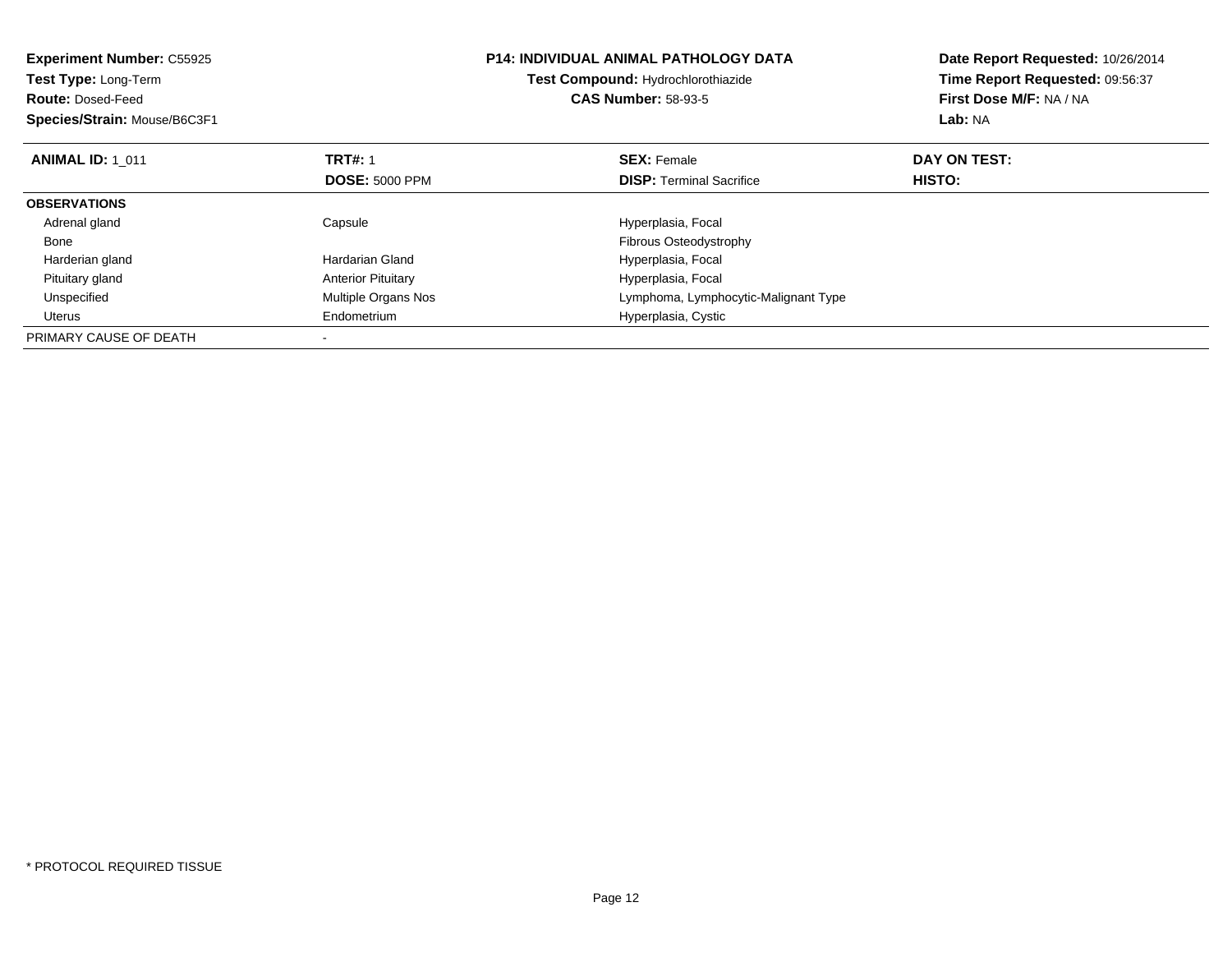**Experiment Number:** C55925
**Test Type:** Long-Term
**Route:** Dosed-Feed
**Species/Strain:** Mouse/B6C3F1

**P14: INDIVIDUAL ANIMAL PATHOLOGY DATA**
**Test Compound:** Hydrochlorothiazide
**CAS Number:** 58-93-5

**Date Report Requested:** 10/26/2014
**Time Report Requested:** 09:56:37
**First Dose M/F:** NA / NA
**Lab:** NA

| **ANIMAL ID:** 1_011 | **TRT#:** 1 | **SEX:** Female | **DAY ON TEST:** |
|---|---|---|---|
| | **DOSE:** 5000 PPM | **DISP:** Terminal Sacrifice | **HISTO:** |
| **OBSERVATIONS** | | | |
| Adrenal gland | Capsule | Hyperplasia, Focal | |
| Bone | | Fibrous Osteodystrophy | |
| Harderian gland | Hardarian Gland | Hyperplasia, Focal | |
| Pituitary gland | Anterior Pituitary | Hyperplasia, Focal | |
| Unspecified | Multiple Organs Nos | Lymphoma, Lymphocytic-Malignant Type | |
| Uterus | Endometrium | Hyperplasia, Cystic | |
| PRIMARY CAUSE OF DEATH | - | | |

* PROTOCOL REQUIRED TISSUE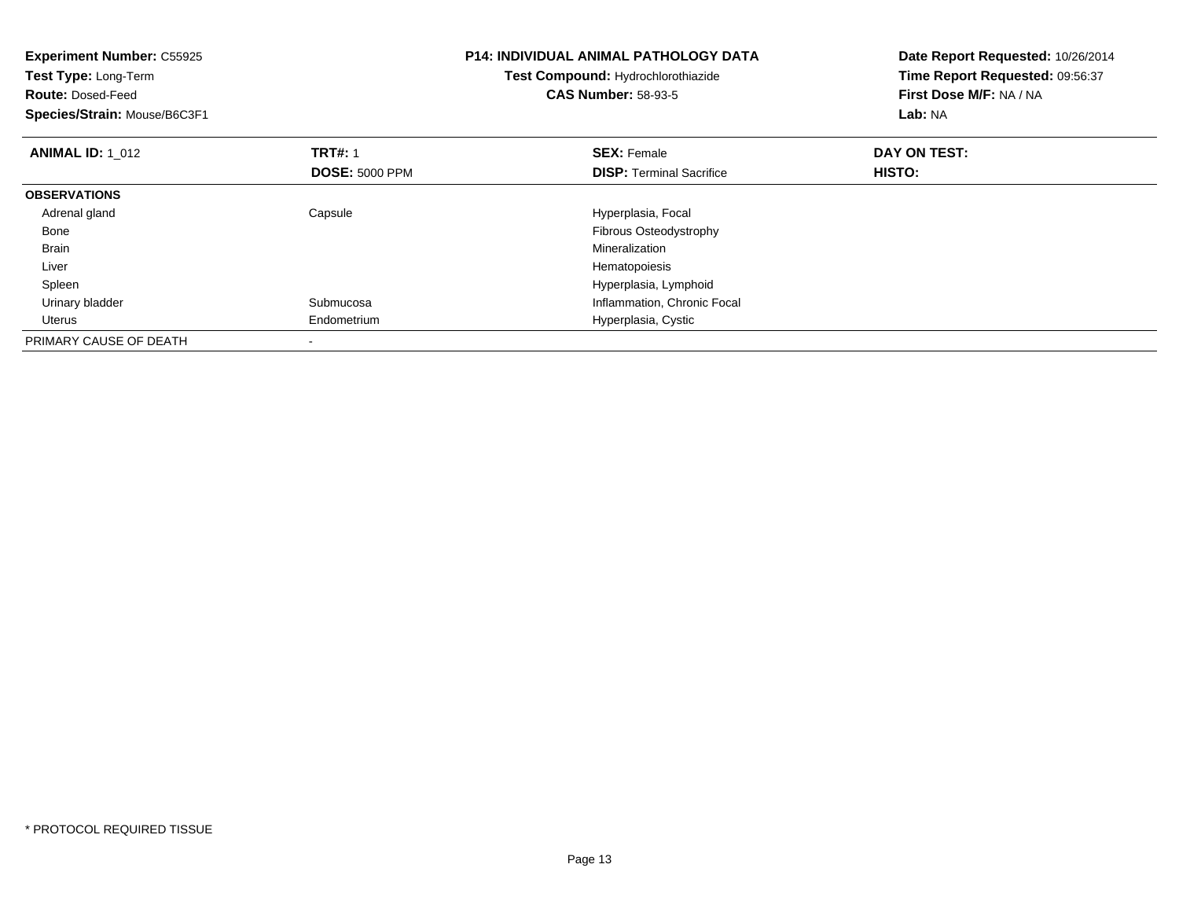**Experiment Number:** C55925
**Test Type:** Long-Term
**Route:** Dosed-Feed
**Species/Strain:** Mouse/B6C3F1

**P14: INDIVIDUAL ANIMAL PATHOLOGY DATA**
**Test Compound:** Hydrochlorothiazide
**CAS Number:** 58-93-5

**Date Report Requested:** 10/26/2014
**Time Report Requested:** 09:56:37
**First Dose M/F:** NA / NA
**Lab:** NA

| **ANIMAL ID:** 1_012 | **TRT#:** 1 | **SEX:** Female | **DAY ON TEST:** |
|---|---|---|---|
| | **DOSE:** 5000 PPM | **DISP:** Terminal Sacrifice | **HISTO:** |
| **OBSERVATIONS** | | | |
| Adrenal gland | Capsule | Hyperplasia, Focal | |
| Bone | | Fibrous Osteodystrophy | |
| Brain | | Mineralization | |
| Liver | | Hematopoiesis | |
| Spleen | | Hyperplasia, Lymphoid | |
| Urinary bladder | Submucosa | Inflammation, Chronic Focal | |
| Uterus | Endometrium | Hyperplasia, Cystic | |
| PRIMARY CAUSE OF DEATH | - | | |

* PROTOCOL REQUIRED TISSUE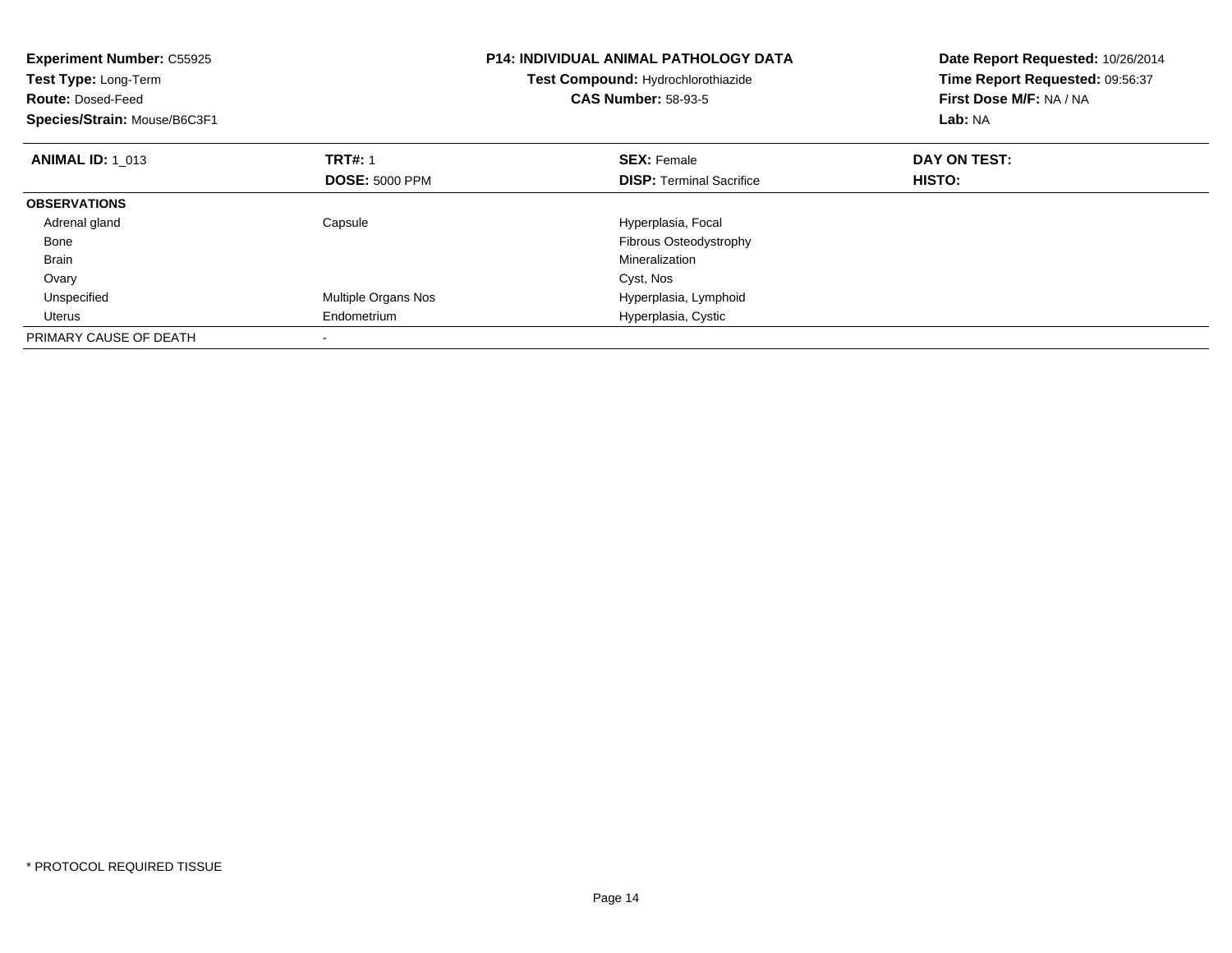**Experiment Number:** C55925
**Test Type:** Long-Term
**Route:** Dosed-Feed
**Species/Strain:** Mouse/B6C3F1

**P14: INDIVIDUAL ANIMAL PATHOLOGY DATA**
**Test Compound:** Hydrochlorothiazide
**CAS Number:** 58-93-5

**Date Report Requested:** 10/26/2014
**Time Report Requested:** 09:56:37
**First Dose M/F:** NA / NA
**Lab:** NA

| **ANIMAL ID:** 1_013 | **TRT#:** 1 | **SEX:** Female | **DAY ON TEST:** |
|---|---|---|---|
| | **DOSE:** 5000 PPM | **DISP:** Terminal Sacrifice | **HISTO:** |
| **OBSERVATIONS** | | | |
| Adrenal gland | Capsule | Hyperplasia, Focal | |
| Bone | | Fibrous Osteodystrophy | |
| Brain | | Mineralization | |
| Ovary | | Cyst, Nos | |
| Unspecified | Multiple Organs Nos | Hyperplasia, Lymphoid | |
| Uterus | Endometrium | Hyperplasia, Cystic | |
| PRIMARY CAUSE OF DEATH | - | | |

* PROTOCOL REQUIRED TISSUE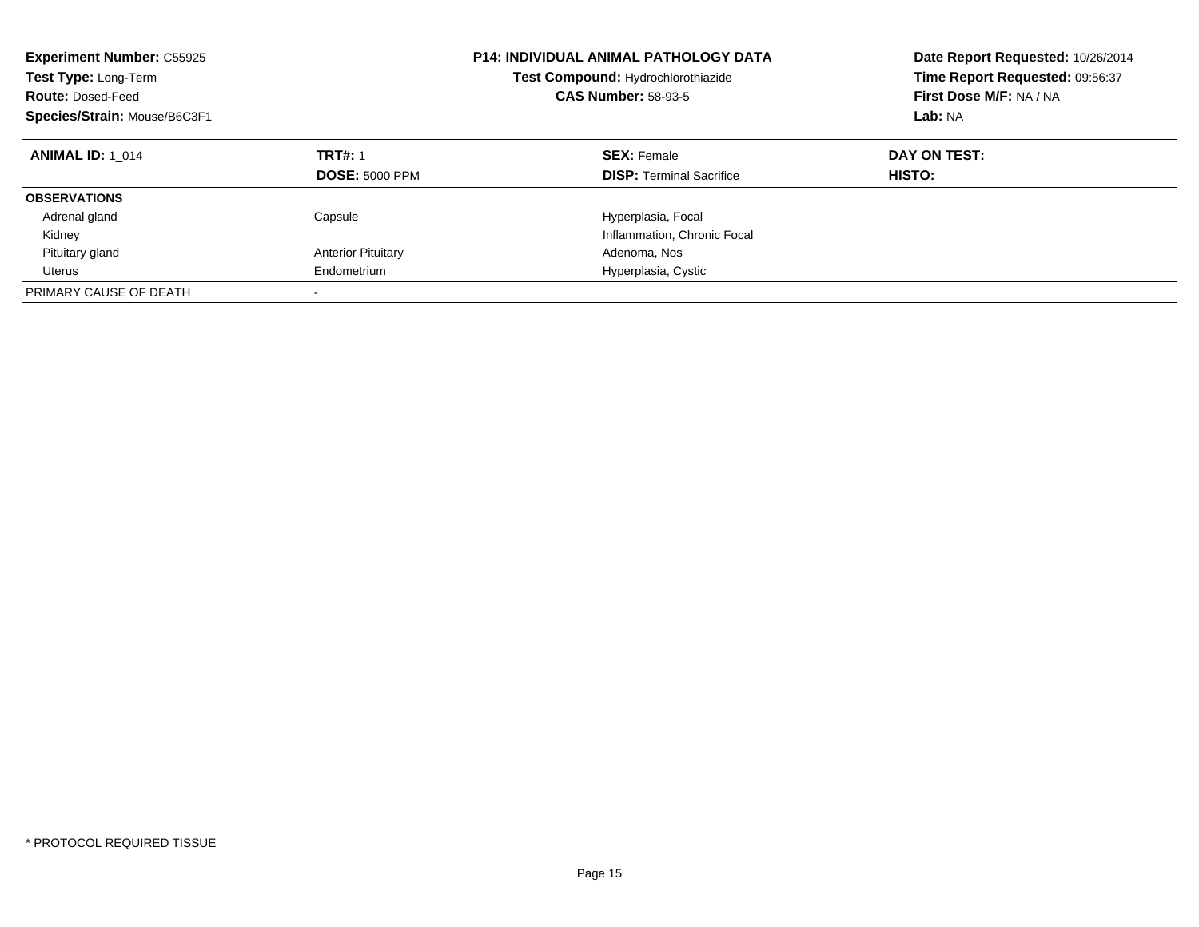**Experiment Number:** C55925
**Test Type:** Long-Term
**Route:** Dosed-Feed
**Species/Strain:** Mouse/B6C3F1

**P14: INDIVIDUAL ANIMAL PATHOLOGY DATA**
**Test Compound:** Hydrochlorothiazide
**CAS Number:** 58-93-5

**Date Report Requested:** 10/26/2014
**Time Report Requested:** 09:56:37
**First Dose M/F:** NA / NA
**Lab:** NA

| **ANIMAL ID:** 1_014 | **TRT#:** 1 | **SEX:** Female | **DAY ON TEST:** |
|---|---|---|---|
| | **DOSE:** 5000 PPM | **DISP:** Terminal Sacrifice | **HISTO:** |
| **OBSERVATIONS** | | | |
| Adrenal gland | Capsule | Hyperplasia, Focal | |
| Kidney | | Inflammation, Chronic Focal | |
| Pituitary gland | Anterior Pituitary | Adenoma, Nos | |
| Uterus | Endometrium | Hyperplasia, Cystic | |
| PRIMARY CAUSE OF DEATH | - | | |

* PROTOCOL REQUIRED TISSUE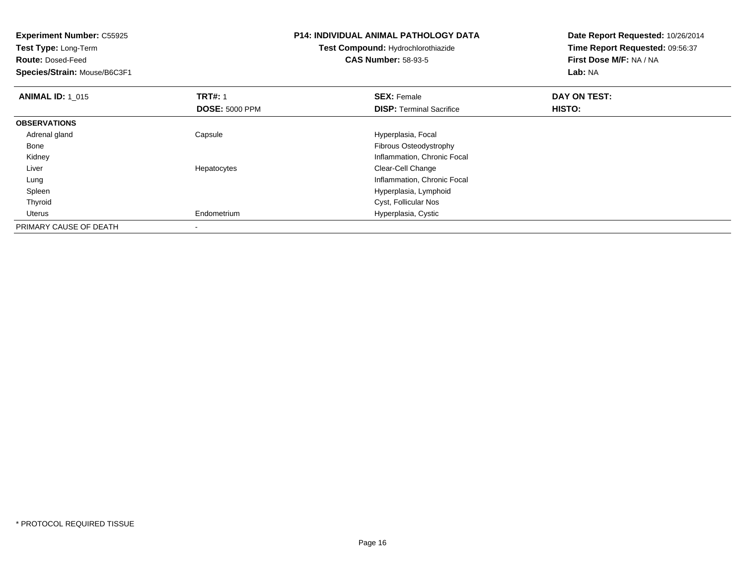**Experiment Number:** C55925
**Test Type:** Long-Term
**Route:** Dosed-Feed
**Species/Strain:** Mouse/B6C3F1

**P14: INDIVIDUAL ANIMAL PATHOLOGY DATA**
**Test Compound:** Hydrochlorothiazide
**CAS Number:** 58-93-5

**Date Report Requested:** 10/26/2014
**Time Report Requested:** 09:56:37
**First Dose M/F:** NA / NA
**Lab:** NA

| **ANIMAL ID:** 1_015 | **TRT#:** 1 | **SEX:** Female | **DAY ON TEST:** |
|---|---|---|---|
| | **DOSE:** 5000 PPM | **DISP:** Terminal Sacrifice | **HISTO:** |
| **OBSERVATIONS** | | | |
| Adrenal gland | Capsule | Hyperplasia, Focal | |
| Bone | | Fibrous Osteodystrophy | |
| Kidney | | Inflammation, Chronic Focal | |
| Liver | Hepatocytes | Clear-Cell Change | |
| Lung | | Inflammation, Chronic Focal | |
| Spleen | | Hyperplasia, Lymphoid | |
| Thyroid | | Cyst, Follicular Nos | |
| Uterus | Endometrium | Hyperplasia, Cystic | |
| PRIMARY CAUSE OF DEATH | - | | |

\* PROTOCOL REQUIRED TISSUE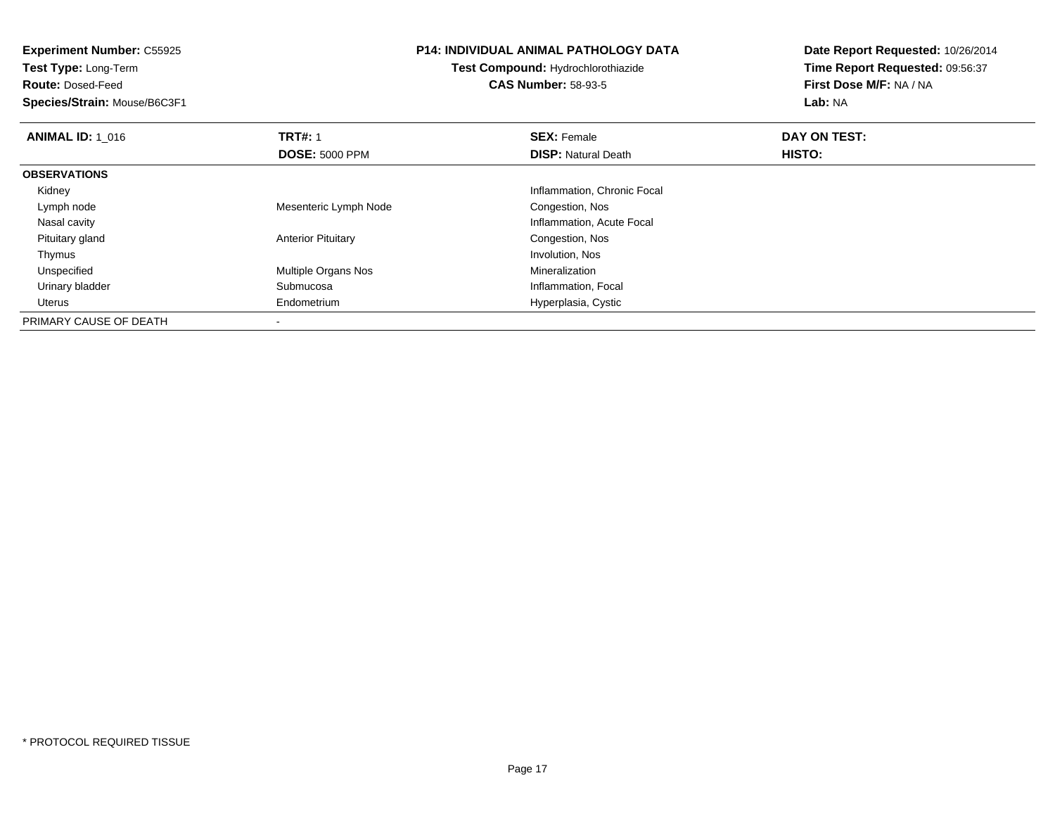**Experiment Number:** C55925
**Test Type:** Long-Term
**Route:** Dosed-Feed
**Species/Strain:** Mouse/B6C3F1

**P14: INDIVIDUAL ANIMAL PATHOLOGY DATA**
**Test Compound:** Hydrochlorothiazide
**CAS Number:** 58-93-5

**Date Report Requested:** 10/26/2014
**Time Report Requested:** 09:56:37
**First Dose M/F:** NA / NA
**Lab:** NA

| **ANIMAL ID:** 1_016 | **TRT#:** 1 | **SEX:** Female | **DAY ON TEST:** |
|---|---|---|---|
| | **DOSE:** 5000 PPM | **DISP:** Natural Death | **HISTO:** |
| **OBSERVATIONS** | | | |
| Kidney | | Inflammation, Chronic Focal | |
| Lymph node | Mesenteric Lymph Node | Congestion, Nos | |
| Nasal cavity | | Inflammation, Acute Focal | |
| Pituitary gland | Anterior Pituitary | Congestion, Nos | |
| Thymus | | Involution, Nos | |
| Unspecified | Multiple Organs Nos | Mineralization | |
| Urinary bladder | Submucosa | Inflammation, Focal | |
| Uterus | Endometrium | Hyperplasia, Cystic | |
| PRIMARY CAUSE OF DEATH | - | | |

* PROTOCOL REQUIRED TISSUE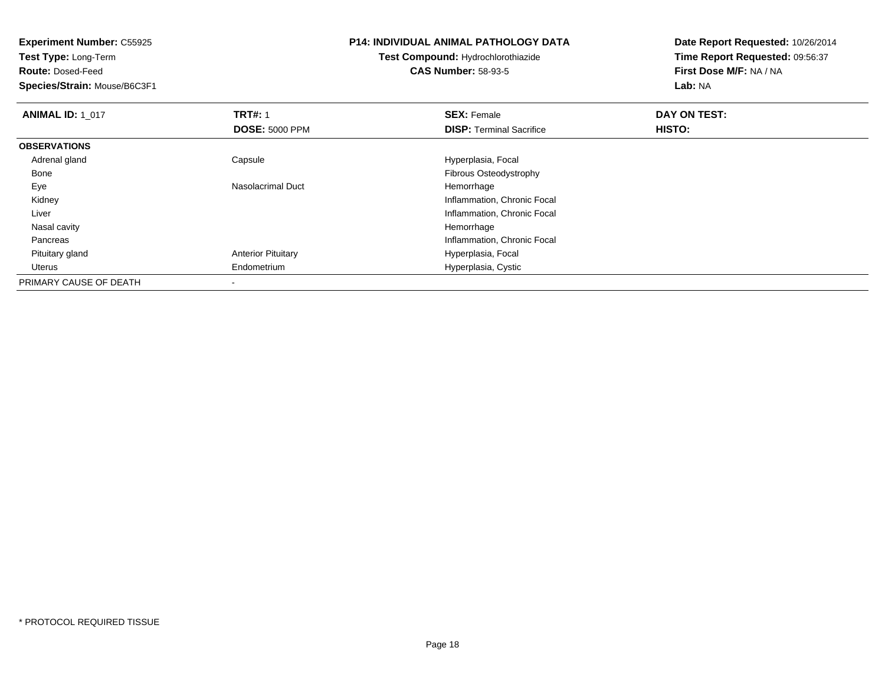**Experiment Number:** C55925
**Test Type:** Long-Term
**Route:** Dosed-Feed
**Species/Strain:** Mouse/B6C3F1

**P14: INDIVIDUAL ANIMAL PATHOLOGY DATA**
**Test Compound:** Hydrochlorothiazide
**CAS Number:** 58-93-5

**Date Report Requested:** 10/26/2014
**Time Report Requested:** 09:56:37
**First Dose M/F:** NA / NA
**Lab:** NA

| **ANIMAL ID:** 1_017 | **TRT#:** 1 | **SEX:** Female | **DAY ON TEST:** |
|---|---|---|---|
| | **DOSE:** 5000 PPM | **DISP:** Terminal Sacrifice | **HISTO:** |
| **OBSERVATIONS** | | | |
| Adrenal gland | Capsule | Hyperplasia, Focal | |
| Bone | | Fibrous Osteodystrophy | |
| Eye | Nasolacrimal Duct | Hemorrhage | |
| Kidney | | Inflammation, Chronic Focal | |
| Liver | | Inflammation, Chronic Focal | |
| Nasal cavity | | Hemorrhage | |
| Pancreas | | Inflammation, Chronic Focal | |
| Pituitary gland | Anterior Pituitary | Hyperplasia, Focal | |
| Uterus | Endometrium | Hyperplasia, Cystic | |
| PRIMARY CAUSE OF DEATH | - | | |

* PROTOCOL REQUIRED TISSUE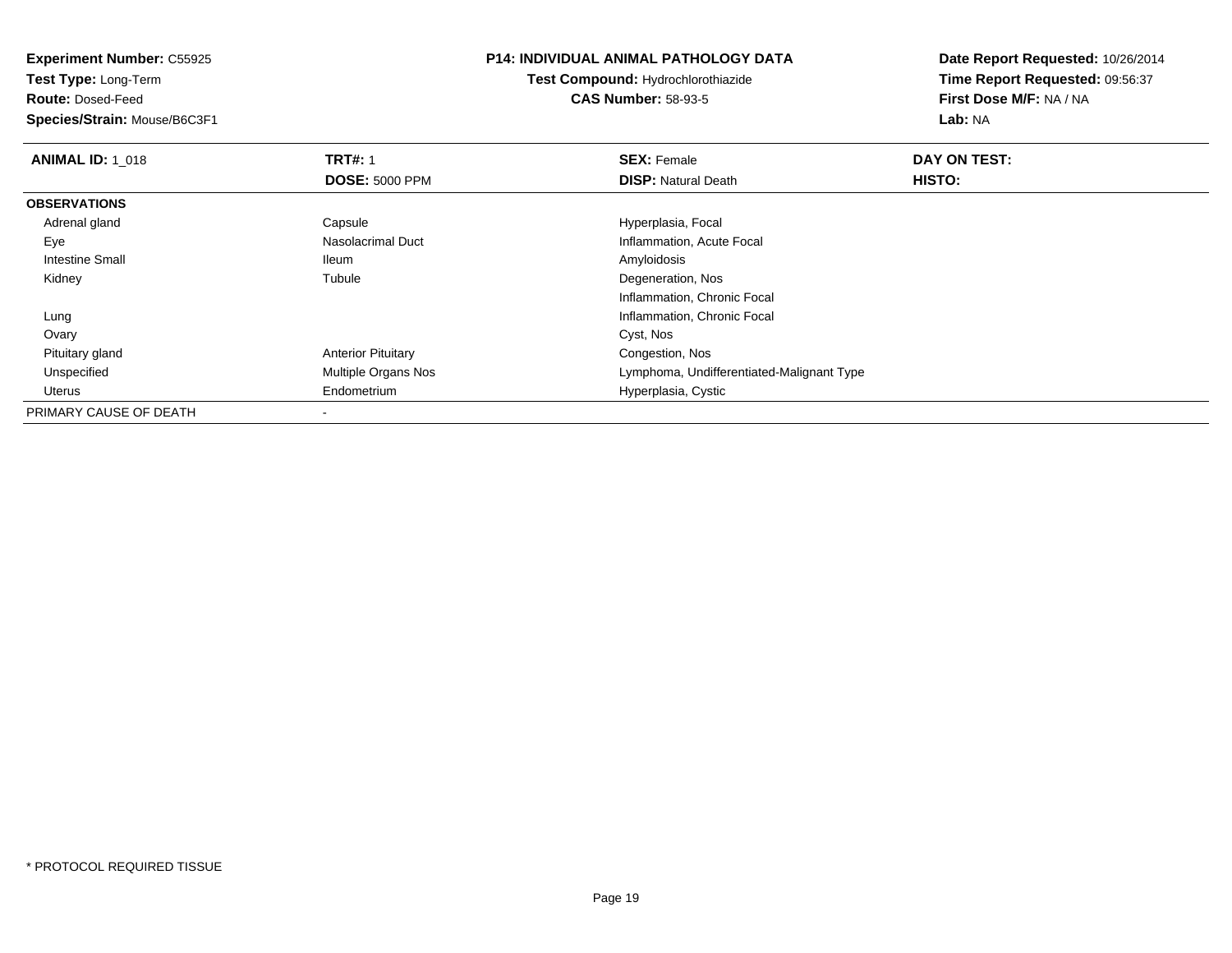**Experiment Number:** C55925
**Test Type:** Long-Term
**Route:** Dosed-Feed
**Species/Strain:** Mouse/B6C3F1

**P14: INDIVIDUAL ANIMAL PATHOLOGY DATA**
**Test Compound:** Hydrochlorothiazide
**CAS Number:** 58-93-5

**Date Report Requested:** 10/26/2014
**Time Report Requested:** 09:56:37
**First Dose M/F:** NA / NA
**Lab:** NA

| **ANIMAL ID:** 1_018 | **TRT#:** 1 | **SEX:** Female | **DAY ON TEST:** |
|---|---|---|---|
| | **DOSE:** 5000 PPM | **DISP:** Natural Death | **HISTO:** |
| **OBSERVATIONS** | | | |
| Adrenal gland | Capsule | Hyperplasia, Focal | |
| Eye | Nasolacrimal Duct | Inflammation, Acute Focal | |
| Intestine Small | Ileum | Amyloidosis | |
| Kidney | Tubule | Degeneration, Nos | |
| | | Inflammation, Chronic Focal | |
| Lung | | Inflammation, Chronic Focal | |
| Ovary | | Cyst, Nos | |
| Pituitary gland | Anterior Pituitary | Congestion, Nos | |
| Unspecified | Multiple Organs Nos | Lymphoma, Undifferentiated-Malignant Type | |
| Uterus | Endometrium | Hyperplasia, Cystic | |
| PRIMARY CAUSE OF DEATH | - | | |

* PROTOCOL REQUIRED TISSUE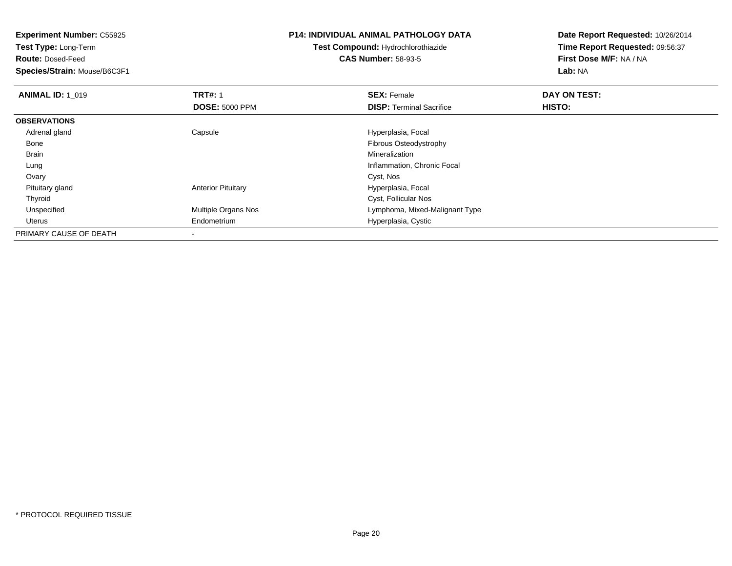**Experiment Number:** C55925
**Test Type:** Long-Term
**Route:** Dosed-Feed
**Species/Strain:** Mouse/B6C3F1

**P14: INDIVIDUAL ANIMAL PATHOLOGY DATA**
**Test Compound:** Hydrochlorothiazide
**CAS Number:** 58-93-5

**Date Report Requested:** 10/26/2014
**Time Report Requested:** 09:56:37
**First Dose M/F:** NA / NA
**Lab:** NA

| **ANIMAL ID:** 1_019 | **TRT#:** 1 | **SEX:** Female | **DAY ON TEST:** |
|---|---|---|---|
| | **DOSE:** 5000 PPM | **DISP:** Terminal Sacrifice | **HISTO:** |
| **OBSERVATIONS** | | | |
| Adrenal gland | Capsule | Hyperplasia, Focal | |
| Bone | | Fibrous Osteodystrophy | |
| Brain | | Mineralization | |
| Lung | | Inflammation, Chronic Focal | |
| Ovary | | Cyst, Nos | |
| Pituitary gland | Anterior Pituitary | Hyperplasia, Focal | |
| Thyroid | | Cyst, Follicular Nos | |
| Unspecified | Multiple Organs Nos | Lymphoma, Mixed-Malignant Type | |
| Uterus | Endometrium | Hyperplasia, Cystic | |
| PRIMARY CAUSE OF DEATH | - | | |

\* PROTOCOL REQUIRED TISSUE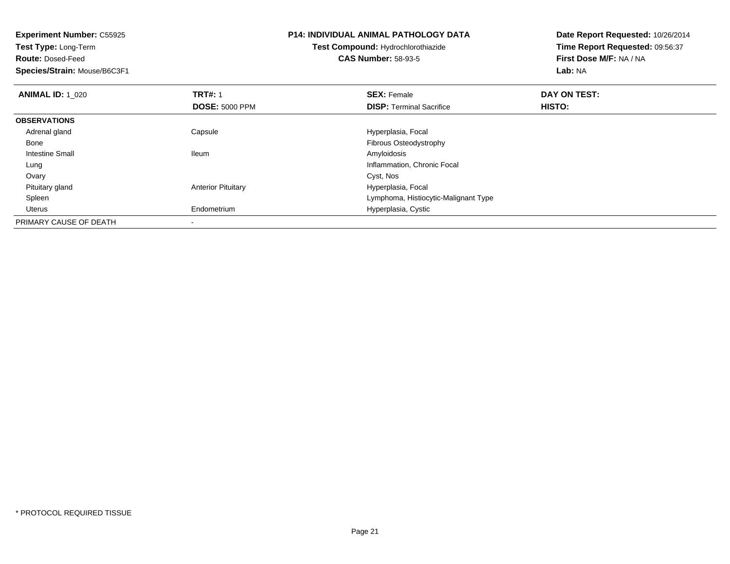**Experiment Number:** C55925
**Test Type:** Long-Term
**Route:** Dosed-Feed
**Species/Strain:** Mouse/B6C3F1

**P14: INDIVIDUAL ANIMAL PATHOLOGY DATA**
**Test Compound:** Hydrochlorothiazide
**CAS Number:** 58-93-5

**Date Report Requested:** 10/26/2014
**Time Report Requested:** 09:56:37
**First Dose M/F:** NA / NA
**Lab:** NA

| **ANIMAL ID:** 1_020 | **TRT#:** 1 | **SEX:** Female | **DAY ON TEST:** |
|---|---|---|---|
| | **DOSE:** 5000 PPM | **DISP:** Terminal Sacrifice | **HISTO:** |
| **OBSERVATIONS** | | | |
| Adrenal gland | Capsule | Hyperplasia, Focal | |
| Bone | | Fibrous Osteodystrophy | |
| Intestine Small | Ileum | Amyloidosis | |
| Lung | | Inflammation, Chronic Focal | |
| Ovary | | Cyst, Nos | |
| Pituitary gland | Anterior Pituitary | Hyperplasia, Focal | |
| Spleen | | Lymphoma, Histiocytic-Malignant Type | |
| Uterus | Endometrium | Hyperplasia, Cystic | |
| PRIMARY CAUSE OF DEATH | - | | |

* PROTOCOL REQUIRED TISSUE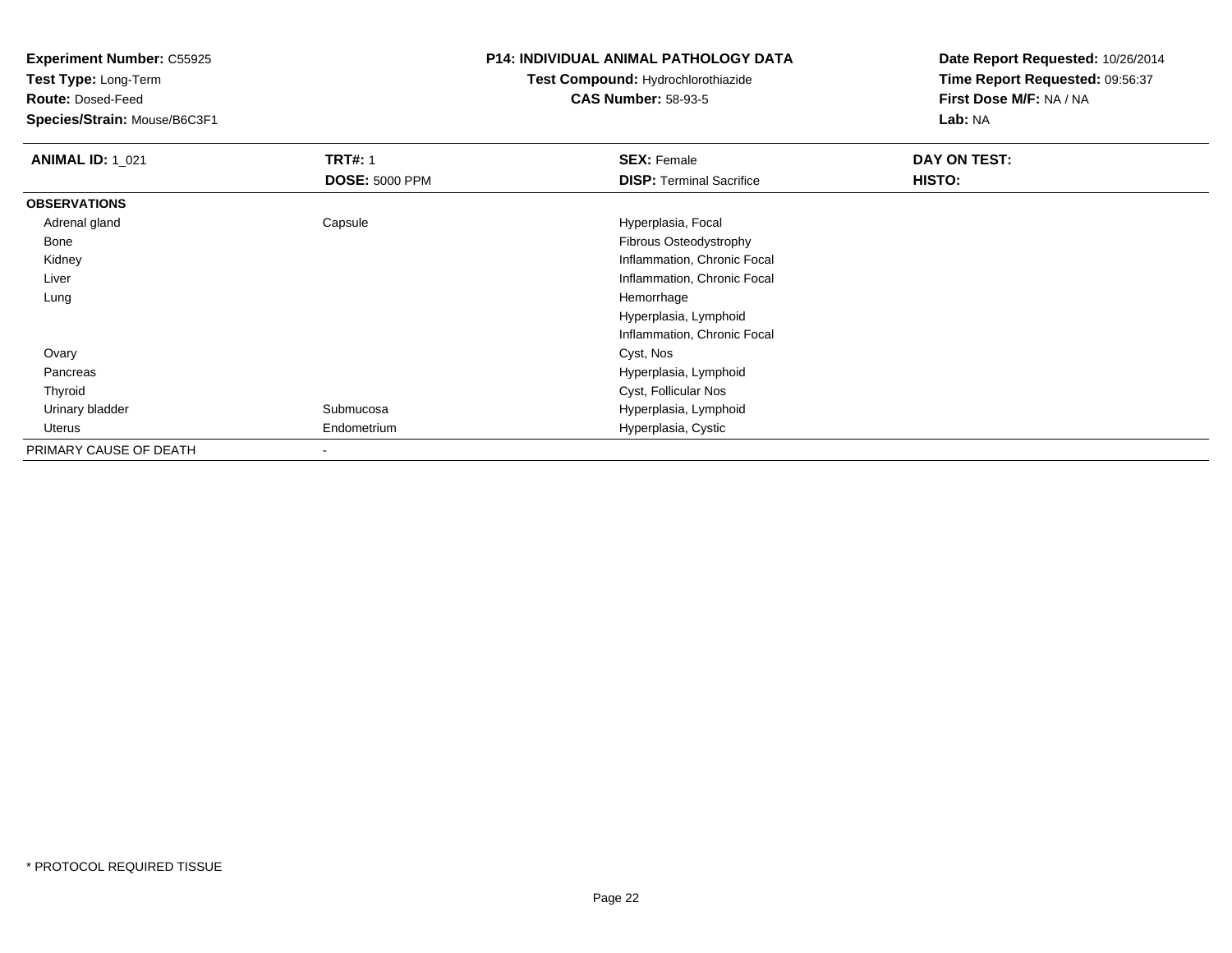**Experiment Number:** C55925
**Test Type:** Long-Term
**Route:** Dosed-Feed
**Species/Strain:** Mouse/B6C3F1

**P14: INDIVIDUAL ANIMAL PATHOLOGY DATA**
**Test Compound:** Hydrochlorothiazide
**CAS Number:** 58-93-5

**Date Report Requested:** 10/26/2014
**Time Report Requested:** 09:56:37
**First Dose M/F:** NA / NA
**Lab:** NA

| **ANIMAL ID:** 1_021 | **TRT#:** 1 | **SEX:** Female | **DAY ON TEST:** |
|---|---|---|---|
| | **DOSE:** 5000 PPM | **DISP:** Terminal Sacrifice | **HISTO:** |
| **OBSERVATIONS** | | | |
| Adrenal gland | Capsule | Hyperplasia, Focal | |
| Bone | | Fibrous Osteodystrophy | |
| Kidney | | Inflammation, Chronic Focal | |
| Liver | | Inflammation, Chronic Focal | |
| Lung | | Hemorrhage | |
| | | Hyperplasia, Lymphoid | |
| | | Inflammation, Chronic Focal | |
| Ovary | | Cyst, Nos | |
| Pancreas | | Hyperplasia, Lymphoid | |
| Thyroid | | Cyst, Follicular Nos | |
| Urinary bladder | Submucosa | Hyperplasia, Lymphoid | |
| Uterus | Endometrium | Hyperplasia, Cystic | |
| PRIMARY CAUSE OF DEATH | - | | |

* PROTOCOL REQUIRED TISSUE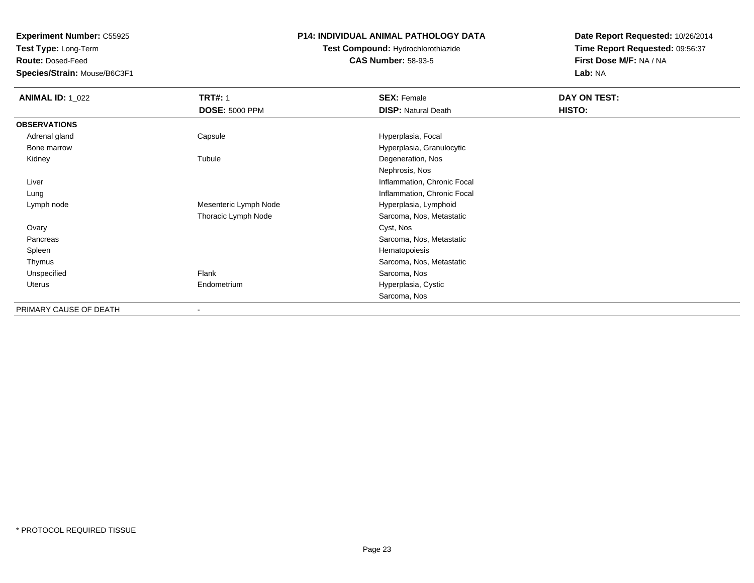**Experiment Number:** C55925
**Test Type:** Long-Term
**Route:** Dosed-Feed
**Species/Strain:** Mouse/B6C3F1

**P14: INDIVIDUAL ANIMAL PATHOLOGY DATA**
**Test Compound:** Hydrochlorothiazide
**CAS Number:** 58-93-5

**Date Report Requested:** 10/26/2014
**Time Report Requested:** 09:56:37
**First Dose M/F:** NA / NA
**Lab:** NA

| **ANIMAL ID:** 1_022 | **TRT#:** 1 | **SEX:** Female | **DAY ON TEST:** |
|---|---|---|---|
| | **DOSE:** 5000 PPM | **DISP:** Natural Death | **HISTO:** |
| **OBSERVATIONS** | | | |
| Adrenal gland | Capsule | Hyperplasia, Focal | |
| Bone marrow | | Hyperplasia, Granulocytic | |
| Kidney | Tubule | Degeneration, Nos | |
| | | Nephrosis, Nos | |
| Liver | | Inflammation, Chronic Focal | |
| Lung | | Inflammation, Chronic Focal | |
| Lymph node | Mesenteric Lymph Node | Hyperplasia, Lymphoid | |
| | Thoracic Lymph Node | Sarcoma, Nos, Metastatic | |
| Ovary | | Cyst, Nos | |
| Pancreas | | Sarcoma, Nos, Metastatic | |
| Spleen | | Hematopoiesis | |
| Thymus | | Sarcoma, Nos, Metastatic | |
| Unspecified | Flank | Sarcoma, Nos | |
| Uterus | Endometrium | Hyperplasia, Cystic | |
| | | Sarcoma, Nos | |
| PRIMARY CAUSE OF DEATH | - | | |

\* PROTOCOL REQUIRED TISSUE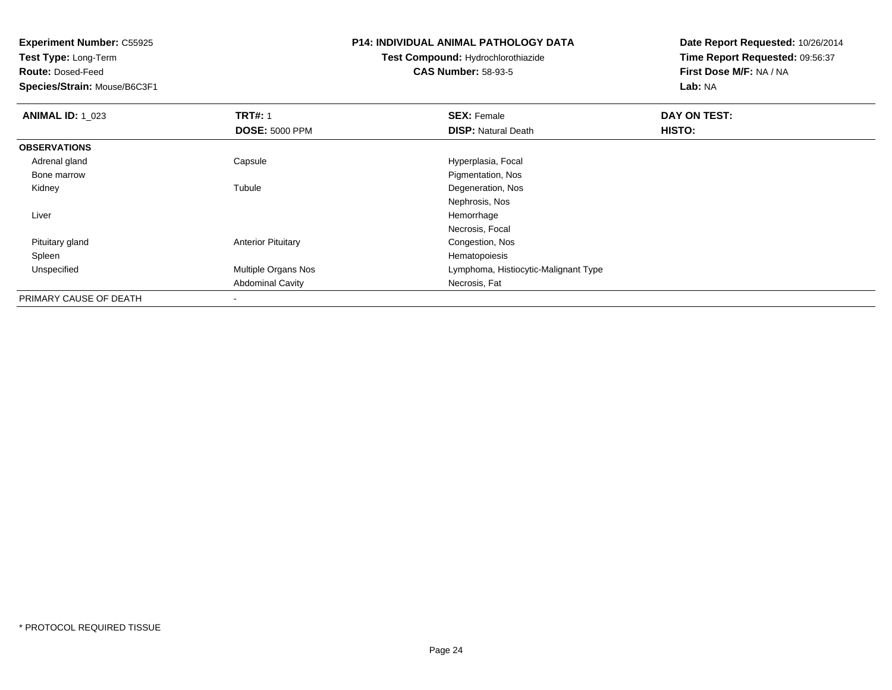**Experiment Number:** C55925
**Test Type:** Long-Term
**Route:** Dosed-Feed
**Species/Strain:** Mouse/B6C3F1

**P14: INDIVIDUAL ANIMAL PATHOLOGY DATA**
**Test Compound:** Hydrochlorothiazide
**CAS Number:** 58-93-5

**Date Report Requested:** 10/26/2014
**Time Report Requested:** 09:56:37
**First Dose M/F:** NA / NA
**Lab:** NA

| **ANIMAL ID:** 1_023 | **TRT#:** 1 | **SEX:** Female | **DAY ON TEST:** |
|---|---|---|---|
| | **DOSE:** 5000 PPM | **DISP:** Natural Death | **HISTO:** |
| **OBSERVATIONS** | | | |
| Adrenal gland | Capsule | Hyperplasia, Focal | |
| Bone marrow | | Pigmentation, Nos | |
| Kidney | Tubule | Degeneration, Nos | |
| | | Nephrosis, Nos | |
| Liver | | Hemorrhage | |
| | | Necrosis, Focal | |
| Pituitary gland | Anterior Pituitary | Congestion, Nos | |
| Spleen | | Hematopoiesis | |
| Unspecified | Multiple Organs Nos | Lymphoma, Histiocytic-Malignant Type | |
| | Abdominal Cavity | Necrosis, Fat | |
| PRIMARY CAUSE OF DEATH | - | | |

* PROTOCOL REQUIRED TISSUE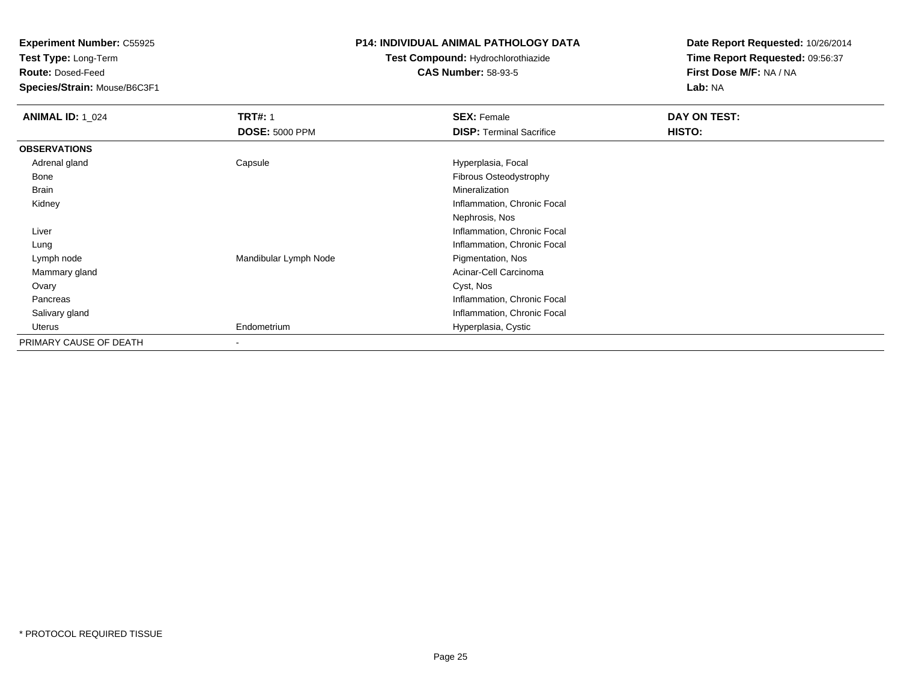**Experiment Number:** C55925
**Test Type:** Long-Term
**Route:** Dosed-Feed
**Species/Strain:** Mouse/B6C3F1

**P14: INDIVIDUAL ANIMAL PATHOLOGY DATA**
**Test Compound:** Hydrochlorothiazide
**CAS Number:** 58-93-5

**Date Report Requested:** 10/26/2014
**Time Report Requested:** 09:56:37
**First Dose M/F:** NA / NA
**Lab:** NA

| **ANIMAL ID:** 1_024 | **TRT#:** 1 | **SEX:** Female | **DAY ON TEST:** |
|---|---|---|---|
| | **DOSE:** 5000 PPM | **DISP:** Terminal Sacrifice | **HISTO:** |
| **OBSERVATIONS** | | | |
| Adrenal gland | Capsule | Hyperplasia, Focal | |
| Bone | | Fibrous Osteodystrophy | |
| Brain | | Mineralization | |
| Kidney | | Inflammation, Chronic Focal | |
| | | Nephrosis, Nos | |
| Liver | | Inflammation, Chronic Focal | |
| Lung | | Inflammation, Chronic Focal | |
| Lymph node | Mandibular Lymph Node | Pigmentation, Nos | |
| Mammary gland | | Acinar-Cell Carcinoma | |
| Ovary | | Cyst, Nos | |
| Pancreas | | Inflammation, Chronic Focal | |
| Salivary gland | | Inflammation, Chronic Focal | |
| Uterus | Endometrium | Hyperplasia, Cystic | |
| PRIMARY CAUSE OF DEATH | - | | |

* PROTOCOL REQUIRED TISSUE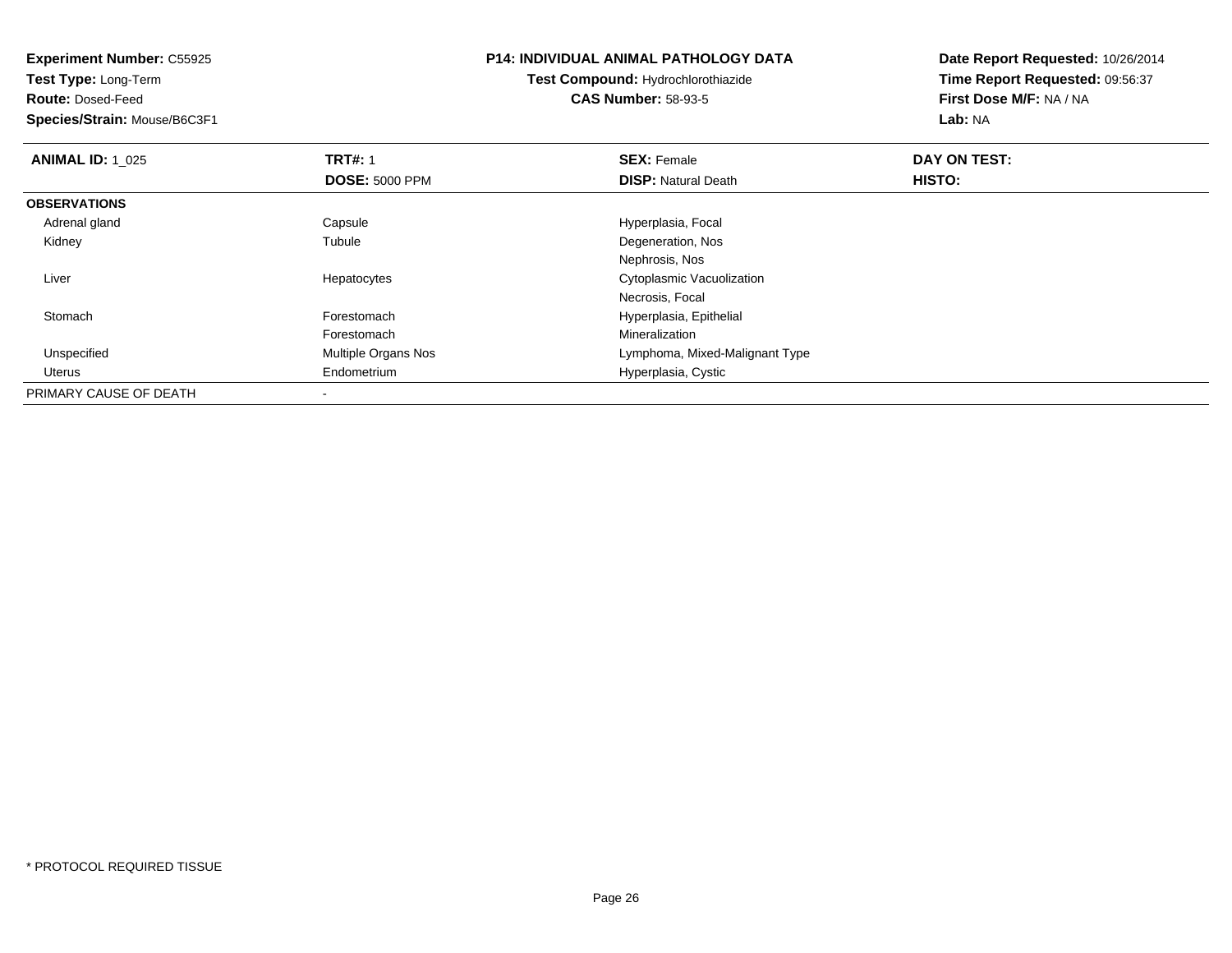**Experiment Number:** C55925
**Test Type:** Long-Term
**Route:** Dosed-Feed
**Species/Strain:** Mouse/B6C3F1

**P14: INDIVIDUAL ANIMAL PATHOLOGY DATA**
**Test Compound:** Hydrochlorothiazide
**CAS Number:** 58-93-5

**Date Report Requested:** 10/26/2014
**Time Report Requested:** 09:56:37
**First Dose M/F:** NA / NA
**Lab:** NA

| **ANIMAL ID:** 1_025 | **TRT#:** 1 | **SEX:** Female | **DAY ON TEST:** |
|---|---|---|---|
| | **DOSE:** 5000 PPM | **DISP:** Natural Death | **HISTO:** |
| **OBSERVATIONS** | | | |
| Adrenal gland | Capsule | Hyperplasia, Focal | |
| Kidney | Tubule | Degeneration, Nos | |
| | | Nephrosis, Nos | |
| Liver | Hepatocytes | Cytoplasmic Vacuolization | |
| | | Necrosis, Focal | |
| Stomach | Forestomach | Hyperplasia, Epithelial | |
| | Forestomach | Mineralization | |
| Unspecified | Multiple Organs Nos | Lymphoma, Mixed-Malignant Type | |
| Uterus | Endometrium | Hyperplasia, Cystic | |
| PRIMARY CAUSE OF DEATH | - | | |

* PROTOCOL REQUIRED TISSUE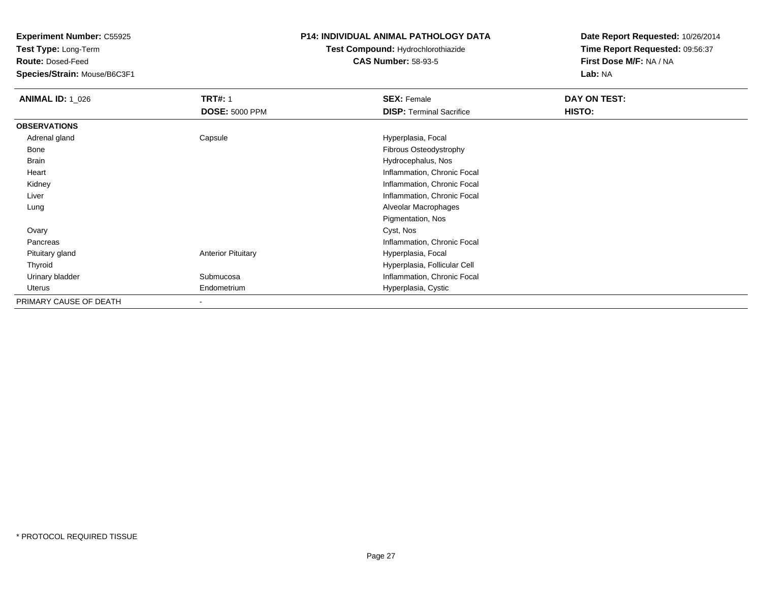**Experiment Number:** C55925
**Test Type:** Long-Term
**Route:** Dosed-Feed
**Species/Strain:** Mouse/B6C3F1

**P14: INDIVIDUAL ANIMAL PATHOLOGY DATA**
**Test Compound:** Hydrochlorothiazide
**CAS Number:** 58-93-5

**Date Report Requested:** 10/26/2014
**Time Report Requested:** 09:56:37
**First Dose M/F:** NA / NA
**Lab:** NA

| **ANIMAL ID:** 1_026 | **TRT#:** 1 | **SEX:** Female | **DAY ON TEST:** |
|---|---|---|---|
| | **DOSE:** 5000 PPM | **DISP:** Terminal Sacrifice | **HISTO:** |
| **OBSERVATIONS** | | | |
| Adrenal gland | Capsule | Hyperplasia, Focal | |
| Bone | | Fibrous Osteodystrophy | |
| Brain | | Hydrocephalus, Nos | |
| Heart | | Inflammation, Chronic Focal | |
| Kidney | | Inflammation, Chronic Focal | |
| Liver | | Inflammation, Chronic Focal | |
| Lung | | Alveolar Macrophages | |
| | | Pigmentation, Nos | |
| Ovary | | Cyst, Nos | |
| Pancreas | | Inflammation, Chronic Focal | |
| Pituitary gland | Anterior Pituitary | Hyperplasia, Focal | |
| Thyroid | | Hyperplasia, Follicular Cell | |
| Urinary bladder | Submucosa | Inflammation, Chronic Focal | |
| Uterus | Endometrium | Hyperplasia, Cystic | |
| PRIMARY CAUSE OF DEATH | - | | |

* PROTOCOL REQUIRED TISSUE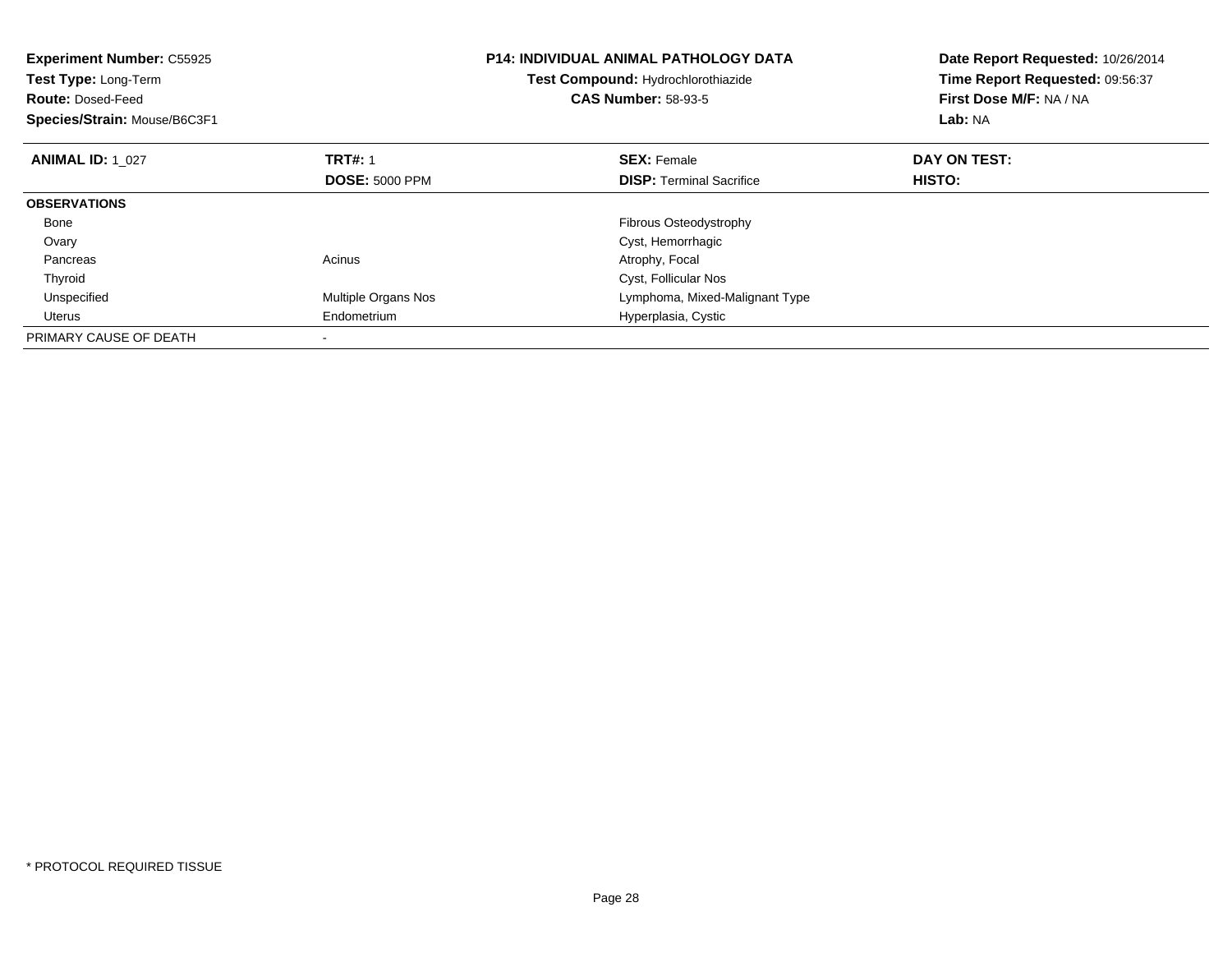**Experiment Number:** C55925
**Test Type:** Long-Term
**Route:** Dosed-Feed
**Species/Strain:** Mouse/B6C3F1

**P14: INDIVIDUAL ANIMAL PATHOLOGY DATA**
**Test Compound:** Hydrochlorothiazide
**CAS Number:** 58-93-5

**Date Report Requested:** 10/26/2014
**Time Report Requested:** 09:56:37
**First Dose M/F:** NA / NA
**Lab:** NA

| **ANIMAL ID:** 1_027 | **TRT#:** 1 | **SEX:** Female | **DAY ON TEST:** |
|---|---|---|---|
| | **DOSE:** 5000 PPM | **DISP:** Terminal Sacrifice | **HISTO:** |
| **OBSERVATIONS** | | | |
| Bone | | Fibrous Osteodystrophy | |
| Ovary | | Cyst, Hemorrhagic | |
| Pancreas | Acinus | Atrophy, Focal | |
| Thyroid | | Cyst, Follicular Nos | |
| Unspecified | Multiple Organs Nos | Lymphoma, Mixed-Malignant Type | |
| Uterus | Endometrium | Hyperplasia, Cystic | |
| PRIMARY CAUSE OF DEATH | - | | |

* PROTOCOL REQUIRED TISSUE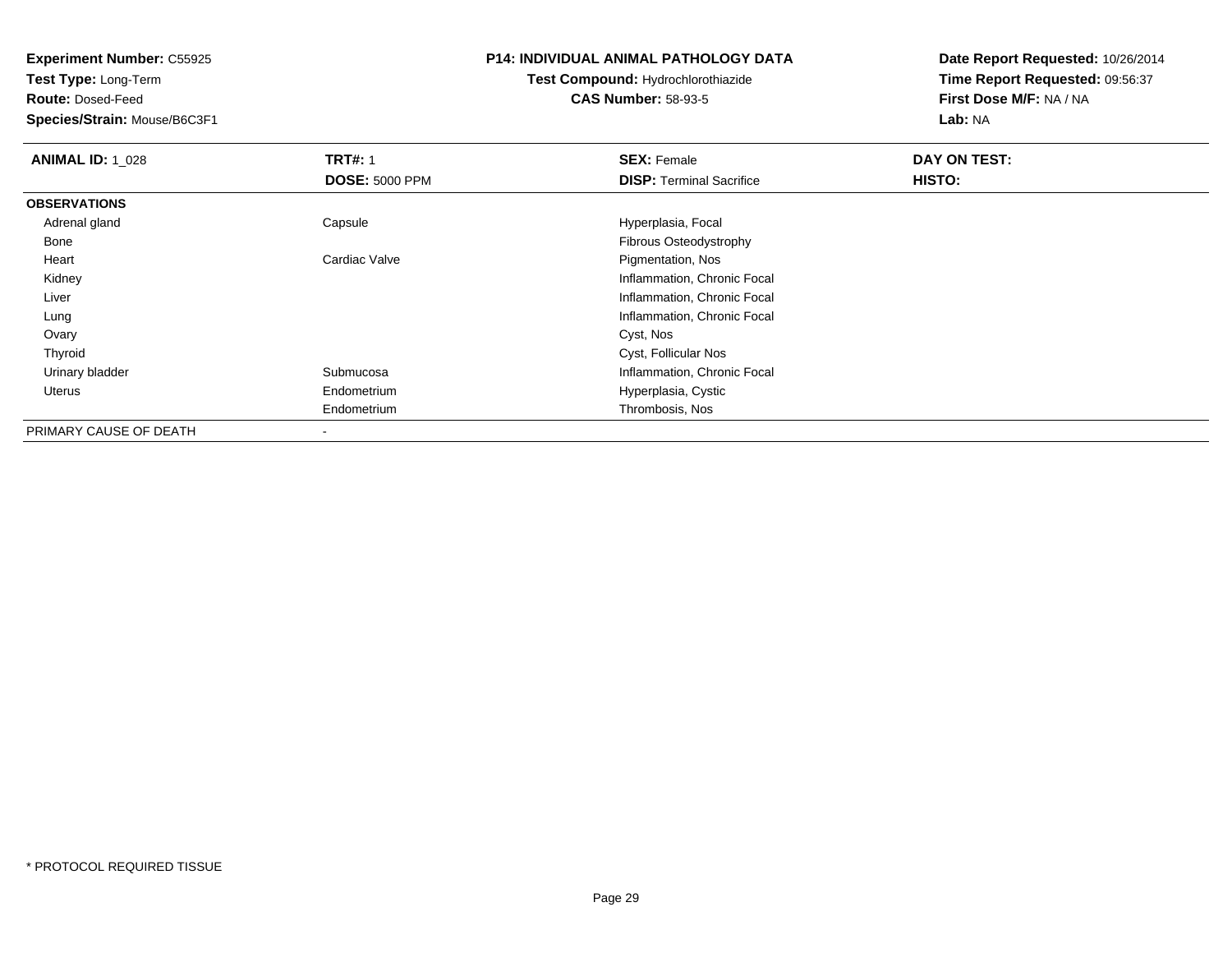**Experiment Number:** C55925
**Test Type:** Long-Term
**Route:** Dosed-Feed
**Species/Strain:** Mouse/B6C3F1

**P14: INDIVIDUAL ANIMAL PATHOLOGY DATA**
**Test Compound:** Hydrochlorothiazide
**CAS Number:** 58-93-5

**Date Report Requested:** 10/26/2014
**Time Report Requested:** 09:56:37
**First Dose M/F:** NA / NA
**Lab:** NA

| **ANIMAL ID:** 1_028 | **TRT#:** 1 | **SEX:** Female | **DAY ON TEST:** |
|---|---|---|---|
| | **DOSE:** 5000 PPM | **DISP:** Terminal Sacrifice | **HISTO:** |
| **OBSERVATIONS** | | | |
| Adrenal gland | Capsule | Hyperplasia, Focal | |
| Bone | | Fibrous Osteodystrophy | |
| Heart | Cardiac Valve | Pigmentation, Nos | |
| Kidney | | Inflammation, Chronic Focal | |
| Liver | | Inflammation, Chronic Focal | |
| Lung | | Inflammation, Chronic Focal | |
| Ovary | | Cyst, Nos | |
| Thyroid | | Cyst, Follicular Nos | |
| Urinary bladder | Submucosa | Inflammation, Chronic Focal | |
| Uterus | Endometrium | Hyperplasia, Cystic | |
| | Endometrium | Thrombosis, Nos | |
| PRIMARY CAUSE OF DEATH | - | | |

* PROTOCOL REQUIRED TISSUE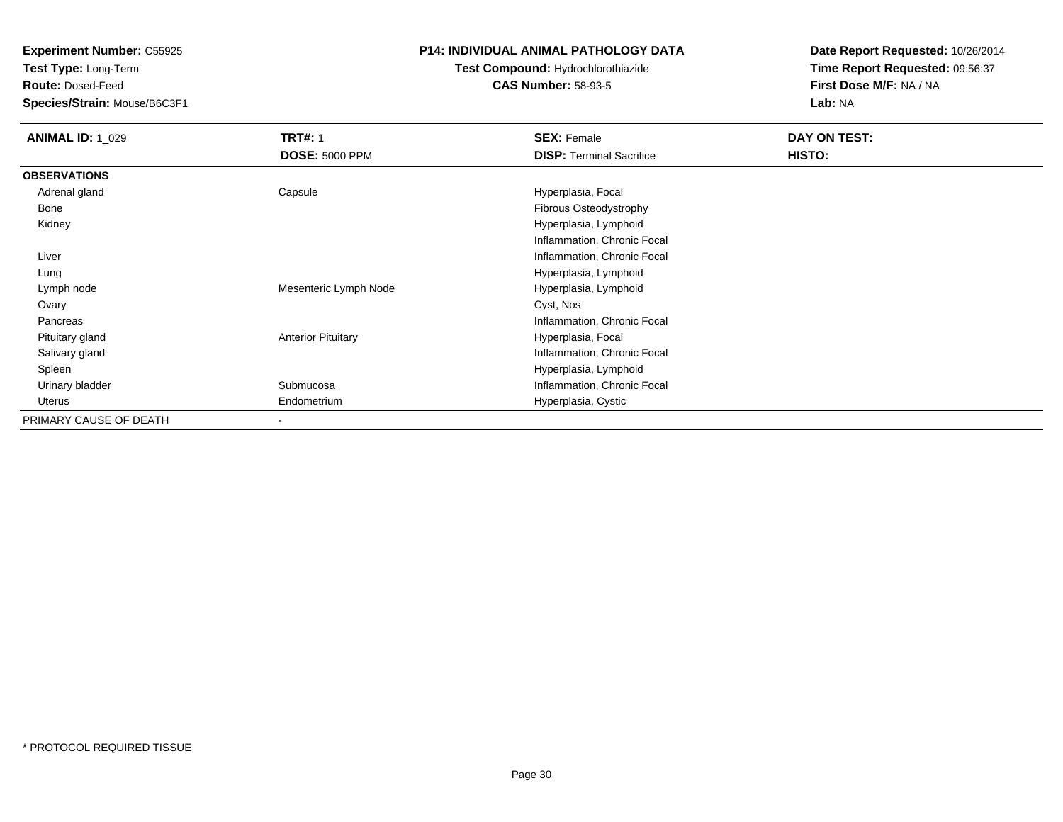**Experiment Number:** C55925
**Test Type:** Long-Term
**Route:** Dosed-Feed
**Species/Strain:** Mouse/B6C3F1

**P14: INDIVIDUAL ANIMAL PATHOLOGY DATA**
**Test Compound:** Hydrochlorothiazide
**CAS Number:** 58-93-5

**Date Report Requested:** 10/26/2014
**Time Report Requested:** 09:56:37
**First Dose M/F:** NA / NA
**Lab:** NA

| **ANIMAL ID:** 1_029 | **TRT#:** 1 | **SEX:** Female | **DAY ON TEST:** |
|---|---|---|---|
| | **DOSE:** 5000 PPM | **DISP:** Terminal Sacrifice | **HISTO:** |
| **OBSERVATIONS** | | | |
| Adrenal gland | Capsule | Hyperplasia, Focal | |
| Bone | | Fibrous Osteodystrophy | |
| Kidney | | Hyperplasia, Lymphoid | |
| | | Inflammation, Chronic Focal | |
| Liver | | Inflammation, Chronic Focal | |
| Lung | | Hyperplasia, Lymphoid | |
| Lymph node | Mesenteric Lymph Node | Hyperplasia, Lymphoid | |
| Ovary | | Cyst, Nos | |
| Pancreas | | Inflammation, Chronic Focal | |
| Pituitary gland | Anterior Pituitary | Hyperplasia, Focal | |
| Salivary gland | | Inflammation, Chronic Focal | |
| Spleen | | Hyperplasia, Lymphoid | |
| Urinary bladder | Submucosa | Inflammation, Chronic Focal | |
| Uterus | Endometrium | Hyperplasia, Cystic | |
| PRIMARY CAUSE OF DEATH | - | | |

* PROTOCOL REQUIRED TISSUE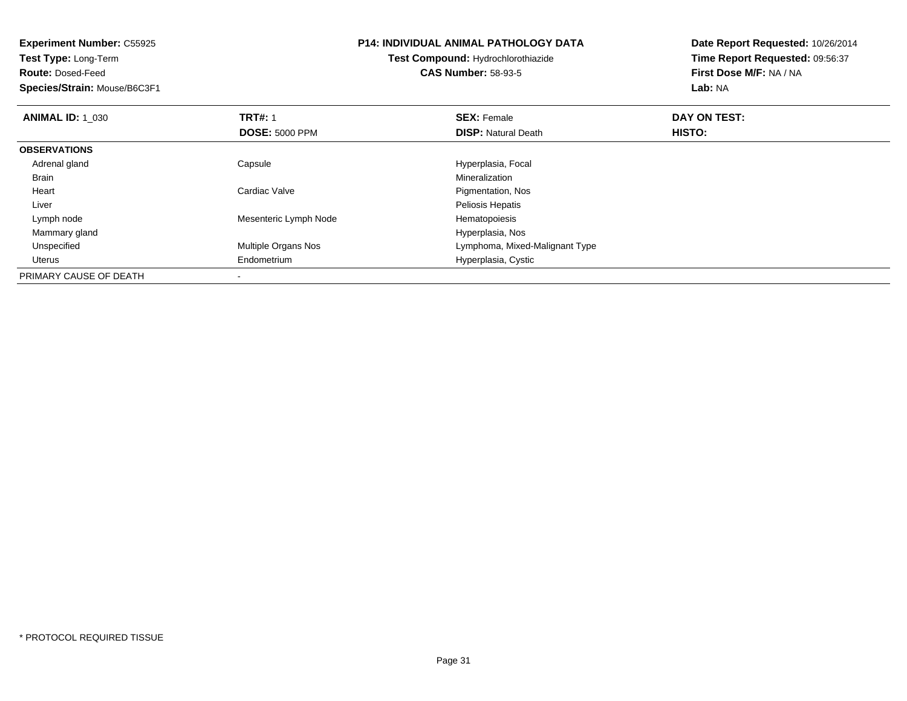**Experiment Number:** C55925
**Test Type:** Long-Term
**Route:** Dosed-Feed
**Species/Strain:** Mouse/B6C3F1

**P14: INDIVIDUAL ANIMAL PATHOLOGY DATA**
**Test Compound:** Hydrochlorothiazide
**CAS Number:** 58-93-5

**Date Report Requested:** 10/26/2014
**Time Report Requested:** 09:56:37
**First Dose M/F:** NA / NA
**Lab:** NA

| **ANIMAL ID:** 1_030 | **TRT#:** 1 | **SEX:** Female | **DAY ON TEST:** |
|---|---|---|---|
| | **DOSE:** 5000 PPM | **DISP:** Natural Death | **HISTO:** |
| **OBSERVATIONS** | | | |
| Adrenal gland | Capsule | Hyperplasia, Focal | |
| Brain | | Mineralization | |
| Heart | Cardiac Valve | Pigmentation, Nos | |
| Liver | | Peliosis Hepatis | |
| Lymph node | Mesenteric Lymph Node | Hematopoiesis | |
| Mammary gland | | Hyperplasia, Nos | |
| Unspecified | Multiple Organs Nos | Lymphoma, Mixed-Malignant Type | |
| Uterus | Endometrium | Hyperplasia, Cystic | |
| PRIMARY CAUSE OF DEATH | - | | |

* PROTOCOL REQUIRED TISSUE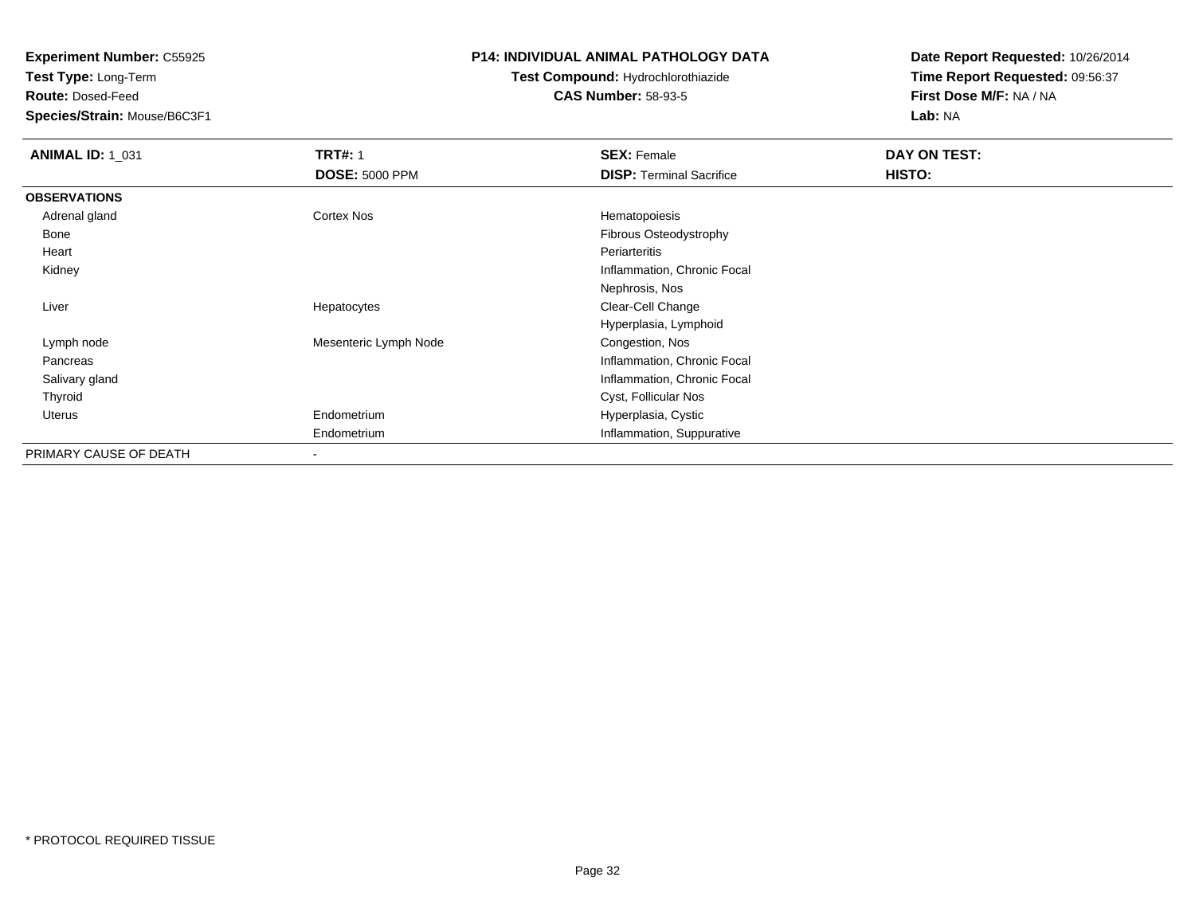**Experiment Number:** C55925
**Test Type:** Long-Term
**Route:** Dosed-Feed
**Species/Strain:** Mouse/B6C3F1

**P14: INDIVIDUAL ANIMAL PATHOLOGY DATA**
**Test Compound:** Hydrochlorothiazide
**CAS Number:** 58-93-5

**Date Report Requested:** 10/26/2014
**Time Report Requested:** 09:56:37
**First Dose M/F:** NA / NA
**Lab:** NA

| **ANIMAL ID:** 1_031 | **TRT#:** 1 | **SEX:** Female | **DAY ON TEST:** |
|---|---|---|---|
| | **DOSE:** 5000 PPM | **DISP:** Terminal Sacrifice | **HISTO:** |
| **OBSERVATIONS** | | | |
| Adrenal gland | Cortex Nos | Hematopoiesis | |
| Bone | | Fibrous Osteodystrophy | |
| Heart | | Periarteritis | |
| Kidney | | Inflammation, Chronic Focal | |
| | | Nephrosis, Nos | |
| Liver | Hepatocytes | Clear-Cell Change | |
| | | Hyperplasia, Lymphoid | |
| Lymph node | Mesenteric Lymph Node | Congestion, Nos | |
| Pancreas | | Inflammation, Chronic Focal | |
| Salivary gland | | Inflammation, Chronic Focal | |
| Thyroid | | Cyst, Follicular Nos | |
| Uterus | Endometrium | Hyperplasia, Cystic | |
| | Endometrium | Inflammation, Suppurative | |
| PRIMARY CAUSE OF DEATH | - | | |

\* PROTOCOL REQUIRED TISSUE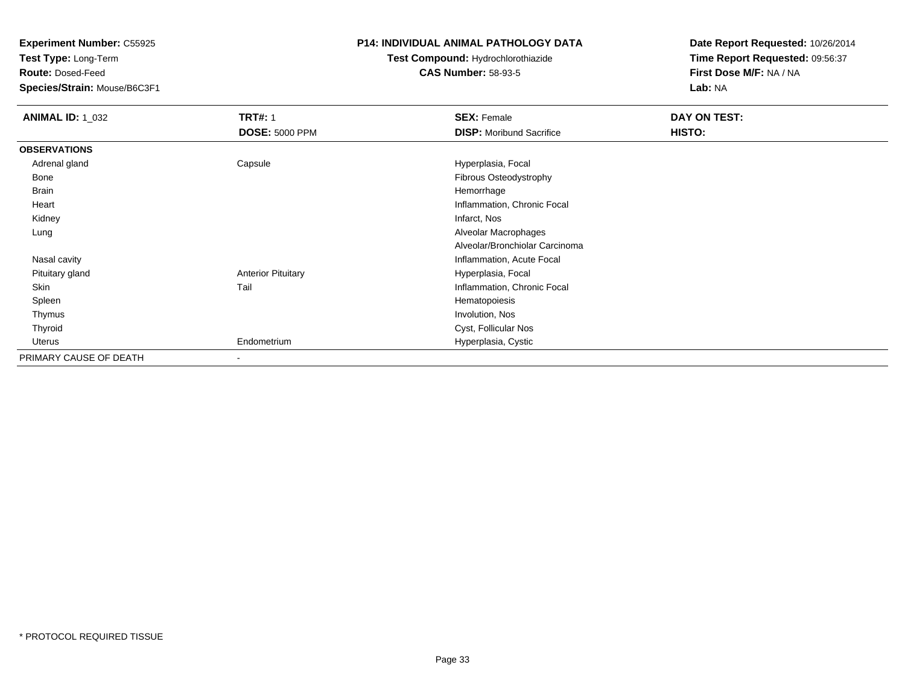**Experiment Number:** C55925
**Test Type:** Long-Term
**Route:** Dosed-Feed
**Species/Strain:** Mouse/B6C3F1

**P14: INDIVIDUAL ANIMAL PATHOLOGY DATA**
**Test Compound:** Hydrochlorothiazide
**CAS Number:** 58-93-5

**Date Report Requested:** 10/26/2014
**Time Report Requested:** 09:56:37
**First Dose M/F:** NA / NA
**Lab:** NA

| **ANIMAL ID:** 1_032 | **TRT#:** 1 | **SEX:** Female | **DAY ON TEST:** |
|---|---|---|---|
| | **DOSE:** 5000 PPM | **DISP:** Moribund Sacrifice | **HISTO:** |
| **OBSERVATIONS** | | | |
| Adrenal gland | Capsule | Hyperplasia, Focal | |
| Bone | | Fibrous Osteodystrophy | |
| Brain | | Hemorrhage | |
| Heart | | Inflammation, Chronic Focal | |
| Kidney | | Infarct, Nos | |
| Lung | | Alveolar Macrophages | |
| | | Alveolar/Bronchiolar Carcinoma | |
| Nasal cavity | | Inflammation, Acute Focal | |
| Pituitary gland | Anterior Pituitary | Hyperplasia, Focal | |
| Skin | Tail | Inflammation, Chronic Focal | |
| Spleen | | Hematopoiesis | |
| Thymus | | Involution, Nos | |
| Thyroid | | Cyst, Follicular Nos | |
| Uterus | Endometrium | Hyperplasia, Cystic | |
| PRIMARY CAUSE OF DEATH | - | | |

* PROTOCOL REQUIRED TISSUE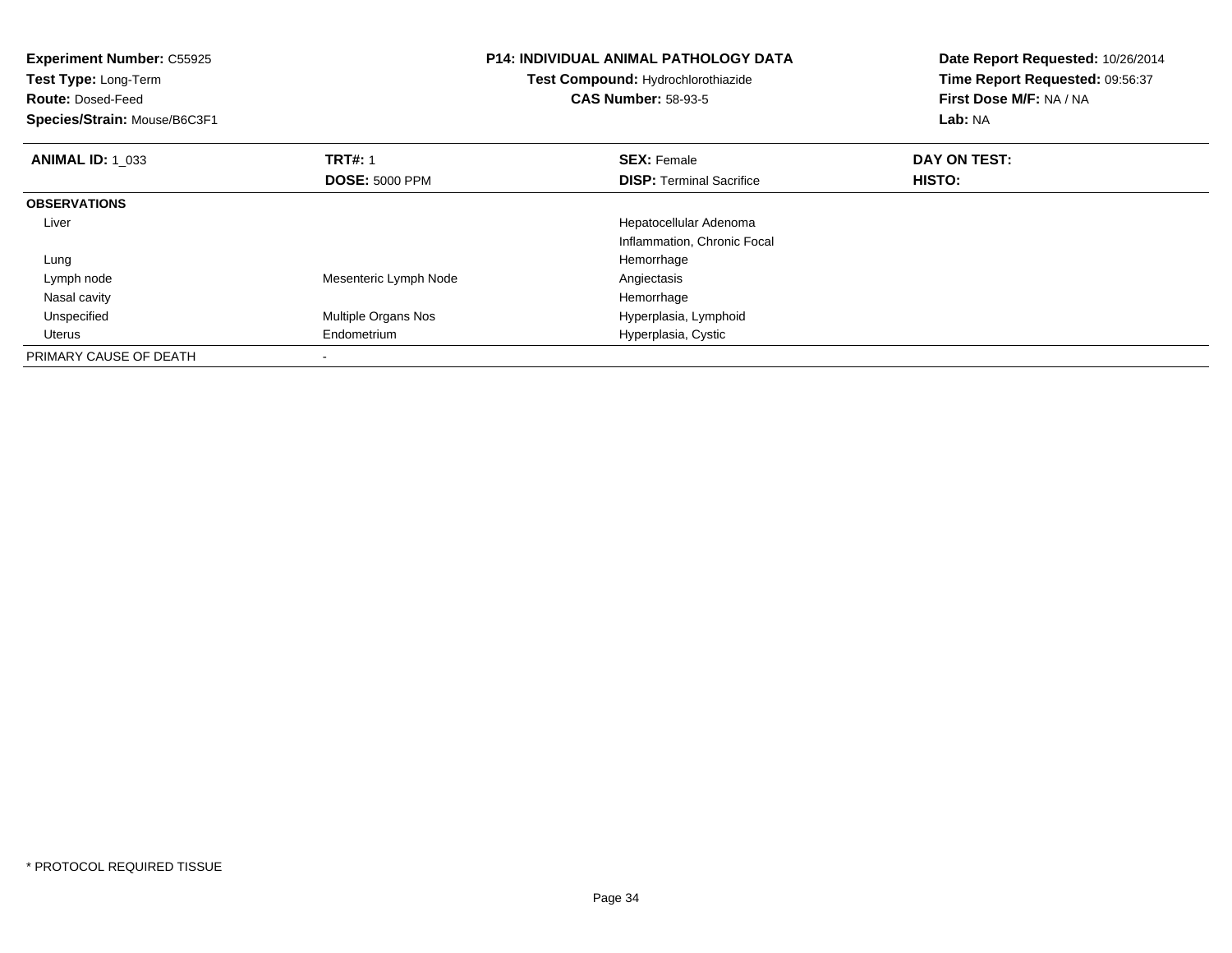**Experiment Number:** C55925
**Test Type:** Long-Term
**Route:** Dosed-Feed
**Species/Strain:** Mouse/B6C3F1

**P14: INDIVIDUAL ANIMAL PATHOLOGY DATA**
**Test Compound:** Hydrochlorothiazide
**CAS Number:** 58-93-5

**Date Report Requested:** 10/26/2014
**Time Report Requested:** 09:56:37
**First Dose M/F:** NA / NA
**Lab:** NA

| **ANIMAL ID:** 1_033 | **TRT#:** 1 | **SEX:** Female | **DAY ON TEST:** |
|---|---|---|---|
| | **DOSE:** 5000 PPM | **DISP:** Terminal Sacrifice | **HISTO:** |
| **OBSERVATIONS** | | | |
| Liver | | Hepatocellular Adenoma | |
| | | Inflammation, Chronic Focal | |
| Lung | | Hemorrhage | |
| Lymph node | Mesenteric Lymph Node | Angiectasis | |
| Nasal cavity | | Hemorrhage | |
| Unspecified | Multiple Organs Nos | Hyperplasia, Lymphoid | |
| Uterus | Endometrium | Hyperplasia, Cystic | |
| PRIMARY CAUSE OF DEATH | - | | |

* PROTOCOL REQUIRED TISSUE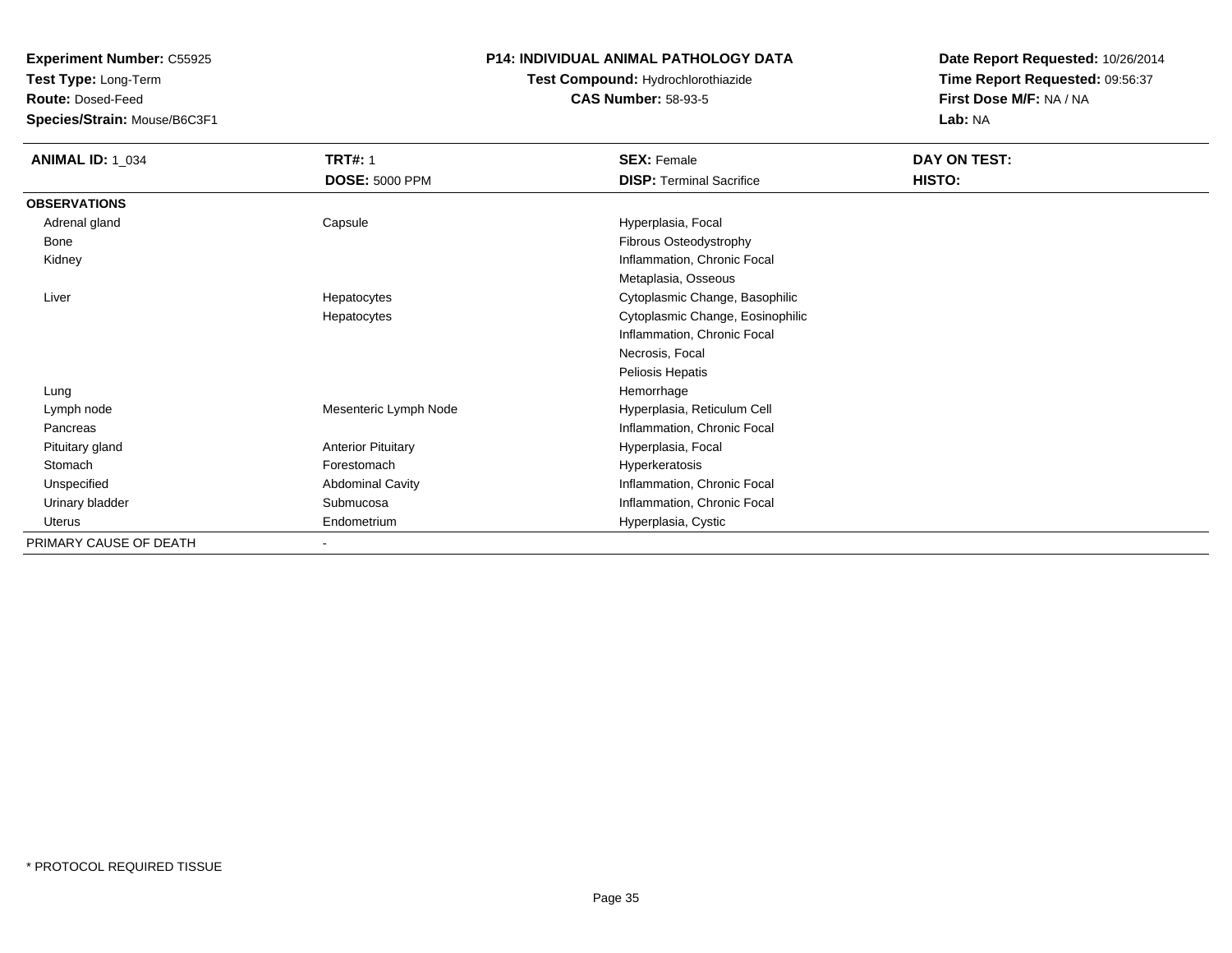**Experiment Number:** C55925
**Test Type:** Long-Term
**Route:** Dosed-Feed
**Species/Strain:** Mouse/B6C3F1

**P14: INDIVIDUAL ANIMAL PATHOLOGY DATA**
**Test Compound:** Hydrochlorothiazide
**CAS Number:** 58-93-5

**Date Report Requested:** 10/26/2014
**Time Report Requested:** 09:56:37
**First Dose M/F:** NA / NA
**Lab:** NA

| **ANIMAL ID:** 1_034 | **TRT#:** 1<br>**DOSE:** 5000 PPM | **SEX:** Female<br>**DISP:** Terminal Sacrifice | **DAY ON TEST:**<br>**HISTO:** |
|---|---|---|---|
| **OBSERVATIONS** | | | |
| Adrenal gland | Capsule | Hyperplasia, Focal | |
| Bone | | Fibrous Osteodystrophy | |
| Kidney | | Inflammation, Chronic Focal | |
| | | Metaplasia, Osseous | |
| Liver | Hepatocytes | Cytoplasmic Change, Basophilic | |
| | Hepatocytes | Cytoplasmic Change, Eosinophilic | |
| | | Inflammation, Chronic Focal | |
| | | Necrosis, Focal | |
| | | Peliosis Hepatis | |
| Lung | | Hemorrhage | |
| Lymph node | Mesenteric Lymph Node | Hyperplasia, Reticulum Cell | |
| Pancreas | | Inflammation, Chronic Focal | |
| Pituitary gland | Anterior Pituitary | Hyperplasia, Focal | |
| Stomach | Forestomach | Hyperkeratosis | |
| Unspecified | Abdominal Cavity | Inflammation, Chronic Focal | |
| Urinary bladder | Submucosa | Inflammation, Chronic Focal | |
| Uterus | Endometrium | Hyperplasia, Cystic | |
| PRIMARY CAUSE OF DEATH | - | | |

\* PROTOCOL REQUIRED TISSUE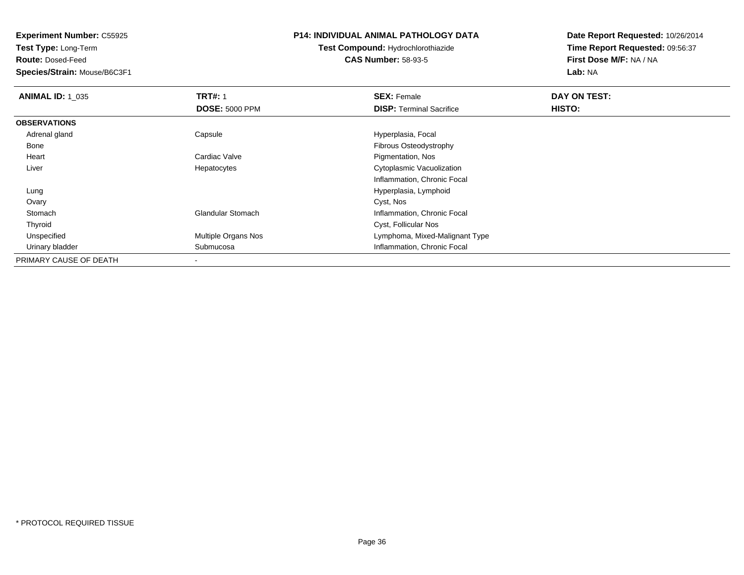**Experiment Number:** C55925
**Test Type:** Long-Term
**Route:** Dosed-Feed
**Species/Strain:** Mouse/B6C3F1

**P14: INDIVIDUAL ANIMAL PATHOLOGY DATA**
**Test Compound:** Hydrochlorothiazide
**CAS Number:** 58-93-5

**Date Report Requested:** 10/26/2014
**Time Report Requested:** 09:56:37
**First Dose M/F:** NA / NA
**Lab:** NA

| **ANIMAL ID:** 1_035 | **TRT#:** 1 | **SEX:** Female | **DAY ON TEST:** |
|---|---|---|---|
| | **DOSE:** 5000 PPM | **DISP:** Terminal Sacrifice | **HISTO:** |
| **OBSERVATIONS** | | | |
| Adrenal gland | Capsule | Hyperplasia, Focal | |
| Bone | | Fibrous Osteodystrophy | |
| Heart | Cardiac Valve | Pigmentation, Nos | |
| Liver | Hepatocytes | Cytoplasmic Vacuolization | |
| | | Inflammation, Chronic Focal | |
| Lung | | Hyperplasia, Lymphoid | |
| Ovary | | Cyst, Nos | |
| Stomach | Glandular Stomach | Inflammation, Chronic Focal | |
| Thyroid | | Cyst, Follicular Nos | |
| Unspecified | Multiple Organs Nos | Lymphoma, Mixed-Malignant Type | |
| Urinary bladder | Submucosa | Inflammation, Chronic Focal | |
| PRIMARY CAUSE OF DEATH | - | | |

* PROTOCOL REQUIRED TISSUE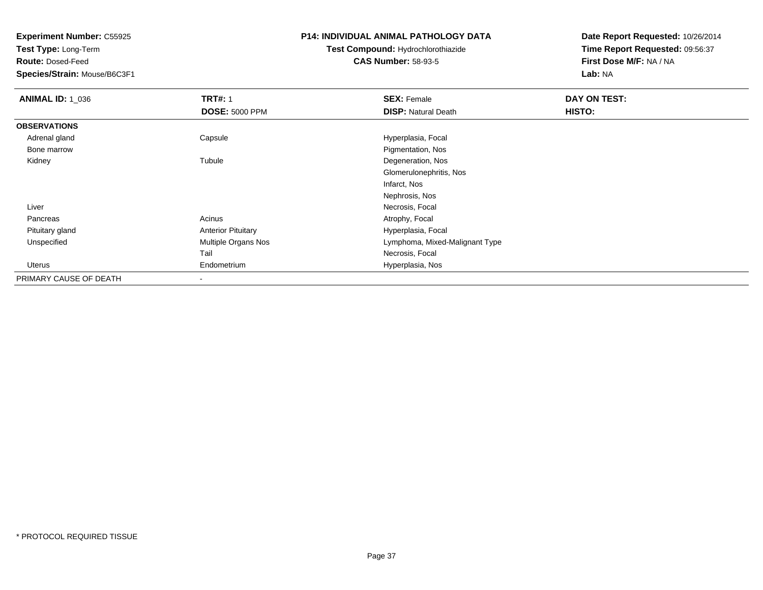**Experiment Number:** C55925
**Test Type:** Long-Term
**Route:** Dosed-Feed
**Species/Strain:** Mouse/B6C3F1

**P14: INDIVIDUAL ANIMAL PATHOLOGY DATA**
**Test Compound:** Hydrochlorothiazide
**CAS Number:** 58-93-5

**Date Report Requested:** 10/26/2014
**Time Report Requested:** 09:56:37
**First Dose M/F:** NA / NA
**Lab:** NA

| **ANIMAL ID:** 1_036 | **TRT#:** 1 | **SEX:** Female | **DAY ON TEST:** |
|---|---|---|---|
| | **DOSE:** 5000 PPM | **DISP:** Natural Death | **HISTO:** |
| **OBSERVATIONS** | | | |
| Adrenal gland | Capsule | Hyperplasia, Focal | |
| Bone marrow | | Pigmentation, Nos | |
| Kidney | Tubule | Degeneration, Nos | |
| | | Glomerulonephritis, Nos | |
| | | Infarct, Nos | |
| | | Nephrosis, Nos | |
| Liver | | Necrosis, Focal | |
| Pancreas | Acinus | Atrophy, Focal | |
| Pituitary gland | Anterior Pituitary | Hyperplasia, Focal | |
| Unspecified | Multiple Organs Nos | Lymphoma, Mixed-Malignant Type | |
| | Tail | Necrosis, Focal | |
| Uterus | Endometrium | Hyperplasia, Nos | |
| PRIMARY CAUSE OF DEATH | - | | |

\* PROTOCOL REQUIRED TISSUE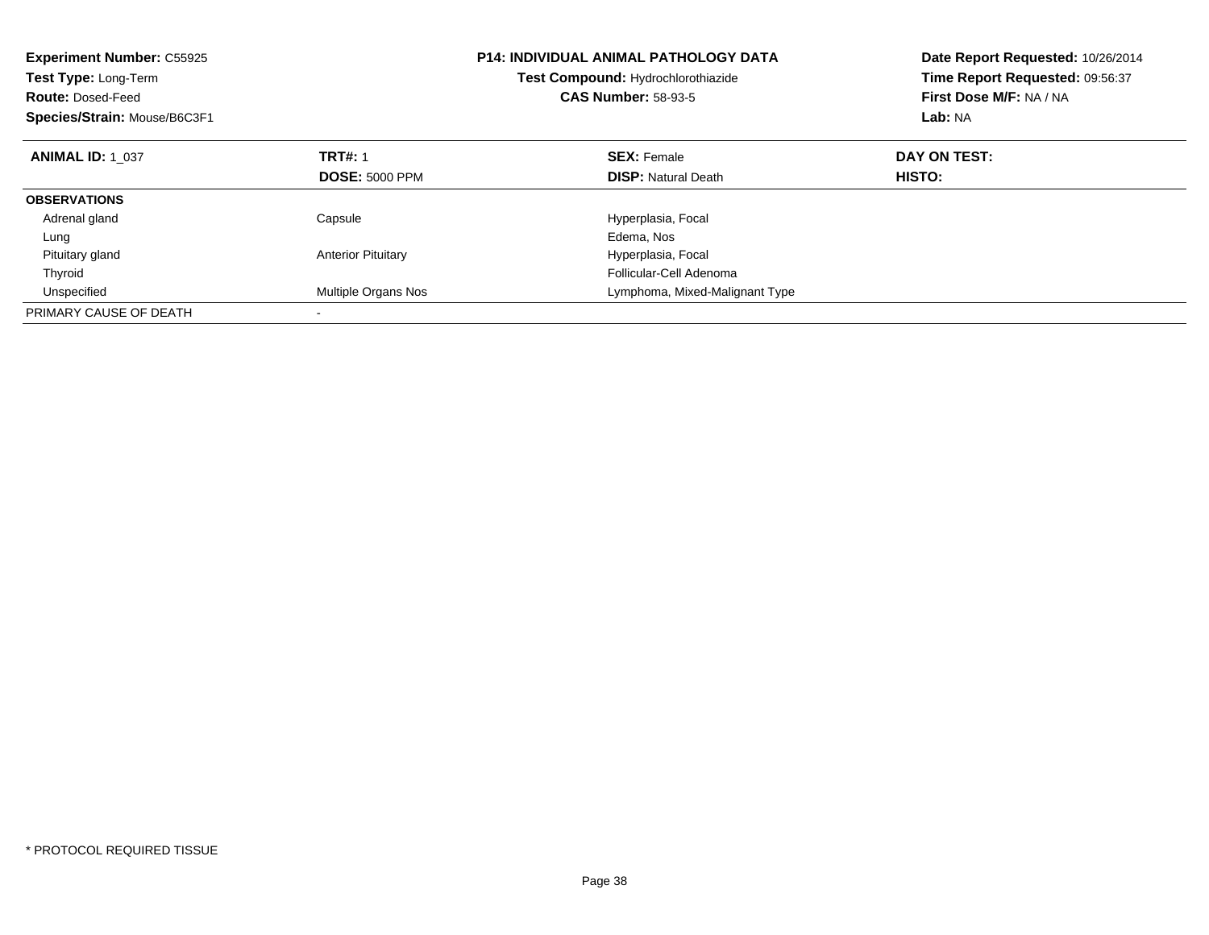**Experiment Number:** C55925
**Test Type:** Long-Term
**Route:** Dosed-Feed
**Species/Strain:** Mouse/B6C3F1

**P14: INDIVIDUAL ANIMAL PATHOLOGY DATA**
**Test Compound:** Hydrochlorothiazide
**CAS Number:** 58-93-5

**Date Report Requested:** 10/26/2014
**Time Report Requested:** 09:56:37
**First Dose M/F:** NA / NA
**Lab:** NA

| **ANIMAL ID:** 1_037 | **TRT#:** 1 | **SEX:** Female | **DAY ON TEST:** |
|---|---|---|---|
| | **DOSE:** 5000 PPM | **DISP:** Natural Death | **HISTO:** |
| **OBSERVATIONS** | | | |
| Adrenal gland | Capsule | Hyperplasia, Focal | |
| Lung | | Edema, Nos | |
| Pituitary gland | Anterior Pituitary | Hyperplasia, Focal | |
| Thyroid | | Follicular-Cell Adenoma | |
| Unspecified | Multiple Organs Nos | Lymphoma, Mixed-Malignant Type | |
| PRIMARY CAUSE OF DEATH | - | | |

\* PROTOCOL REQUIRED TISSUE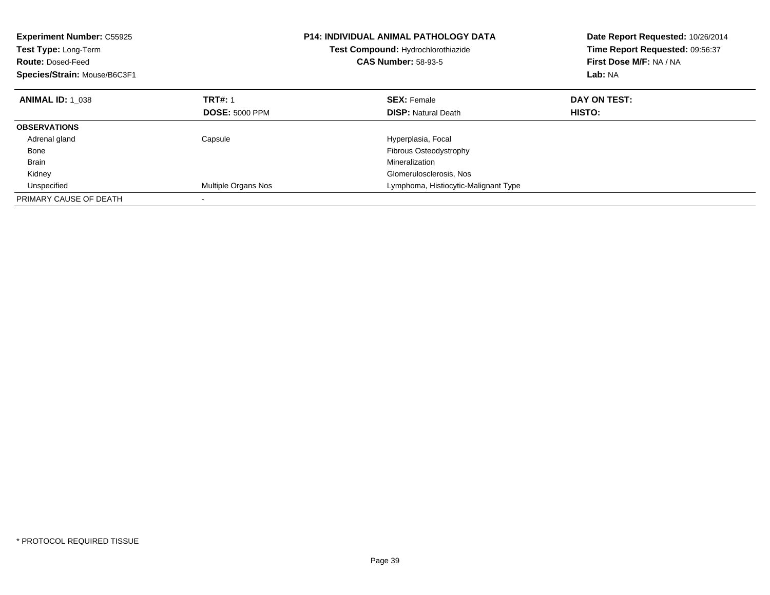**Experiment Number:** C55925
**Test Type:** Long-Term
**Route:** Dosed-Feed
**Species/Strain:** Mouse/B6C3F1

**P14: INDIVIDUAL ANIMAL PATHOLOGY DATA**
**Test Compound:** Hydrochlorothiazide
**CAS Number:** 58-93-5

**Date Report Requested:** 10/26/2014
**Time Report Requested:** 09:56:37
**First Dose M/F:** NA / NA
**Lab:** NA

| **ANIMAL ID:** 1_038 | **TRT#:** 1 | **SEX:** Female | **DAY ON TEST:** |
|---|---|---|---|
| | **DOSE:** 5000 PPM | **DISP:** Natural Death | **HISTO:** |
| **OBSERVATIONS** | | | |
| Adrenal gland | Capsule | Hyperplasia, Focal | |
| Bone | | Fibrous Osteodystrophy | |
| Brain | | Mineralization | |
| Kidney | | Glomerulosclerosis, Nos | |
| Unspecified | Multiple Organs Nos | Lymphoma, Histiocytic-Malignant Type | |
| PRIMARY CAUSE OF DEATH | - | | |

* PROTOCOL REQUIRED TISSUE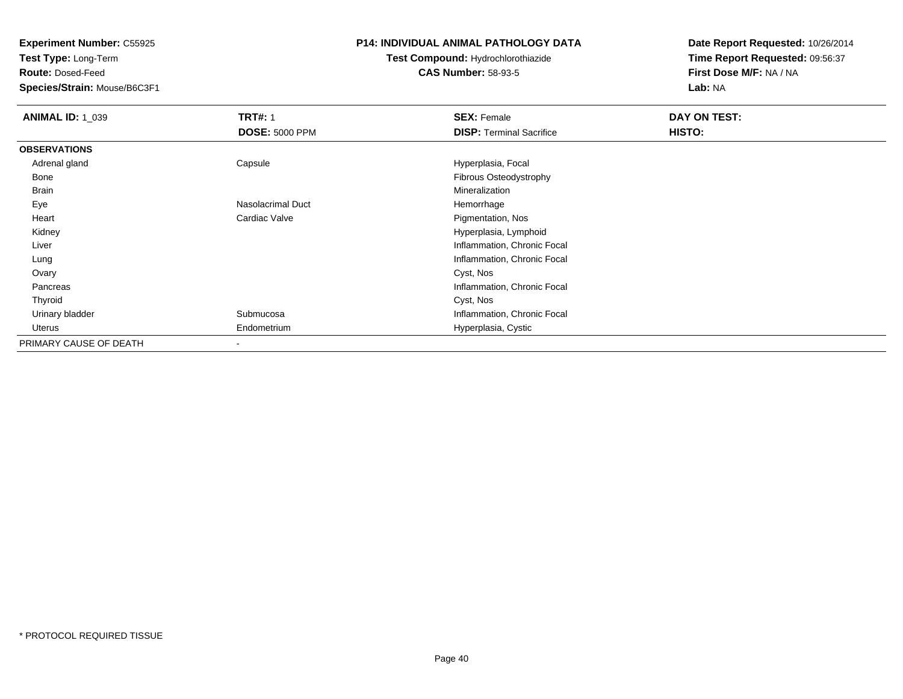**Experiment Number:** C55925
**Test Type:** Long-Term
**Route:** Dosed-Feed
**Species/Strain:** Mouse/B6C3F1

**P14: INDIVIDUAL ANIMAL PATHOLOGY DATA**
**Test Compound:** Hydrochlorothiazide
**CAS Number:** 58-93-5

**Date Report Requested:** 10/26/2014
**Time Report Requested:** 09:56:37
**First Dose M/F:** NA / NA
**Lab:** NA

| **ANIMAL ID:** 1_039 | **TRT#:** 1 | **SEX:** Female | **DAY ON TEST:** |
|---|---|---|---|
| | **DOSE:** 5000 PPM | **DISP:** Terminal Sacrifice | **HISTO:** |
| **OBSERVATIONS** | | | |
| Adrenal gland | Capsule | Hyperplasia, Focal | |
| Bone | | Fibrous Osteodystrophy | |
| Brain | | Mineralization | |
| Eye | Nasolacrimal Duct | Hemorrhage | |
| Heart | Cardiac Valve | Pigmentation, Nos | |
| Kidney | | Hyperplasia, Lymphoid | |
| Liver | | Inflammation, Chronic Focal | |
| Lung | | Inflammation, Chronic Focal | |
| Ovary | | Cyst, Nos | |
| Pancreas | | Inflammation, Chronic Focal | |
| Thyroid | | Cyst, Nos | |
| Urinary bladder | Submucosa | Inflammation, Chronic Focal | |
| Uterus | Endometrium | Hyperplasia, Cystic | |
| PRIMARY CAUSE OF DEATH | - | | |

* PROTOCOL REQUIRED TISSUE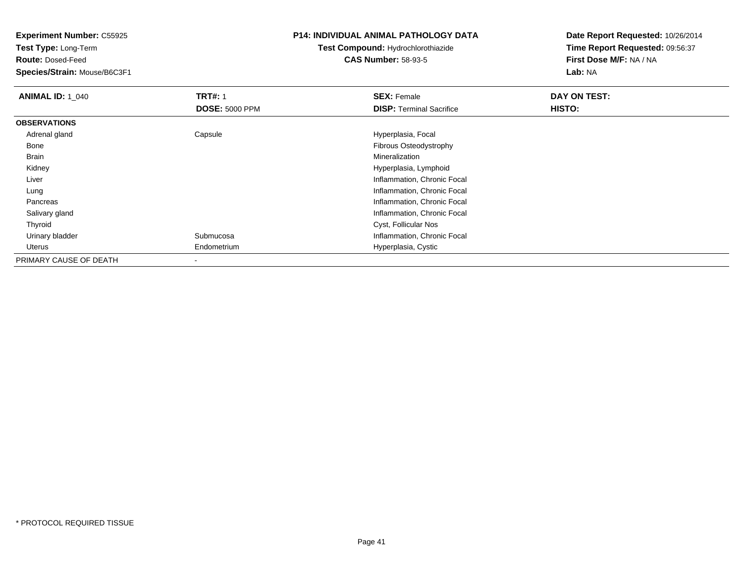**Experiment Number:** C55925
**Test Type:** Long-Term
**Route:** Dosed-Feed
**Species/Strain:** Mouse/B6C3F1

**P14: INDIVIDUAL ANIMAL PATHOLOGY DATA**
**Test Compound:** Hydrochlorothiazide
**CAS Number:** 58-93-5

**Date Report Requested:** 10/26/2014
**Time Report Requested:** 09:56:37
**First Dose M/F:** NA / NA
**Lab:** NA

| **ANIMAL ID:** 1_040 | **TRT#:** 1 | **SEX:** Female | **DAY ON TEST:** |
|---|---|---|---|
| | **DOSE:** 5000 PPM | **DISP:** Terminal Sacrifice | **HISTO:** |
| **OBSERVATIONS** | | | |
| Adrenal gland | Capsule | Hyperplasia, Focal | |
| Bone | | Fibrous Osteodystrophy | |
| Brain | | Mineralization | |
| Kidney | | Hyperplasia, Lymphoid | |
| Liver | | Inflammation, Chronic Focal | |
| Lung | | Inflammation, Chronic Focal | |
| Pancreas | | Inflammation, Chronic Focal | |
| Salivary gland | | Inflammation, Chronic Focal | |
| Thyroid | | Cyst, Follicular Nos | |
| Urinary bladder | Submucosa | Inflammation, Chronic Focal | |
| Uterus | Endometrium | Hyperplasia, Cystic | |
| PRIMARY CAUSE OF DEATH | - | | |

* PROTOCOL REQUIRED TISSUE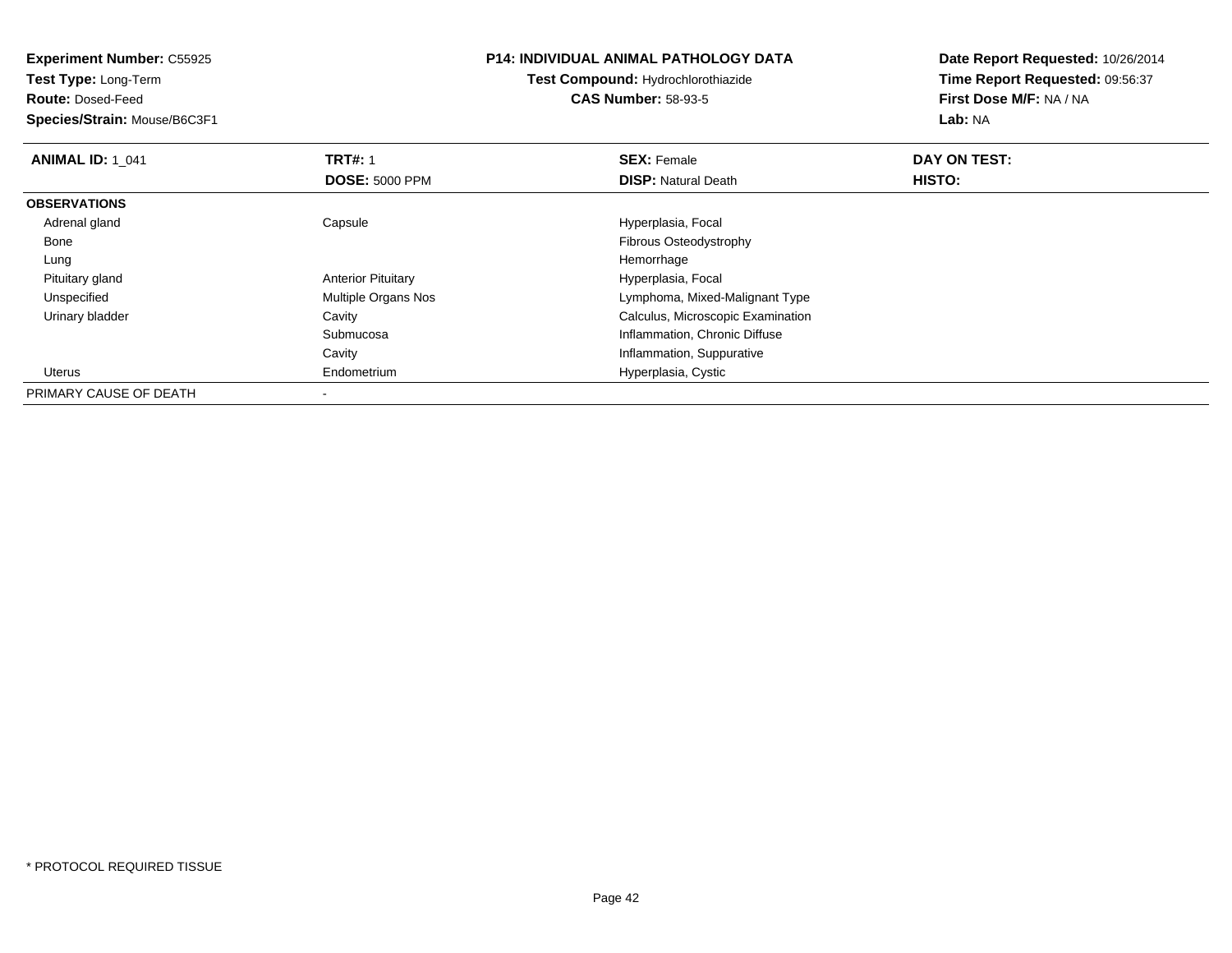**Experiment Number:** C55925
**Test Type:** Long-Term
**Route:** Dosed-Feed
**Species/Strain:** Mouse/B6C3F1

**P14: INDIVIDUAL ANIMAL PATHOLOGY DATA**
**Test Compound:** Hydrochlorothiazide
**CAS Number:** 58-93-5

**Date Report Requested:** 10/26/2014
**Time Report Requested:** 09:56:37
**First Dose M/F:** NA / NA
**Lab:** NA

| **ANIMAL ID:** 1_041 | **TRT#:** 1 | **SEX:** Female | **DAY ON TEST:** |
|---|---|---|---|
| | **DOSE:** 5000 PPM | **DISP:** Natural Death | **HISTO:** |
| **OBSERVATIONS** | | | |
| Adrenal gland | Capsule | Hyperplasia, Focal | |
| Bone | | Fibrous Osteodystrophy | |
| Lung | | Hemorrhage | |
| Pituitary gland | Anterior Pituitary | Hyperplasia, Focal | |
| Unspecified | Multiple Organs Nos | Lymphoma, Mixed-Malignant Type | |
| Urinary bladder | Cavity | Calculus, Microscopic Examination | |
| | Submucosa | Inflammation, Chronic Diffuse | |
| | Cavity | Inflammation, Suppurative | |
| Uterus | Endometrium | Hyperplasia, Cystic | |
| PRIMARY CAUSE OF DEATH | - | | |

* PROTOCOL REQUIRED TISSUE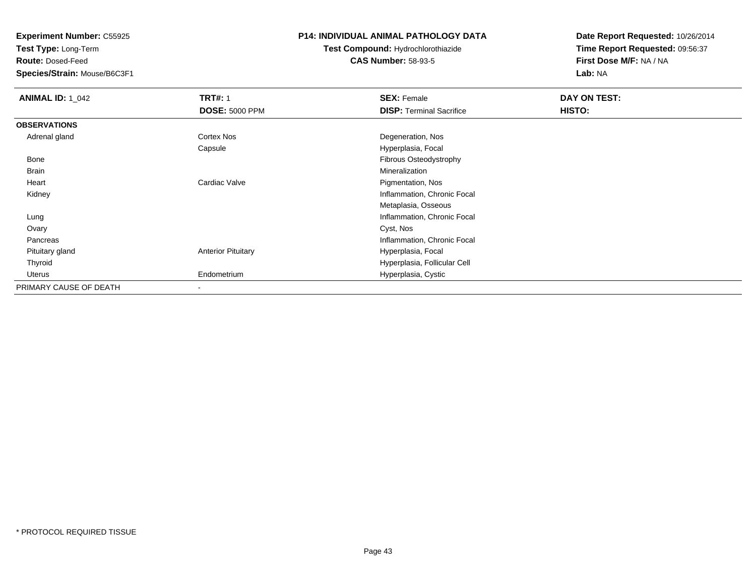**Experiment Number:** C55925
**Test Type:** Long-Term
**Route:** Dosed-Feed
**Species/Strain:** Mouse/B6C3F1

**P14: INDIVIDUAL ANIMAL PATHOLOGY DATA**
**Test Compound:** Hydrochlorothiazide
**CAS Number:** 58-93-5

**Date Report Requested:** 10/26/2014
**Time Report Requested:** 09:56:37
**First Dose M/F:** NA / NA
**Lab:** NA

| **ANIMAL ID:** 1_042 | **TRT#:** 1 | **SEX:** Female | **DAY ON TEST:** |
|---|---|---|---|
| | **DOSE:** 5000 PPM | **DISP:** Terminal Sacrifice | **HISTO:** |
| **OBSERVATIONS** | | | |
| Adrenal gland | Cortex Nos | Degeneration, Nos | |
| | Capsule | Hyperplasia, Focal | |
| Bone | | Fibrous Osteodystrophy | |
| Brain | | Mineralization | |
| Heart | Cardiac Valve | Pigmentation, Nos | |
| Kidney | | Inflammation, Chronic Focal | |
| | | Metaplasia, Osseous | |
| Lung | | Inflammation, Chronic Focal | |
| Ovary | | Cyst, Nos | |
| Pancreas | | Inflammation, Chronic Focal | |
| Pituitary gland | Anterior Pituitary | Hyperplasia, Focal | |
| Thyroid | | Hyperplasia, Follicular Cell | |
| Uterus | Endometrium | Hyperplasia, Cystic | |
| PRIMARY CAUSE OF DEATH | - | | |

* PROTOCOL REQUIRED TISSUE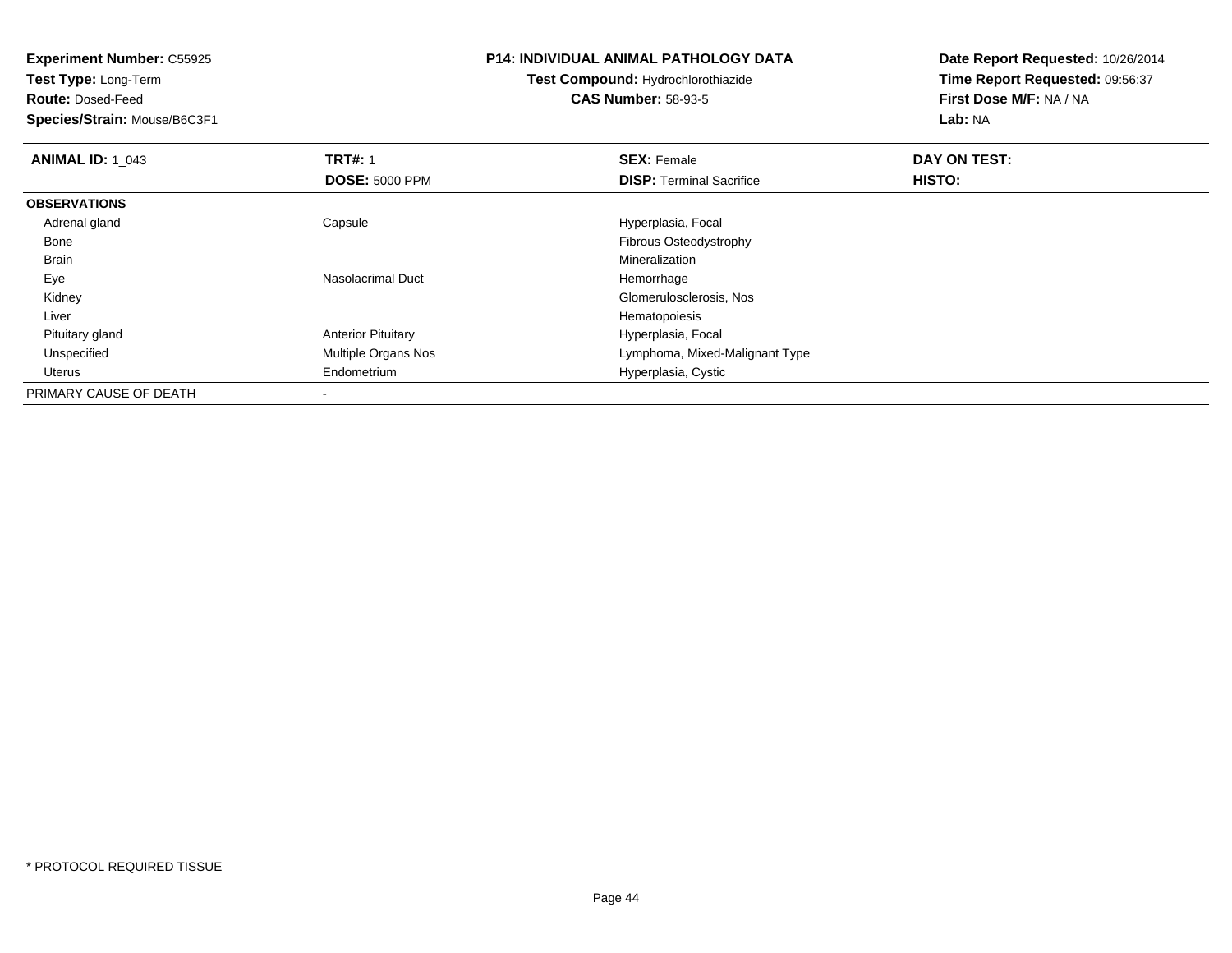**Experiment Number:** C55925
**Test Type:** Long-Term
**Route:** Dosed-Feed
**Species/Strain:** Mouse/B6C3F1

**P14: INDIVIDUAL ANIMAL PATHOLOGY DATA**
**Test Compound:** Hydrochlorothiazide
**CAS Number:** 58-93-5

**Date Report Requested:** 10/26/2014
**Time Report Requested:** 09:56:37
**First Dose M/F:** NA / NA
**Lab:** NA

| **ANIMAL ID:** 1_043 | **TRT#:** 1 | **SEX:** Female | **DAY ON TEST:** |
|---|---|---|---|
| | **DOSE:** 5000 PPM | **DISP:** Terminal Sacrifice | **HISTO:** |
| **OBSERVATIONS** | | | |
| Adrenal gland | Capsule | Hyperplasia, Focal | |
| Bone | | Fibrous Osteodystrophy | |
| Brain | | Mineralization | |
| Eye | Nasolacrimal Duct | Hemorrhage | |
| Kidney | | Glomerulosclerosis, Nos | |
| Liver | | Hematopoiesis | |
| Pituitary gland | Anterior Pituitary | Hyperplasia, Focal | |
| Unspecified | Multiple Organs Nos | Lymphoma, Mixed-Malignant Type | |
| Uterus | Endometrium | Hyperplasia, Cystic | |
| PRIMARY CAUSE OF DEATH | - | | |

* PROTOCOL REQUIRED TISSUE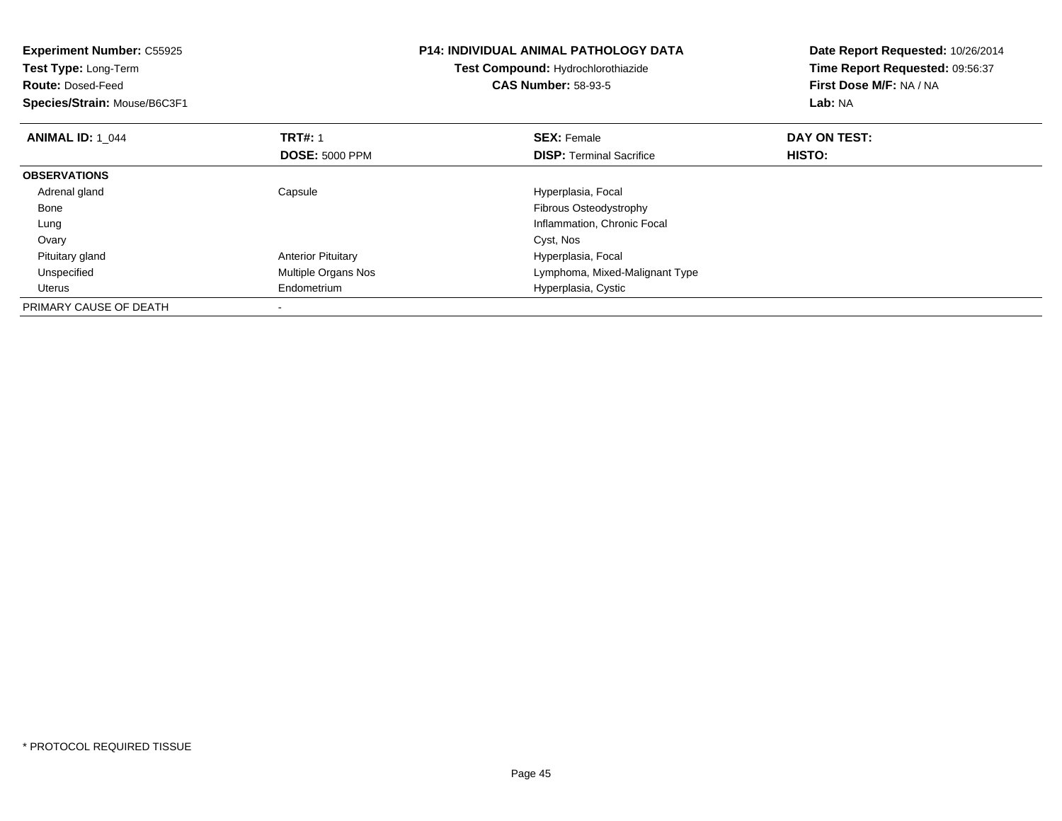**Experiment Number:** C55925
**Test Type:** Long-Term
**Route:** Dosed-Feed
**Species/Strain:** Mouse/B6C3F1

**P14: INDIVIDUAL ANIMAL PATHOLOGY DATA**
**Test Compound:** Hydrochlorothiazide
**CAS Number:** 58-93-5

**Date Report Requested:** 10/26/2014
**Time Report Requested:** 09:56:37
**First Dose M/F:** NA / NA
**Lab:** NA

| **ANIMAL ID:** 1_044 | **TRT#:** 1<br>**DOSE:** 5000 PPM | **SEX:** Female<br>**DISP:** Terminal Sacrifice | **DAY ON TEST:**<br>**HISTO:** |
|---|---|---|---|
| **OBSERVATIONS** | | | |
| Adrenal gland | Capsule | Hyperplasia, Focal | |
| Bone | | Fibrous Osteodystrophy | |
| Lung | | Inflammation, Chronic Focal | |
| Ovary | | Cyst, Nos | |
| Pituitary gland | Anterior Pituitary | Hyperplasia, Focal | |
| Unspecified | Multiple Organs Nos | Lymphoma, Mixed-Malignant Type | |
| Uterus | Endometrium | Hyperplasia, Cystic | |
| PRIMARY CAUSE OF DEATH | - | | |

* PROTOCOL REQUIRED TISSUE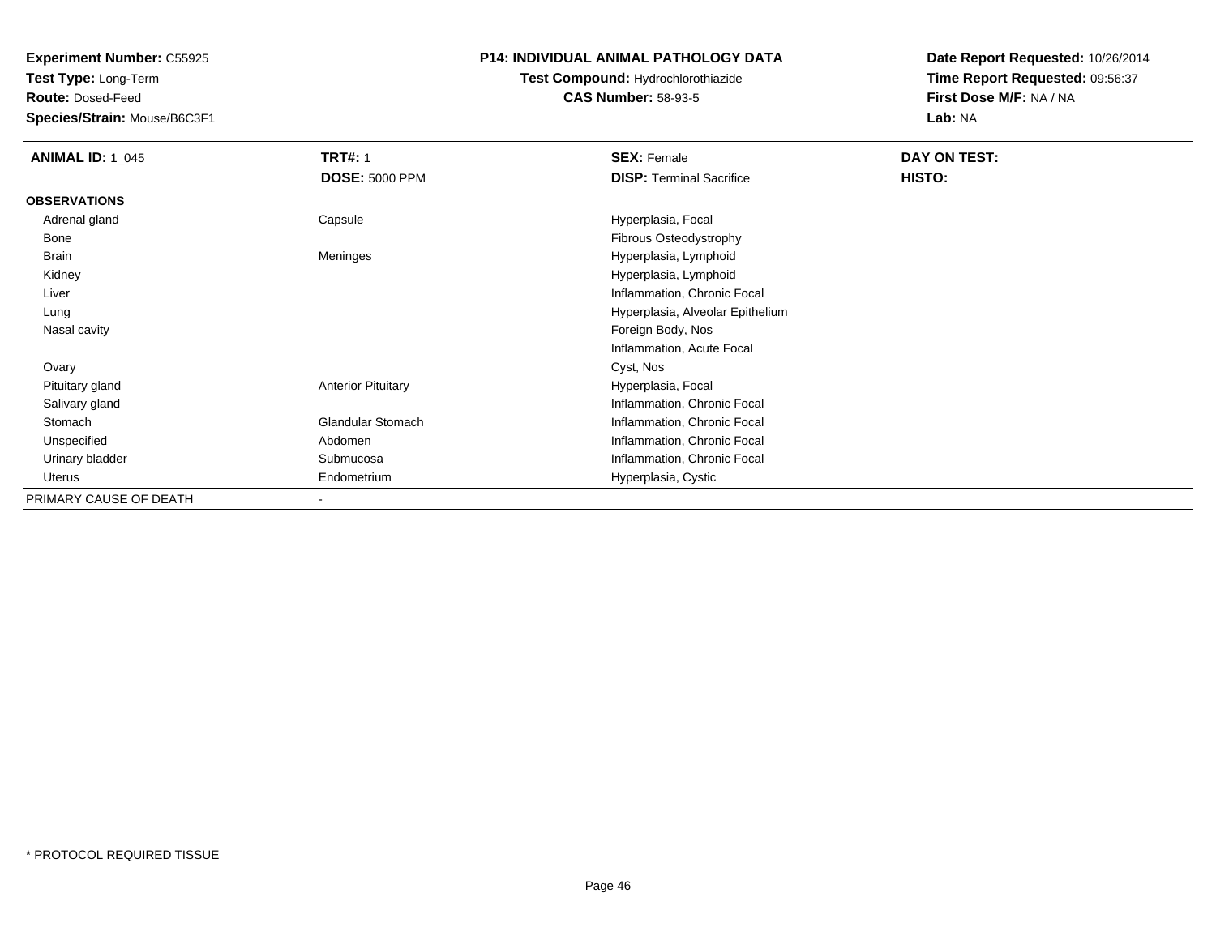**Experiment Number:** C55925
**Test Type:** Long-Term
**Route:** Dosed-Feed
**Species/Strain:** Mouse/B6C3F1

**P14: INDIVIDUAL ANIMAL PATHOLOGY DATA**
**Test Compound:** Hydrochlorothiazide
**CAS Number:** 58-93-5

**Date Report Requested:** 10/26/2014
**Time Report Requested:** 09:56:37
**First Dose M/F:** NA / NA
**Lab:** NA

| **ANIMAL ID:** 1_045 | **TRT#:** 1 | **SEX:** Female | **DAY ON TEST:** |
|---|---|---|---|
| | **DOSE:** 5000 PPM | **DISP:** Terminal Sacrifice | **HISTO:** |
| **OBSERVATIONS** | | | |
| Adrenal gland | Capsule | Hyperplasia, Focal | |
| Bone | | Fibrous Osteodystrophy | |
| Brain | Meninges | Hyperplasia, Lymphoid | |
| Kidney | | Hyperplasia, Lymphoid | |
| Liver | | Inflammation, Chronic Focal | |
| Lung | | Hyperplasia, Alveolar Epithelium | |
| Nasal cavity | | Foreign Body, Nos | |
| | | Inflammation, Acute Focal | |
| Ovary | | Cyst, Nos | |
| Pituitary gland | Anterior Pituitary | Hyperplasia, Focal | |
| Salivary gland | | Inflammation, Chronic Focal | |
| Stomach | Glandular Stomach | Inflammation, Chronic Focal | |
| Unspecified | Abdomen | Inflammation, Chronic Focal | |
| Urinary bladder | Submucosa | Inflammation, Chronic Focal | |
| Uterus | Endometrium | Hyperplasia, Cystic | |
| PRIMARY CAUSE OF DEATH | - | | |

* PROTOCOL REQUIRED TISSUE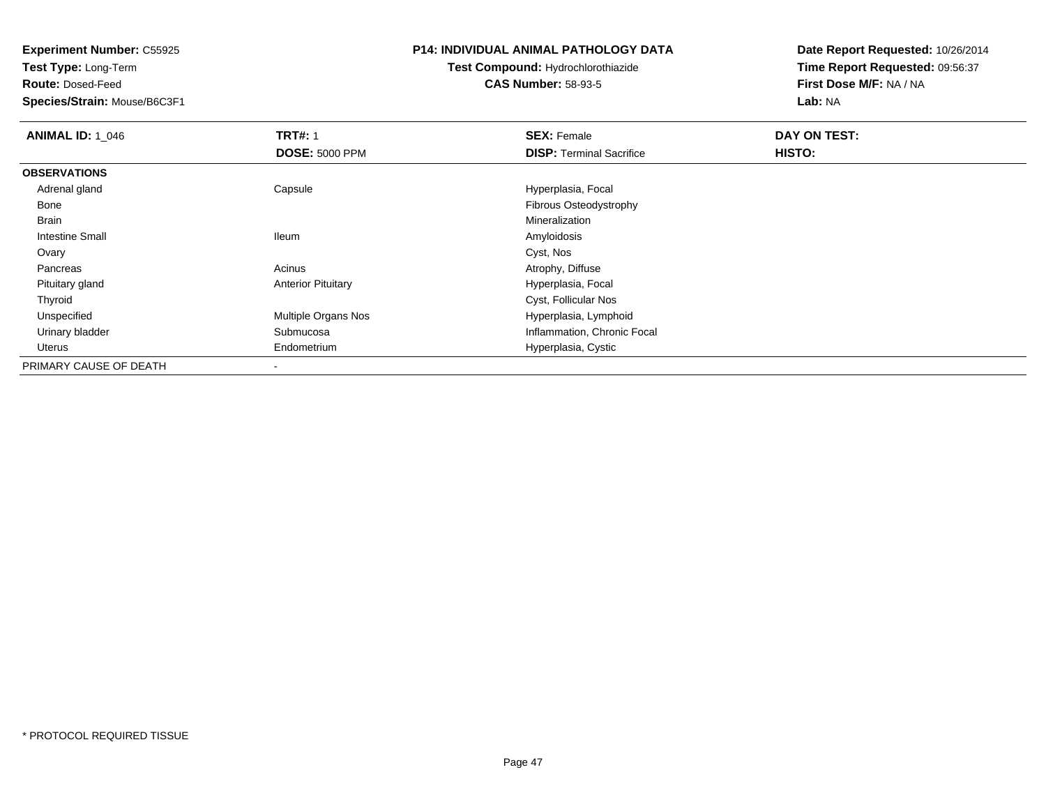**Experiment Number:** C55925
**Test Type:** Long-Term
**Route:** Dosed-Feed
**Species/Strain:** Mouse/B6C3F1

**P14: INDIVIDUAL ANIMAL PATHOLOGY DATA**
**Test Compound:** Hydrochlorothiazide
**CAS Number:** 58-93-5

**Date Report Requested:** 10/26/2014
**Time Report Requested:** 09:56:37
**First Dose M/F:** NA / NA
**Lab:** NA

| **ANIMAL ID:** 1_046 | **TRT#:** 1 | **SEX:** Female | **DAY ON TEST:** |
|---|---|---|---|
| | **DOSE:** 5000 PPM | **DISP:** Terminal Sacrifice | **HISTO:** |
| **OBSERVATIONS** | | | |
| Adrenal gland | Capsule | Hyperplasia, Focal | |
| Bone | | Fibrous Osteodystrophy | |
| Brain | | Mineralization | |
| Intestine Small | Ileum | Amyloidosis | |
| Ovary | | Cyst, Nos | |
| Pancreas | Acinus | Atrophy, Diffuse | |
| Pituitary gland | Anterior Pituitary | Hyperplasia, Focal | |
| Thyroid | | Cyst, Follicular Nos | |
| Unspecified | Multiple Organs Nos | Hyperplasia, Lymphoid | |
| Urinary bladder | Submucosa | Inflammation, Chronic Focal | |
| Uterus | Endometrium | Hyperplasia, Cystic | |
| PRIMARY CAUSE OF DEATH | - | | |

* PROTOCOL REQUIRED TISSUE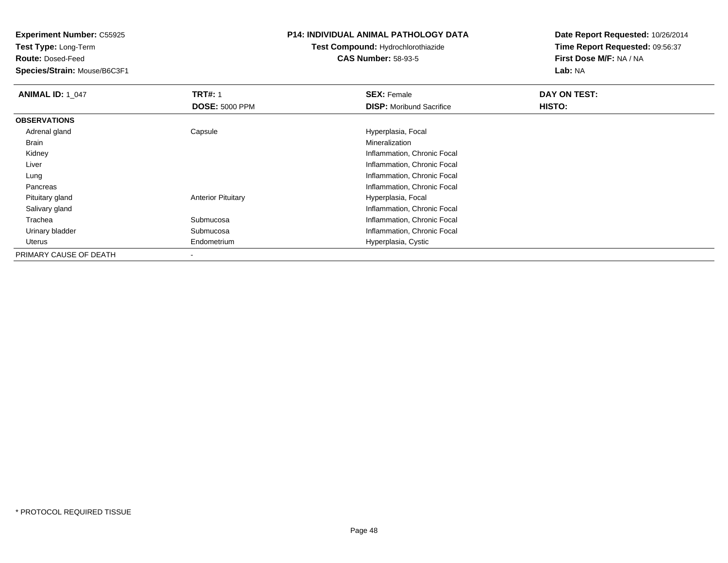**Experiment Number:** C55925
**Test Type:** Long-Term
**Route:** Dosed-Feed
**Species/Strain:** Mouse/B6C3F1

**P14: INDIVIDUAL ANIMAL PATHOLOGY DATA**
**Test Compound:** Hydrochlorothiazide
**CAS Number:** 58-93-5

**Date Report Requested:** 10/26/2014
**Time Report Requested:** 09:56:37
**First Dose M/F:** NA / NA
**Lab:** NA

| **ANIMAL ID:** 1_047 | **TRT#:** 1 | **SEX:** Female | **DAY ON TEST:** |
|---|---|---|---|
| | **DOSE:** 5000 PPM | **DISP:** Moribund Sacrifice | **HISTO:** |
| **OBSERVATIONS** | | | |
| Adrenal gland | Capsule | Hyperplasia, Focal | |
| Brain | | Mineralization | |
| Kidney | | Inflammation, Chronic Focal | |
| Liver | | Inflammation, Chronic Focal | |
| Lung | | Inflammation, Chronic Focal | |
| Pancreas | | Inflammation, Chronic Focal | |
| Pituitary gland | Anterior Pituitary | Hyperplasia, Focal | |
| Salivary gland | | Inflammation, Chronic Focal | |
| Trachea | Submucosa | Inflammation, Chronic Focal | |
| Urinary bladder | Submucosa | Inflammation, Chronic Focal | |
| Uterus | Endometrium | Hyperplasia, Cystic | |
| PRIMARY CAUSE OF DEATH | - | | |

* PROTOCOL REQUIRED TISSUE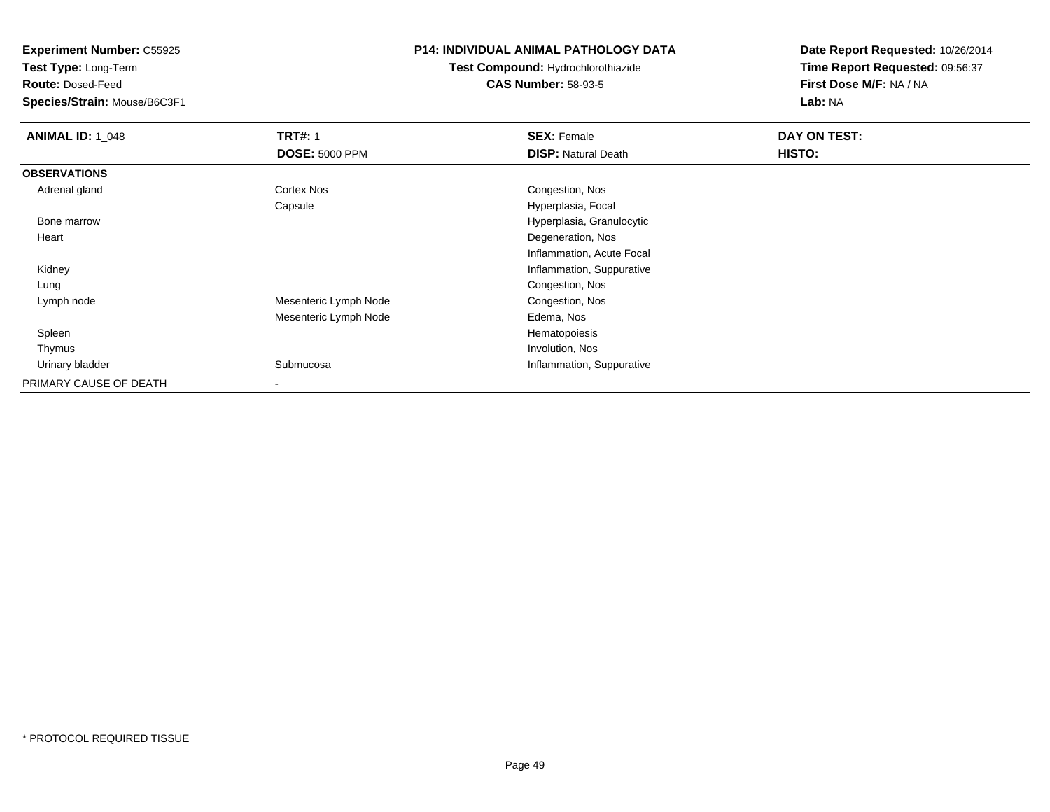**Experiment Number:** C55925
**Test Type:** Long-Term
**Route:** Dosed-Feed
**Species/Strain:** Mouse/B6C3F1

**P14: INDIVIDUAL ANIMAL PATHOLOGY DATA**
**Test Compound:** Hydrochlorothiazide
**CAS Number:** 58-93-5

**Date Report Requested:** 10/26/2014
**Time Report Requested:** 09:56:37
**First Dose M/F:** NA / NA
**Lab:** NA

| **ANIMAL ID:** 1_048 | **TRT#:** 1 | **SEX:** Female | **DAY ON TEST:** |
|---|---|---|---|
| | **DOSE:** 5000 PPM | **DISP:** Natural Death | **HISTO:** |
| **OBSERVATIONS** | | | |
| Adrenal gland | Cortex Nos | Congestion, Nos | |
| | Capsule | Hyperplasia, Focal | |
| Bone marrow | | Hyperplasia, Granulocytic | |
| Heart | | Degeneration, Nos | |
| | | Inflammation, Acute Focal | |
| Kidney | | Inflammation, Suppurative | |
| Lung | | Congestion, Nos | |
| Lymph node | Mesenteric Lymph Node | Congestion, Nos | |
| | Mesenteric Lymph Node | Edema, Nos | |
| Spleen | | Hematopoiesis | |
| Thymus | | Involution, Nos | |
| Urinary bladder | Submucosa | Inflammation, Suppurative | |
| PRIMARY CAUSE OF DEATH | - | | |

\* PROTOCOL REQUIRED TISSUE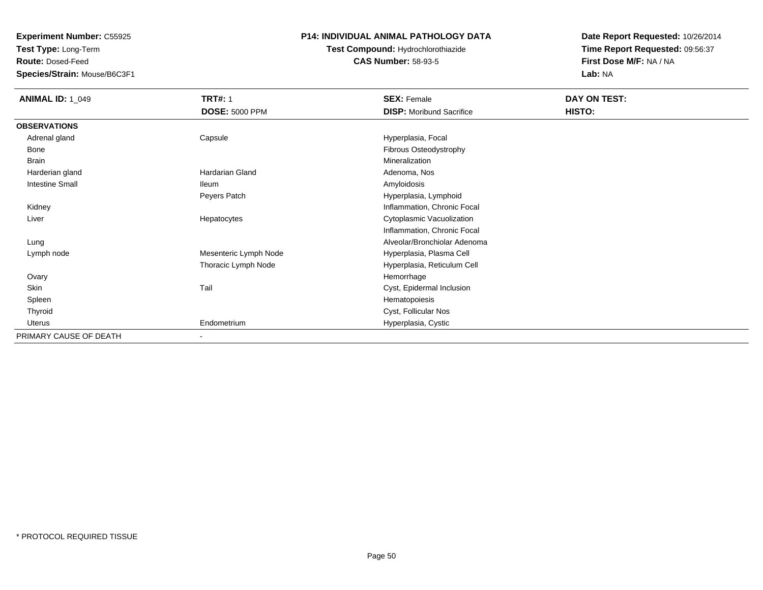**Experiment Number:** C55925
**Test Type:** Long-Term
**Route:** Dosed-Feed
**Species/Strain:** Mouse/B6C3F1

**P14: INDIVIDUAL ANIMAL PATHOLOGY DATA**
**Test Compound:** Hydrochlorothiazide
**CAS Number:** 58-93-5

**Date Report Requested:** 10/26/2014
**Time Report Requested:** 09:56:37
**First Dose M/F:** NA / NA
**Lab:** NA

| **ANIMAL ID:** 1_049 | **TRT#:** 1<br>**DOSE:** 5000 PPM | **SEX:** Female<br>**DISP:** Moribund Sacrifice | **DAY ON TEST:**<br>**HISTO:** |
|---|---|---|---|
| **OBSERVATIONS** | | | |
| Adrenal gland | Capsule | Hyperplasia, Focal | |
| Bone | | Fibrous Osteodystrophy | |
| Brain | | Mineralization | |
| Harderian gland | Hardarian Gland | Adenoma, Nos | |
| Intestine Small | Ileum | Amyloidosis | |
| | Peyers Patch | Hyperplasia, Lymphoid | |
| Kidney | | Inflammation, Chronic Focal | |
| Liver | Hepatocytes | Cytoplasmic Vacuolization | |
| | | Inflammation, Chronic Focal | |
| Lung | | Alveolar/Bronchiolar Adenoma | |
| Lymph node | Mesenteric Lymph Node | Hyperplasia, Plasma Cell | |
| | Thoracic Lymph Node | Hyperplasia, Reticulum Cell | |
| Ovary | | Hemorrhage | |
| Skin | Tail | Cyst, Epidermal Inclusion | |
| Spleen | | Hematopoiesis | |
| Thyroid | | Cyst, Follicular Nos | |
| Uterus | Endometrium | Hyperplasia, Cystic | |
| PRIMARY CAUSE OF DEATH | - | | |

* PROTOCOL REQUIRED TISSUE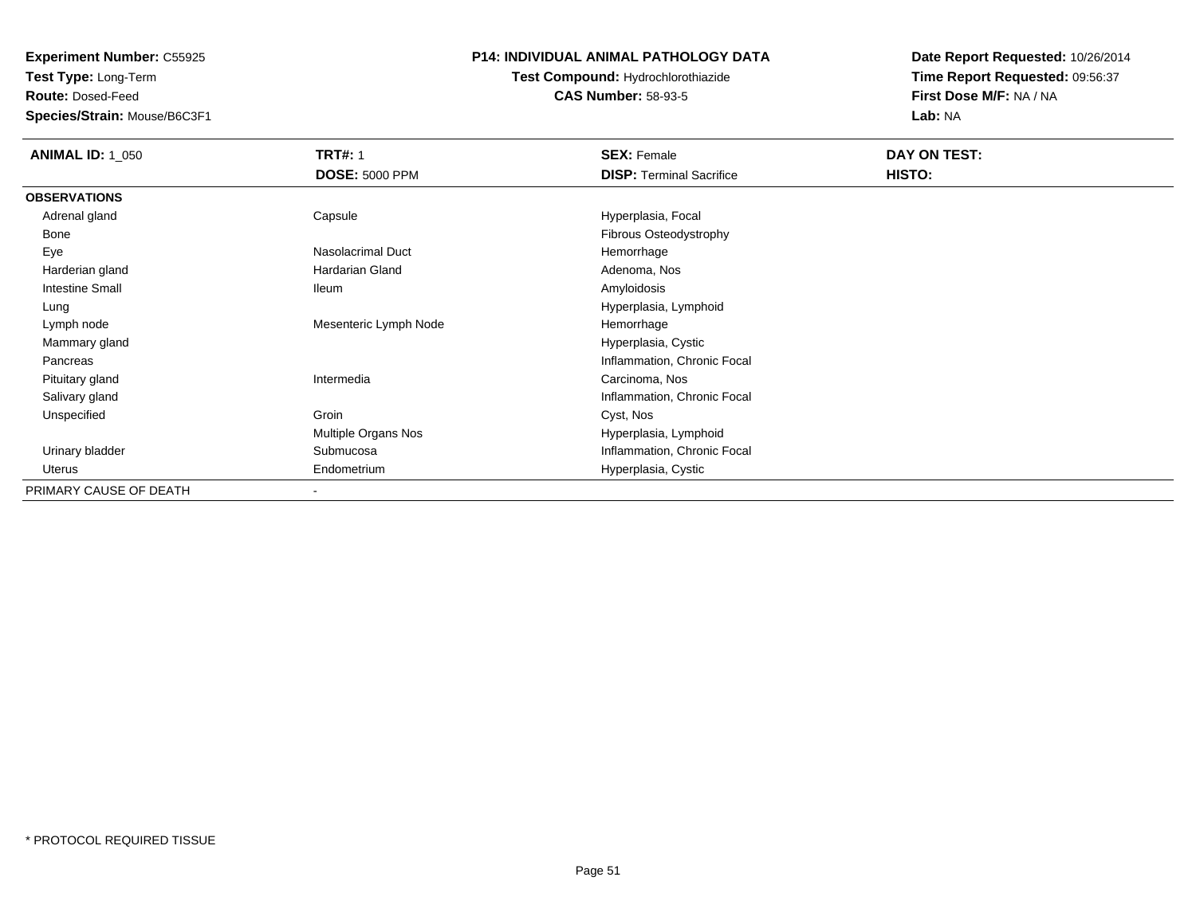**Experiment Number:** C55925
**Test Type:** Long-Term
**Route:** Dosed-Feed
**Species/Strain:** Mouse/B6C3F1

**P14: INDIVIDUAL ANIMAL PATHOLOGY DATA**
**Test Compound:** Hydrochlorothiazide
**CAS Number:** 58-93-5

**Date Report Requested:** 10/26/2014
**Time Report Requested:** 09:56:37
**First Dose M/F:** NA / NA
**Lab:** NA

| **ANIMAL ID:** 1_050 | **TRT#:** 1 | **SEX:** Female | **DAY ON TEST:** |
|---|---|---|---|
| | **DOSE:** 5000 PPM | **DISP:** Terminal Sacrifice | **HISTO:** |
| **OBSERVATIONS** | | | |
| Adrenal gland | Capsule | Hyperplasia, Focal | |
| Bone | | Fibrous Osteodystrophy | |
| Eye | Nasolacrimal Duct | Hemorrhage | |
| Harderian gland | Hardarian Gland | Adenoma, Nos | |
| Intestine Small | Ileum | Amyloidosis | |
| Lung | | Hyperplasia, Lymphoid | |
| Lymph node | Mesenteric Lymph Node | Hemorrhage | |
| Mammary gland | | Hyperplasia, Cystic | |
| Pancreas | | Inflammation, Chronic Focal | |
| Pituitary gland | Intermedia | Carcinoma, Nos | |
| Salivary gland | | Inflammation, Chronic Focal | |
| Unspecified | Groin | Cyst, Nos | |
| | Multiple Organs Nos | Hyperplasia, Lymphoid | |
| Urinary bladder | Submucosa | Inflammation, Chronic Focal | |
| Uterus | Endometrium | Hyperplasia, Cystic | |
| PRIMARY CAUSE OF DEATH | - | | |

* PROTOCOL REQUIRED TISSUE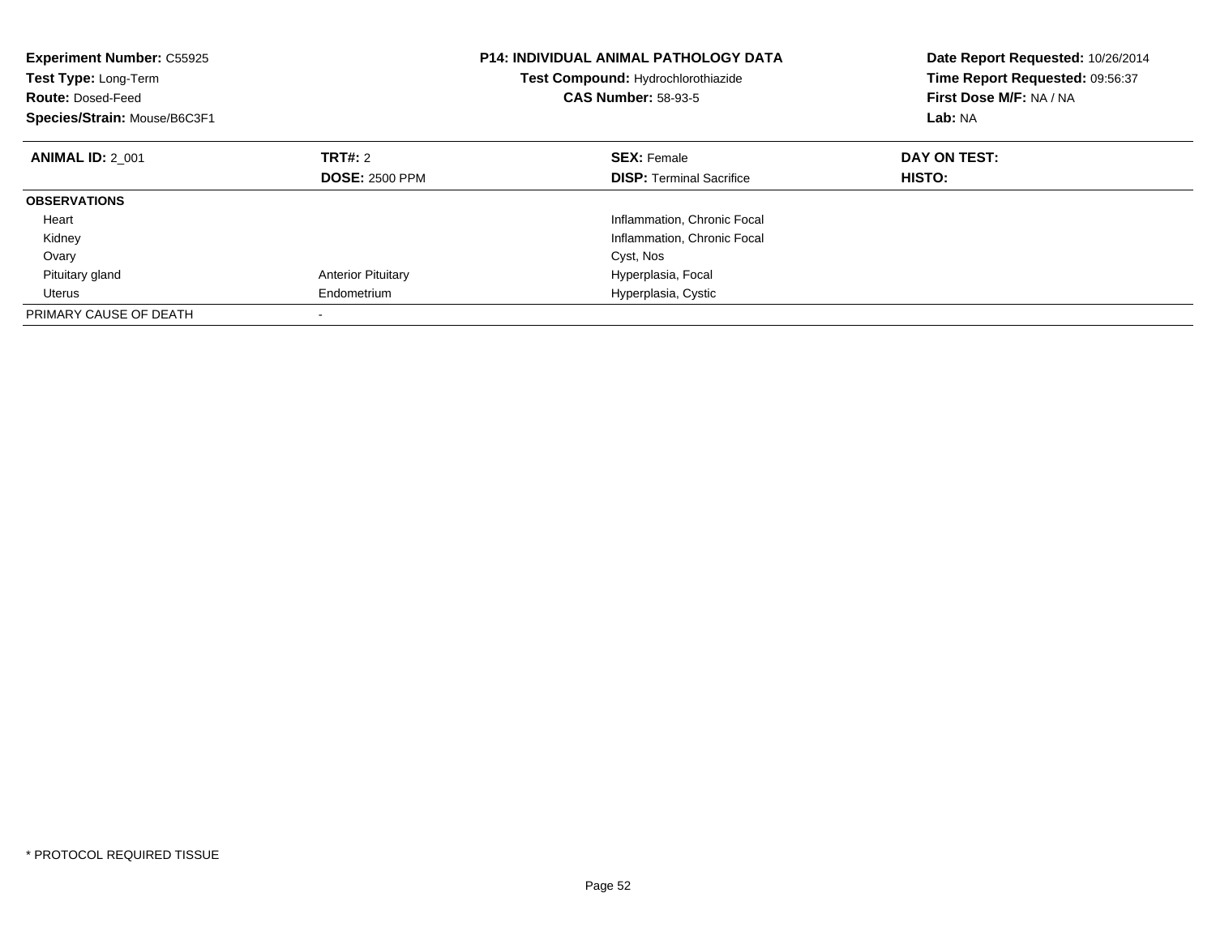**Experiment Number:** C55925
**Test Type:** Long-Term
**Route:** Dosed-Feed
**Species/Strain:** Mouse/B6C3F1

**P14: INDIVIDUAL ANIMAL PATHOLOGY DATA**
**Test Compound:** Hydrochlorothiazide
**CAS Number:** 58-93-5

**Date Report Requested:** 10/26/2014
**Time Report Requested:** 09:56:37
**First Dose M/F:** NA / NA
**Lab:** NA

| **ANIMAL ID:** 2_001 | **TRT#:** 2 | **SEX:** Female | **DAY ON TEST:** |
|---|---|---|---|
| | **DOSE:** 2500 PPM | **DISP:** Terminal Sacrifice | **HISTO:** |
| **OBSERVATIONS** | | | |
| Heart | | Inflammation, Chronic Focal | |
| Kidney | | Inflammation, Chronic Focal | |
| Ovary | | Cyst, Nos | |
| Pituitary gland | Anterior Pituitary | Hyperplasia, Focal | |
| Uterus | Endometrium | Hyperplasia, Cystic | |
| PRIMARY CAUSE OF DEATH | - | | |

* PROTOCOL REQUIRED TISSUE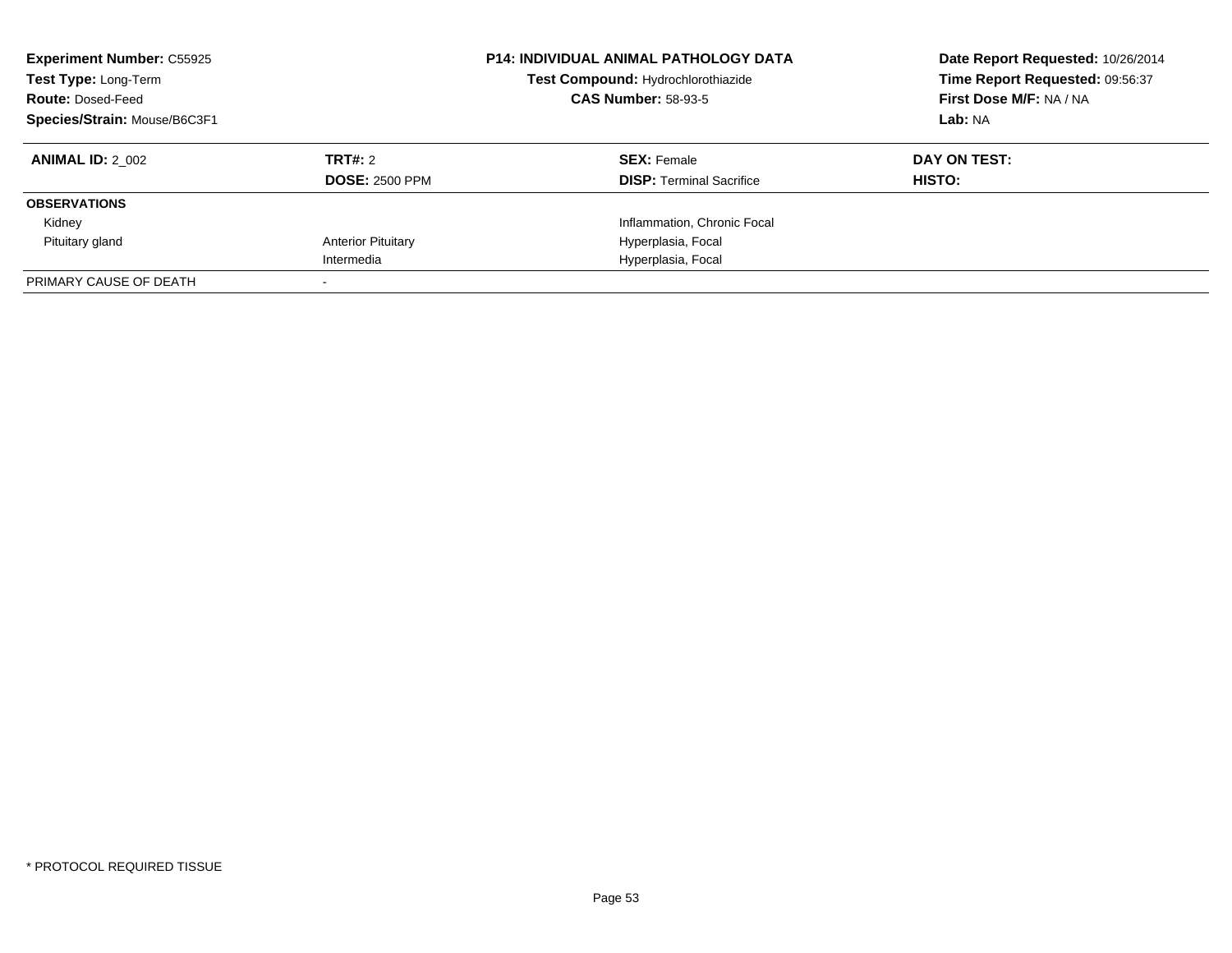**Experiment Number:** C55925
**Test Type:** Long-Term
**Route:** Dosed-Feed
**Species/Strain:** Mouse/B6C3F1

**P14: INDIVIDUAL ANIMAL PATHOLOGY DATA**
**Test Compound:** Hydrochlorothiazide
**CAS Number:** 58-93-5

**Date Report Requested:** 10/26/2014
**Time Report Requested:** 09:56:37
**First Dose M/F:** NA / NA
**Lab:** NA

| **ANIMAL ID:** 2_002 | **TRT#:** 2 | **SEX:** Female | **DAY ON TEST:** |
|---|---|---|---|
| | **DOSE:** 2500 PPM | **DISP:** Terminal Sacrifice | **HISTO:** |
| **OBSERVATIONS** | | | |
| Kidney | | Inflammation, Chronic Focal | |
| Pituitary gland | Anterior Pituitary | Hyperplasia, Focal | |
| | Intermedia | Hyperplasia, Focal | |
| PRIMARY CAUSE OF DEATH | - | | |

* PROTOCOL REQUIRED TISSUE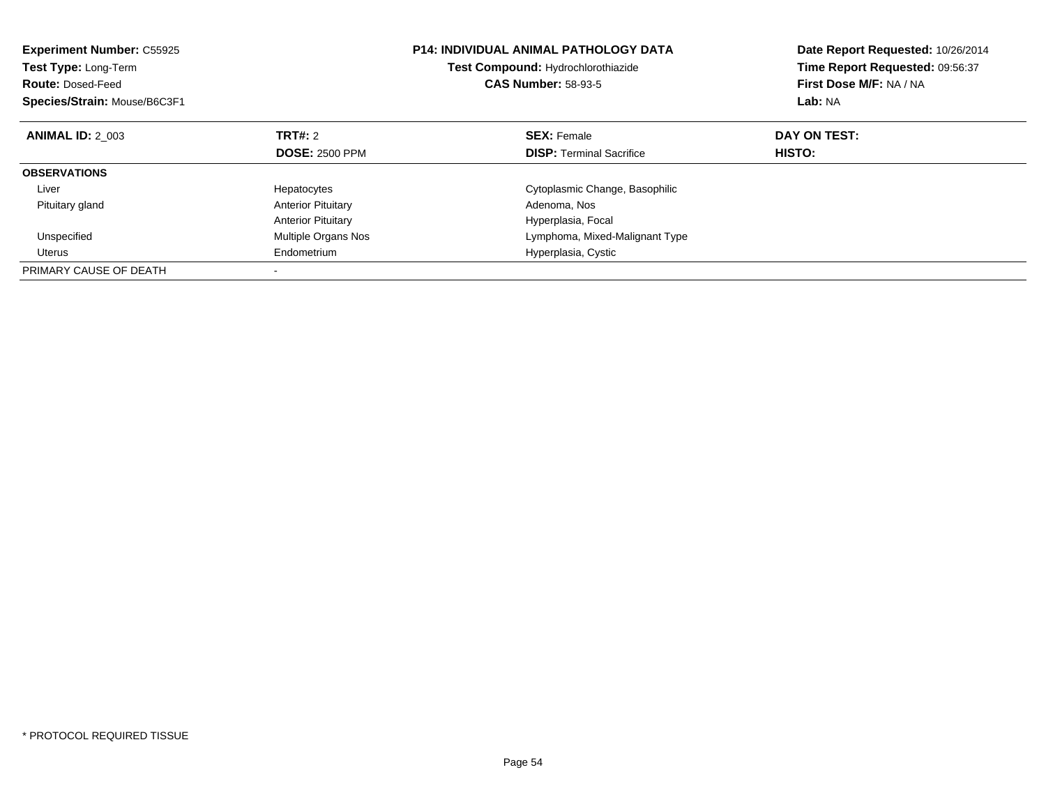**Experiment Number:** C55925
**Test Type:** Long-Term
**Route:** Dosed-Feed
**Species/Strain:** Mouse/B6C3F1

**P14: INDIVIDUAL ANIMAL PATHOLOGY DATA**
**Test Compound:** Hydrochlorothiazide
**CAS Number:** 58-93-5

**Date Report Requested:** 10/26/2014
**Time Report Requested:** 09:56:37
**First Dose M/F:** NA / NA
**Lab:** NA

| **ANIMAL ID:** 2_003 | **TRT#:** 2 | **SEX:** Female | **DAY ON TEST:** |
|---|---|---|---|
| | **DOSE:** 2500 PPM | **DISP:** Terminal Sacrifice | **HISTO:** |
| **OBSERVATIONS** | | | |
| Liver | Hepatocytes | Cytoplasmic Change, Basophilic | |
| Pituitary gland | Anterior Pituitary | Adenoma, Nos | |
| | Anterior Pituitary | Hyperplasia, Focal | |
| Unspecified | Multiple Organs Nos | Lymphoma, Mixed-Malignant Type | |
| Uterus | Endometrium | Hyperplasia, Cystic | |
| PRIMARY CAUSE OF DEATH | - | | |

* PROTOCOL REQUIRED TISSUE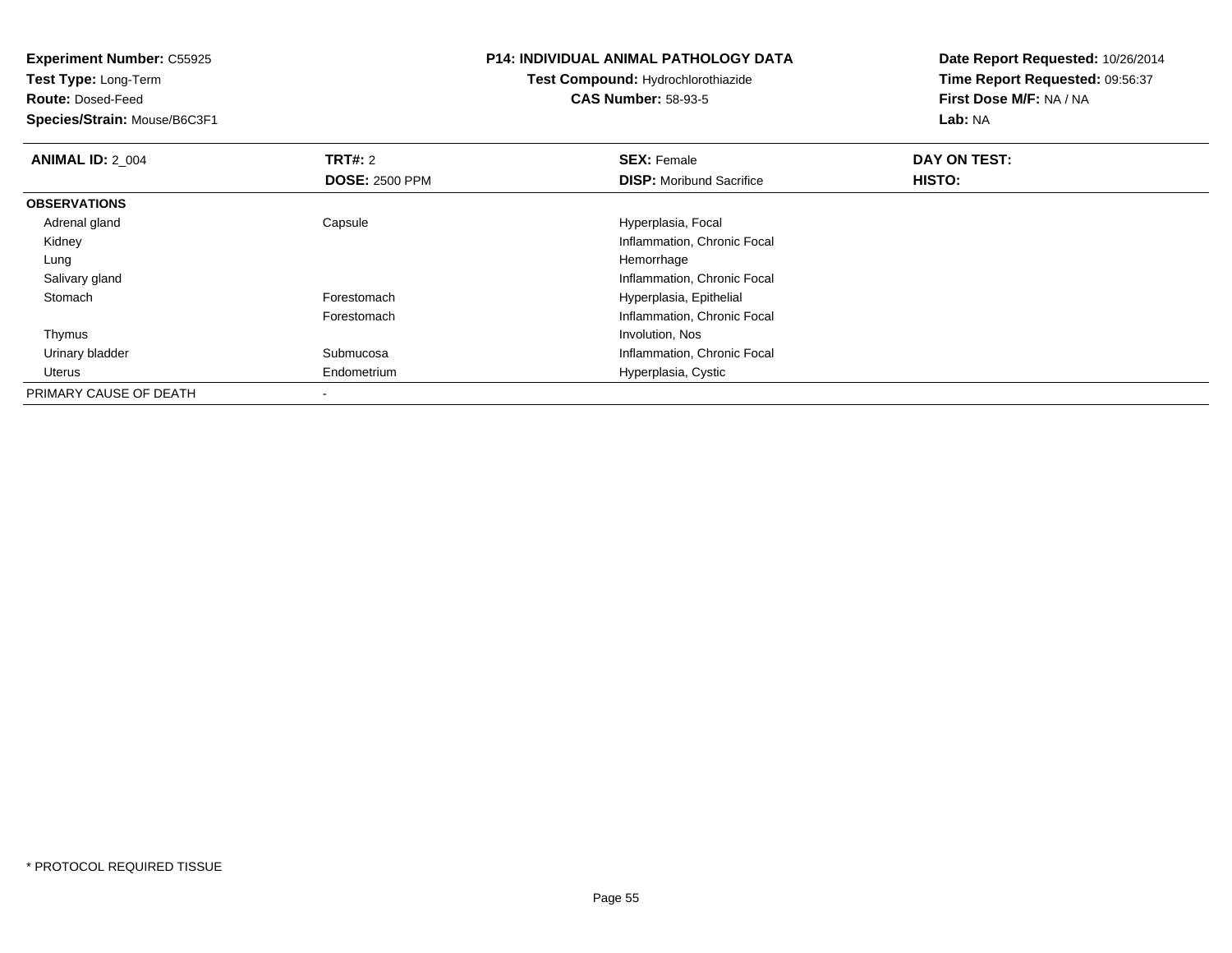**Experiment Number:** C55925
**Test Type:** Long-Term
**Route:** Dosed-Feed
**Species/Strain:** Mouse/B6C3F1

**P14: INDIVIDUAL ANIMAL PATHOLOGY DATA**
**Test Compound:** Hydrochlorothiazide
**CAS Number:** 58-93-5

**Date Report Requested:** 10/26/2014
**Time Report Requested:** 09:56:37
**First Dose M/F:** NA / NA
**Lab:** NA

| **ANIMAL ID:** 2_004 | **TRT#:** 2 | **SEX:** Female | **DAY ON TEST:** |
|---|---|---|---|
| | **DOSE:** 2500 PPM | **DISP:** Moribund Sacrifice | **HISTO:** |
| **OBSERVATIONS** | | | |
| Adrenal gland | Capsule | Hyperplasia, Focal | |
| Kidney | | Inflammation, Chronic Focal | |
| Lung | | Hemorrhage | |
| Salivary gland | | Inflammation, Chronic Focal | |
| Stomach | Forestomach | Hyperplasia, Epithelial | |
| | Forestomach | Inflammation, Chronic Focal | |
| Thymus | | Involution, Nos | |
| Urinary bladder | Submucosa | Inflammation, Chronic Focal | |
| Uterus | Endometrium | Hyperplasia, Cystic | |
| PRIMARY CAUSE OF DEATH | - | | |

* PROTOCOL REQUIRED TISSUE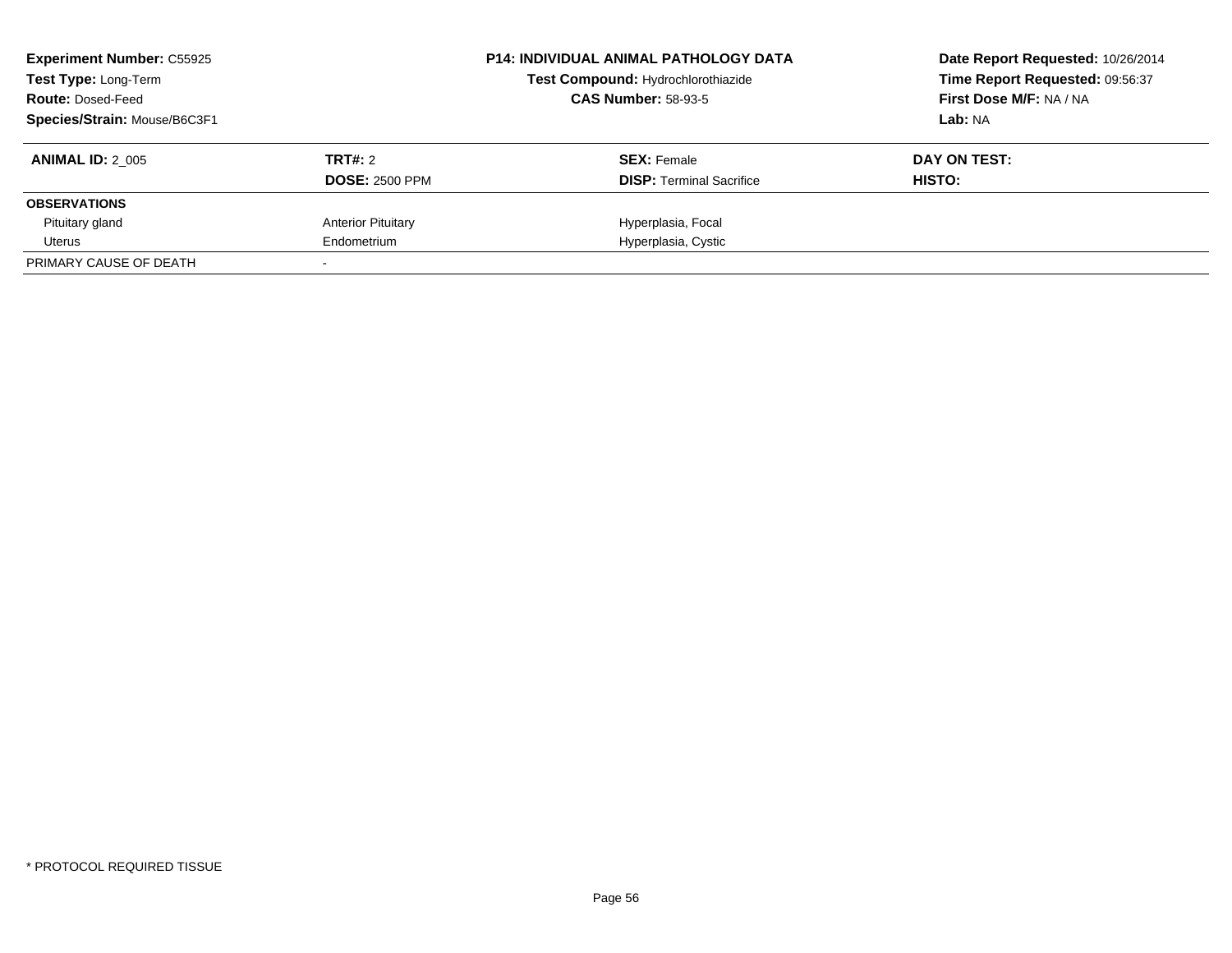**Experiment Number:** C55925
**Test Type:** Long-Term
**Route:** Dosed-Feed
**Species/Strain:** Mouse/B6C3F1

**P14: INDIVIDUAL ANIMAL PATHOLOGY DATA**
**Test Compound:** Hydrochlorothiazide
**CAS Number:** 58-93-5

**Date Report Requested:** 10/26/2014
**Time Report Requested:** 09:56:37
**First Dose M/F:** NA / NA
**Lab:** NA

| **ANIMAL ID:** 2_005 | **TRT#:** 2 | **SEX:** Female | **DAY ON TEST:** |
|---|---|---|---|
| | **DOSE:** 2500 PPM | **DISP:** Terminal Sacrifice | **HISTO:** |
| **OBSERVATIONS** | | | |
| Pituitary gland | Anterior Pituitary | Hyperplasia, Focal | |
| Uterus | Endometrium | Hyperplasia, Cystic | |
| PRIMARY CAUSE OF DEATH | - | | |

* PROTOCOL REQUIRED TISSUE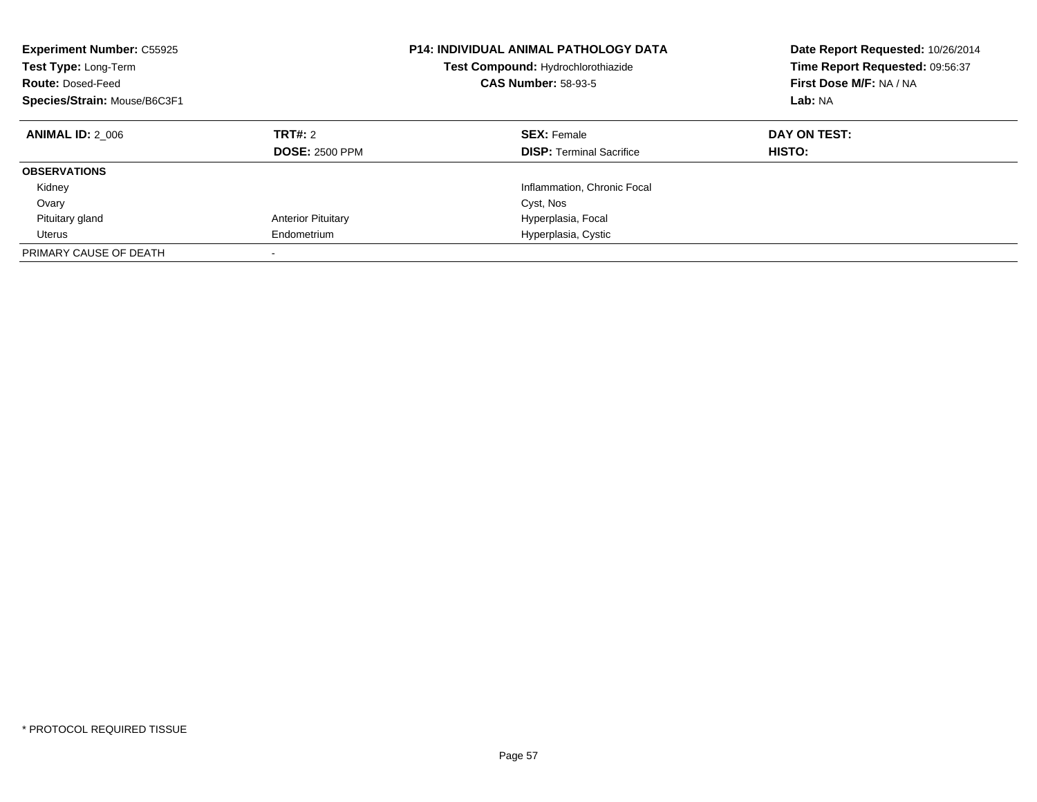**Experiment Number:** C55925
**Test Type:** Long-Term
**Route:** Dosed-Feed
**Species/Strain:** Mouse/B6C3F1

**P14: INDIVIDUAL ANIMAL PATHOLOGY DATA**
**Test Compound:** Hydrochlorothiazide
**CAS Number:** 58-93-5

**Date Report Requested:** 10/26/2014
**Time Report Requested:** 09:56:37
**First Dose M/F:** NA / NA
**Lab:** NA

| **ANIMAL ID:** 2_006 | **TRT#:** 2 | **SEX:** Female | **DAY ON TEST:** |
|---|---|---|---|
| | **DOSE:** 2500 PPM | **DISP:** Terminal Sacrifice | **HISTO:** |
| **OBSERVATIONS** | | | |
| Kidney | | Inflammation, Chronic Focal | |
| Ovary | | Cyst, Nos | |
| Pituitary gland | Anterior Pituitary | Hyperplasia, Focal | |
| Uterus | Endometrium | Hyperplasia, Cystic | |
| PRIMARY CAUSE OF DEATH | - | | |

* PROTOCOL REQUIRED TISSUE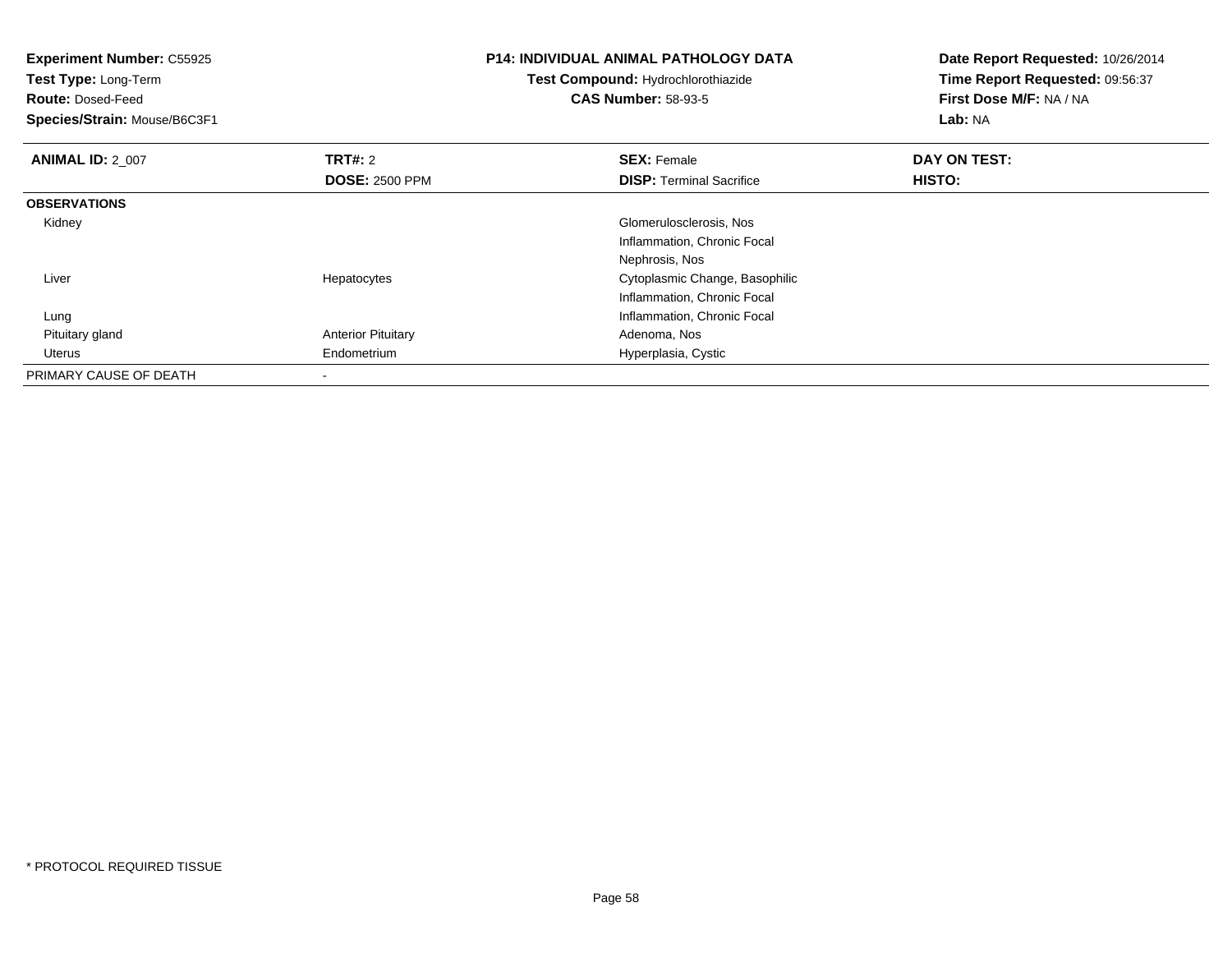**Experiment Number:** C55925
**Test Type:** Long-Term
**Route:** Dosed-Feed
**Species/Strain:** Mouse/B6C3F1

**P14: INDIVIDUAL ANIMAL PATHOLOGY DATA**
**Test Compound:** Hydrochlorothiazide
**CAS Number:** 58-93-5

**Date Report Requested:** 10/26/2014
**Time Report Requested:** 09:56:37
**First Dose M/F:** NA / NA
**Lab:** NA

| **ANIMAL ID:** 2_007 | **TRT#:** 2 | **SEX:** Female | **DAY ON TEST:** |
|---|---|---|---|
| | **DOSE:** 2500 PPM | **DISP:** Terminal Sacrifice | **HISTO:** |
| **OBSERVATIONS** | | | |
| Kidney | | Glomerulosclerosis, Nos | |
| | | Inflammation, Chronic Focal | |
| | | Nephrosis, Nos | |
| Liver | Hepatocytes | Cytoplasmic Change, Basophilic | |
| | | Inflammation, Chronic Focal | |
| Lung | | Inflammation, Chronic Focal | |
| Pituitary gland | Anterior Pituitary | Adenoma, Nos | |
| Uterus | Endometrium | Hyperplasia, Cystic | |
| PRIMARY CAUSE OF DEATH | - | | |

* PROTOCOL REQUIRED TISSUE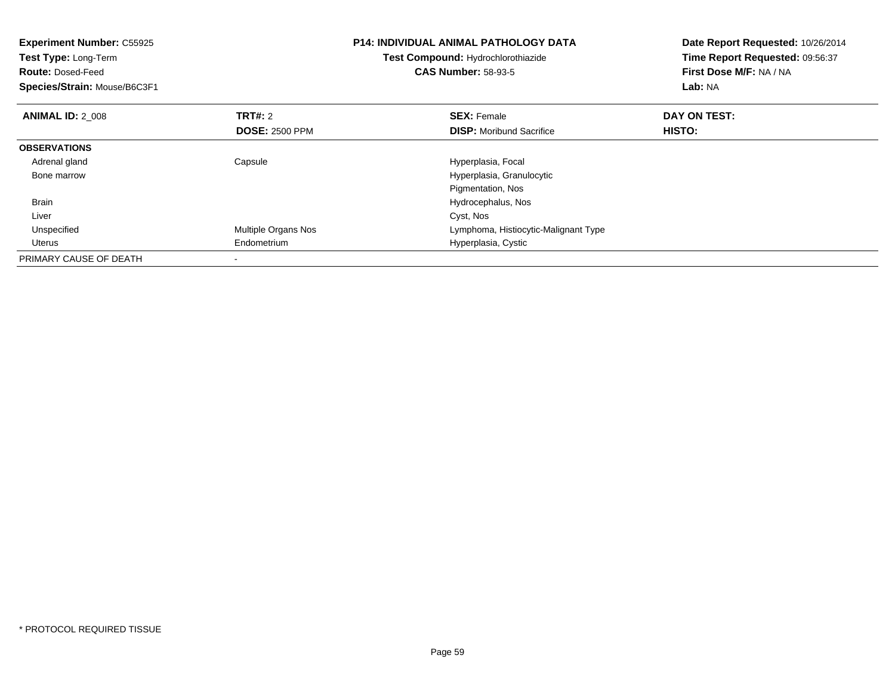**Experiment Number:** C55925
**Test Type:** Long-Term
**Route:** Dosed-Feed
**Species/Strain:** Mouse/B6C3F1

**P14: INDIVIDUAL ANIMAL PATHOLOGY DATA**
**Test Compound:** Hydrochlorothiazide
**CAS Number:** 58-93-5

**Date Report Requested:** 10/26/2014
**Time Report Requested:** 09:56:37
**First Dose M/F:** NA / NA
**Lab:** NA

| **ANIMAL ID:** 2_008 | **TRT#:** 2 | **SEX:** Female | **DAY ON TEST:** |
|---|---|---|---|
| | **DOSE:** 2500 PPM | **DISP:** Moribund Sacrifice | **HISTO:** |
| **OBSERVATIONS** | | | |
| Adrenal gland | Capsule | Hyperplasia, Focal | |
| Bone marrow | | Hyperplasia, Granulocytic | |
| | | Pigmentation, Nos | |
| Brain | | Hydrocephalus, Nos | |
| Liver | | Cyst, Nos | |
| Unspecified | Multiple Organs Nos | Lymphoma, Histiocytic-Malignant Type | |
| Uterus | Endometrium | Hyperplasia, Cystic | |
| PRIMARY CAUSE OF DEATH | - | | |

\* PROTOCOL REQUIRED TISSUE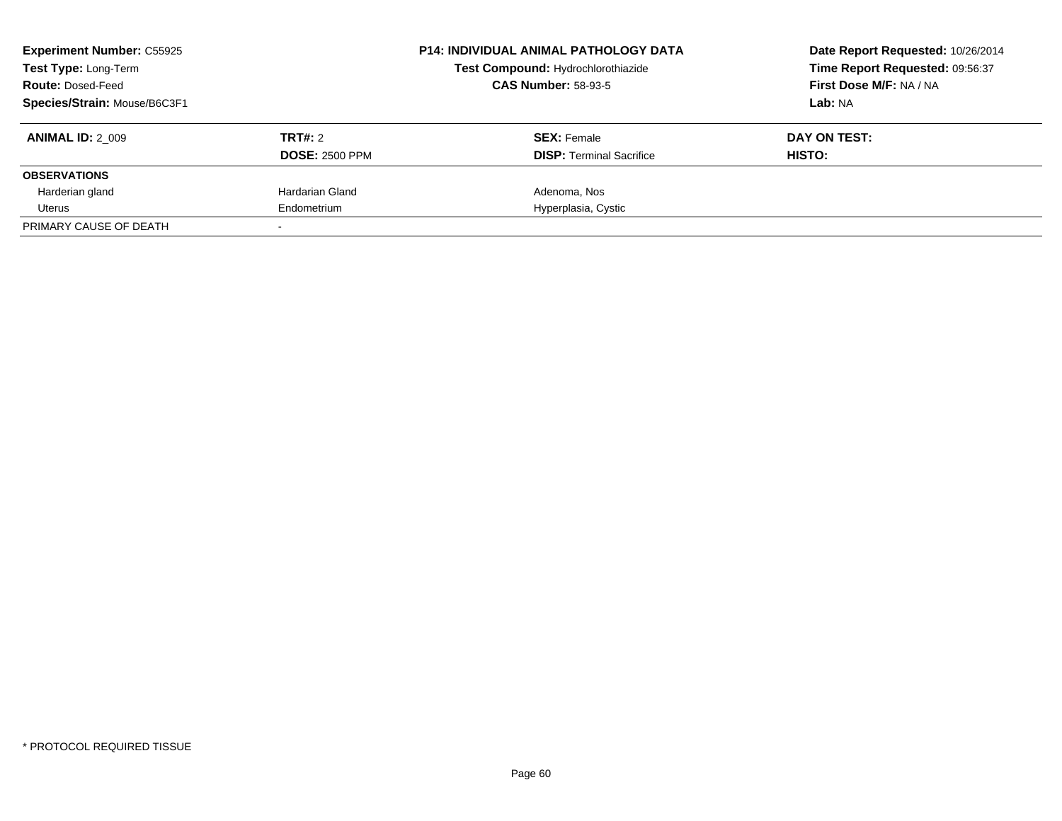**Experiment Number:** C55925
**Test Type:** Long-Term
**Route:** Dosed-Feed
**Species/Strain:** Mouse/B6C3F1

**P14: INDIVIDUAL ANIMAL PATHOLOGY DATA**
**Test Compound:** Hydrochlorothiazide
**CAS Number:** 58-93-5

**Date Report Requested:** 10/26/2014
**Time Report Requested:** 09:56:37
**First Dose M/F:** NA / NA
**Lab:** NA

| **ANIMAL ID:** 2_009 | **TRT#:** 2 | **SEX:** Female | **DAY ON TEST:** |
|---|---|---|---|
| | **DOSE:** 2500 PPM | **DISP:** Terminal Sacrifice | **HISTO:** |
| **OBSERVATIONS** | | | |
| Harderian gland | Hardarian Gland | Adenoma, Nos | |
| Uterus | Endometrium | Hyperplasia, Cystic | |
| PRIMARY CAUSE OF DEATH | - | | |

* PROTOCOL REQUIRED TISSUE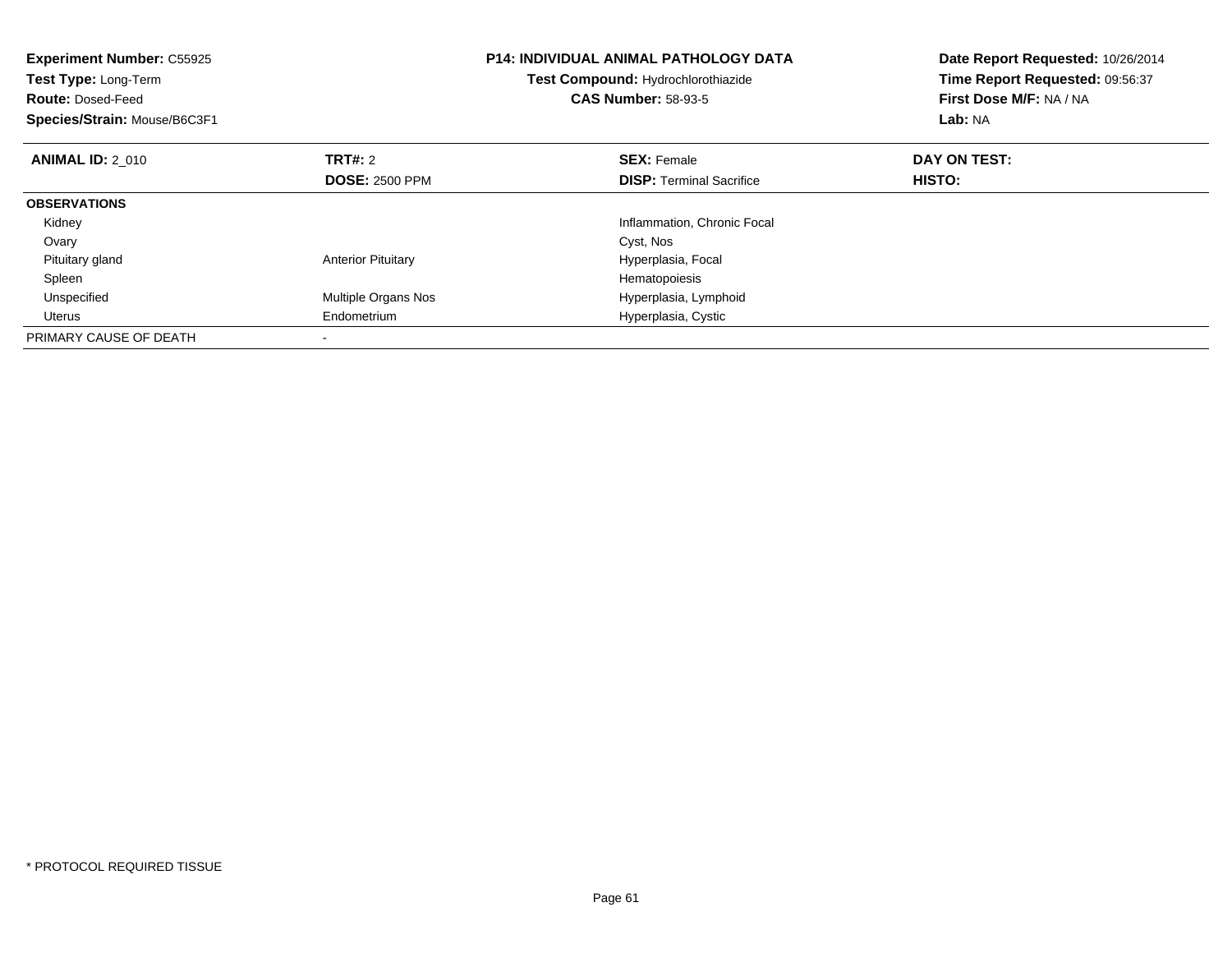**Experiment Number:** C55925
**Test Type:** Long-Term
**Route:** Dosed-Feed
**Species/Strain:** Mouse/B6C3F1

**P14: INDIVIDUAL ANIMAL PATHOLOGY DATA**
**Test Compound:** Hydrochlorothiazide
**CAS Number:** 58-93-5

**Date Report Requested:** 10/26/2014
**Time Report Requested:** 09:56:37
**First Dose M/F:** NA / NA
**Lab:** NA

| **ANIMAL ID:** 2_010 | **TRT#:** 2 | **SEX:** Female | **DAY ON TEST:** |
|---|---|---|---|
| | **DOSE:** 2500 PPM | **DISP:** Terminal Sacrifice | **HISTO:** |
| **OBSERVATIONS** | | | |
| Kidney | | Inflammation, Chronic Focal | |
| Ovary | | Cyst, Nos | |
| Pituitary gland | Anterior Pituitary | Hyperplasia, Focal | |
| Spleen | | Hematopoiesis | |
| Unspecified | Multiple Organs Nos | Hyperplasia, Lymphoid | |
| Uterus | Endometrium | Hyperplasia, Cystic | |
| PRIMARY CAUSE OF DEATH | - | | |

* PROTOCOL REQUIRED TISSUE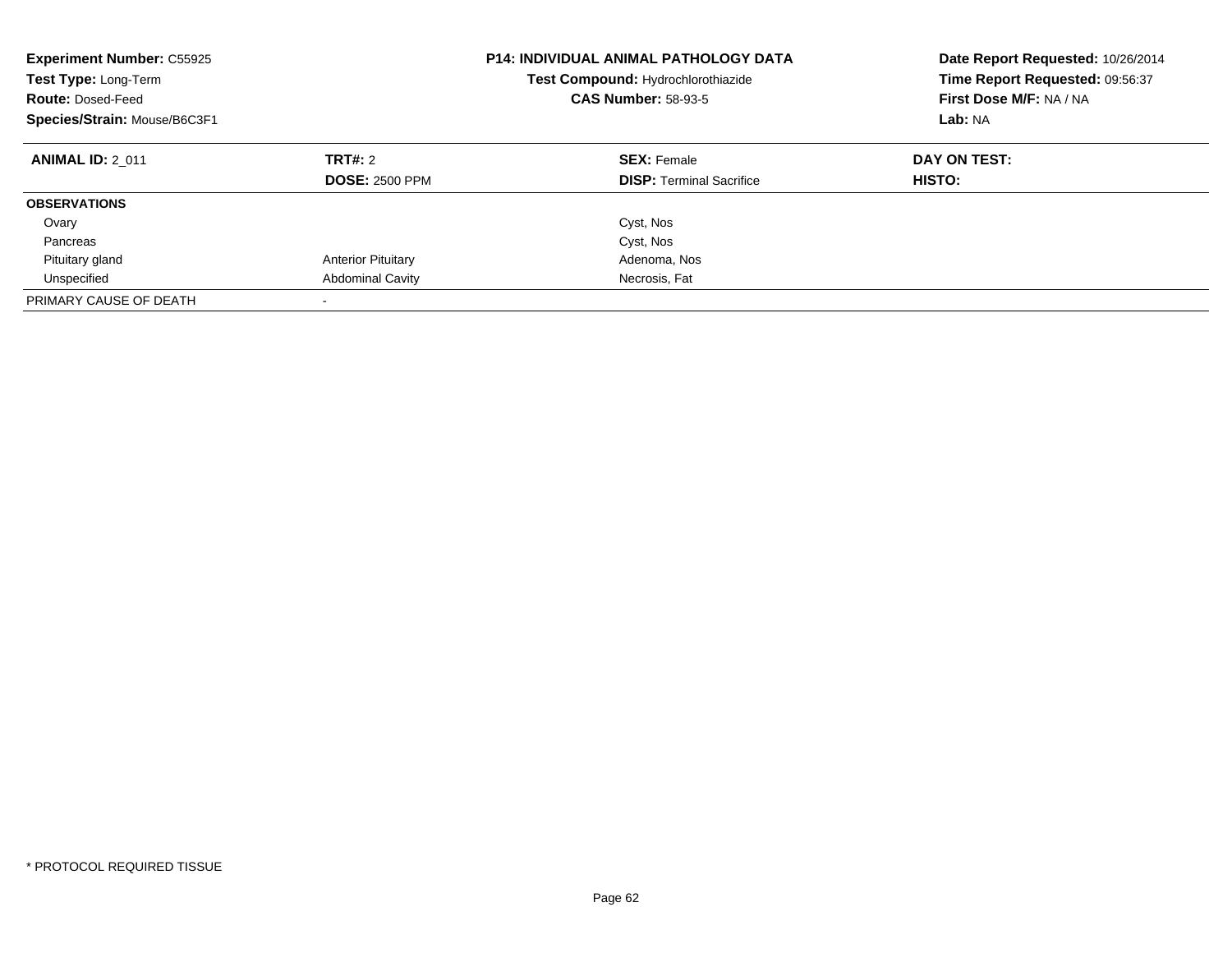**Experiment Number:** C55925
**Test Type:** Long-Term
**Route:** Dosed-Feed
**Species/Strain:** Mouse/B6C3F1

**P14: INDIVIDUAL ANIMAL PATHOLOGY DATA**
**Test Compound:** Hydrochlorothiazide
**CAS Number:** 58-93-5

**Date Report Requested:** 10/26/2014
**Time Report Requested:** 09:56:37
**First Dose M/F:** NA / NA
**Lab:** NA

| **ANIMAL ID:** 2_011 | **TRT#:** 2 | **SEX:** Female | **DAY ON TEST:** |
|---|---|---|---|
| | **DOSE:** 2500 PPM | **DISP:** Terminal Sacrifice | **HISTO:** |
| **OBSERVATIONS** | | | |
| Ovary | | Cyst, Nos | |
| Pancreas | | Cyst, Nos | |
| Pituitary gland | Anterior Pituitary | Adenoma, Nos | |
| Unspecified | Abdominal Cavity | Necrosis, Fat | |
| PRIMARY CAUSE OF DEATH | - | | |

* PROTOCOL REQUIRED TISSUE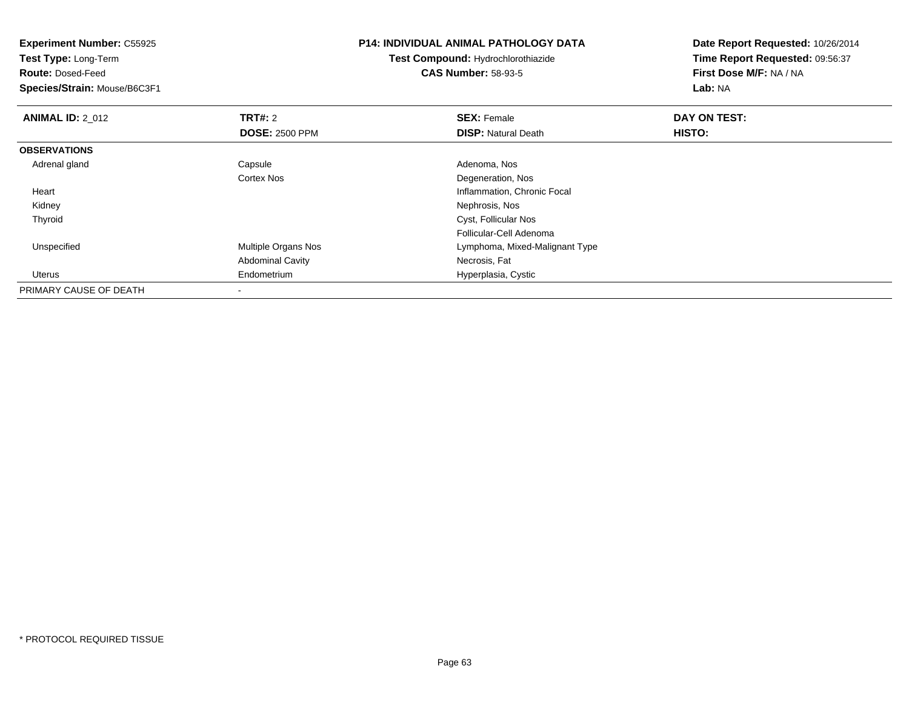**Experiment Number:** C55925
**Test Type:** Long-Term
**Route:** Dosed-Feed
**Species/Strain:** Mouse/B6C3F1

**P14: INDIVIDUAL ANIMAL PATHOLOGY DATA**
**Test Compound:** Hydrochlorothiazide
**CAS Number:** 58-93-5

**Date Report Requested:** 10/26/2014
**Time Report Requested:** 09:56:37
**First Dose M/F:** NA / NA
**Lab:** NA

| **ANIMAL ID:** 2_012 | **TRT#:** 2 | **SEX:** Female | **DAY ON TEST:** |
|---|---|---|---|
| | **DOSE:** 2500 PPM | **DISP:** Natural Death | **HISTO:** |
| **OBSERVATIONS** | | | |
| Adrenal gland | Capsule | Adenoma, Nos | |
| | Cortex Nos | Degeneration, Nos | |
| Heart | | Inflammation, Chronic Focal | |
| Kidney | | Nephrosis, Nos | |
| Thyroid | | Cyst, Follicular Nos | |
| | | Follicular-Cell Adenoma | |
| Unspecified | Multiple Organs Nos | Lymphoma, Mixed-Malignant Type | |
| | Abdominal Cavity | Necrosis, Fat | |
| Uterus | Endometrium | Hyperplasia, Cystic | |
| PRIMARY CAUSE OF DEATH | - | | |

* PROTOCOL REQUIRED TISSUE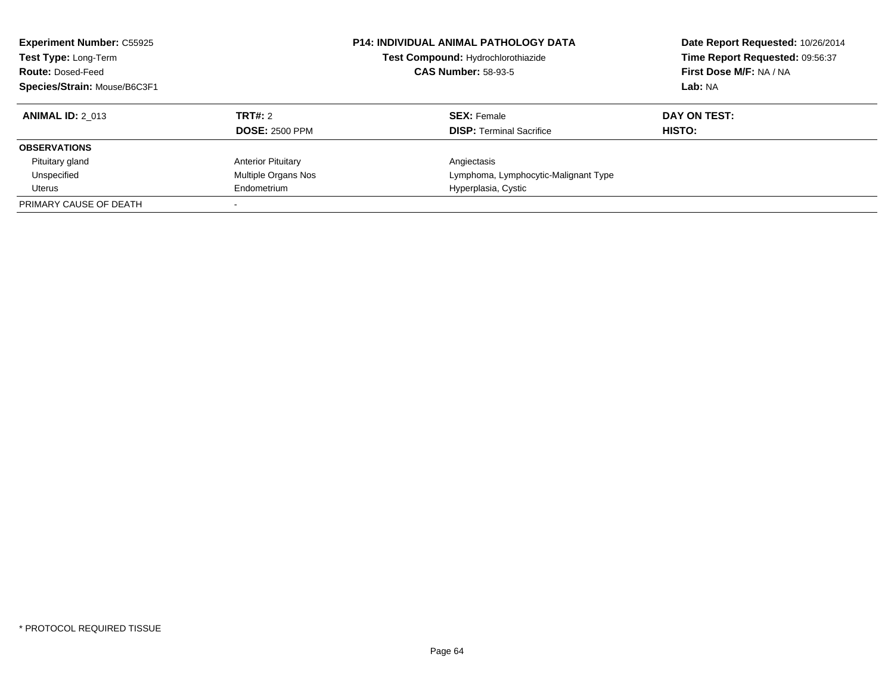**Experiment Number:** C55925
**Test Type:** Long-Term
**Route:** Dosed-Feed
**Species/Strain:** Mouse/B6C3F1

**P14: INDIVIDUAL ANIMAL PATHOLOGY DATA**
**Test Compound:** Hydrochlorothiazide
**CAS Number:** 58-93-5

**Date Report Requested:** 10/26/2014
**Time Report Requested:** 09:56:37
**First Dose M/F:** NA / NA
**Lab:** NA

| **ANIMAL ID:** 2_013 | **TRT#:** 2 | **SEX:** Female | **DAY ON TEST:** |
|---|---|---|---|
| | **DOSE:** 2500 PPM | **DISP:** Terminal Sacrifice | **HISTO:** |
| **OBSERVATIONS** | | | |
| Pituitary gland | Anterior Pituitary | Angiectasis | |
| Unspecified | Multiple Organs Nos | Lymphoma, Lymphocytic-Malignant Type | |
| Uterus | Endometrium | Hyperplasia, Cystic | |
| PRIMARY CAUSE OF DEATH | - | | |

* PROTOCOL REQUIRED TISSUE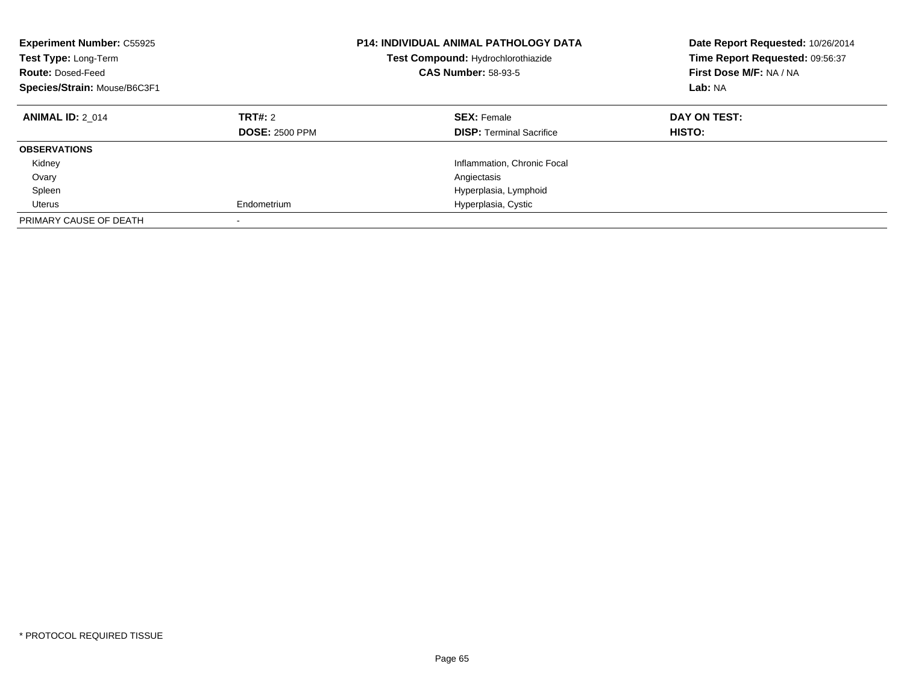**Experiment Number:** C55925
**Test Type:** Long-Term
**Route:** Dosed-Feed
**Species/Strain:** Mouse/B6C3F1

**P14: INDIVIDUAL ANIMAL PATHOLOGY DATA**
**Test Compound:** Hydrochlorothiazide
**CAS Number:** 58-93-5

**Date Report Requested:** 10/26/2014
**Time Report Requested:** 09:56:37
**First Dose M/F:** NA / NA
**Lab:** NA

| **ANIMAL ID:** 2_014 | **TRT#:** 2 | **SEX:** Female | **DAY ON TEST:** |
|---|---|---|---|
| | **DOSE:** 2500 PPM | **DISP:** Terminal Sacrifice | **HISTO:** |
| **OBSERVATIONS** | | | |
| Kidney | | Inflammation, Chronic Focal | |
| Ovary | | Angiectasis | |
| Spleen | | Hyperplasia, Lymphoid | |
| Uterus | Endometrium | Hyperplasia, Cystic | |
| PRIMARY CAUSE OF DEATH | - | | |

* PROTOCOL REQUIRED TISSUE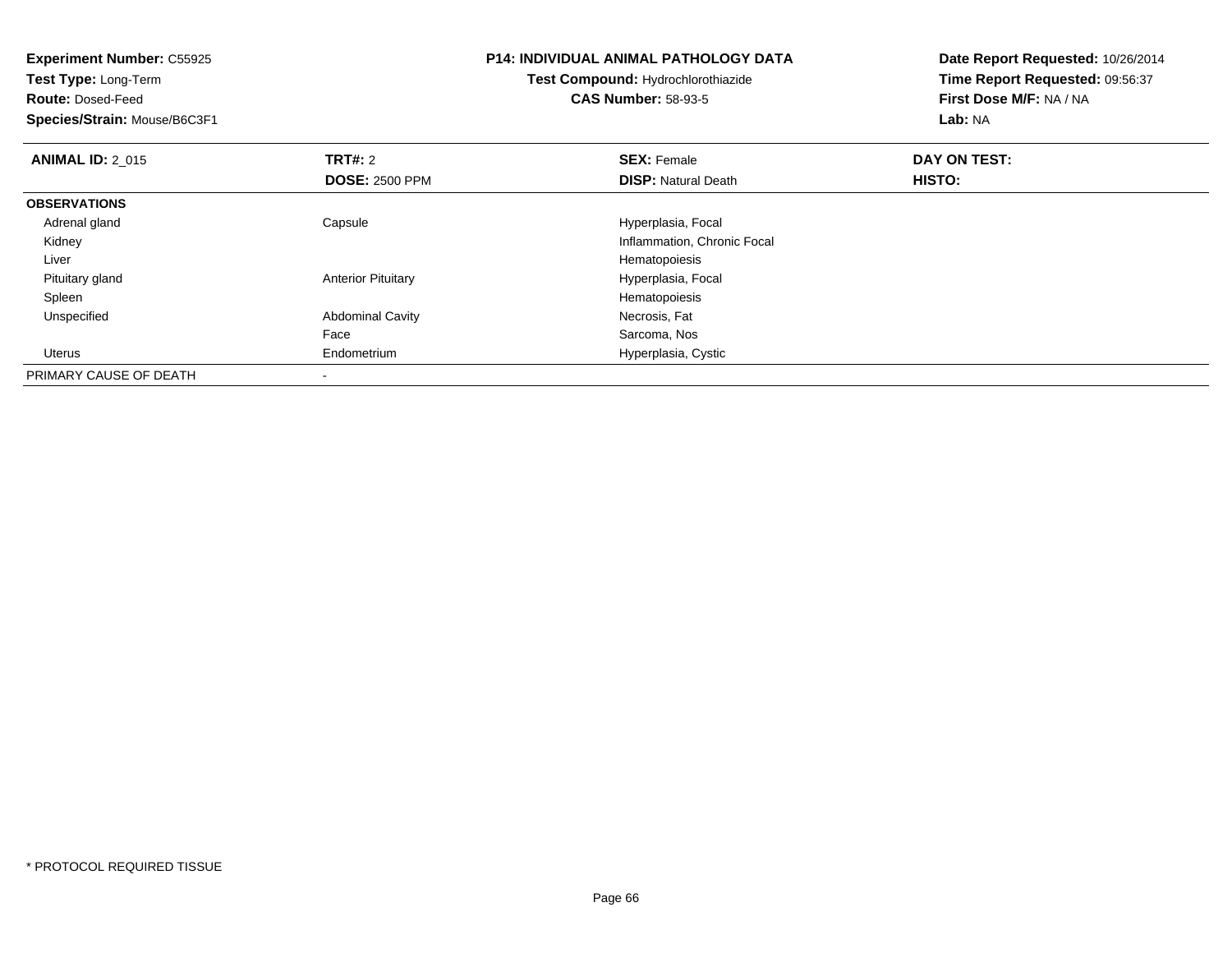**Experiment Number:** C55925
**Test Type:** Long-Term
**Route:** Dosed-Feed
**Species/Strain:** Mouse/B6C3F1

**P14: INDIVIDUAL ANIMAL PATHOLOGY DATA**
**Test Compound:** Hydrochlorothiazide
**CAS Number:** 58-93-5

**Date Report Requested:** 10/26/2014
**Time Report Requested:** 09:56:37
**First Dose M/F:** NA / NA
**Lab:** NA

| **ANIMAL ID:** 2_015 | **TRT#:** 2 | **SEX:** Female | **DAY ON TEST:** |
|---|---|---|---|
| | **DOSE:** 2500 PPM | **DISP:** Natural Death | **HISTO:** |
| **OBSERVATIONS** | | | |
| Adrenal gland | Capsule | Hyperplasia, Focal | |
| Kidney | | Inflammation, Chronic Focal | |
| Liver | | Hematopoiesis | |
| Pituitary gland | Anterior Pituitary | Hyperplasia, Focal | |
| Spleen | | Hematopoiesis | |
| Unspecified | Abdominal Cavity | Necrosis, Fat | |
| | Face | Sarcoma, Nos | |
| Uterus | Endometrium | Hyperplasia, Cystic | |
| PRIMARY CAUSE OF DEATH | - | | |

* PROTOCOL REQUIRED TISSUE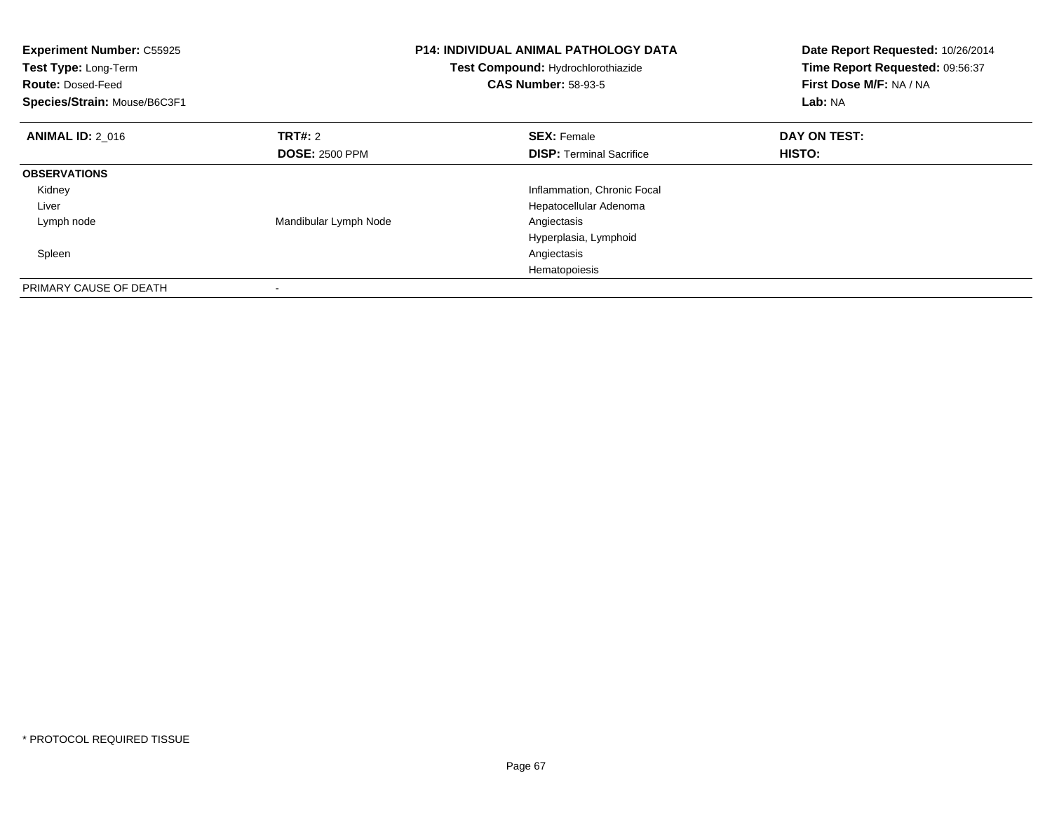**Experiment Number:** C55925
**Test Type:** Long-Term
**Route:** Dosed-Feed
**Species/Strain:** Mouse/B6C3F1

**P14: INDIVIDUAL ANIMAL PATHOLOGY DATA**
**Test Compound:** Hydrochlorothiazide
**CAS Number:** 58-93-5

**Date Report Requested:** 10/26/2014
**Time Report Requested:** 09:56:37
**First Dose M/F:** NA / NA
**Lab:** NA

| **ANIMAL ID:** 2_016 | **TRT#:** 2 | **SEX:** Female | **DAY ON TEST:** |
|---|---|---|---|
| | **DOSE:** 2500 PPM | **DISP:** Terminal Sacrifice | **HISTO:** |
| **OBSERVATIONS** | | | |
| Kidney | | Inflammation, Chronic Focal | |
| Liver | | Hepatocellular Adenoma | |
| Lymph node | Mandibular Lymph Node | Angiectasis | |
| | | Hyperplasia, Lymphoid | |
| Spleen | | Angiectasis | |
| | | Hematopoiesis | |
| PRIMARY CAUSE OF DEATH | - | | |

* PROTOCOL REQUIRED TISSUE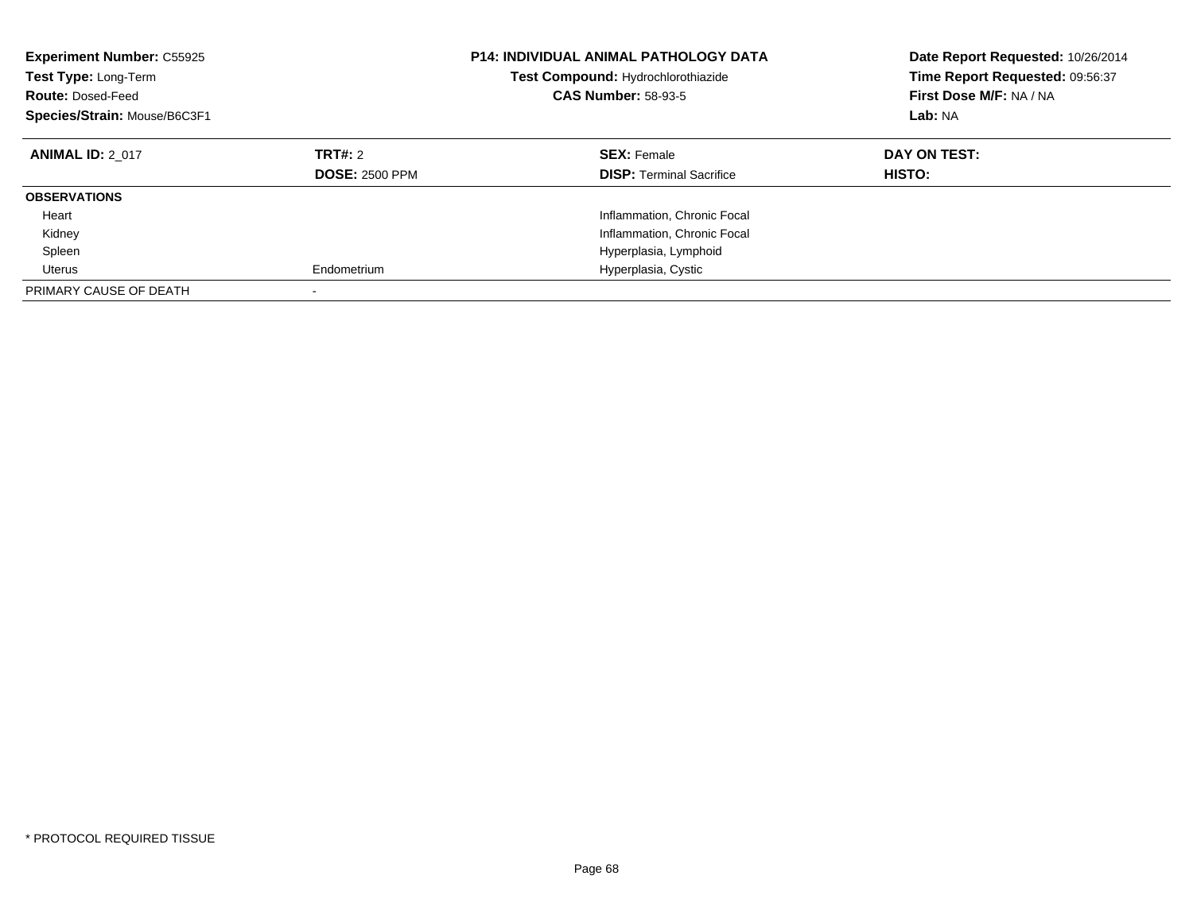**Experiment Number:** C55925
**Test Type:** Long-Term
**Route:** Dosed-Feed
**Species/Strain:** Mouse/B6C3F1

**P14: INDIVIDUAL ANIMAL PATHOLOGY DATA**
**Test Compound:** Hydrochlorothiazide
**CAS Number:** 58-93-5

**Date Report Requested:** 10/26/2014
**Time Report Requested:** 09:56:37
**First Dose M/F:** NA / NA
**Lab:** NA

| **ANIMAL ID:** 2_017 | **TRT#:** 2 | **SEX:** Female | **DAY ON TEST:** |
|---|---|---|---|
| | **DOSE:** 2500 PPM | **DISP:** Terminal Sacrifice | **HISTO:** |
| **OBSERVATIONS** | | | |
| Heart | | Inflammation, Chronic Focal | |
| Kidney | | Inflammation, Chronic Focal | |
| Spleen | | Hyperplasia, Lymphoid | |
| Uterus | Endometrium | Hyperplasia, Cystic | |
| PRIMARY CAUSE OF DEATH | - | | |

* PROTOCOL REQUIRED TISSUE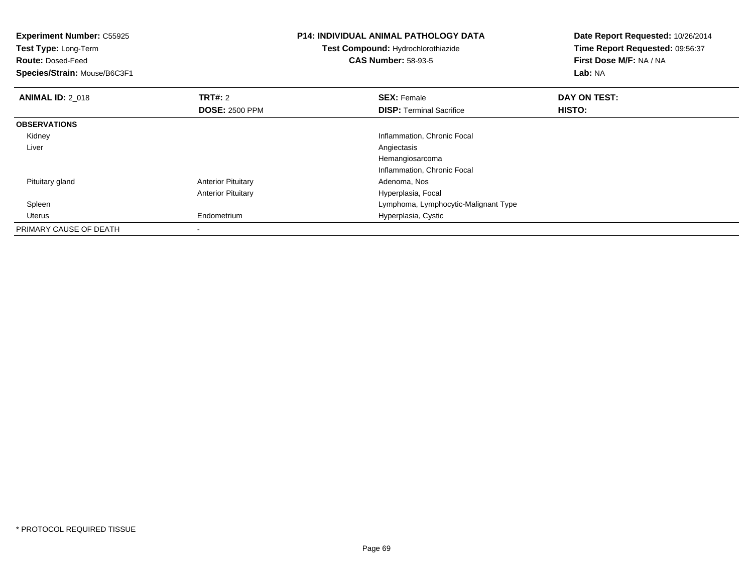**Experiment Number:** C55925
**Test Type:** Long-Term
**Route:** Dosed-Feed
**Species/Strain:** Mouse/B6C3F1

**P14: INDIVIDUAL ANIMAL PATHOLOGY DATA**
**Test Compound:** Hydrochlorothiazide
**CAS Number:** 58-93-5

**Date Report Requested:** 10/26/2014
**Time Report Requested:** 09:56:37
**First Dose M/F:** NA / NA
**Lab:** NA

| **ANIMAL ID:** 2_018 | **TRT#:** 2 | **SEX:** Female | **DAY ON TEST:** |
|---|---|---|---|
| | **DOSE:** 2500 PPM | **DISP:** Terminal Sacrifice | **HISTO:** |
| **OBSERVATIONS** | | | |
| Kidney | | Inflammation, Chronic Focal | |
| Liver | | Angiectasis | |
| | | Hemangiosarcoma | |
| | | Inflammation, Chronic Focal | |
| Pituitary gland | Anterior Pituitary | Adenoma, Nos | |
| | Anterior Pituitary | Hyperplasia, Focal | |
| Spleen | | Lymphoma, Lymphocytic-Malignant Type | |
| Uterus | Endometrium | Hyperplasia, Cystic | |
| PRIMARY CAUSE OF DEATH | - | | |

* PROTOCOL REQUIRED TISSUE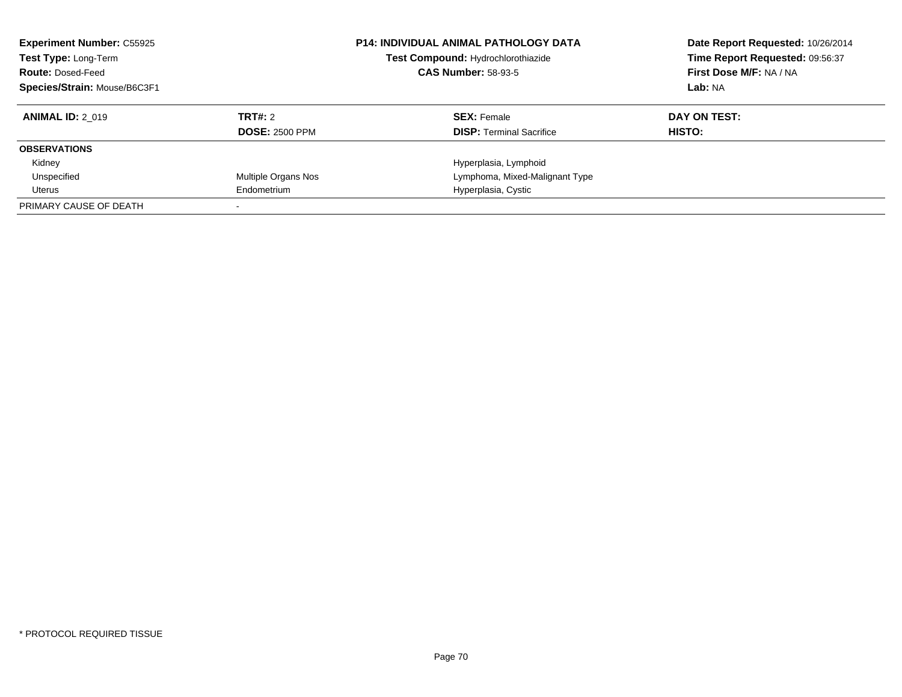**Experiment Number:** C55925
**Test Type:** Long-Term
**Route:** Dosed-Feed
**Species/Strain:** Mouse/B6C3F1

**P14: INDIVIDUAL ANIMAL PATHOLOGY DATA**
**Test Compound:** Hydrochlorothiazide
**CAS Number:** 58-93-5

**Date Report Requested:** 10/26/2014
**Time Report Requested:** 09:56:37
**First Dose M/F:** NA / NA
**Lab:** NA

| **ANIMAL ID:** 2_019 | **TRT#:** 2 | **SEX:** Female | **DAY ON TEST:** |
|---|---|---|---|
| | **DOSE:** 2500 PPM | **DISP:** Terminal Sacrifice | **HISTO:** |
| **OBSERVATIONS** | | | |
| Kidney | | Hyperplasia, Lymphoid | |
| Unspecified | Multiple Organs Nos | Lymphoma, Mixed-Malignant Type | |
| Uterus | Endometrium | Hyperplasia, Cystic | |
| PRIMARY CAUSE OF DEATH | - | | |

\* PROTOCOL REQUIRED TISSUE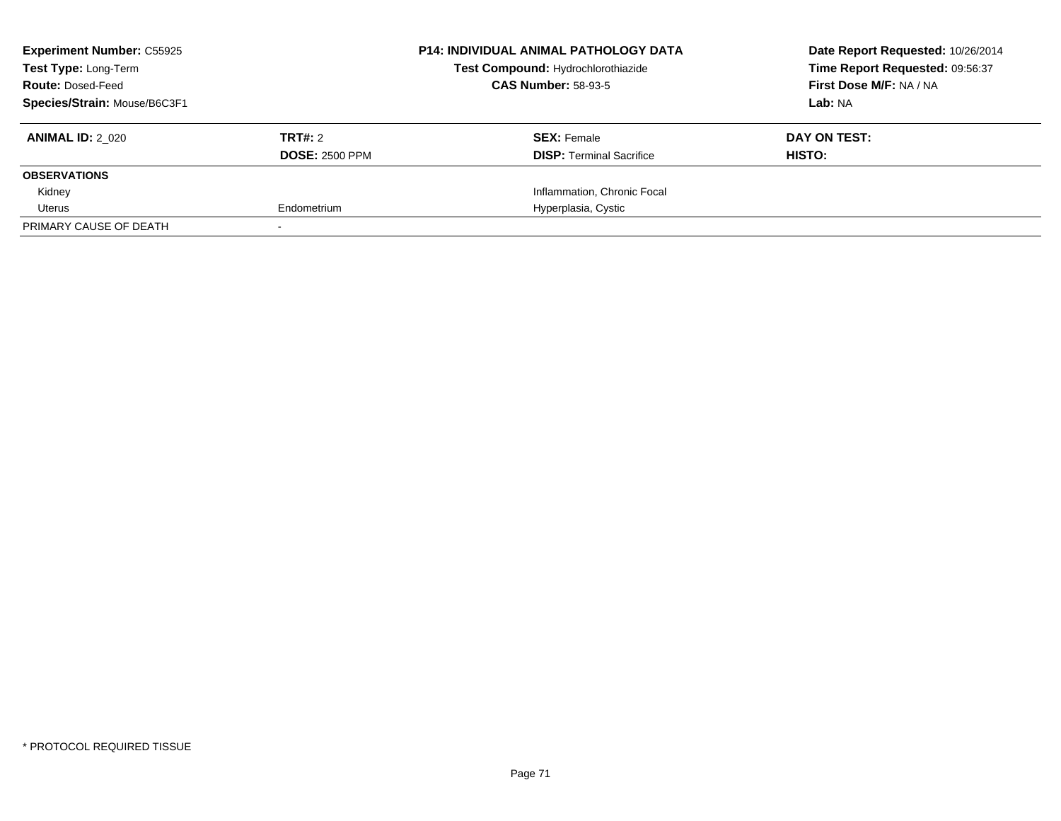**Experiment Number:** C55925
**Test Type:** Long-Term
**Route:** Dosed-Feed
**Species/Strain:** Mouse/B6C3F1

**P14: INDIVIDUAL ANIMAL PATHOLOGY DATA**
**Test Compound:** Hydrochlorothiazide
**CAS Number:** 58-93-5

**Date Report Requested:** 10/26/2014
**Time Report Requested:** 09:56:37
**First Dose M/F:** NA / NA
**Lab:** NA

| **ANIMAL ID:** 2_020 | **TRT#:** 2 | **SEX:** Female | **DAY ON TEST:** |
|---|---|---|---|
| | **DOSE:** 2500 PPM | **DISP:** Terminal Sacrifice | **HISTO:** |
| **OBSERVATIONS** | | | |
| Kidney | | Inflammation, Chronic Focal | |
| Uterus | Endometrium | Hyperplasia, Cystic | |
| PRIMARY CAUSE OF DEATH | - | | |

* PROTOCOL REQUIRED TISSUE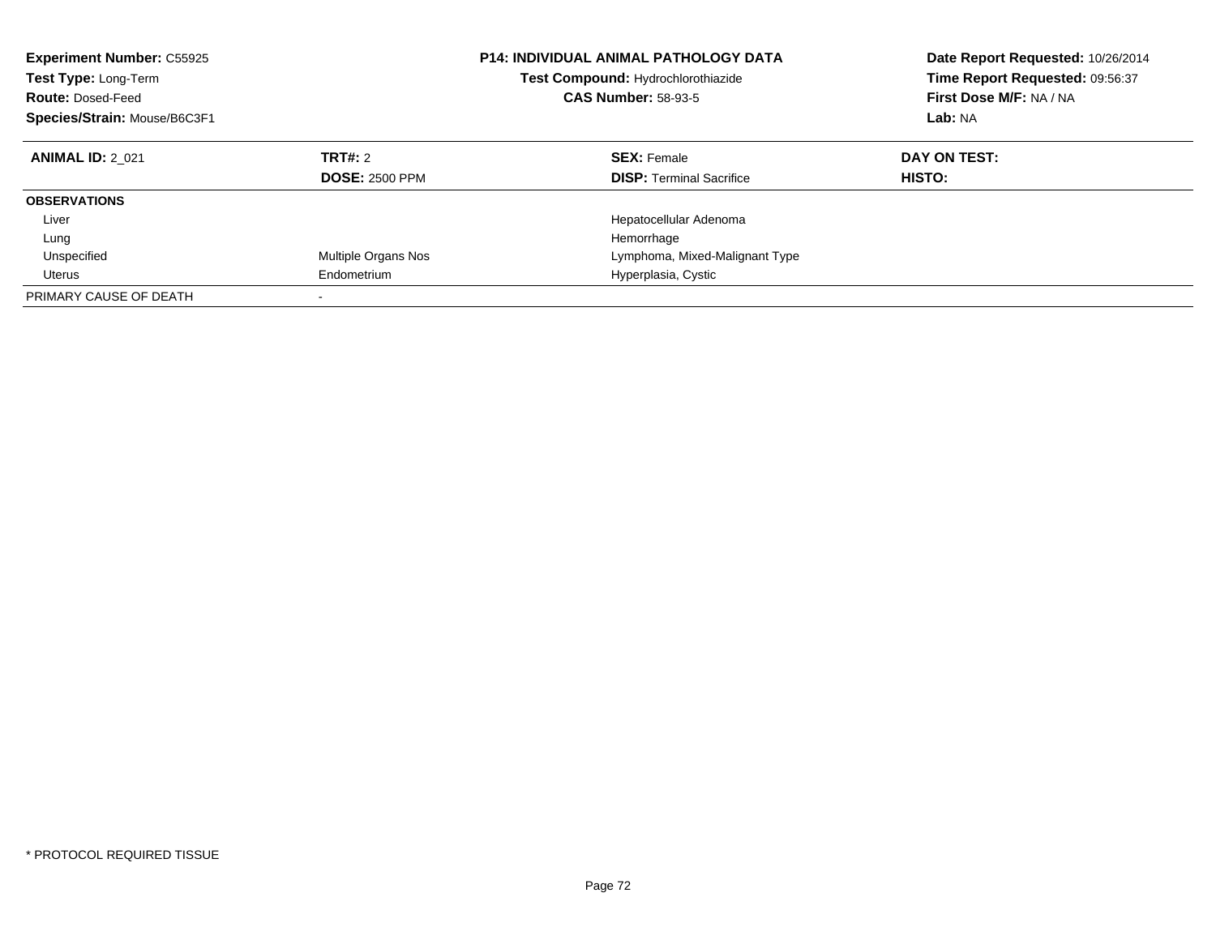**Experiment Number:** C55925
**Test Type:** Long-Term
**Route:** Dosed-Feed
**Species/Strain:** Mouse/B6C3F1

**P14: INDIVIDUAL ANIMAL PATHOLOGY DATA**
**Test Compound:** Hydrochlorothiazide
**CAS Number:** 58-93-5

**Date Report Requested:** 10/26/2014
**Time Report Requested:** 09:56:37
**First Dose M/F:** NA / NA
**Lab:** NA

| **ANIMAL ID:** 2_021 | **TRT#:** 2 | **SEX:** Female | **DAY ON TEST:** |
|---|---|---|---|
| | **DOSE:** 2500 PPM | **DISP:** Terminal Sacrifice | **HISTO:** |
| **OBSERVATIONS** | | | |
| Liver | | Hepatocellular Adenoma | |
| Lung | | Hemorrhage | |
| Unspecified | Multiple Organs Nos | Lymphoma, Mixed-Malignant Type | |
| Uterus | Endometrium | Hyperplasia, Cystic | |
| PRIMARY CAUSE OF DEATH | - | | |

* PROTOCOL REQUIRED TISSUE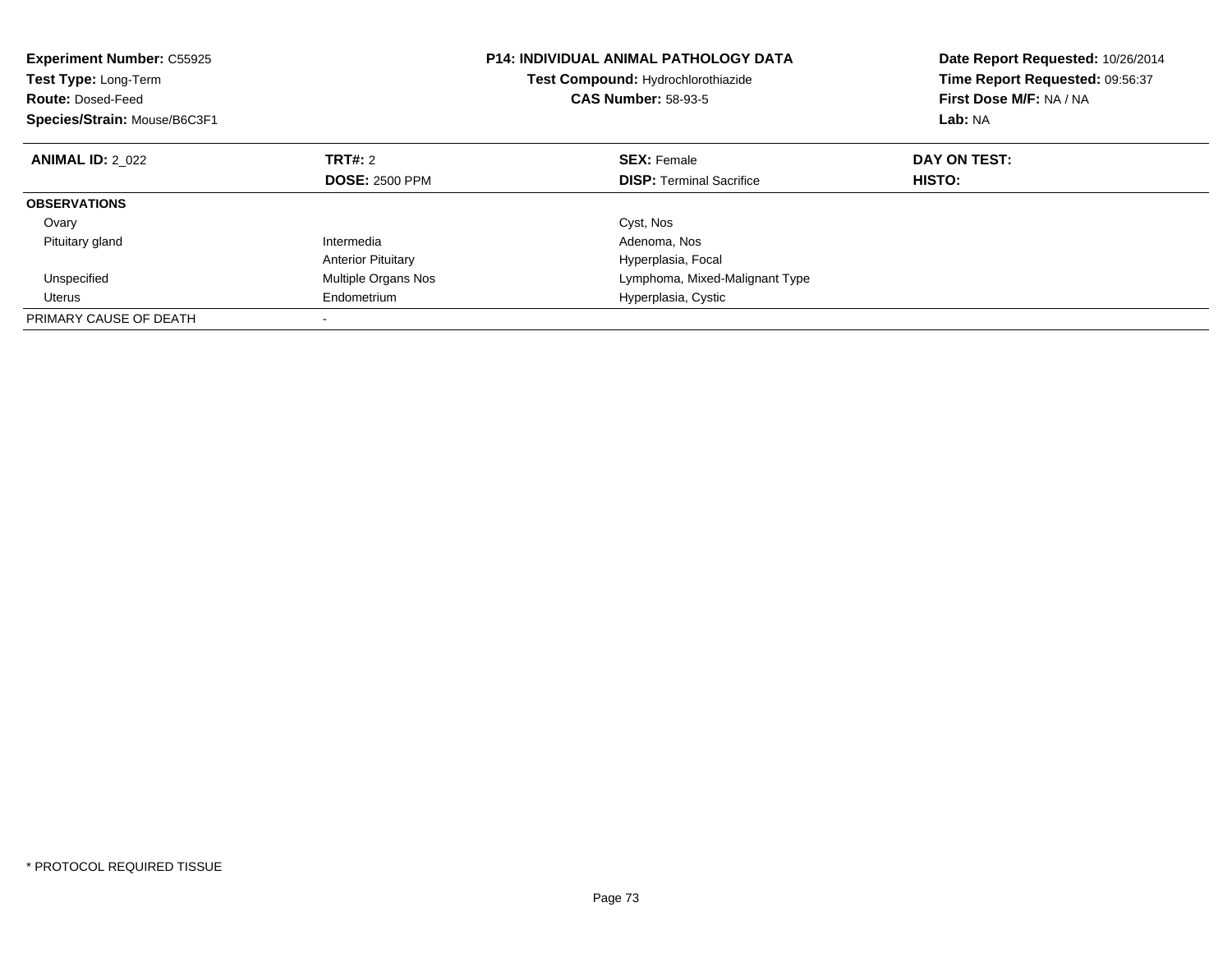**Experiment Number:** C55925
**Test Type:** Long-Term
**Route:** Dosed-Feed
**Species/Strain:** Mouse/B6C3F1

**P14: INDIVIDUAL ANIMAL PATHOLOGY DATA**
**Test Compound:** Hydrochlorothiazide
**CAS Number:** 58-93-5

**Date Report Requested:** 10/26/2014
**Time Report Requested:** 09:56:37
**First Dose M/F:** NA / NA
**Lab:** NA

| **ANIMAL ID:** 2_022 | **TRT#:** 2<br>**DOSE:** 2500 PPM | **SEX:** Female<br>**DISP:** Terminal Sacrifice | **DAY ON TEST:**<br>**HISTO:** |
|---|---|---|---|
| **OBSERVATIONS** | | | |
| Ovary | | Cyst, Nos | |
| Pituitary gland | Intermedia | Adenoma, Nos | |
| | Anterior Pituitary | Hyperplasia, Focal | |
| Unspecified | Multiple Organs Nos | Lymphoma, Mixed-Malignant Type | |
| Uterus | Endometrium | Hyperplasia, Cystic | |
| PRIMARY CAUSE OF DEATH | - | | |

* PROTOCOL REQUIRED TISSUE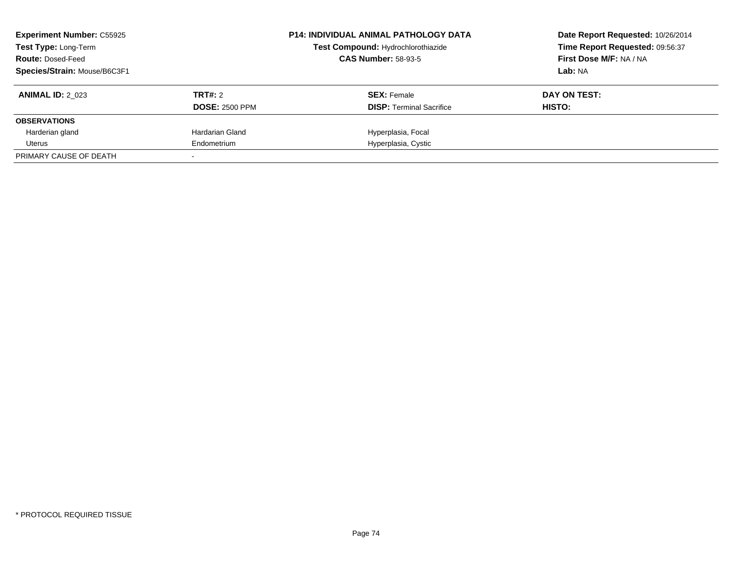**Experiment Number:** C55925
**Test Type:** Long-Term
**Route:** Dosed-Feed
**Species/Strain:** Mouse/B6C3F1

**P14: INDIVIDUAL ANIMAL PATHOLOGY DATA**
**Test Compound:** Hydrochlorothiazide
**CAS Number:** 58-93-5

**Date Report Requested:** 10/26/2014
**Time Report Requested:** 09:56:37
**First Dose M/F:** NA / NA
**Lab:** NA

| **ANIMAL ID:** 2_023 | **TRT#:** 2 | **SEX:** Female | **DAY ON TEST:** |
|---|---|---|---|
| | **DOSE:** 2500 PPM | **DISP:** Terminal Sacrifice | **HISTO:** |
| **OBSERVATIONS** | | | |
| Harderian gland | Hardarian Gland | Hyperplasia, Focal | |
| Uterus | Endometrium | Hyperplasia, Cystic | |
| PRIMARY CAUSE OF DEATH | - | | |

* PROTOCOL REQUIRED TISSUE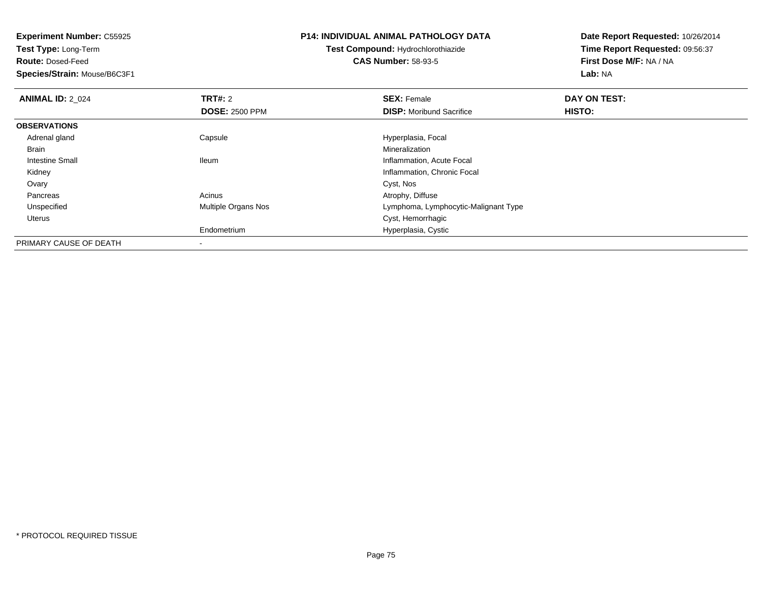**Experiment Number:** C55925
**Test Type:** Long-Term
**Route:** Dosed-Feed
**Species/Strain:** Mouse/B6C3F1

**P14: INDIVIDUAL ANIMAL PATHOLOGY DATA**
**Test Compound:** Hydrochlorothiazide
**CAS Number:** 58-93-5

**Date Report Requested:** 10/26/2014
**Time Report Requested:** 09:56:37
**First Dose M/F:** NA / NA
**Lab:** NA

| **ANIMAL ID:** 2_024 | **TRT#:** 2 | **SEX:** Female | **DAY ON TEST:** |
|---|---|---|---|
| | **DOSE:** 2500 PPM | **DISP:** Moribund Sacrifice | **HISTO:** |
| **OBSERVATIONS** | | | |
| Adrenal gland | Capsule | Hyperplasia, Focal | |
| Brain | | Mineralization | |
| Intestine Small | Ileum | Inflammation, Acute Focal | |
| Kidney | | Inflammation, Chronic Focal | |
| Ovary | | Cyst, Nos | |
| Pancreas | Acinus | Atrophy, Diffuse | |
| Unspecified | Multiple Organs Nos | Lymphoma, Lymphocytic-Malignant Type | |
| Uterus | | Cyst, Hemorrhagic | |
| | Endometrium | Hyperplasia, Cystic | |
| PRIMARY CAUSE OF DEATH | - | | |

* PROTOCOL REQUIRED TISSUE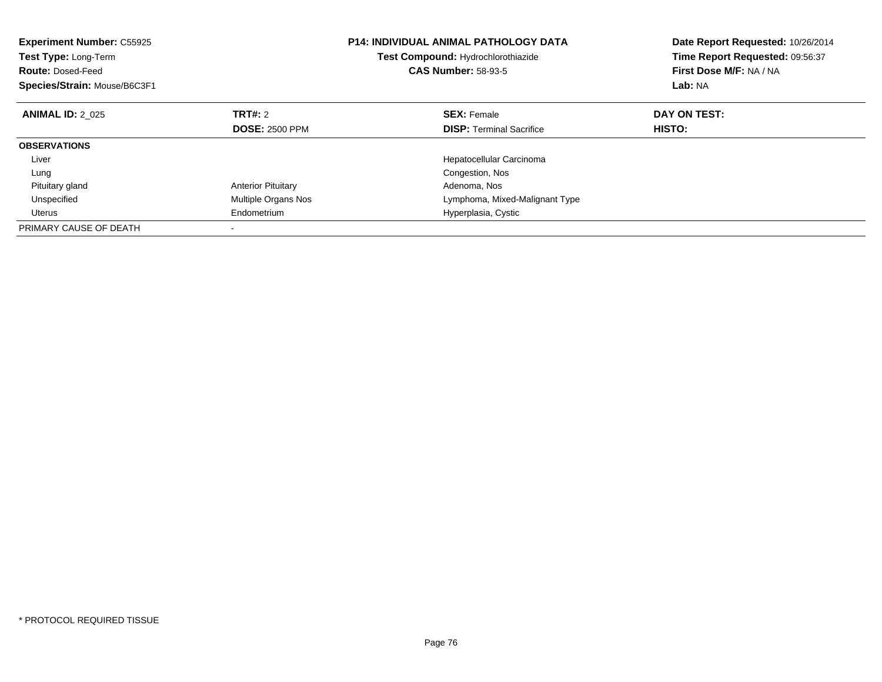**Experiment Number:** C55925
**Test Type:** Long-Term
**Route:** Dosed-Feed
**Species/Strain:** Mouse/B6C3F1

**P14: INDIVIDUAL ANIMAL PATHOLOGY DATA**
**Test Compound:** Hydrochlorothiazide
**CAS Number:** 58-93-5

**Date Report Requested:** 10/26/2014
**Time Report Requested:** 09:56:37
**First Dose M/F:** NA / NA
**Lab:** NA

| **ANIMAL ID:** 2_025 | **TRT#:** 2 | **SEX:** Female | **DAY ON TEST:** |
|---|---|---|---|
| | **DOSE:** 2500 PPM | **DISP:** Terminal Sacrifice | **HISTO:** |
| **OBSERVATIONS** | | | |
| Liver | | Hepatocellular Carcinoma | |
| Lung | | Congestion, Nos | |
| Pituitary gland | Anterior Pituitary | Adenoma, Nos | |
| Unspecified | Multiple Organs Nos | Lymphoma, Mixed-Malignant Type | |
| Uterus | Endometrium | Hyperplasia, Cystic | |
| PRIMARY CAUSE OF DEATH | - | | |

* PROTOCOL REQUIRED TISSUE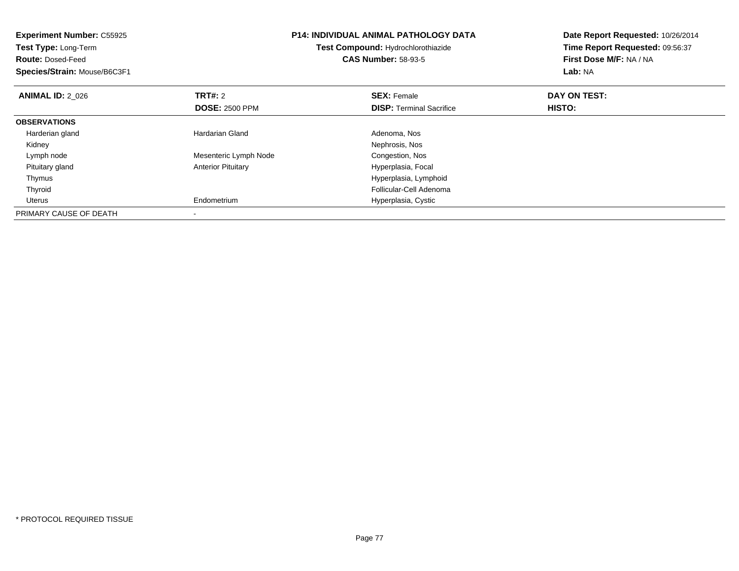**Experiment Number:** C55925
**Test Type:** Long-Term
**Route:** Dosed-Feed
**Species/Strain:** Mouse/B6C3F1

**P14: INDIVIDUAL ANIMAL PATHOLOGY DATA**
**Test Compound:** Hydrochlorothiazide
**CAS Number:** 58-93-5

**Date Report Requested:** 10/26/2014
**Time Report Requested:** 09:56:37
**First Dose M/F:** NA / NA
**Lab:** NA

| **ANIMAL ID:** 2_026 | **TRT#:** 2<br>**DOSE:** 2500 PPM | **SEX:** Female<br>**DISP:** Terminal Sacrifice | **DAY ON TEST:**<br>**HISTO:** |
|---|---|---|---|
| **OBSERVATIONS** | | | |
| Harderian gland | Hardarian Gland | Adenoma, Nos | |
| Kidney | | Nephrosis, Nos | |
| Lymph node | Mesenteric Lymph Node | Congestion, Nos | |
| Pituitary gland | Anterior Pituitary | Hyperplasia, Focal | |
| Thymus | | Hyperplasia, Lymphoid | |
| Thyroid | | Follicular-Cell Adenoma | |
| Uterus | Endometrium | Hyperplasia, Cystic | |
| PRIMARY CAUSE OF DEATH | - | | |

* PROTOCOL REQUIRED TISSUE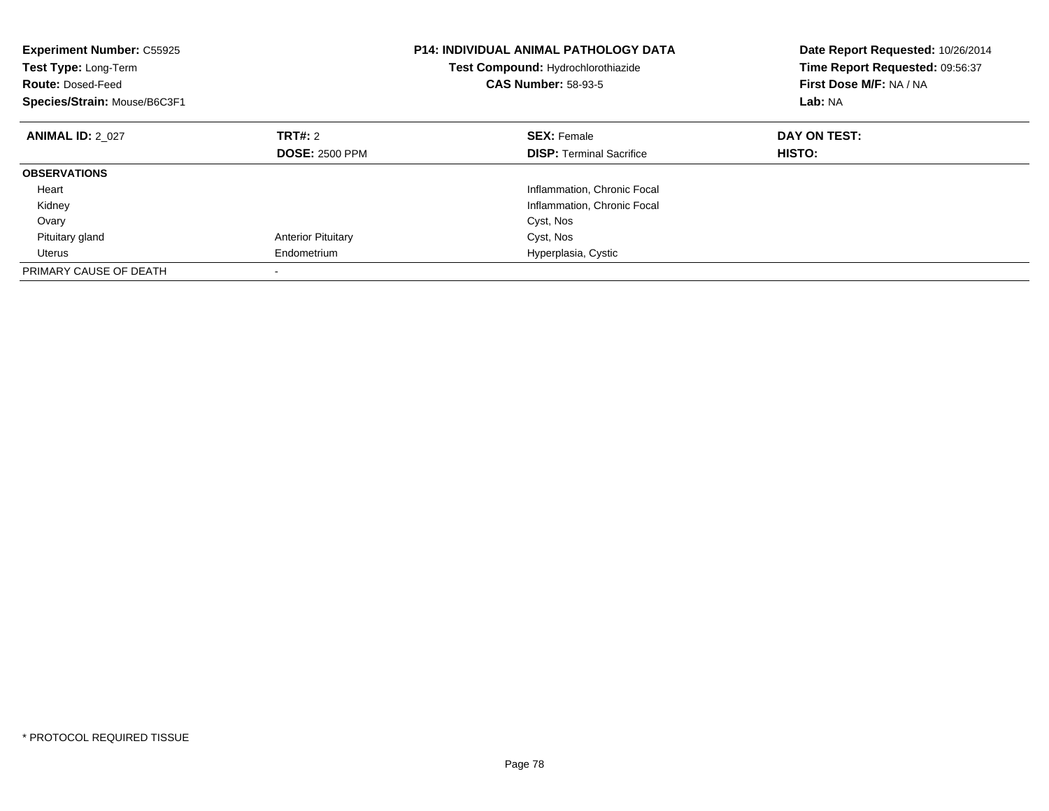**Experiment Number:** C55925
**Test Type:** Long-Term
**Route:** Dosed-Feed
**Species/Strain:** Mouse/B6C3F1

**P14: INDIVIDUAL ANIMAL PATHOLOGY DATA**
**Test Compound:** Hydrochlorothiazide
**CAS Number:** 58-93-5

**Date Report Requested:** 10/26/2014
**Time Report Requested:** 09:56:37
**First Dose M/F:** NA / NA
**Lab:** NA

| **ANIMAL ID:** 2_027 | **TRT#:** 2 | **SEX:** Female | **DAY ON TEST:** |
|---|---|---|---|
| | **DOSE:** 2500 PPM | **DISP:** Terminal Sacrifice | **HISTO:** |
| **OBSERVATIONS** | | | |
| Heart | | Inflammation, Chronic Focal | |
| Kidney | | Inflammation, Chronic Focal | |
| Ovary | | Cyst, Nos | |
| Pituitary gland | Anterior Pituitary | Cyst, Nos | |
| Uterus | Endometrium | Hyperplasia, Cystic | |
| PRIMARY CAUSE OF DEATH | - | | |

* PROTOCOL REQUIRED TISSUE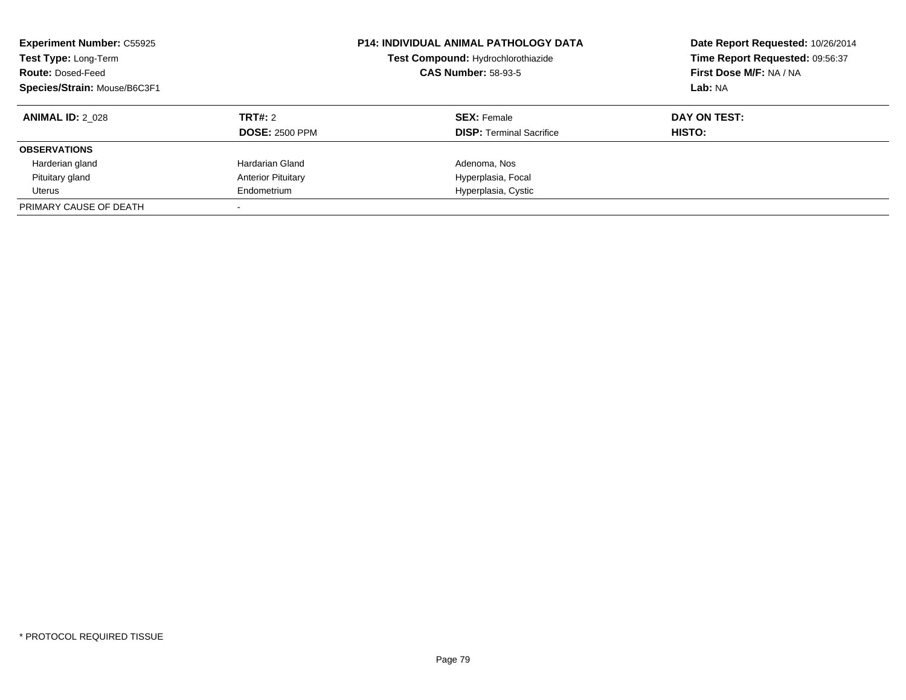**Experiment Number:** C55925
**Test Type:** Long-Term
**Route:** Dosed-Feed
**Species/Strain:** Mouse/B6C3F1

**P14: INDIVIDUAL ANIMAL PATHOLOGY DATA**
**Test Compound:** Hydrochlorothiazide
**CAS Number:** 58-93-5

**Date Report Requested:** 10/26/2014
**Time Report Requested:** 09:56:37
**First Dose M/F:** NA / NA
**Lab:** NA

| **ANIMAL ID:** 2_028 | **TRT#:** 2 | **SEX:** Female | **DAY ON TEST:** |
|---|---|---|---|
| | **DOSE:** 2500 PPM | **DISP:** Terminal Sacrifice | **HISTO:** |
| **OBSERVATIONS** | | | |
| Harderian gland | Hardarian Gland | Adenoma, Nos | |
| Pituitary gland | Anterior Pituitary | Hyperplasia, Focal | |
| Uterus | Endometrium | Hyperplasia, Cystic | |
| PRIMARY CAUSE OF DEATH | - | | |

\* PROTOCOL REQUIRED TISSUE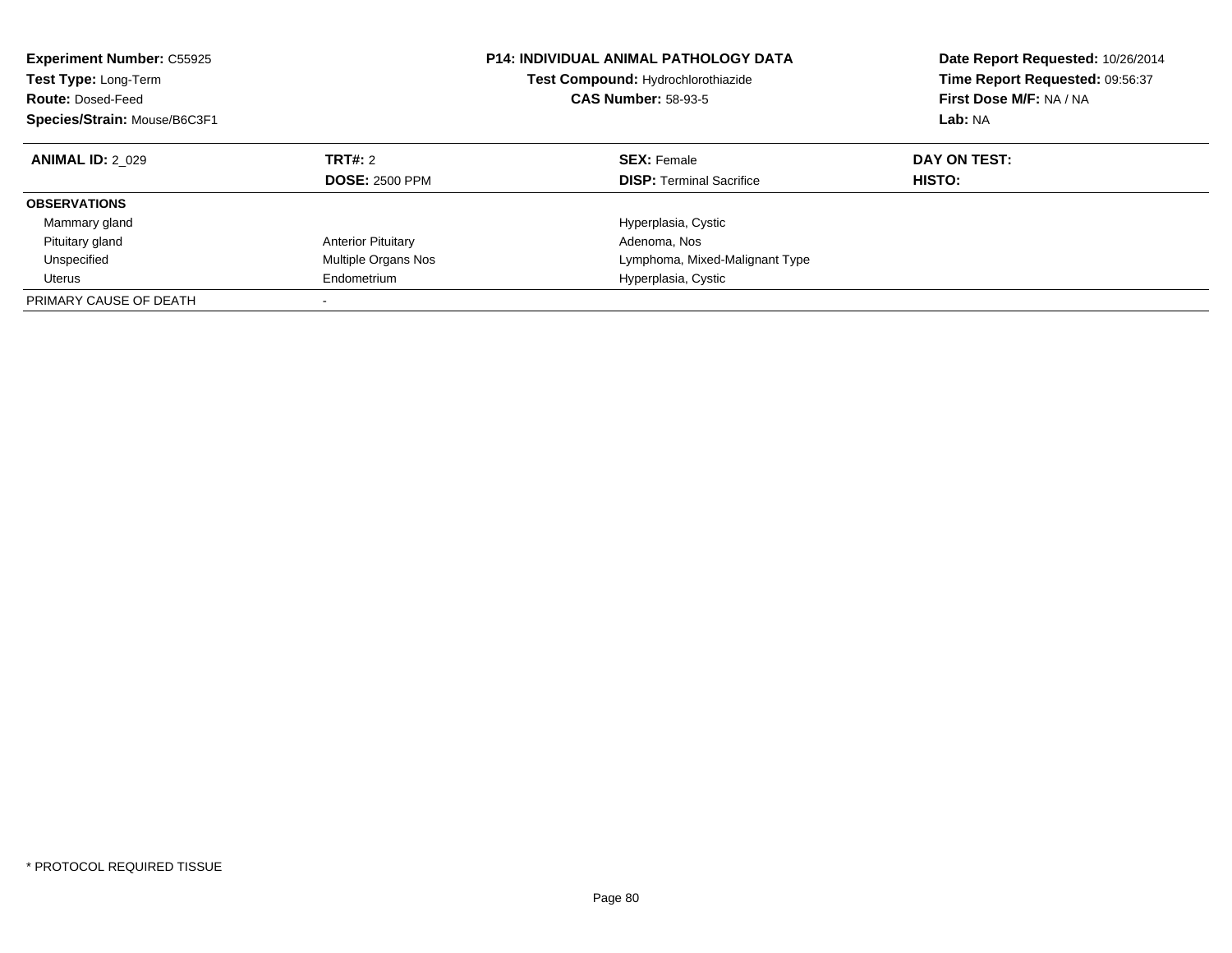**Experiment Number:** C55925
**Test Type:** Long-Term
**Route:** Dosed-Feed
**Species/Strain:** Mouse/B6C3F1

**P14: INDIVIDUAL ANIMAL PATHOLOGY DATA**
**Test Compound:** Hydrochlorothiazide
**CAS Number:** 58-93-5

**Date Report Requested:** 10/26/2014
**Time Report Requested:** 09:56:37
**First Dose M/F:** NA / NA
**Lab:** NA

| **ANIMAL ID:** 2_029 | **TRT#:** 2 | **SEX:** Female | **DAY ON TEST:** |
|---|---|---|---|
| | **DOSE:** 2500 PPM | **DISP:** Terminal Sacrifice | **HISTO:** |
| **OBSERVATIONS** | | | |
| Mammary gland | | Hyperplasia, Cystic | |
| Pituitary gland | Anterior Pituitary | Adenoma, Nos | |
| Unspecified | Multiple Organs Nos | Lymphoma, Mixed-Malignant Type | |
| Uterus | Endometrium | Hyperplasia, Cystic | |
| PRIMARY CAUSE OF DEATH | - | | |

* PROTOCOL REQUIRED TISSUE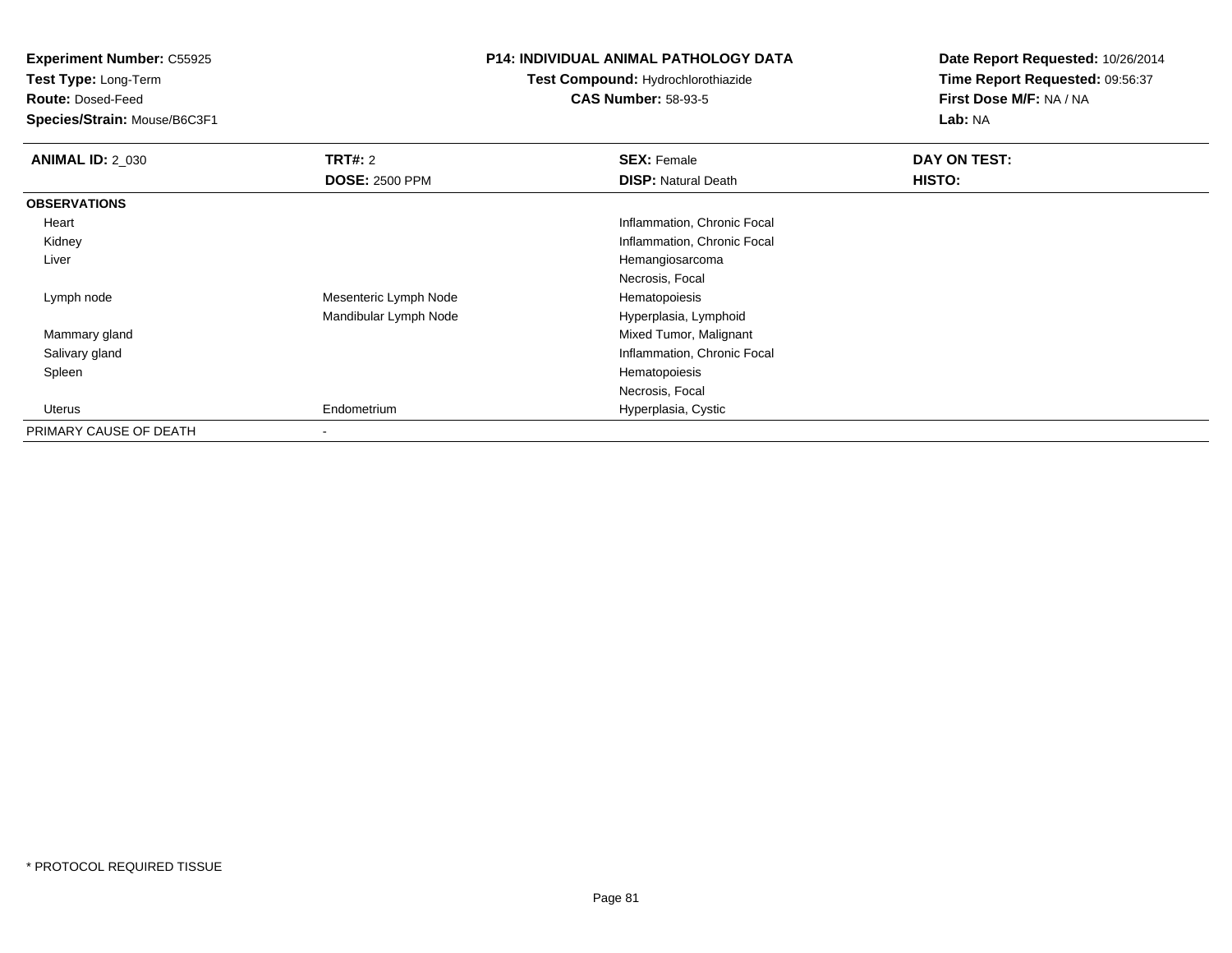**Experiment Number:** C55925
**Test Type:** Long-Term
**Route:** Dosed-Feed
**Species/Strain:** Mouse/B6C3F1

**P14: INDIVIDUAL ANIMAL PATHOLOGY DATA**
**Test Compound:** Hydrochlorothiazide
**CAS Number:** 58-93-5

**Date Report Requested:** 10/26/2014
**Time Report Requested:** 09:56:37
**First Dose M/F:** NA / NA
**Lab:** NA

| **ANIMAL ID:** 2_030 | **TRT#:** 2 | **SEX:** Female | **DAY ON TEST:** |
|---|---|---|---|
| | **DOSE:** 2500 PPM | **DISP:** Natural Death | **HISTO:** |
| **OBSERVATIONS** | | | |
| Heart | | Inflammation, Chronic Focal | |
| Kidney | | Inflammation, Chronic Focal | |
| Liver | | Hemangiosarcoma | |
| | | Necrosis, Focal | |
| Lymph node | Mesenteric Lymph Node | Hematopoiesis | |
| | Mandibular Lymph Node | Hyperplasia, Lymphoid | |
| Mammary gland | | Mixed Tumor, Malignant | |
| Salivary gland | | Inflammation, Chronic Focal | |
| Spleen | | Hematopoiesis | |
| | | Necrosis, Focal | |
| Uterus | Endometrium | Hyperplasia, Cystic | |
| PRIMARY CAUSE OF DEATH | - | | |

* PROTOCOL REQUIRED TISSUE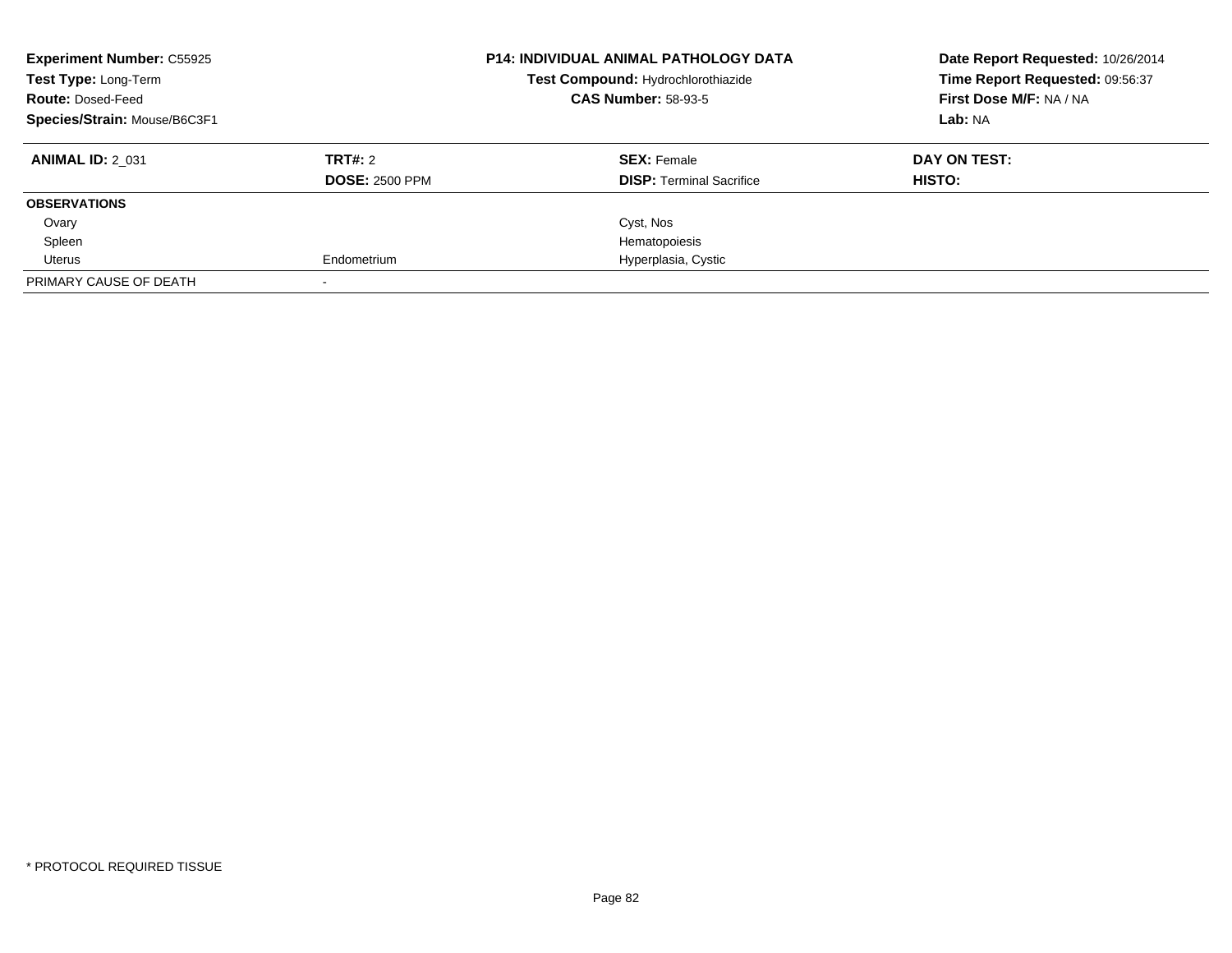| **Experiment Number:** C55925 | **P14: INDIVIDUAL ANIMAL PATHOLOGY DATA** | **Date Report Requested:** 10/26/2014 |
|---|---|---|
| **Test Type:** Long-Term | **Test Compound:** Hydrochlorothiazide | **Time Report Requested:** 09:56:37 |
| **Route:** Dosed-Feed | **CAS Number:** 58-93-5 | **First Dose M/F:** NA / NA |
| **Species/Strain:** Mouse/B6C3F1 | | **Lab:** NA |

| **ANIMAL ID:** 2_031 | **TRT#:** 2 | **SEX:** Female | **DAY ON TEST:** |
|---|---|---|---|
| | **DOSE:** 2500 PPM | **DISP:** Terminal Sacrifice | **HISTO:** |
| **OBSERVATIONS** | | | |
| Ovary | | Cyst, Nos | |
| Spleen | | Hematopoiesis | |
| Uterus | Endometrium | Hyperplasia, Cystic | |
| PRIMARY CAUSE OF DEATH | - | | |

* PROTOCOL REQUIRED TISSUE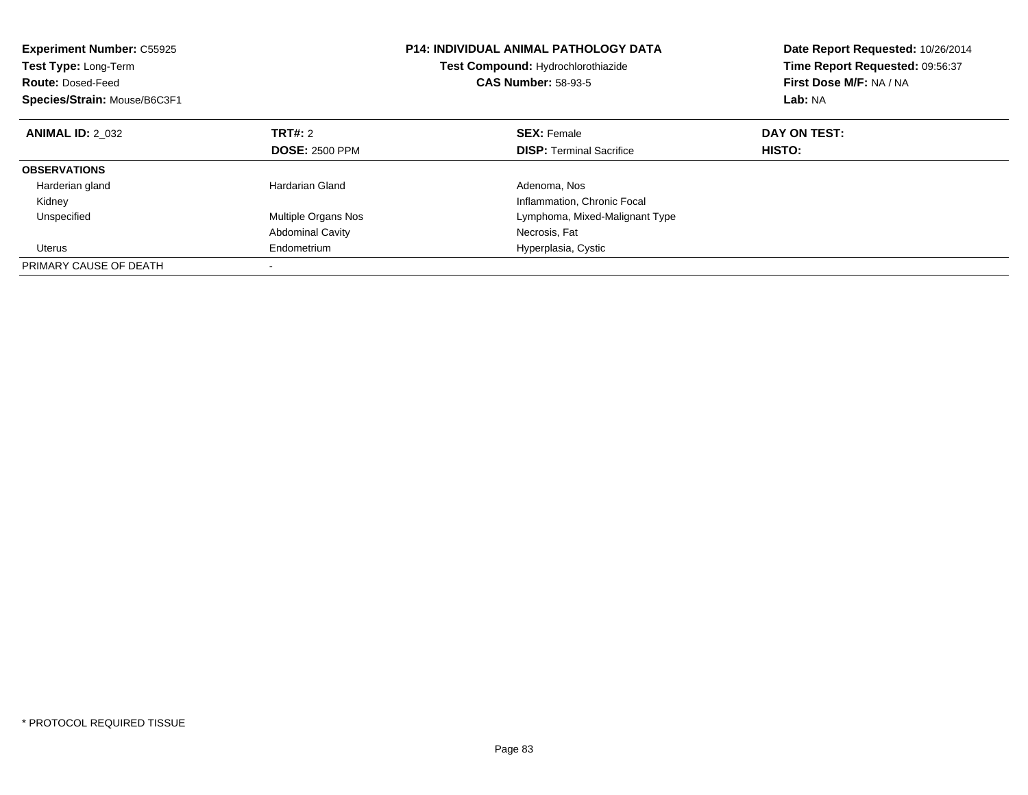**Experiment Number:** C55925
**Test Type:** Long-Term
**Route:** Dosed-Feed
**Species/Strain:** Mouse/B6C3F1

**P14: INDIVIDUAL ANIMAL PATHOLOGY DATA**
**Test Compound:** Hydrochlorothiazide
**CAS Number:** 58-93-5

**Date Report Requested:** 10/26/2014
**Time Report Requested:** 09:56:37
**First Dose M/F:** NA / NA
**Lab:** NA

| **ANIMAL ID:** 2_032 | **TRT#:** 2 | **SEX:** Female | **DAY ON TEST:** |
|---|---|---|---|
| | **DOSE:** 2500 PPM | **DISP:** Terminal Sacrifice | **HISTO:** |
| **OBSERVATIONS** | | | |
| Harderian gland | Hardarian Gland | Adenoma, Nos | |
| Kidney | | Inflammation, Chronic Focal | |
| Unspecified | Multiple Organs Nos | Lymphoma, Mixed-Malignant Type | |
| | Abdominal Cavity | Necrosis, Fat | |
| Uterus | Endometrium | Hyperplasia, Cystic | |
| PRIMARY CAUSE OF DEATH | - | | |

* PROTOCOL REQUIRED TISSUE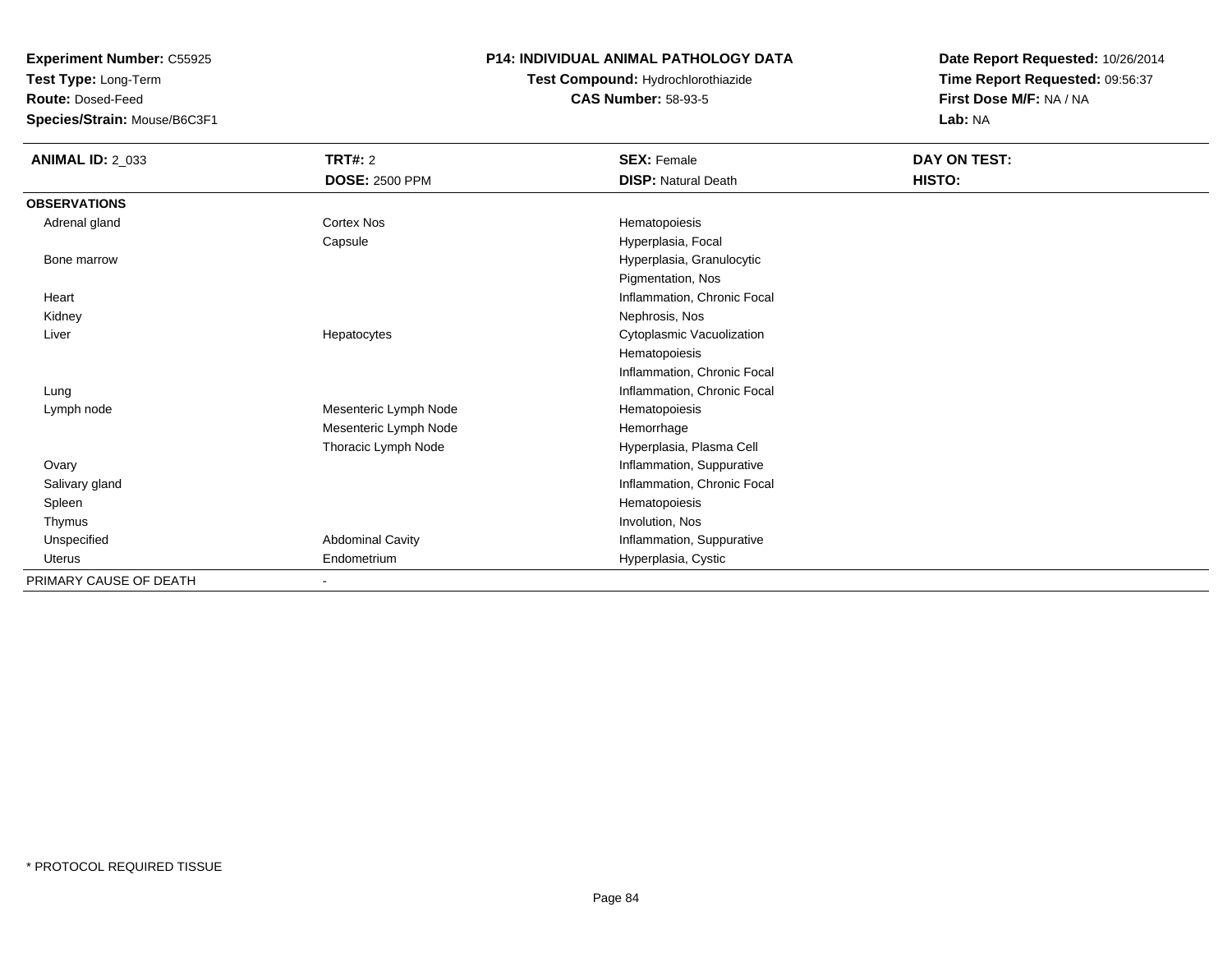**Experiment Number:** C55925
**Test Type:** Long-Term
**Route:** Dosed-Feed
**Species/Strain:** Mouse/B6C3F1

**P14: INDIVIDUAL ANIMAL PATHOLOGY DATA**
**Test Compound:** Hydrochlorothiazide
**CAS Number:** 58-93-5

**Date Report Requested:** 10/26/2014
**Time Report Requested:** 09:56:37
**First Dose M/F:** NA / NA
**Lab:** NA

| **ANIMAL ID:** 2_033 | **TRT#:** 2<br>**DOSE:** 2500 PPM | **SEX:** Female<br>**DISP:** Natural Death | **DAY ON TEST:**<br>**HISTO:** |
|---|---|---|---|
| **OBSERVATIONS** | | | |
| Adrenal gland | Cortex Nos | Hematopoiesis | |
| | Capsule | Hyperplasia, Focal | |
| Bone marrow | | Hyperplasia, Granulocytic | |
| | | Pigmentation, Nos | |
| Heart | | Inflammation, Chronic Focal | |
| Kidney | | Nephrosis, Nos | |
| Liver | Hepatocytes | Cytoplasmic Vacuolization | |
| | | Hematopoiesis | |
| | | Inflammation, Chronic Focal | |
| Lung | | Inflammation, Chronic Focal | |
| Lymph node | Mesenteric Lymph Node | Hematopoiesis | |
| | Mesenteric Lymph Node | Hemorrhage | |
| | Thoracic Lymph Node | Hyperplasia, Plasma Cell | |
| Ovary | | Inflammation, Suppurative | |
| Salivary gland | | Inflammation, Chronic Focal | |
| Spleen | | Hematopoiesis | |
| Thymus | | Involution, Nos | |
| Unspecified | Abdominal Cavity | Inflammation, Suppurative | |
| Uterus | Endometrium | Hyperplasia, Cystic | |
| PRIMARY CAUSE OF DEATH | - | | |

* PROTOCOL REQUIRED TISSUE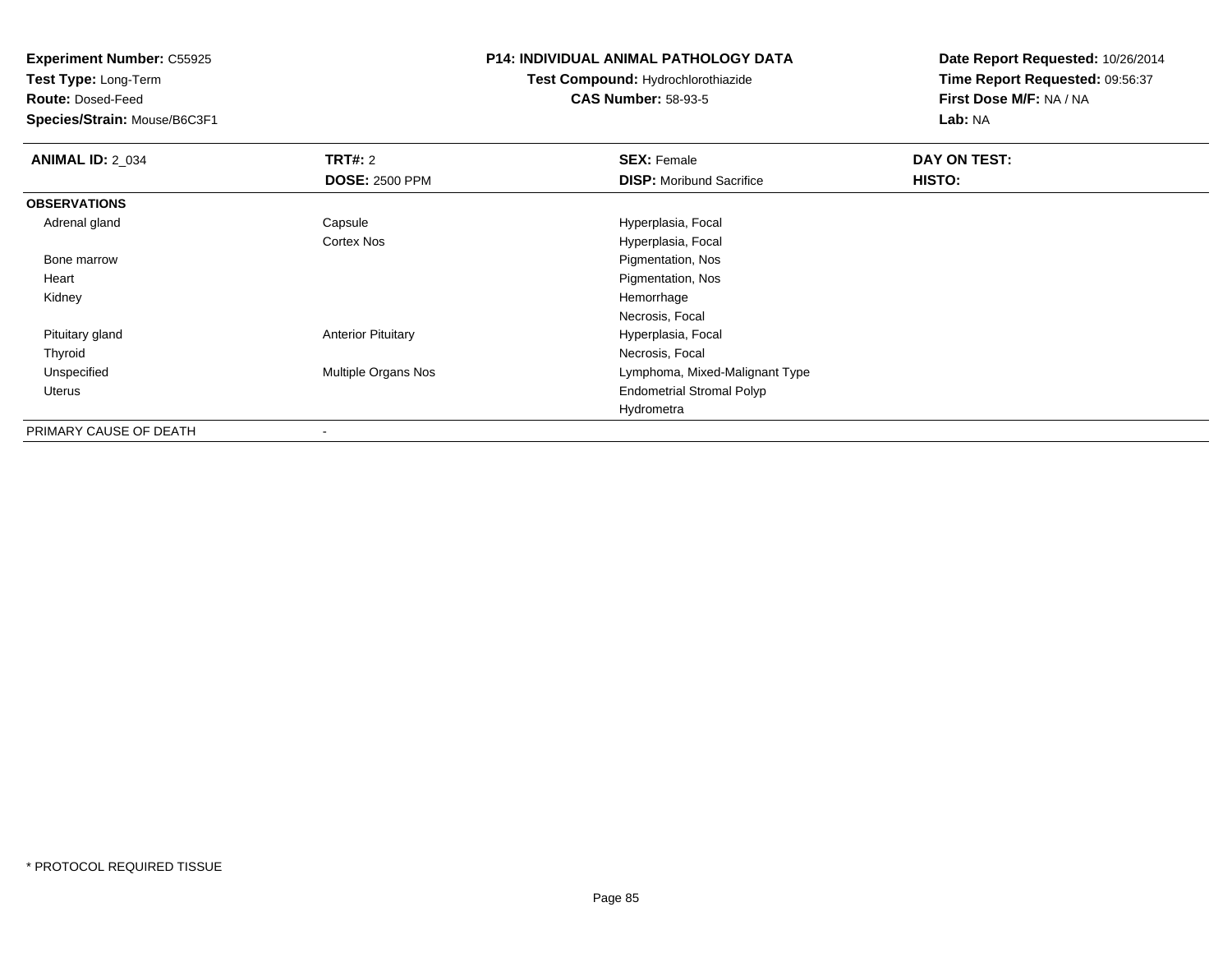**Experiment Number:** C55925
**Test Type:** Long-Term
**Route:** Dosed-Feed
**Species/Strain:** Mouse/B6C3F1

**P14: INDIVIDUAL ANIMAL PATHOLOGY DATA**
**Test Compound:** Hydrochlorothiazide
**CAS Number:** 58-93-5

**Date Report Requested:** 10/26/2014
**Time Report Requested:** 09:56:37
**First Dose M/F:** NA / NA
**Lab:** NA

| **ANIMAL ID:** 2_034 | **TRT#:** 2 | **SEX:** Female | **DAY ON TEST:** |
|---|---|---|---|
| | **DOSE:** 2500 PPM | **DISP:** Moribund Sacrifice | **HISTO:** |
| **OBSERVATIONS** | | | |
| Adrenal gland | Capsule | Hyperplasia, Focal | |
| | Cortex Nos | Hyperplasia, Focal | |
| Bone marrow | | Pigmentation, Nos | |
| Heart | | Pigmentation, Nos | |
| Kidney | | Hemorrhage | |
| | | Necrosis, Focal | |
| Pituitary gland | Anterior Pituitary | Hyperplasia, Focal | |
| Thyroid | | Necrosis, Focal | |
| Unspecified | Multiple Organs Nos | Lymphoma, Mixed-Malignant Type | |
| Uterus | | Endometrial Stromal Polyp | |
| | | Hydrometra | |
| PRIMARY CAUSE OF DEATH | - | | |

* PROTOCOL REQUIRED TISSUE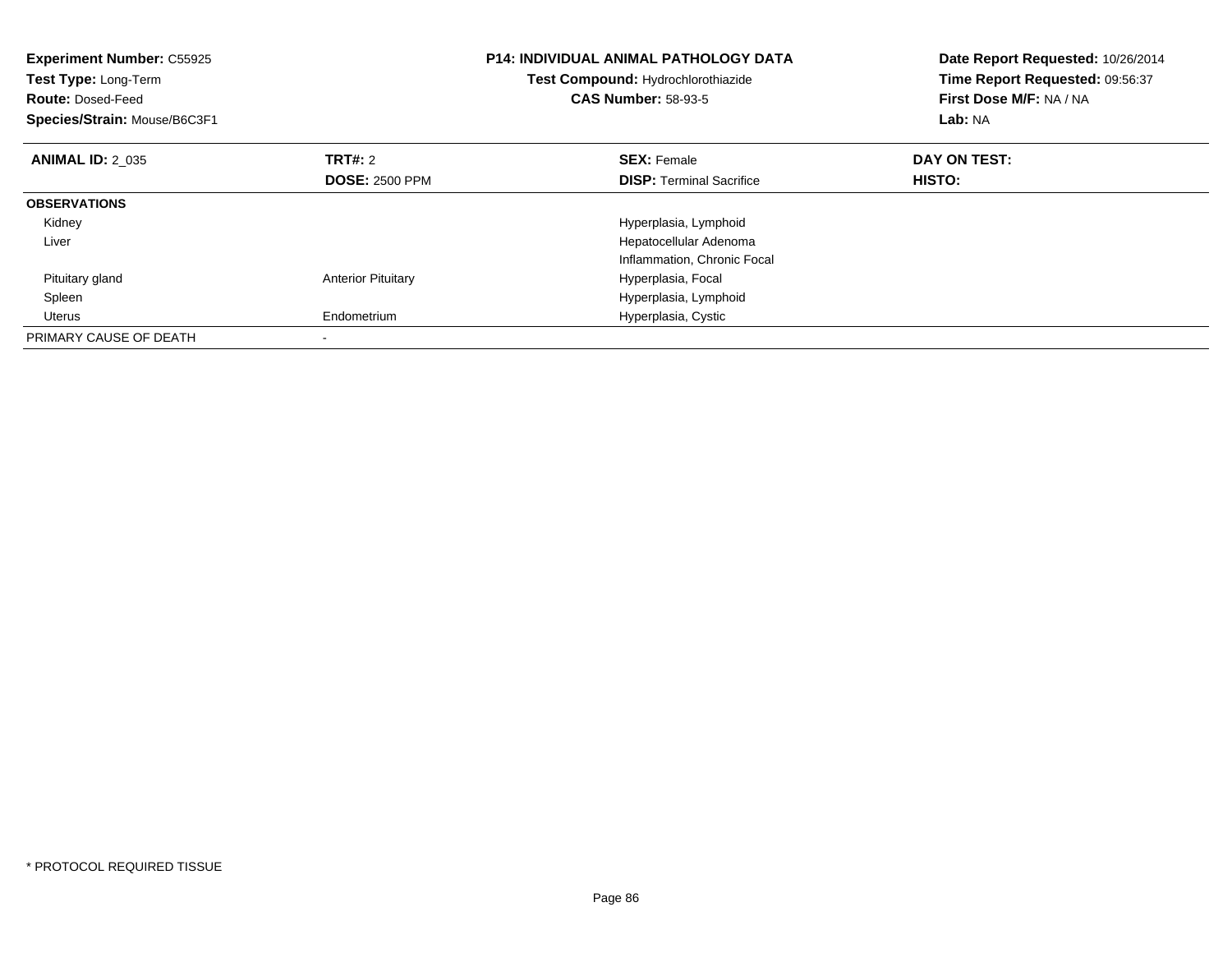**Experiment Number:** C55925
**Test Type:** Long-Term
**Route:** Dosed-Feed
**Species/Strain:** Mouse/B6C3F1

**P14: INDIVIDUAL ANIMAL PATHOLOGY DATA**
**Test Compound:** Hydrochlorothiazide
**CAS Number:** 58-93-5

**Date Report Requested:** 10/26/2014
**Time Report Requested:** 09:56:37
**First Dose M/F:** NA / NA
**Lab:** NA

| **ANIMAL ID:** 2_035 | **TRT#:** 2 | **SEX:** Female | **DAY ON TEST:** |
|---|---|---|---|
| | **DOSE:** 2500 PPM | **DISP:** Terminal Sacrifice | **HISTO:** |
| **OBSERVATIONS** | | | |
| Kidney | | Hyperplasia, Lymphoid | |
| Liver | | Hepatocellular Adenoma | |
| | | Inflammation, Chronic Focal | |
| Pituitary gland | Anterior Pituitary | Hyperplasia, Focal | |
| Spleen | | Hyperplasia, Lymphoid | |
| Uterus | Endometrium | Hyperplasia, Cystic | |
| PRIMARY CAUSE OF DEATH | - | | |

* PROTOCOL REQUIRED TISSUE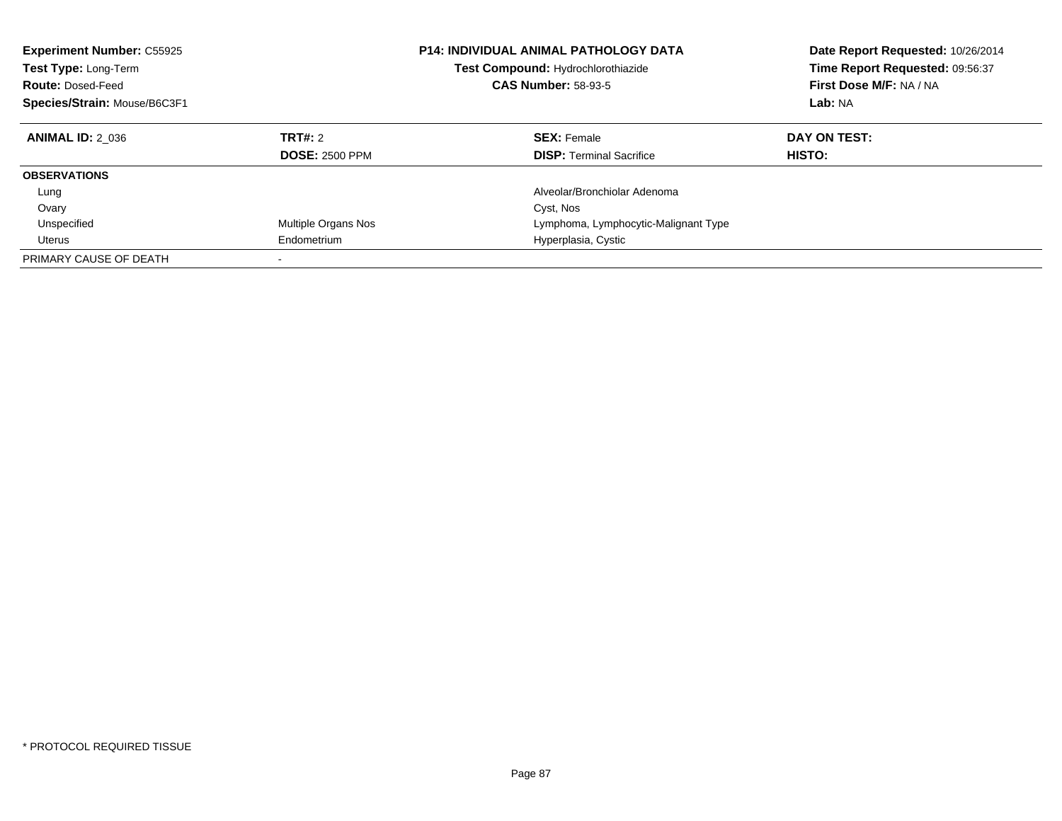**Experiment Number:** C55925
**Test Type:** Long-Term
**Route:** Dosed-Feed
**Species/Strain:** Mouse/B6C3F1

**P14: INDIVIDUAL ANIMAL PATHOLOGY DATA**
**Test Compound:** Hydrochlorothiazide
**CAS Number:** 58-93-5

**Date Report Requested:** 10/26/2014
**Time Report Requested:** 09:56:37
**First Dose M/F:** NA / NA
**Lab:** NA

| **ANIMAL ID:** 2_036 | **TRT#:** 2 | **SEX:** Female | **DAY ON TEST:** |
|---|---|---|---|
| | **DOSE:** 2500 PPM | **DISP:** Terminal Sacrifice | **HISTO:** |
| **OBSERVATIONS** | | | |
| Lung | | Alveolar/Bronchiolar Adenoma | |
| Ovary | | Cyst, Nos | |
| Unspecified | Multiple Organs Nos | Lymphoma, Lymphocytic-Malignant Type | |
| Uterus | Endometrium | Hyperplasia, Cystic | |
| PRIMARY CAUSE OF DEATH | - | | |

* PROTOCOL REQUIRED TISSUE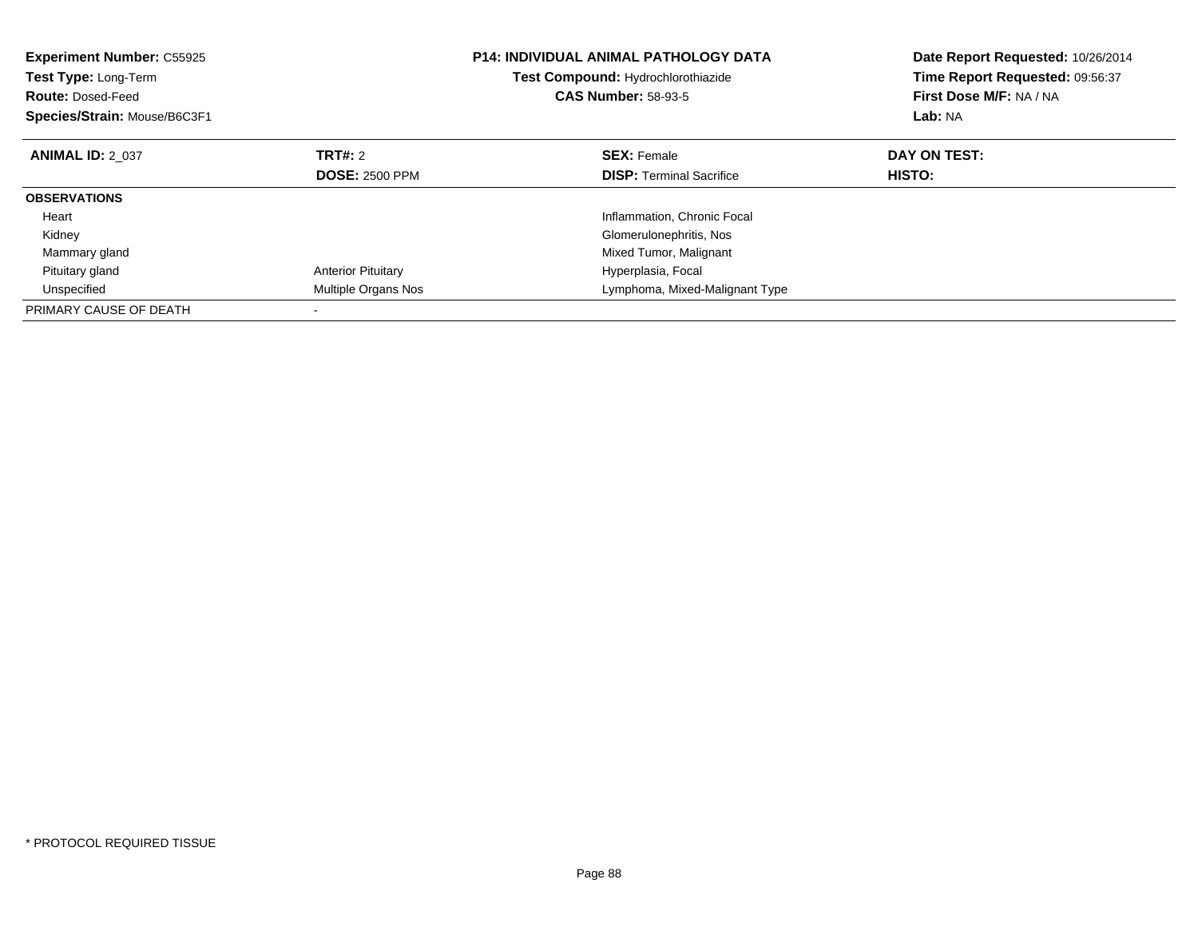**Experiment Number:** C55925
**Test Type:** Long-Term
**Route:** Dosed-Feed
**Species/Strain:** Mouse/B6C3F1

**P14: INDIVIDUAL ANIMAL PATHOLOGY DATA**
**Test Compound:** Hydrochlorothiazide
**CAS Number:** 58-93-5

**Date Report Requested:** 10/26/2014
**Time Report Requested:** 09:56:37
**First Dose M/F:** NA / NA
**Lab:** NA

| **ANIMAL ID:** 2_037 | **TRT#:** 2 | **SEX:** Female | **DAY ON TEST:** |
|---|---|---|---|
| | **DOSE:** 2500 PPM | **DISP:** Terminal Sacrifice | **HISTO:** |
| **OBSERVATIONS** | | | |
| Heart | | Inflammation, Chronic Focal | |
| Kidney | | Glomerulonephritis, Nos | |
| Mammary gland | | Mixed Tumor, Malignant | |
| Pituitary gland | Anterior Pituitary | Hyperplasia, Focal | |
| Unspecified | Multiple Organs Nos | Lymphoma, Mixed-Malignant Type | |
| PRIMARY CAUSE OF DEATH | - | | |

\* PROTOCOL REQUIRED TISSUE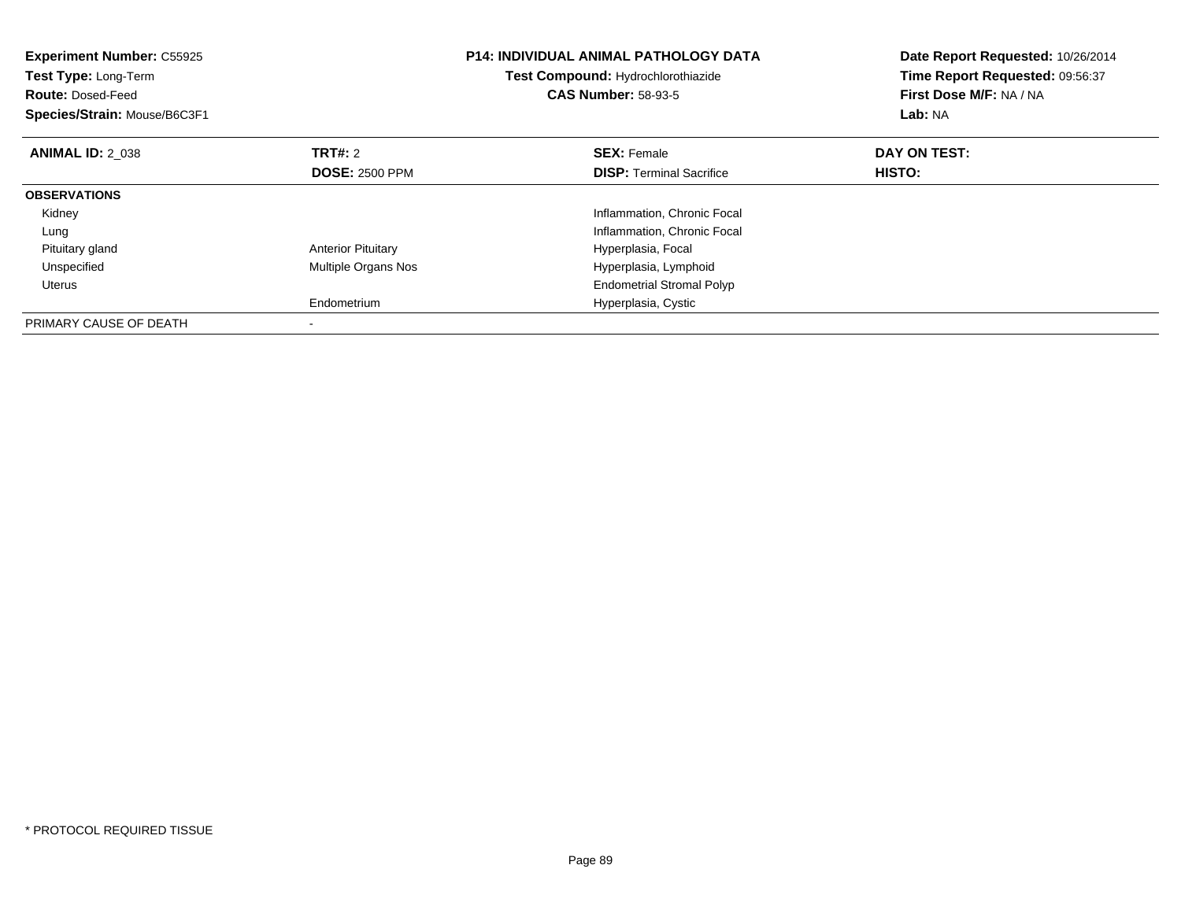**Experiment Number:** C55925
**Test Type:** Long-Term
**Route:** Dosed-Feed
**Species/Strain:** Mouse/B6C3F1

**P14: INDIVIDUAL ANIMAL PATHOLOGY DATA**
**Test Compound:** Hydrochlorothiazide
**CAS Number:** 58-93-5

**Date Report Requested:** 10/26/2014
**Time Report Requested:** 09:56:37
**First Dose M/F:** NA / NA
**Lab:** NA

| **ANIMAL ID:** 2_038 | **TRT#:** 2 | **SEX:** Female | **DAY ON TEST:** |
|---|---|---|---|
| | **DOSE:** 2500 PPM | **DISP:** Terminal Sacrifice | **HISTO:** |
| **OBSERVATIONS** | | | |
| Kidney | | Inflammation, Chronic Focal | |
| Lung | | Inflammation, Chronic Focal | |
| Pituitary gland | Anterior Pituitary | Hyperplasia, Focal | |
| Unspecified | Multiple Organs Nos | Hyperplasia, Lymphoid | |
| Uterus | | Endometrial Stromal Polyp | |
| | Endometrium | Hyperplasia, Cystic | |
| PRIMARY CAUSE OF DEATH | - | | |

* PROTOCOL REQUIRED TISSUE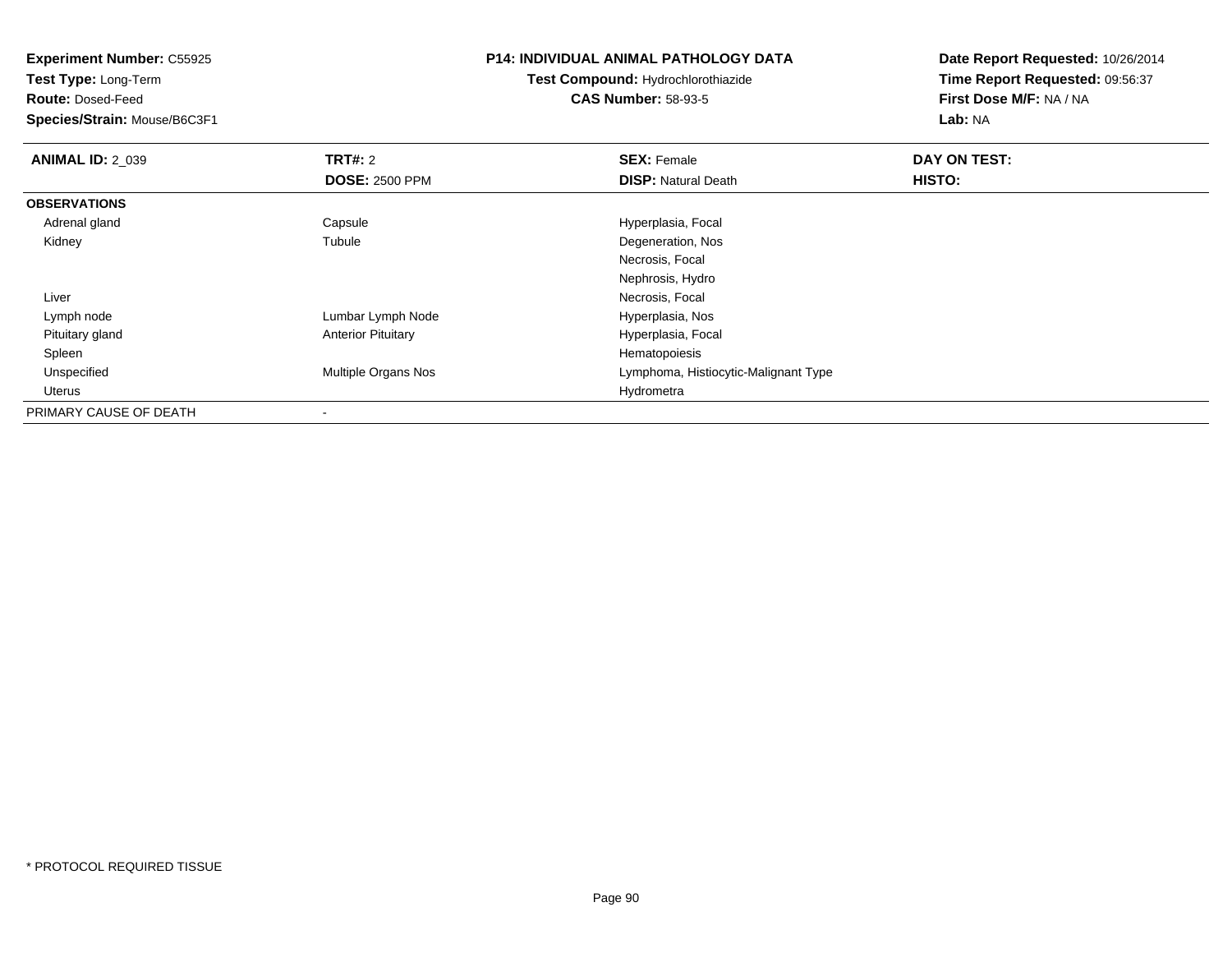**Experiment Number:** C55925
**Test Type:** Long-Term
**Route:** Dosed-Feed
**Species/Strain:** Mouse/B6C3F1

**P14: INDIVIDUAL ANIMAL PATHOLOGY DATA**
**Test Compound:** Hydrochlorothiazide
**CAS Number:** 58-93-5

**Date Report Requested:** 10/26/2014
**Time Report Requested:** 09:56:37
**First Dose M/F:** NA / NA
**Lab:** NA

| **ANIMAL ID:** 2_039 | **TRT#:** 2 | **SEX:** Female | **DAY ON TEST:** |
|---|---|---|---|
| | **DOSE:** 2500 PPM | **DISP:** Natural Death | **HISTO:** |
| **OBSERVATIONS** | | | |
| Adrenal gland | Capsule | Hyperplasia, Focal | |
| Kidney | Tubule | Degeneration, Nos | |
| | | Necrosis, Focal | |
| | | Nephrosis, Hydro | |
| Liver | | Necrosis, Focal | |
| Lymph node | Lumbar Lymph Node | Hyperplasia, Nos | |
| Pituitary gland | Anterior Pituitary | Hyperplasia, Focal | |
| Spleen | | Hematopoiesis | |
| Unspecified | Multiple Organs Nos | Lymphoma, Histiocytic-Malignant Type | |
| Uterus | | Hydrometra | |
| PRIMARY CAUSE OF DEATH | - | | |

* PROTOCOL REQUIRED TISSUE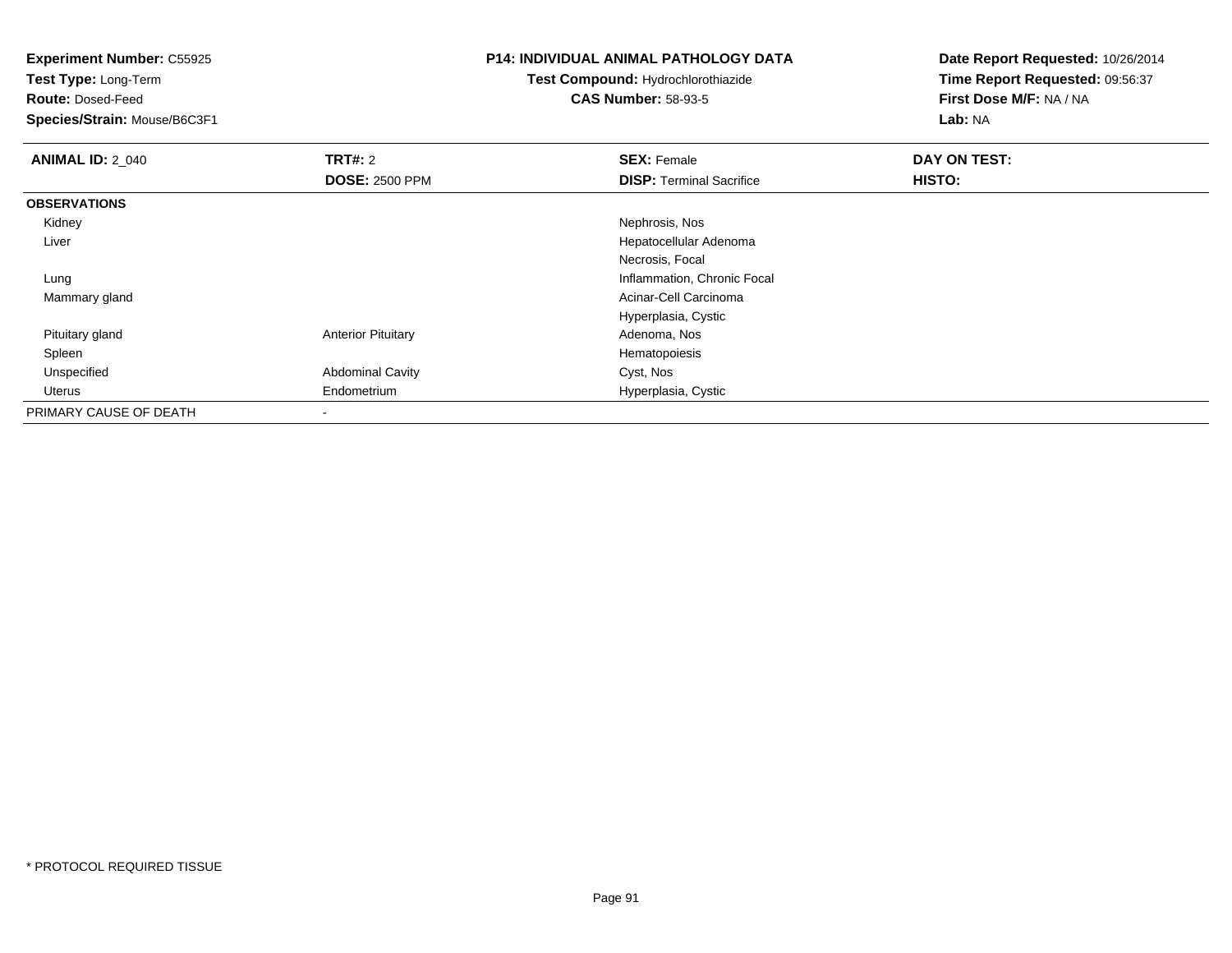**Experiment Number:** C55925
**Test Type:** Long-Term
**Route:** Dosed-Feed
**Species/Strain:** Mouse/B6C3F1

**P14: INDIVIDUAL ANIMAL PATHOLOGY DATA**
**Test Compound:** Hydrochlorothiazide
**CAS Number:** 58-93-5

**Date Report Requested:** 10/26/2014
**Time Report Requested:** 09:56:37
**First Dose M/F:** NA / NA
**Lab:** NA

| **ANIMAL ID:** 2_040 | **TRT#:** 2 | **SEX:** Female | **DAY ON TEST:** |
|---|---|---|---|
| | **DOSE:** 2500 PPM | **DISP:** Terminal Sacrifice | **HISTO:** |
| **OBSERVATIONS** | | | |
| Kidney | | Nephrosis, Nos | |
| Liver | | Hepatocellular Adenoma | |
| | | Necrosis, Focal | |
| Lung | | Inflammation, Chronic Focal | |
| Mammary gland | | Acinar-Cell Carcinoma | |
| | | Hyperplasia, Cystic | |
| Pituitary gland | Anterior Pituitary | Adenoma, Nos | |
| Spleen | | Hematopoiesis | |
| Unspecified | Abdominal Cavity | Cyst, Nos | |
| Uterus | Endometrium | Hyperplasia, Cystic | |
| PRIMARY CAUSE OF DEATH | - | | |

* PROTOCOL REQUIRED TISSUE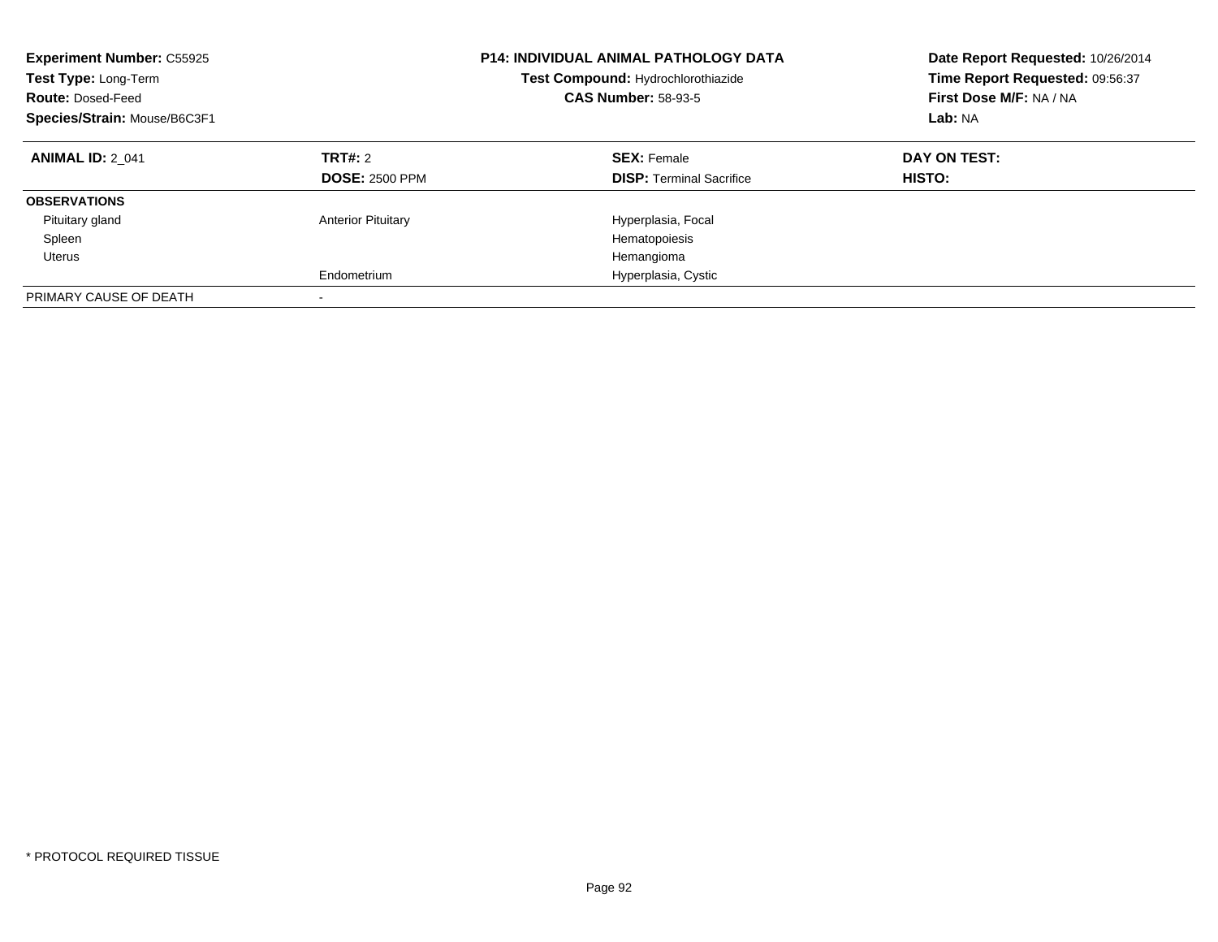| **Experiment Number:** C55925 | **P14: INDIVIDUAL ANIMAL PATHOLOGY DATA** | **Date Report Requested:** 10/26/2014 |
|---|---|---|
| **Test Type:** Long-Term | **Test Compound:** Hydrochlorothiazide | **Time Report Requested:** 09:56:37 |
| **Route:** Dosed-Feed | **CAS Number:** 58-93-5 | **First Dose M/F:** NA / NA |
| **Species/Strain:** Mouse/B6C3F1 | | **Lab:** NA |

| **ANIMAL ID:** 2_041 | **TRT#:** 2 | **SEX:** Female | **DAY ON TEST:** |
|---|---|---|---|
| | **DOSE:** 2500 PPM | **DISP:** Terminal Sacrifice | **HISTO:** |
| **OBSERVATIONS** | | | |
| Pituitary gland | Anterior Pituitary | Hyperplasia, Focal | |
| Spleen | | Hematopoiesis | |
| Uterus | | Hemangioma | |
| | Endometrium | Hyperplasia, Cystic | |
| PRIMARY CAUSE OF DEATH | - | | |

* PROTOCOL REQUIRED TISSUE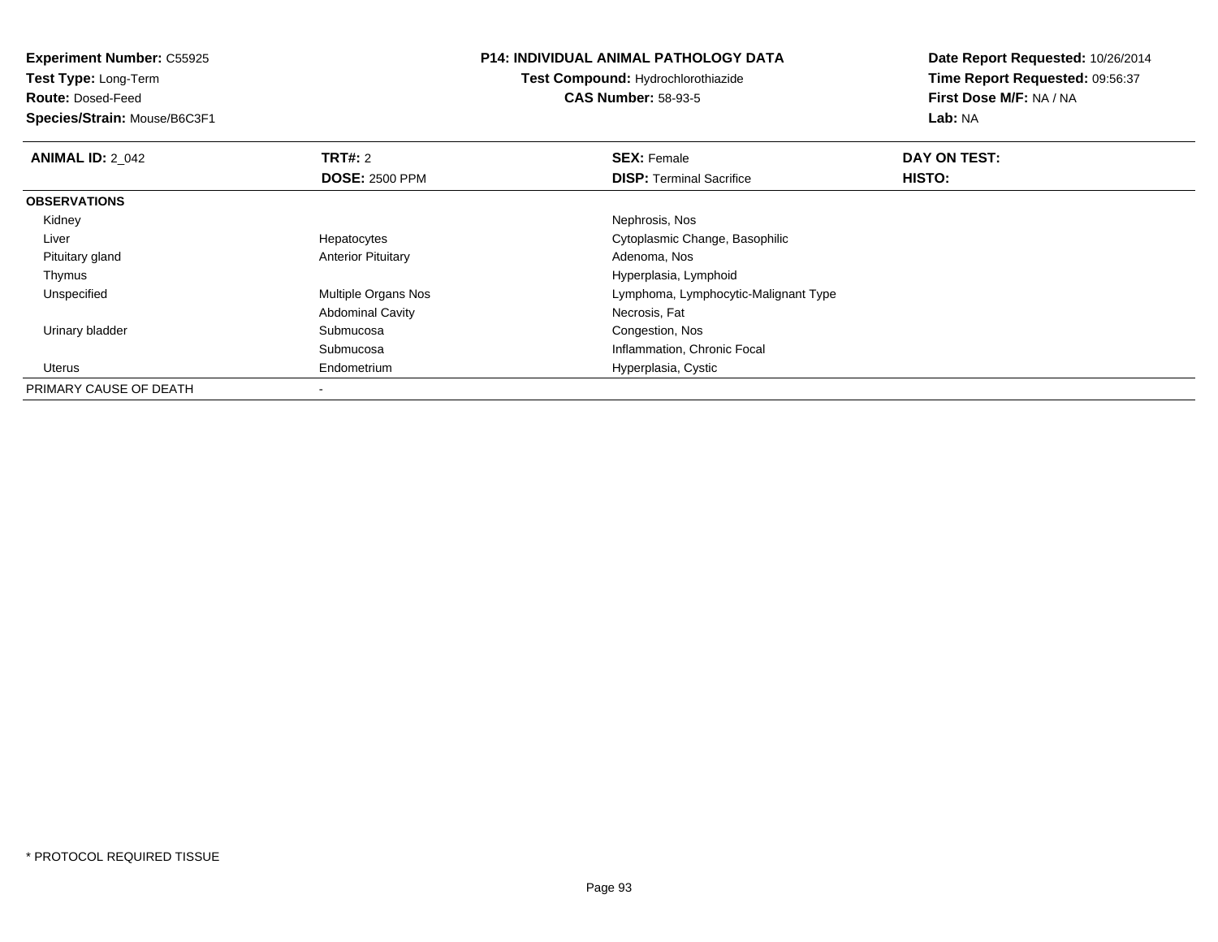**Experiment Number:** C55925
**Test Type:** Long-Term
**Route:** Dosed-Feed
**Species/Strain:** Mouse/B6C3F1

**P14: INDIVIDUAL ANIMAL PATHOLOGY DATA**
**Test Compound:** Hydrochlorothiazide
**CAS Number:** 58-93-5

**Date Report Requested:** 10/26/2014
**Time Report Requested:** 09:56:37
**First Dose M/F:** NA / NA
**Lab:** NA

| **ANIMAL ID:** 2_042 | **TRT#:** 2<br>**DOSE:** 2500 PPM | **SEX:** Female<br>**DISP:** Terminal Sacrifice | **DAY ON TEST:**<br>**HISTO:** |
|---|---|---|---|
| **OBSERVATIONS** | | | |
| Kidney | | Nephrosis, Nos | |
| Liver | Hepatocytes | Cytoplasmic Change, Basophilic | |
| Pituitary gland | Anterior Pituitary | Adenoma, Nos | |
| Thymus | | Hyperplasia, Lymphoid | |
| Unspecified | Multiple Organs Nos | Lymphoma, Lymphocytic-Malignant Type | |
| | Abdominal Cavity | Necrosis, Fat | |
| Urinary bladder | Submucosa | Congestion, Nos | |
| | Submucosa | Inflammation, Chronic Focal | |
| Uterus | Endometrium | Hyperplasia, Cystic | |
| PRIMARY CAUSE OF DEATH | - | | |

* PROTOCOL REQUIRED TISSUE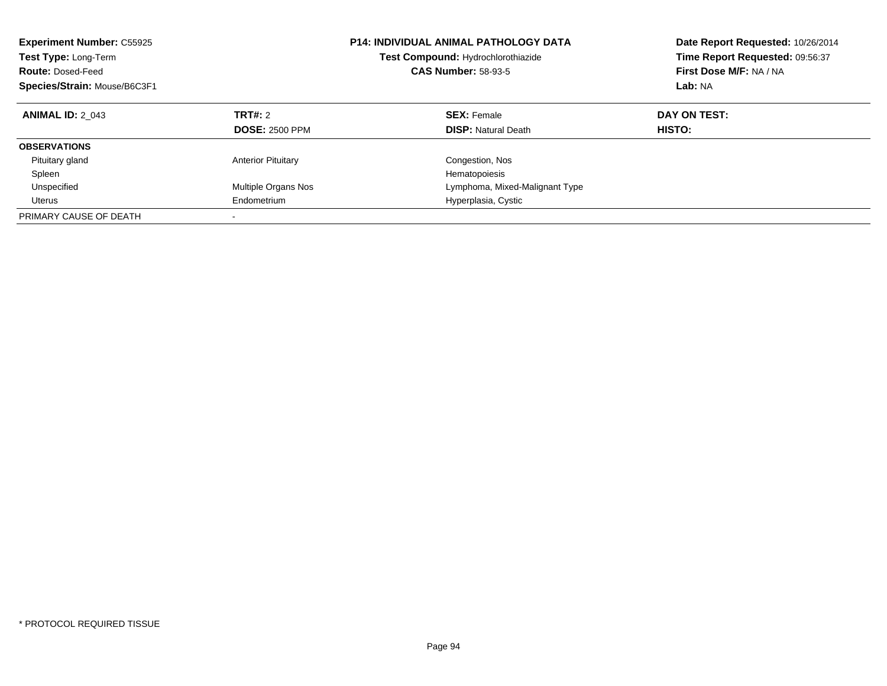**Experiment Number:** C55925
**Test Type:** Long-Term
**Route:** Dosed-Feed
**Species/Strain:** Mouse/B6C3F1

**P14: INDIVIDUAL ANIMAL PATHOLOGY DATA**
**Test Compound:** Hydrochlorothiazide
**CAS Number:** 58-93-5

**Date Report Requested:** 10/26/2014
**Time Report Requested:** 09:56:37
**First Dose M/F:** NA / NA
**Lab:** NA

| **ANIMAL ID:** 2_043 | **TRT#:** 2 | **SEX:** Female | **DAY ON TEST:** |
|---|---|---|---|
| | **DOSE:** 2500 PPM | **DISP:** Natural Death | **HISTO:** |
| **OBSERVATIONS** | | | |
| Pituitary gland | Anterior Pituitary | Congestion, Nos | |
| Spleen | | Hematopoiesis | |
| Unspecified | Multiple Organs Nos | Lymphoma, Mixed-Malignant Type | |
| Uterus | Endometrium | Hyperplasia, Cystic | |
| PRIMARY CAUSE OF DEATH | - | | |

* PROTOCOL REQUIRED TISSUE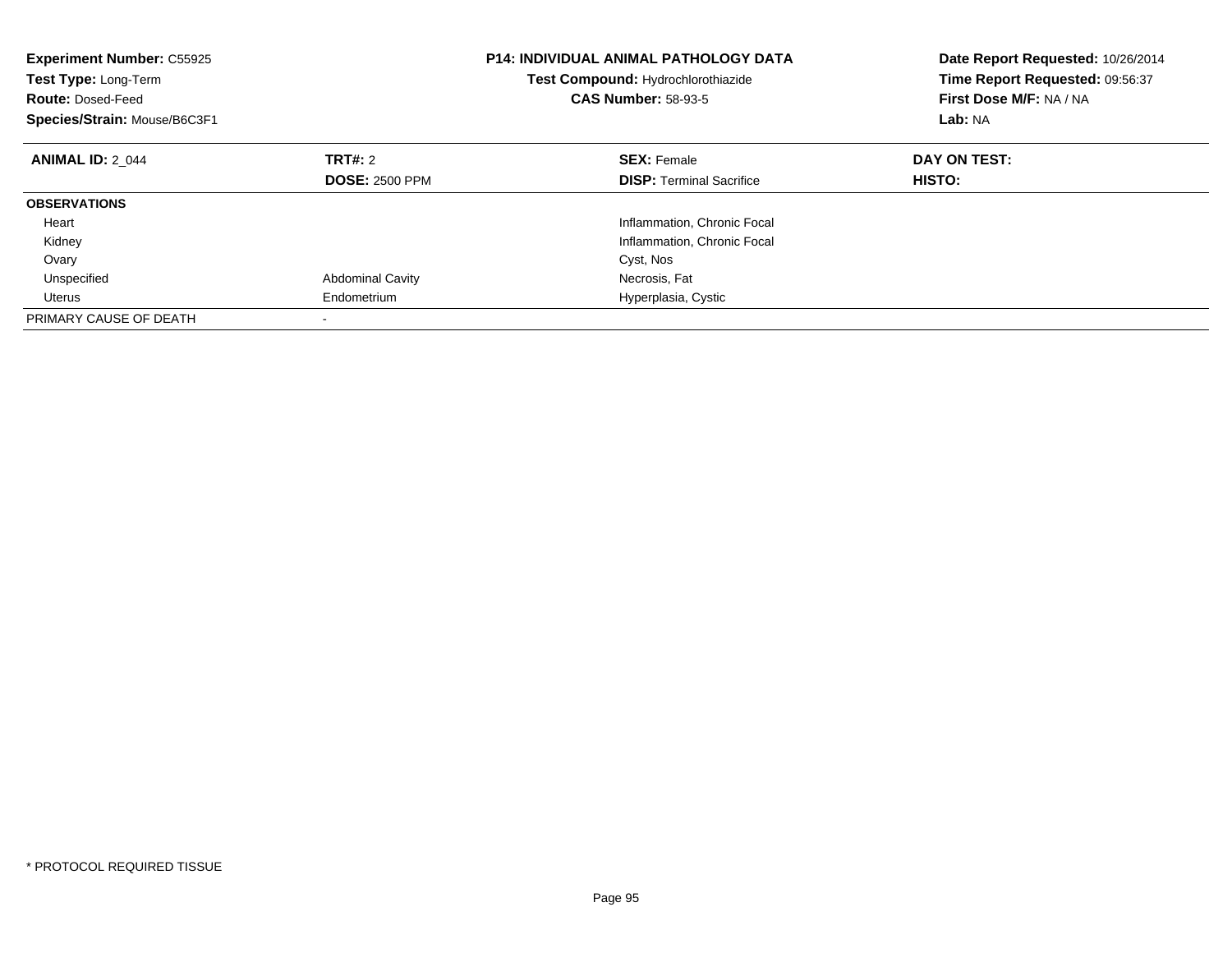**Experiment Number:** C55925
**Test Type:** Long-Term
**Route:** Dosed-Feed
**Species/Strain:** Mouse/B6C3F1

**P14: INDIVIDUAL ANIMAL PATHOLOGY DATA**
**Test Compound:** Hydrochlorothiazide
**CAS Number:** 58-93-5

**Date Report Requested:** 10/26/2014
**Time Report Requested:** 09:56:37
**First Dose M/F:** NA / NA
**Lab:** NA

| **ANIMAL ID:** 2_044 | **TRT#:** 2 | **SEX:** Female | **DAY ON TEST:** |
|---|---|---|---|
| | **DOSE:** 2500 PPM | **DISP:** Terminal Sacrifice | **HISTO:** |
| **OBSERVATIONS** | | | |
| Heart | | Inflammation, Chronic Focal | |
| Kidney | | Inflammation, Chronic Focal | |
| Ovary | | Cyst, Nos | |
| Unspecified | Abdominal Cavity | Necrosis, Fat | |
| Uterus | Endometrium | Hyperplasia, Cystic | |
| PRIMARY CAUSE OF DEATH | - | | |

* PROTOCOL REQUIRED TISSUE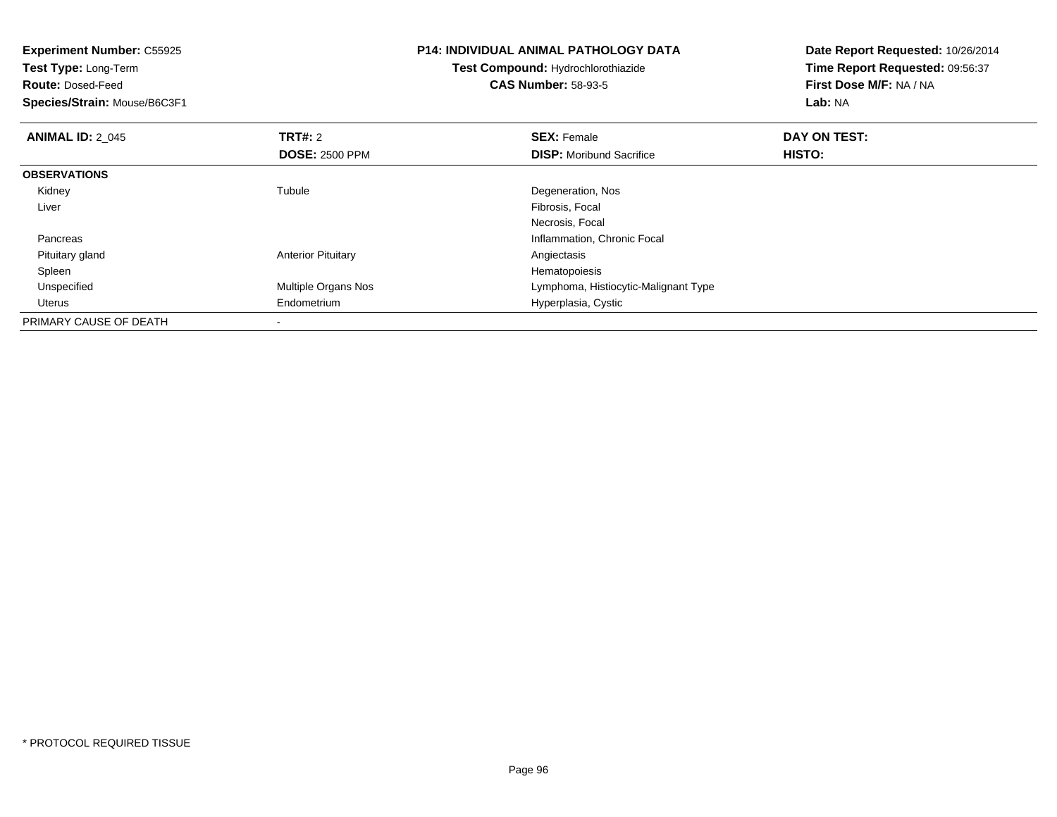**Experiment Number:** C55925
**Test Type:** Long-Term
**Route:** Dosed-Feed
**Species/Strain:** Mouse/B6C3F1

**P14: INDIVIDUAL ANIMAL PATHOLOGY DATA**
**Test Compound:** Hydrochlorothiazide
**CAS Number:** 58-93-5

**Date Report Requested:** 10/26/2014
**Time Report Requested:** 09:56:37
**First Dose M/F:** NA / NA
**Lab:** NA

| **ANIMAL ID:** 2_045 | **TRT#:** 2 | **SEX:** Female | **DAY ON TEST:** |
|---|---|---|---|
| | **DOSE:** 2500 PPM | **DISP:** Moribund Sacrifice | **HISTO:** |
| **OBSERVATIONS** | | | |
| Kidney | Tubule | Degeneration, Nos | |
| Liver | | Fibrosis, Focal | |
| | | Necrosis, Focal | |
| Pancreas | | Inflammation, Chronic Focal | |
| Pituitary gland | Anterior Pituitary | Angiectasis | |
| Spleen | | Hematopoiesis | |
| Unspecified | Multiple Organs Nos | Lymphoma, Histiocytic-Malignant Type | |
| Uterus | Endometrium | Hyperplasia, Cystic | |
| PRIMARY CAUSE OF DEATH | - | | |

\* PROTOCOL REQUIRED TISSUE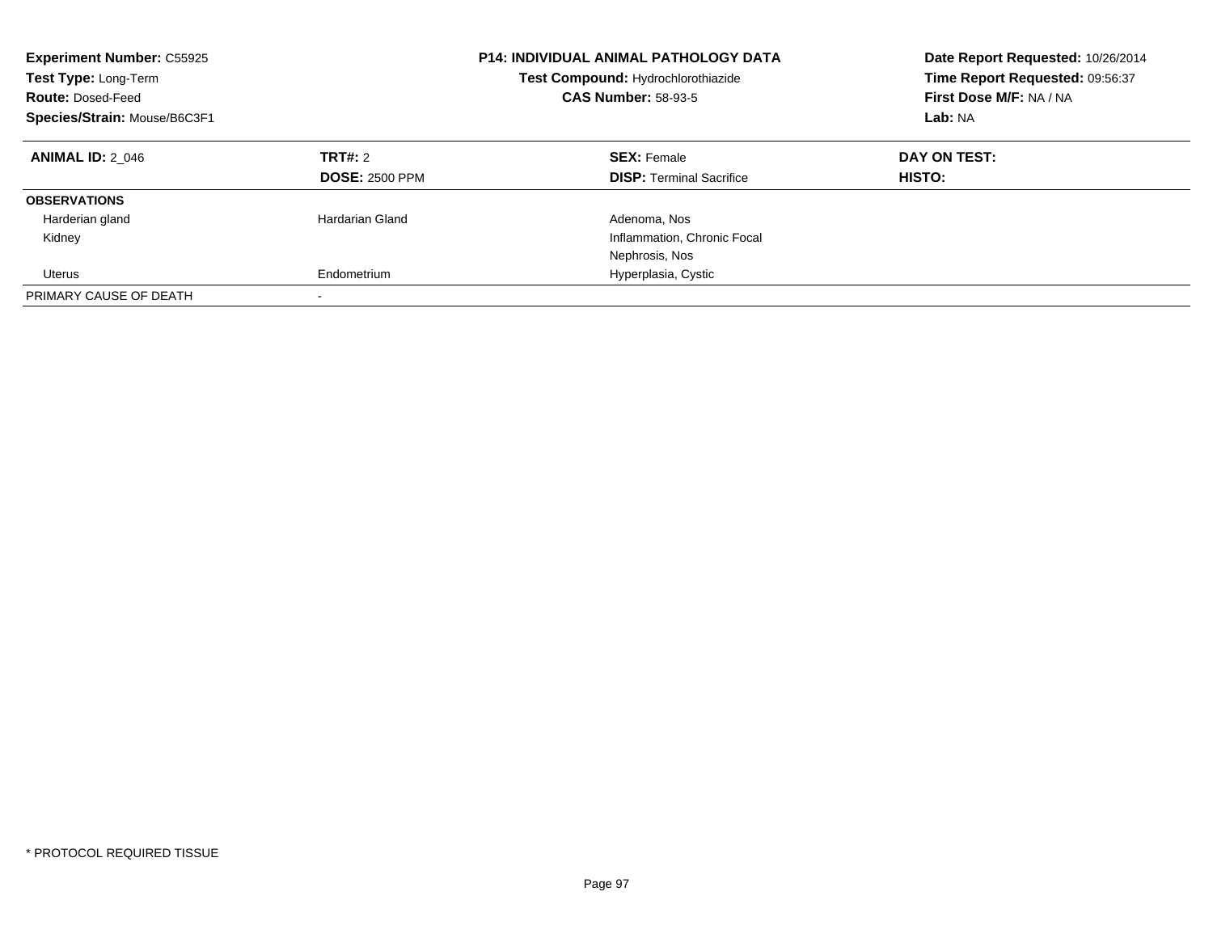**Experiment Number:** C55925
**Test Type:** Long-Term
**Route:** Dosed-Feed
**Species/Strain:** Mouse/B6C3F1

**P14: INDIVIDUAL ANIMAL PATHOLOGY DATA**
**Test Compound:** Hydrochlorothiazide
**CAS Number:** 58-93-5

**Date Report Requested:** 10/26/2014
**Time Report Requested:** 09:56:37
**First Dose M/F:** NA / NA
**Lab:** NA

| **ANIMAL ID:** 2_046 | **TRT#:** 2 | **SEX:** Female | **DAY ON TEST:** |
|---|---|---|---|
| | **DOSE:** 2500 PPM | **DISP:** Terminal Sacrifice | **HISTO:** |
| **OBSERVATIONS** | | | |
| Harderian gland | Hardarian Gland | Adenoma, Nos | |
| Kidney | | Inflammation, Chronic Focal | |
| | | Nephrosis, Nos | |
| Uterus | Endometrium | Hyperplasia, Cystic | |
| PRIMARY CAUSE OF DEATH | - | | |

\* PROTOCOL REQUIRED TISSUE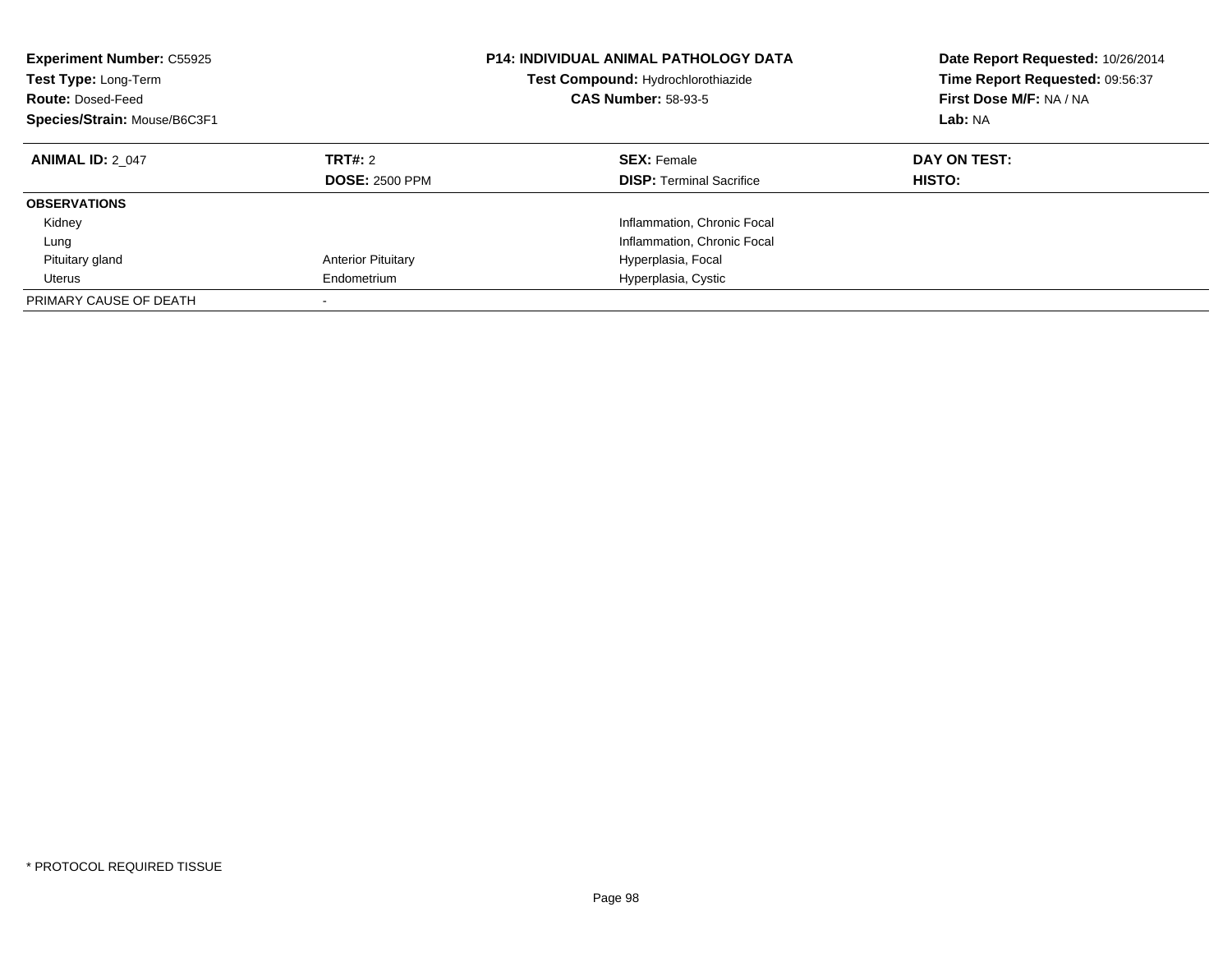**Experiment Number:** C55925
**Test Type:** Long-Term
**Route:** Dosed-Feed
**Species/Strain:** Mouse/B6C3F1

**P14: INDIVIDUAL ANIMAL PATHOLOGY DATA**
**Test Compound:** Hydrochlorothiazide
**CAS Number:** 58-93-5

**Date Report Requested:** 10/26/2014
**Time Report Requested:** 09:56:37
**First Dose M/F:** NA / NA
**Lab:** NA

| **ANIMAL ID:** 2_047 | **TRT#:** 2<br>**DOSE:** 2500 PPM | **SEX:** Female<br>**DISP:** Terminal Sacrifice | **DAY ON TEST:**<br>**HISTO:** |
|---|---|---|---|
| **OBSERVATIONS** | | | |
| Kidney | | Inflammation, Chronic Focal | |
| Lung | | Inflammation, Chronic Focal | |
| Pituitary gland | Anterior Pituitary | Hyperplasia, Focal | |
| Uterus | Endometrium | Hyperplasia, Cystic | |
| PRIMARY CAUSE OF DEATH | - | | |

* PROTOCOL REQUIRED TISSUE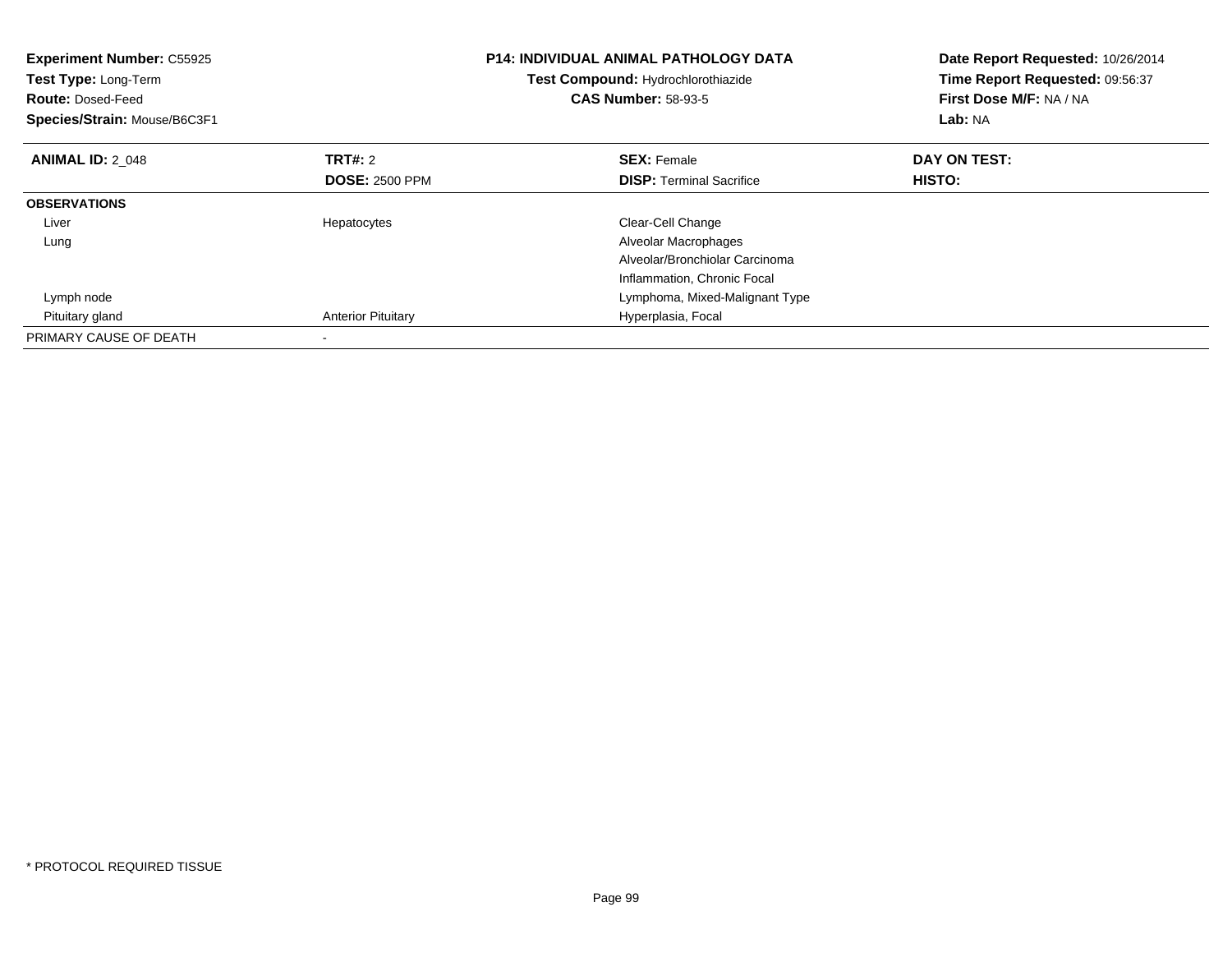**Experiment Number:** C55925
**Test Type:** Long-Term
**Route:** Dosed-Feed
**Species/Strain:** Mouse/B6C3F1

**P14: INDIVIDUAL ANIMAL PATHOLOGY DATA**
**Test Compound:** Hydrochlorothiazide
**CAS Number:** 58-93-5

**Date Report Requested:** 10/26/2014
**Time Report Requested:** 09:56:37
**First Dose M/F:** NA / NA
**Lab:** NA

| **ANIMAL ID:** 2_048 | **TRT#:** 2 | **SEX:** Female | **DAY ON TEST:** |
|---|---|---|---|
| | **DOSE:** 2500 PPM | **DISP:** Terminal Sacrifice | **HISTO:** |
| **OBSERVATIONS** | | | |
| Liver | Hepatocytes | Clear-Cell Change | |
| Lung | | Alveolar Macrophages | |
| | | Alveolar/Bronchiolar Carcinoma | |
| | | Inflammation, Chronic Focal | |
| Lymph node | | Lymphoma, Mixed-Malignant Type | |
| Pituitary gland | Anterior Pituitary | Hyperplasia, Focal | |
| PRIMARY CAUSE OF DEATH | - | | |

* PROTOCOL REQUIRED TISSUE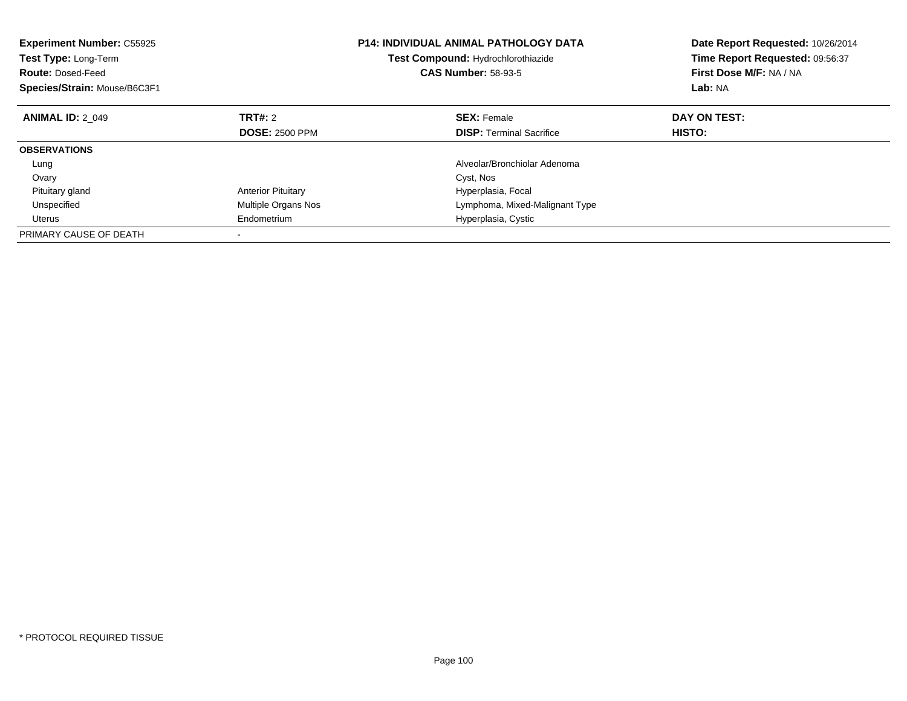**Experiment Number:** C55925
**Test Type:** Long-Term
**Route:** Dosed-Feed
**Species/Strain:** Mouse/B6C3F1

**P14: INDIVIDUAL ANIMAL PATHOLOGY DATA**
**Test Compound:** Hydrochlorothiazide
**CAS Number:** 58-93-5

**Date Report Requested:** 10/26/2014
**Time Report Requested:** 09:56:37
**First Dose M/F:** NA / NA
**Lab:** NA

| **ANIMAL ID:** 2_049 | **TRT#:** 2 | **SEX:** Female | **DAY ON TEST:** |
|---|---|---|---|
| | **DOSE:** 2500 PPM | **DISP:** Terminal Sacrifice | **HISTO:** |
| **OBSERVATIONS** | | | |
| Lung | | Alveolar/Bronchiolar Adenoma | |
| Ovary | | Cyst, Nos | |
| Pituitary gland | Anterior Pituitary | Hyperplasia, Focal | |
| Unspecified | Multiple Organs Nos | Lymphoma, Mixed-Malignant Type | |
| Uterus | Endometrium | Hyperplasia, Cystic | |
| PRIMARY CAUSE OF DEATH | - | | |

* PROTOCOL REQUIRED TISSUE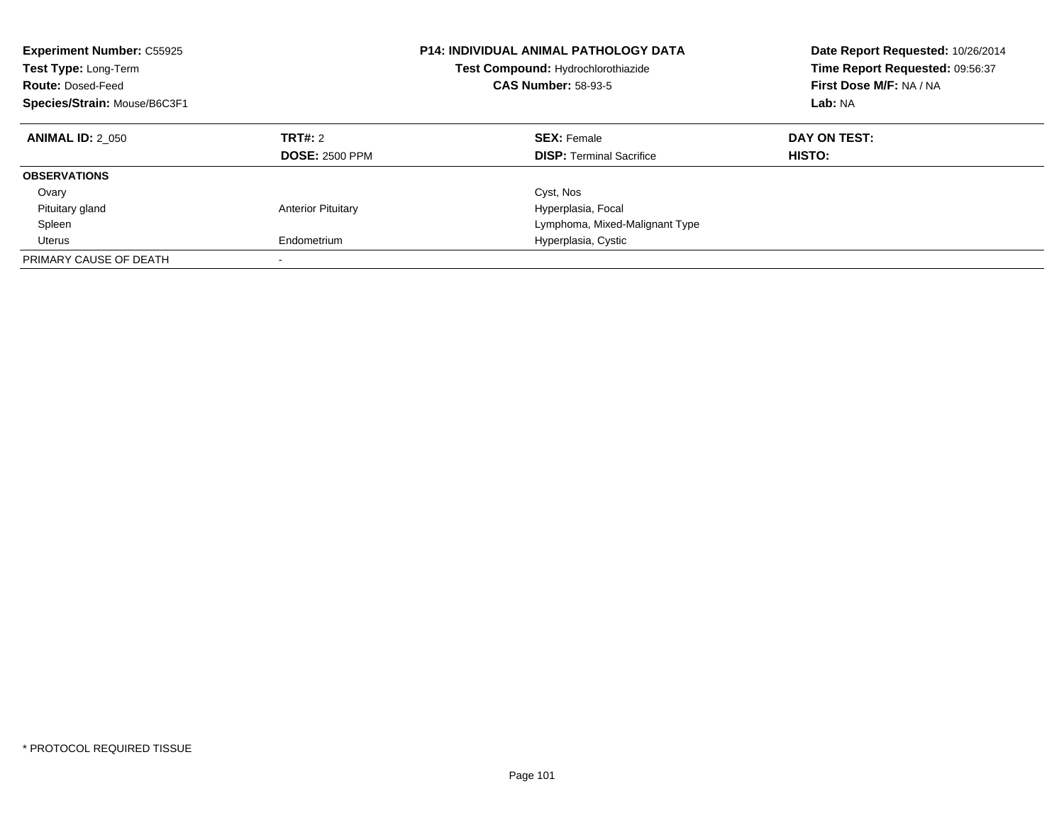**Experiment Number:** C55925
**Test Type:** Long-Term
**Route:** Dosed-Feed
**Species/Strain:** Mouse/B6C3F1

**P14: INDIVIDUAL ANIMAL PATHOLOGY DATA**
**Test Compound:** Hydrochlorothiazide
**CAS Number:** 58-93-5

**Date Report Requested:** 10/26/2014
**Time Report Requested:** 09:56:37
**First Dose M/F:** NA / NA
**Lab:** NA

| **ANIMAL ID:** 2_050 | **TRT#:** 2 | **SEX:** Female | **DAY ON TEST:** |
|---|---|---|---|
| | **DOSE:** 2500 PPM | **DISP:** Terminal Sacrifice | **HISTO:** |
| **OBSERVATIONS** | | | |
| Ovary | | Cyst, Nos | |
| Pituitary gland | Anterior Pituitary | Hyperplasia, Focal | |
| Spleen | | Lymphoma, Mixed-Malignant Type | |
| Uterus | Endometrium | Hyperplasia, Cystic | |
| PRIMARY CAUSE OF DEATH | - | | |

* PROTOCOL REQUIRED TISSUE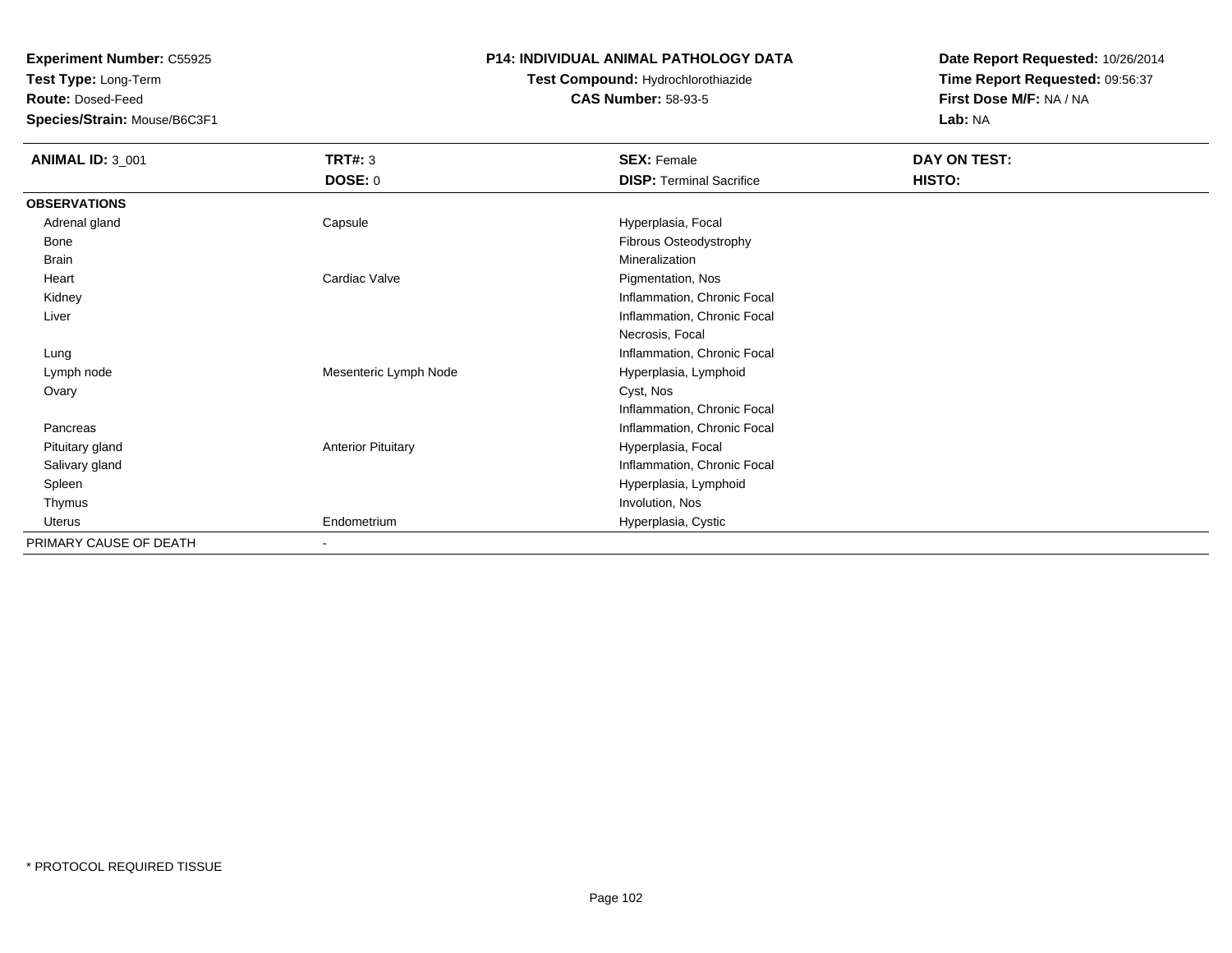**Experiment Number:** C55925
**Test Type:** Long-Term
**Route:** Dosed-Feed
**Species/Strain:** Mouse/B6C3F1

**P14: INDIVIDUAL ANIMAL PATHOLOGY DATA**
**Test Compound:** Hydrochlorothiazide
**CAS Number:** 58-93-5

**Date Report Requested:** 10/26/2014
**Time Report Requested:** 09:56:37
**First Dose M/F:** NA / NA
**Lab:** NA

| **ANIMAL ID:** 3_001 | **TRT#:** 3 | **SEX:** Female | **DAY ON TEST:** |
|---|---|---|---|
| | **DOSE:** 0 | **DISP:** Terminal Sacrifice | **HISTO:** |
| **OBSERVATIONS** | | | |
| Adrenal gland | Capsule | Hyperplasia, Focal | |
| Bone | | Fibrous Osteodystrophy | |
| Brain | | Mineralization | |
| Heart | Cardiac Valve | Pigmentation, Nos | |
| Kidney | | Inflammation, Chronic Focal | |
| Liver | | Inflammation, Chronic Focal | |
| | | Necrosis, Focal | |
| Lung | | Inflammation, Chronic Focal | |
| Lymph node | Mesenteric Lymph Node | Hyperplasia, Lymphoid | |
| Ovary | | Cyst, Nos | |
| | | Inflammation, Chronic Focal | |
| Pancreas | | Inflammation, Chronic Focal | |
| Pituitary gland | Anterior Pituitary | Hyperplasia, Focal | |
| Salivary gland | | Inflammation, Chronic Focal | |
| Spleen | | Hyperplasia, Lymphoid | |
| Thymus | | Involution, Nos | |
| Uterus | Endometrium | Hyperplasia, Cystic | |
| PRIMARY CAUSE OF DEATH | - | | |

* PROTOCOL REQUIRED TISSUE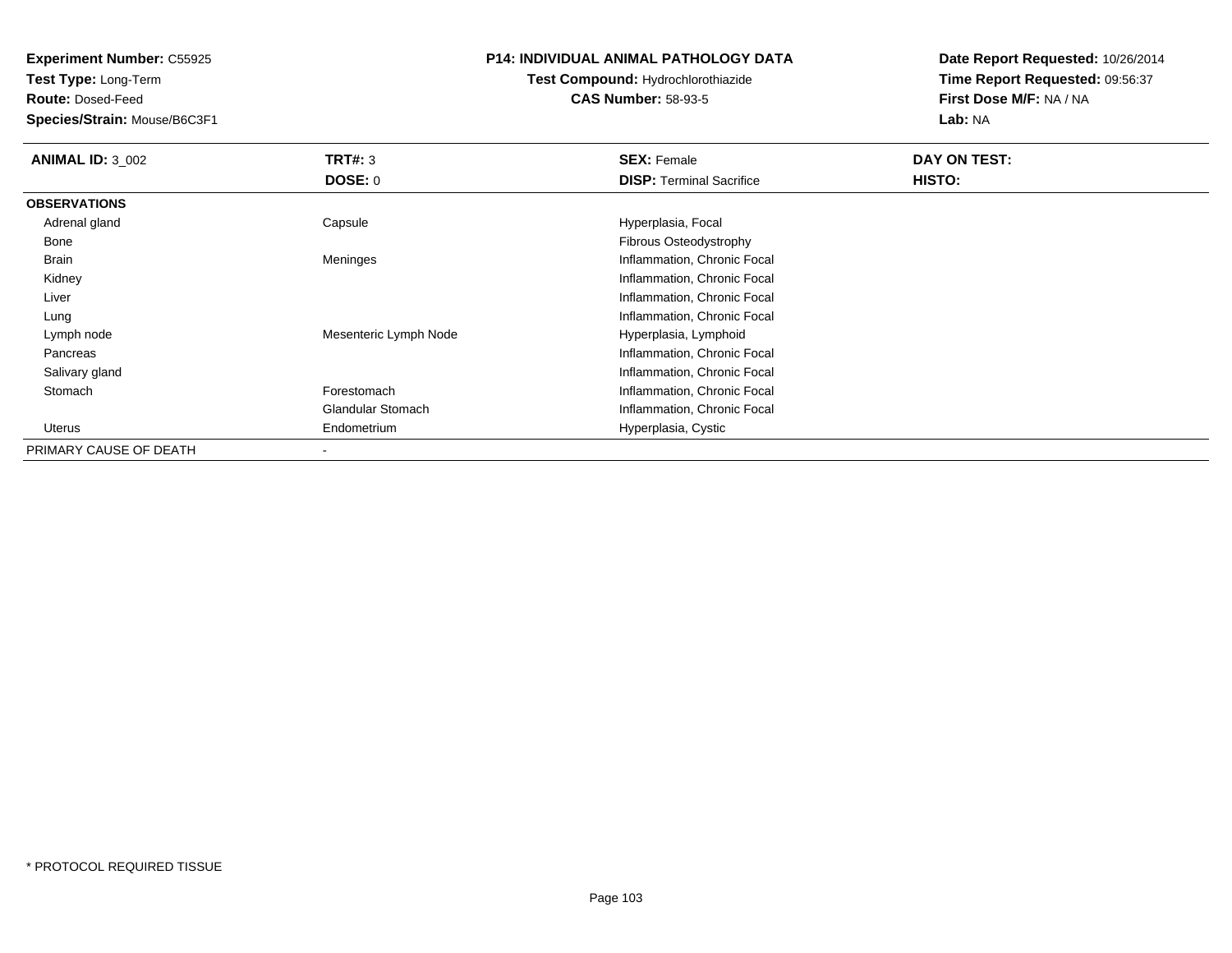**Experiment Number:** C55925
**Test Type:** Long-Term
**Route:** Dosed-Feed
**Species/Strain:** Mouse/B6C3F1

**P14: INDIVIDUAL ANIMAL PATHOLOGY DATA**
**Test Compound:** Hydrochlorothiazide
**CAS Number:** 58-93-5

**Date Report Requested:** 10/26/2014
**Time Report Requested:** 09:56:37
**First Dose M/F:** NA / NA
**Lab:** NA

| **ANIMAL ID:** 3_002 | **TRT#:** 3 | **SEX:** Female | **DAY ON TEST:** |
|---|---|---|---|
| | **DOSE:** 0 | **DISP:** Terminal Sacrifice | **HISTO:** |
| **OBSERVATIONS** | | | |
| Adrenal gland | Capsule | Hyperplasia, Focal | |
| Bone | | Fibrous Osteodystrophy | |
| Brain | Meninges | Inflammation, Chronic Focal | |
| Kidney | | Inflammation, Chronic Focal | |
| Liver | | Inflammation, Chronic Focal | |
| Lung | | Inflammation, Chronic Focal | |
| Lymph node | Mesenteric Lymph Node | Hyperplasia, Lymphoid | |
| Pancreas | | Inflammation, Chronic Focal | |
| Salivary gland | | Inflammation, Chronic Focal | |
| Stomach | Forestomach | Inflammation, Chronic Focal | |
| | Glandular Stomach | Inflammation, Chronic Focal | |
| Uterus | Endometrium | Hyperplasia, Cystic | |
| PRIMARY CAUSE OF DEATH | - | | |

* PROTOCOL REQUIRED TISSUE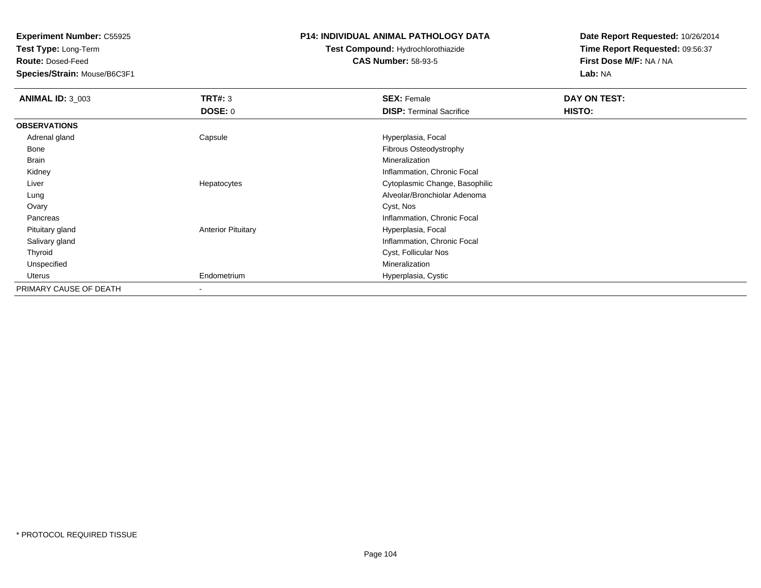**Experiment Number:** C55925
**Test Type:** Long-Term
**Route:** Dosed-Feed
**Species/Strain:** Mouse/B6C3F1

**P14: INDIVIDUAL ANIMAL PATHOLOGY DATA**
**Test Compound:** Hydrochlorothiazide
**CAS Number:** 58-93-5

**Date Report Requested:** 10/26/2014
**Time Report Requested:** 09:56:37
**First Dose M/F:** NA / NA
**Lab:** NA

| **ANIMAL ID:** 3_003 | **TRT#:** 3 | **SEX:** Female | **DAY ON TEST:** |
|---|---|---|---|
| | **DOSE:** 0 | **DISP:** Terminal Sacrifice | **HISTO:** |
| **OBSERVATIONS** | | | |
| Adrenal gland | Capsule | Hyperplasia, Focal | |
| Bone | | Fibrous Osteodystrophy | |
| Brain | | Mineralization | |
| Kidney | | Inflammation, Chronic Focal | |
| Liver | Hepatocytes | Cytoplasmic Change, Basophilic | |
| Lung | | Alveolar/Bronchiolar Adenoma | |
| Ovary | | Cyst, Nos | |
| Pancreas | | Inflammation, Chronic Focal | |
| Pituitary gland | Anterior Pituitary | Hyperplasia, Focal | |
| Salivary gland | | Inflammation, Chronic Focal | |
| Thyroid | | Cyst, Follicular Nos | |
| Unspecified | | Mineralization | |
| Uterus | Endometrium | Hyperplasia, Cystic | |
| PRIMARY CAUSE OF DEATH | - | | |

* PROTOCOL REQUIRED TISSUE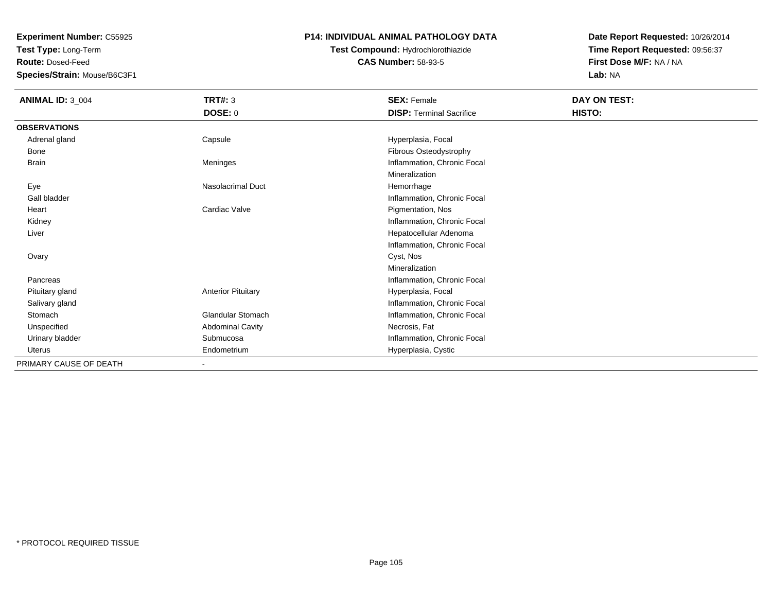**Experiment Number:** C55925
**Test Type:** Long-Term
**Route:** Dosed-Feed
**Species/Strain:** Mouse/B6C3F1

**P14: INDIVIDUAL ANIMAL PATHOLOGY DATA**
**Test Compound:** Hydrochlorothiazide
**CAS Number:** 58-93-5

**Date Report Requested:** 10/26/2014
**Time Report Requested:** 09:56:37
**First Dose M/F:** NA / NA
**Lab:** NA

| **ANIMAL ID:** 3_004 | **TRT#:** 3 | **SEX:** Female | **DAY ON TEST:** |
|---|---|---|---|
| | **DOSE:** 0 | **DISP:** Terminal Sacrifice | **HISTO:** |
| **OBSERVATIONS** | | | |
| Adrenal gland | Capsule | Hyperplasia, Focal | |
| Bone | | Fibrous Osteodystrophy | |
| Brain | Meninges | Inflammation, Chronic Focal | |
| | | Mineralization | |
| Eye | Nasolacrimal Duct | Hemorrhage | |
| Gall bladder | | Inflammation, Chronic Focal | |
| Heart | Cardiac Valve | Pigmentation, Nos | |
| Kidney | | Inflammation, Chronic Focal | |
| Liver | | Hepatocellular Adenoma | |
| | | Inflammation, Chronic Focal | |
| Ovary | | Cyst, Nos | |
| | | Mineralization | |
| Pancreas | | Inflammation, Chronic Focal | |
| Pituitary gland | Anterior Pituitary | Hyperplasia, Focal | |
| Salivary gland | | Inflammation, Chronic Focal | |
| Stomach | Glandular Stomach | Inflammation, Chronic Focal | |
| Unspecified | Abdominal Cavity | Necrosis, Fat | |
| Urinary bladder | Submucosa | Inflammation, Chronic Focal | |
| Uterus | Endometrium | Hyperplasia, Cystic | |
| PRIMARY CAUSE OF DEATH | - | | |

* PROTOCOL REQUIRED TISSUE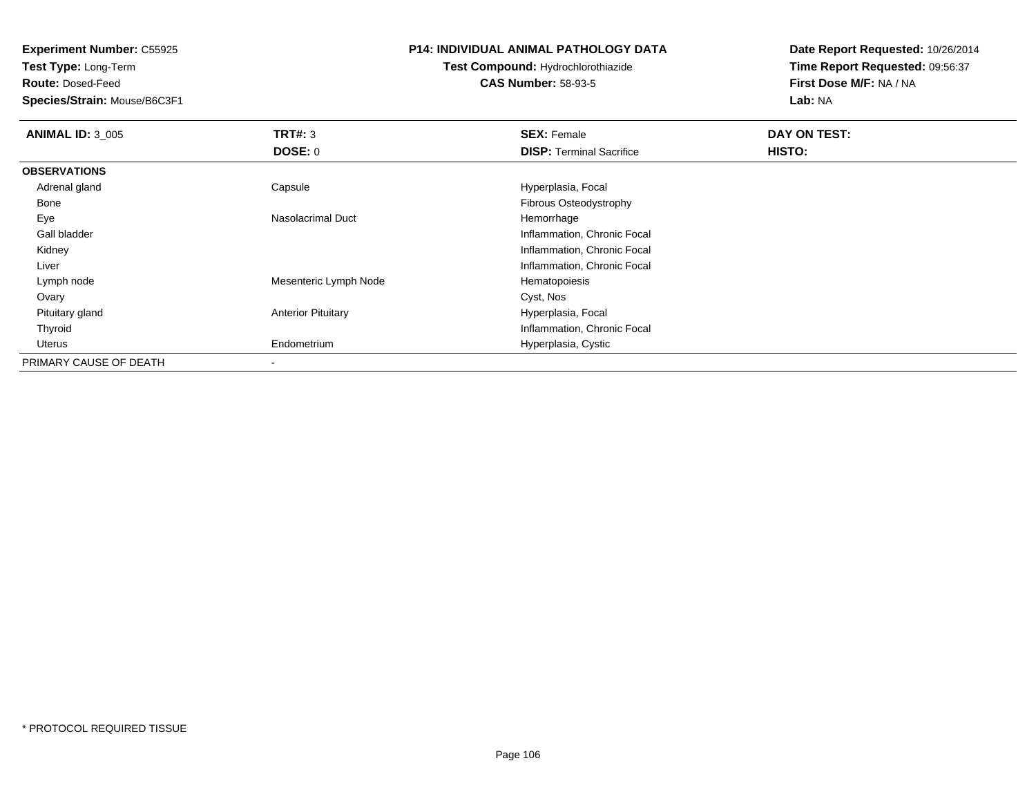**Experiment Number:** C55925
**Test Type:** Long-Term
**Route:** Dosed-Feed
**Species/Strain:** Mouse/B6C3F1

**P14: INDIVIDUAL ANIMAL PATHOLOGY DATA**
**Test Compound:** Hydrochlorothiazide
**CAS Number:** 58-93-5

**Date Report Requested:** 10/26/2014
**Time Report Requested:** 09:56:37
**First Dose M/F:** NA / NA
**Lab:** NA

| **ANIMAL ID:** 3_005 | **TRT#:** 3 | **SEX:** Female | **DAY ON TEST:** |
|---|---|---|---|
| | **DOSE:** 0 | **DISP:** Terminal Sacrifice | **HISTO:** |
| **OBSERVATIONS** | | | |
| Adrenal gland | Capsule | Hyperplasia, Focal | |
| Bone | | Fibrous Osteodystrophy | |
| Eye | Nasolacrimal Duct | Hemorrhage | |
| Gall bladder | | Inflammation, Chronic Focal | |
| Kidney | | Inflammation, Chronic Focal | |
| Liver | | Inflammation, Chronic Focal | |
| Lymph node | Mesenteric Lymph Node | Hematopoiesis | |
| Ovary | | Cyst, Nos | |
| Pituitary gland | Anterior Pituitary | Hyperplasia, Focal | |
| Thyroid | | Inflammation, Chronic Focal | |
| Uterus | Endometrium | Hyperplasia, Cystic | |
| PRIMARY CAUSE OF DEATH | - | | |

\* PROTOCOL REQUIRED TISSUE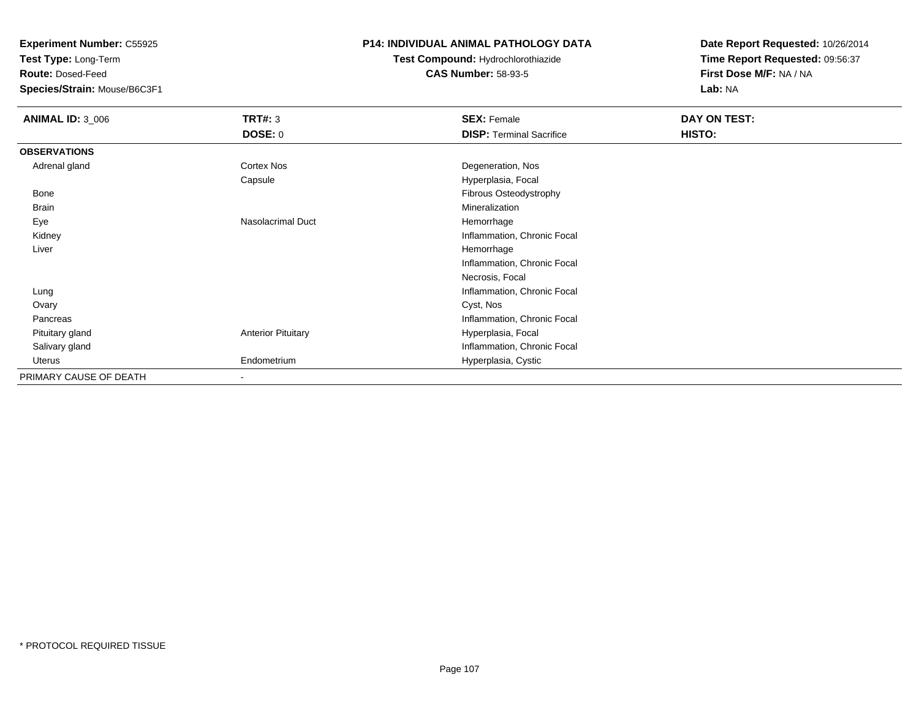**Experiment Number:** C55925
**Test Type:** Long-Term
**Route:** Dosed-Feed
**Species/Strain:** Mouse/B6C3F1

**P14: INDIVIDUAL ANIMAL PATHOLOGY DATA**
**Test Compound:** Hydrochlorothiazide
**CAS Number:** 58-93-5

**Date Report Requested:** 10/26/2014
**Time Report Requested:** 09:56:37
**First Dose M/F:** NA / NA
**Lab:** NA

| **ANIMAL ID:** 3_006 | **TRT#:** 3 | **SEX:** Female | **DAY ON TEST:** |
|---|---|---|---|
| | **DOSE:** 0 | **DISP:** Terminal Sacrifice | **HISTO:** |
| **OBSERVATIONS** | | | |
| Adrenal gland | Cortex Nos | Degeneration, Nos | |
| | Capsule | Hyperplasia, Focal | |
| Bone | | Fibrous Osteodystrophy | |
| Brain | | Mineralization | |
| Eye | Nasolacrimal Duct | Hemorrhage | |
| Kidney | | Inflammation, Chronic Focal | |
| Liver | | Hemorrhage | |
| | | Inflammation, Chronic Focal | |
| | | Necrosis, Focal | |
| Lung | | Inflammation, Chronic Focal | |
| Ovary | | Cyst, Nos | |
| Pancreas | | Inflammation, Chronic Focal | |
| Pituitary gland | Anterior Pituitary | Hyperplasia, Focal | |
| Salivary gland | | Inflammation, Chronic Focal | |
| Uterus | Endometrium | Hyperplasia, Cystic | |
| PRIMARY CAUSE OF DEATH | - | | |

* PROTOCOL REQUIRED TISSUE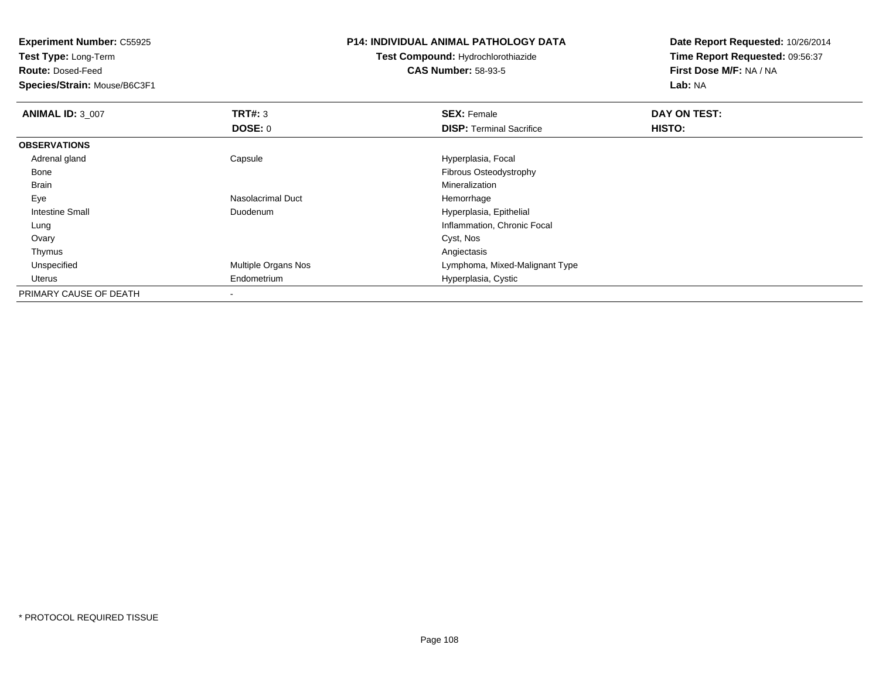**Experiment Number:** C55925
**Test Type:** Long-Term
**Route:** Dosed-Feed
**Species/Strain:** Mouse/B6C3F1

**P14: INDIVIDUAL ANIMAL PATHOLOGY DATA**
**Test Compound:** Hydrochlorothiazide
**CAS Number:** 58-93-5

**Date Report Requested:** 10/26/2014
**Time Report Requested:** 09:56:37
**First Dose M/F:** NA / NA
**Lab:** NA

| **ANIMAL ID:** 3_007 | **TRT#:** 3 | **SEX:** Female | **DAY ON TEST:** |
|---|---|---|---|
| | **DOSE:** 0 | **DISP:** Terminal Sacrifice | **HISTO:** |
| **OBSERVATIONS** | | | |
| Adrenal gland | Capsule | Hyperplasia, Focal | |
| Bone | | Fibrous Osteodystrophy | |
| Brain | | Mineralization | |
| Eye | Nasolacrimal Duct | Hemorrhage | |
| Intestine Small | Duodenum | Hyperplasia, Epithelial | |
| Lung | | Inflammation, Chronic Focal | |
| Ovary | | Cyst, Nos | |
| Thymus | | Angiectasis | |
| Unspecified | Multiple Organs Nos | Lymphoma, Mixed-Malignant Type | |
| Uterus | Endometrium | Hyperplasia, Cystic | |
| PRIMARY CAUSE OF DEATH | - | | |

* PROTOCOL REQUIRED TISSUE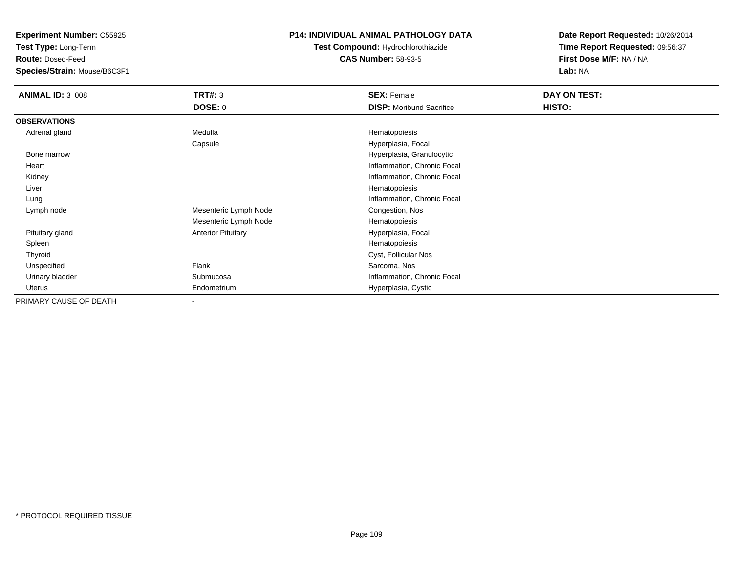**Experiment Number:** C55925
**Test Type:** Long-Term
**Route:** Dosed-Feed
**Species/Strain:** Mouse/B6C3F1

# P14: INDIVIDUAL ANIMAL PATHOLOGY DATA

**Test Compound:** Hydrochlorothiazide
**CAS Number:** 58-93-5

**Date Report Requested:** 10/26/2014
**Time Report Requested:** 09:56:37
**First Dose M/F:** NA / NA
**Lab:** NA

| **ANIMAL ID:** 3_008 | **TRT#:** 3 | **SEX:** Female | **DAY ON TEST:** |
|---|---|---|---|
| | **DOSE:** 0 | **DISP:** Moribund Sacrifice | **HISTO:** |
| **OBSERVATIONS** | | | |
| Adrenal gland | Medulla | Hematopoiesis | |
| | Capsule | Hyperplasia, Focal | |
| Bone marrow | | Hyperplasia, Granulocytic | |
| Heart | | Inflammation, Chronic Focal | |
| Kidney | | Inflammation, Chronic Focal | |
| Liver | | Hematopoiesis | |
| Lung | | Inflammation, Chronic Focal | |
| Lymph node | Mesenteric Lymph Node | Congestion, Nos | |
| | Mesenteric Lymph Node | Hematopoiesis | |
| Pituitary gland | Anterior Pituitary | Hyperplasia, Focal | |
| Spleen | | Hematopoiesis | |
| Thyroid | | Cyst, Follicular Nos | |
| Unspecified | Flank | Sarcoma, Nos | |
| Urinary bladder | Submucosa | Inflammation, Chronic Focal | |
| Uterus | Endometrium | Hyperplasia, Cystic | |
| PRIMARY CAUSE OF DEATH | - | | |

* PROTOCOL REQUIRED TISSUE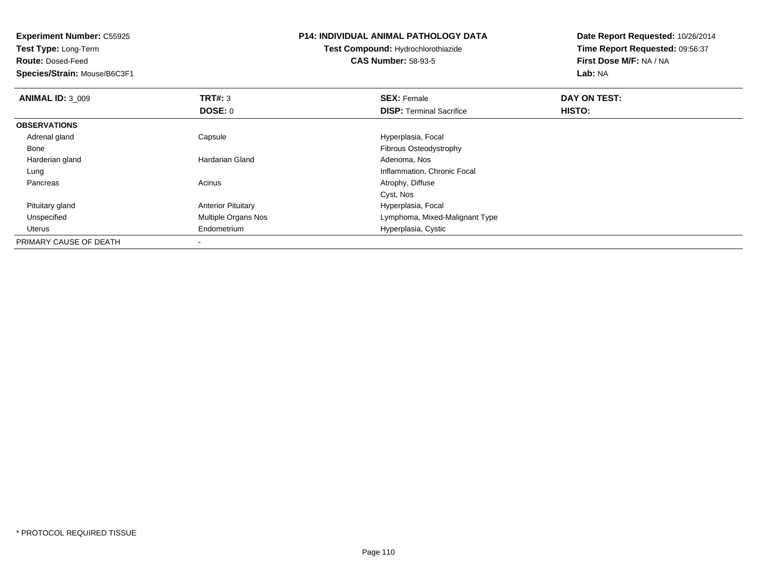**Experiment Number:** C55925
**Test Type:** Long-Term
**Route:** Dosed-Feed
**Species/Strain:** Mouse/B6C3F1

**P14: INDIVIDUAL ANIMAL PATHOLOGY DATA**
**Test Compound:** Hydrochlorothiazide
**CAS Number:** 58-93-5

**Date Report Requested:** 10/26/2014
**Time Report Requested:** 09:56:37
**First Dose M/F:** NA / NA
**Lab:** NA

| **ANIMAL ID:** 3_009 | **TRT#:** 3 | **SEX:** Female | **DAY ON TEST:** |
|---|---|---|---|
| | **DOSE:** 0 | **DISP:** Terminal Sacrifice | **HISTO:** |
| **OBSERVATIONS** | | | |
| Adrenal gland | Capsule | Hyperplasia, Focal | |
| Bone | | Fibrous Osteodystrophy | |
| Harderian gland | Hardarian Gland | Adenoma, Nos | |
| Lung | | Inflammation, Chronic Focal | |
| Pancreas | Acinus | Atrophy, Diffuse | |
| | | Cyst, Nos | |
| Pituitary gland | Anterior Pituitary | Hyperplasia, Focal | |
| Unspecified | Multiple Organs Nos | Lymphoma, Mixed-Malignant Type | |
| Uterus | Endometrium | Hyperplasia, Cystic | |
| PRIMARY CAUSE OF DEATH | - | | |

* PROTOCOL REQUIRED TISSUE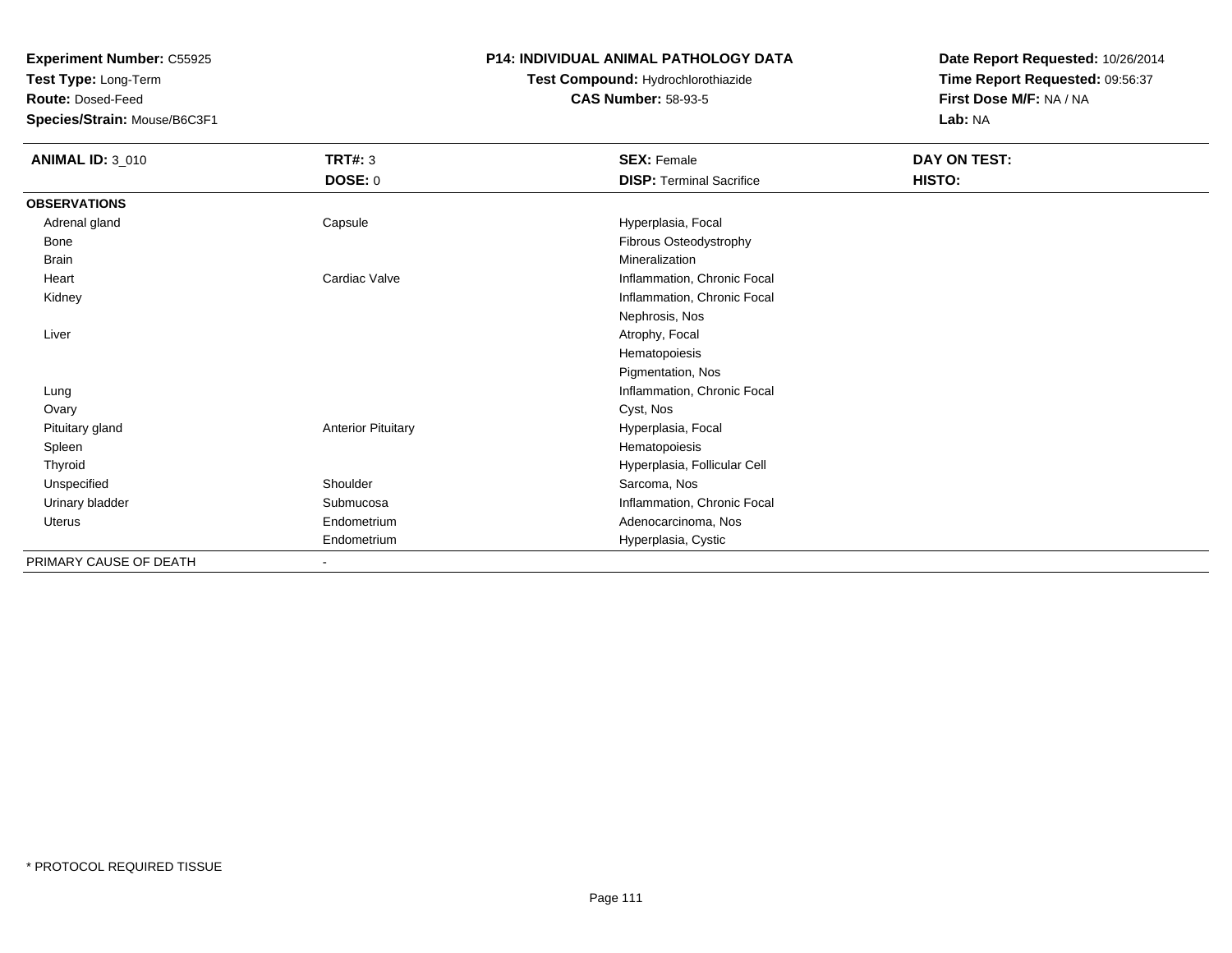**Experiment Number:** C55925
**Test Type:** Long-Term
**Route:** Dosed-Feed
**Species/Strain:** Mouse/B6C3F1

**P14: INDIVIDUAL ANIMAL PATHOLOGY DATA**
**Test Compound:** Hydrochlorothiazide
**CAS Number:** 58-93-5

**Date Report Requested:** 10/26/2014
**Time Report Requested:** 09:56:37
**First Dose M/F:** NA / NA
**Lab:** NA

| **ANIMAL ID:** 3_010 | **TRT#:** 3 | **SEX:** Female | **DAY ON TEST:** |
|---|---|---|---|
| | **DOSE:** 0 | **DISP:** Terminal Sacrifice | **HISTO:** |
| **OBSERVATIONS** | | | |
| Adrenal gland | Capsule | Hyperplasia, Focal | |
| Bone | | Fibrous Osteodystrophy | |
| Brain | | Mineralization | |
| Heart | Cardiac Valve | Inflammation, Chronic Focal | |
| Kidney | | Inflammation, Chronic Focal | |
| | | Nephrosis, Nos | |
| Liver | | Atrophy, Focal | |
| | | Hematopoiesis | |
| | | Pigmentation, Nos | |
| Lung | | Inflammation, Chronic Focal | |
| Ovary | | Cyst, Nos | |
| Pituitary gland | Anterior Pituitary | Hyperplasia, Focal | |
| Spleen | | Hematopoiesis | |
| Thyroid | | Hyperplasia, Follicular Cell | |
| Unspecified | Shoulder | Sarcoma, Nos | |
| Urinary bladder | Submucosa | Inflammation, Chronic Focal | |
| Uterus | Endometrium | Adenocarcinoma, Nos | |
| | Endometrium | Hyperplasia, Cystic | |
| PRIMARY CAUSE OF DEATH | - | | |

* PROTOCOL REQUIRED TISSUE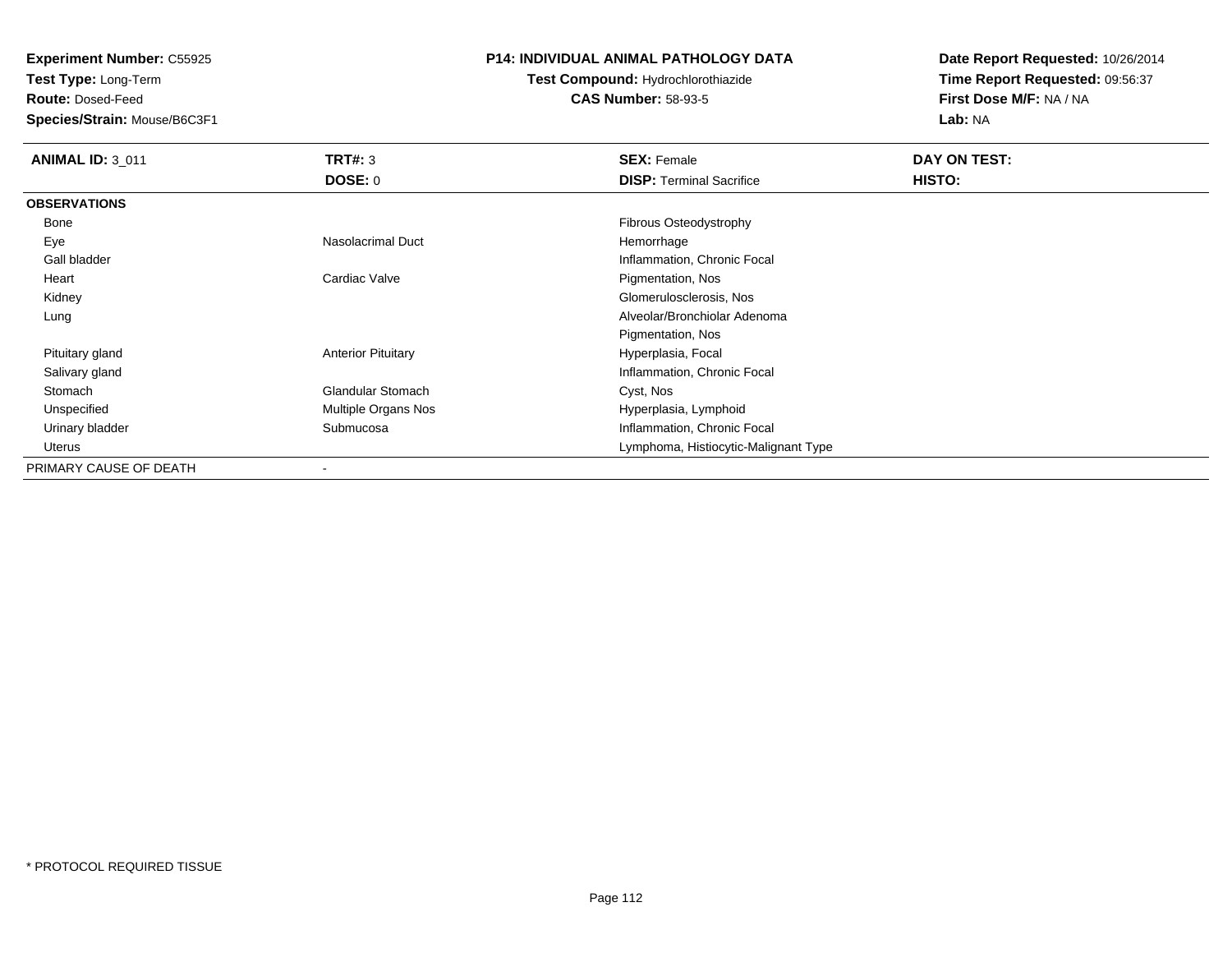**Experiment Number:** C55925
**Test Type:** Long-Term
**Route:** Dosed-Feed
**Species/Strain:** Mouse/B6C3F1

**P14: INDIVIDUAL ANIMAL PATHOLOGY DATA**
**Test Compound:** Hydrochlorothiazide
**CAS Number:** 58-93-5

**Date Report Requested:** 10/26/2014
**Time Report Requested:** 09:56:37
**First Dose M/F:** NA / NA
**Lab:** NA

| **ANIMAL ID:** 3_011 | **TRT#:** 3 | **SEX:** Female | **DAY ON TEST:** |
|---|---|---|---|
| | **DOSE:** 0 | **DISP:** Terminal Sacrifice | **HISTO:** |
| **OBSERVATIONS** | | | |
| Bone | | Fibrous Osteodystrophy | |
| Eye | Nasolacrimal Duct | Hemorrhage | |
| Gall bladder | | Inflammation, Chronic Focal | |
| Heart | Cardiac Valve | Pigmentation, Nos | |
| Kidney | | Glomerulosclerosis, Nos | |
| Lung | | Alveolar/Bronchiolar Adenoma | |
| | | Pigmentation, Nos | |
| Pituitary gland | Anterior Pituitary | Hyperplasia, Focal | |
| Salivary gland | | Inflammation, Chronic Focal | |
| Stomach | Glandular Stomach | Cyst, Nos | |
| Unspecified | Multiple Organs Nos | Hyperplasia, Lymphoid | |
| Urinary bladder | Submucosa | Inflammation, Chronic Focal | |
| Uterus | | Lymphoma, Histiocytic-Malignant Type | |
| PRIMARY CAUSE OF DEATH | - | | |

* PROTOCOL REQUIRED TISSUE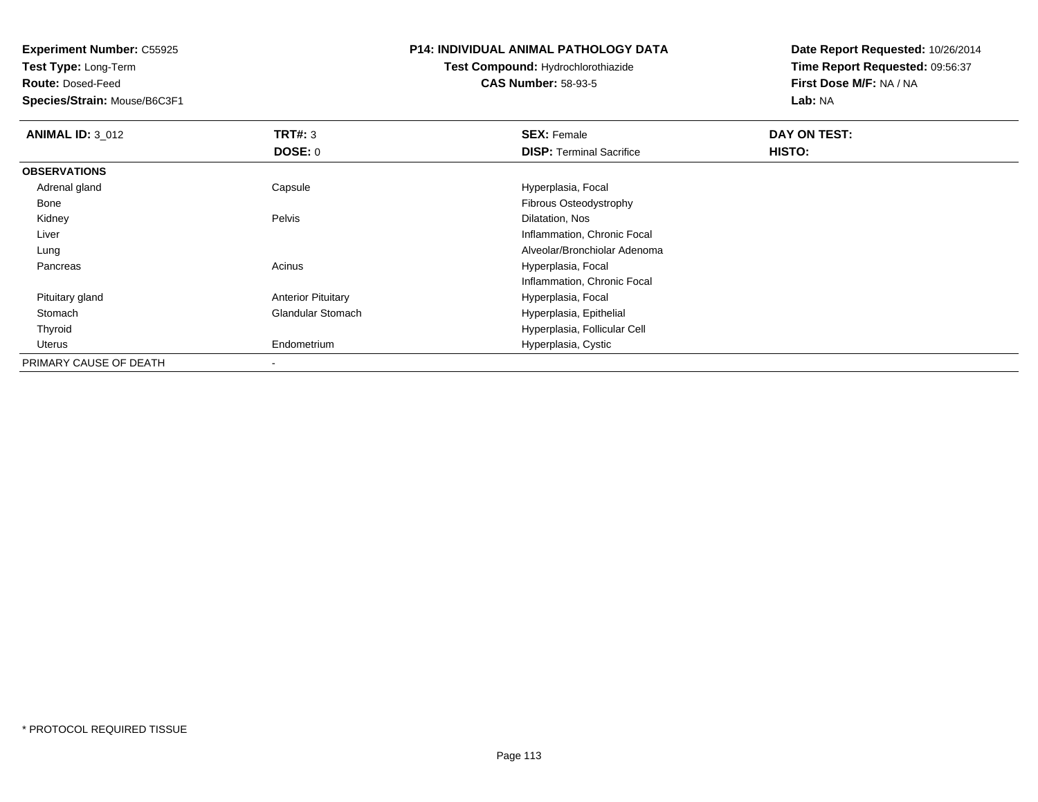**Experiment Number:** C55925
**Test Type:** Long-Term
**Route:** Dosed-Feed
**Species/Strain:** Mouse/B6C3F1

**P14: INDIVIDUAL ANIMAL PATHOLOGY DATA**
**Test Compound:** Hydrochlorothiazide
**CAS Number:** 58-93-5

**Date Report Requested:** 10/26/2014
**Time Report Requested:** 09:56:37
**First Dose M/F:** NA / NA
**Lab:** NA

| **ANIMAL ID:** 3_012 | **TRT#:** 3 | **SEX:** Female | **DAY ON TEST:** |
|---|---|---|---|
| | **DOSE:** 0 | **DISP:** Terminal Sacrifice | **HISTO:** |
| **OBSERVATIONS** | | | |
| Adrenal gland | Capsule | Hyperplasia, Focal | |
| Bone | | Fibrous Osteodystrophy | |
| Kidney | Pelvis | Dilatation, Nos | |
| Liver | | Inflammation, Chronic Focal | |
| Lung | | Alveolar/Bronchiolar Adenoma | |
| Pancreas | Acinus | Hyperplasia, Focal | |
| | | Inflammation, Chronic Focal | |
| Pituitary gland | Anterior Pituitary | Hyperplasia, Focal | |
| Stomach | Glandular Stomach | Hyperplasia, Epithelial | |
| Thyroid | | Hyperplasia, Follicular Cell | |
| Uterus | Endometrium | Hyperplasia, Cystic | |
| PRIMARY CAUSE OF DEATH | - | | |

* PROTOCOL REQUIRED TISSUE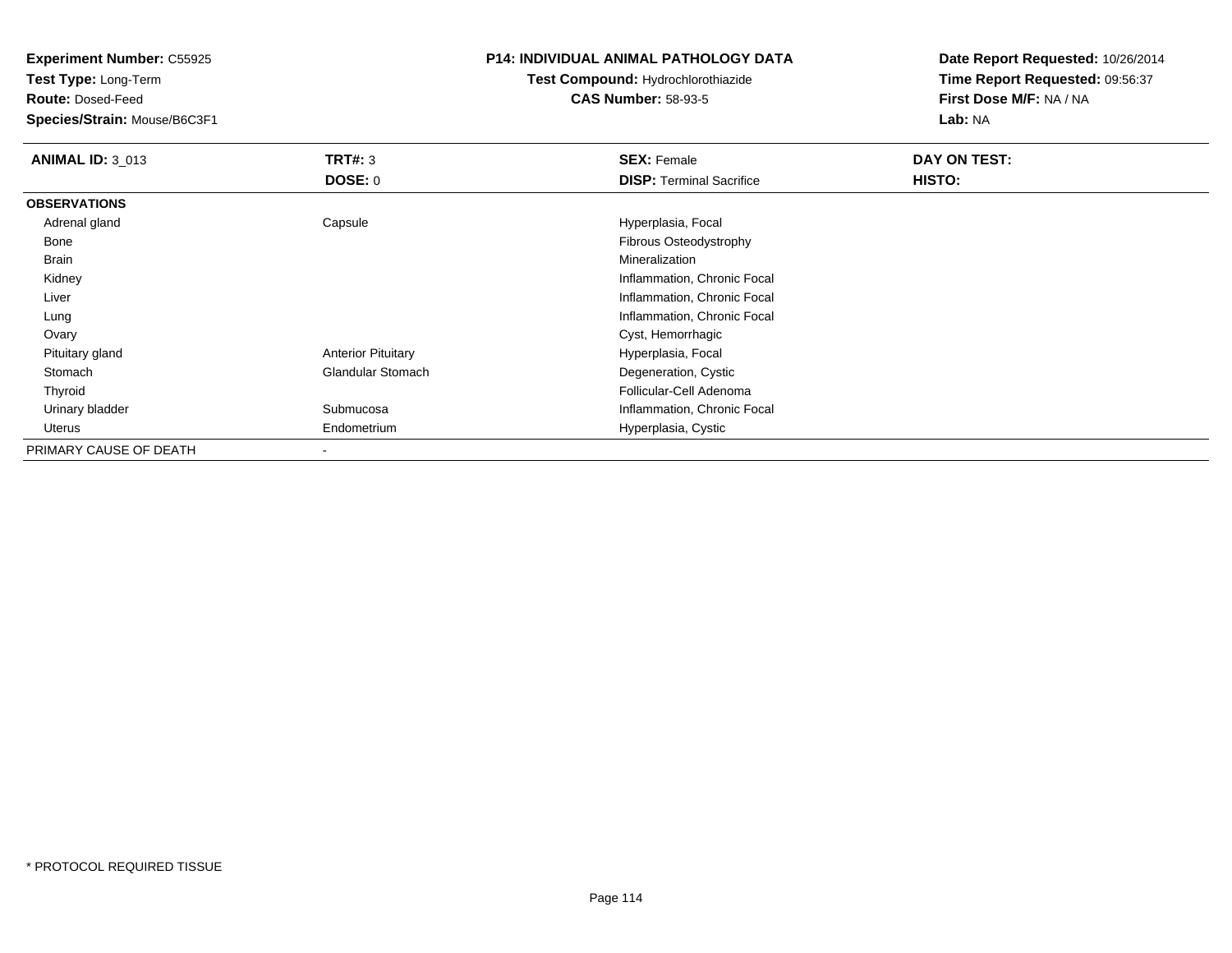**Experiment Number:** C55925
**Test Type:** Long-Term
**Route:** Dosed-Feed
**Species/Strain:** Mouse/B6C3F1

**P14: INDIVIDUAL ANIMAL PATHOLOGY DATA**
**Test Compound:** Hydrochlorothiazide
**CAS Number:** 58-93-5

**Date Report Requested:** 10/26/2014
**Time Report Requested:** 09:56:37
**First Dose M/F:** NA / NA
**Lab:** NA

| **ANIMAL ID:** 3_013 | **TRT#:** 3 | **SEX:** Female | **DAY ON TEST:** |
|---|---|---|---|
| | **DOSE:** 0 | **DISP:** Terminal Sacrifice | **HISTO:** |
| **OBSERVATIONS** | | | |
| Adrenal gland | Capsule | Hyperplasia, Focal | |
| Bone | | Fibrous Osteodystrophy | |
| Brain | | Mineralization | |
| Kidney | | Inflammation, Chronic Focal | |
| Liver | | Inflammation, Chronic Focal | |
| Lung | | Inflammation, Chronic Focal | |
| Ovary | | Cyst, Hemorrhagic | |
| Pituitary gland | Anterior Pituitary | Hyperplasia, Focal | |
| Stomach | Glandular Stomach | Degeneration, Cystic | |
| Thyroid | | Follicular-Cell Adenoma | |
| Urinary bladder | Submucosa | Inflammation, Chronic Focal | |
| Uterus | Endometrium | Hyperplasia, Cystic | |
| PRIMARY CAUSE OF DEATH | - | | |

* PROTOCOL REQUIRED TISSUE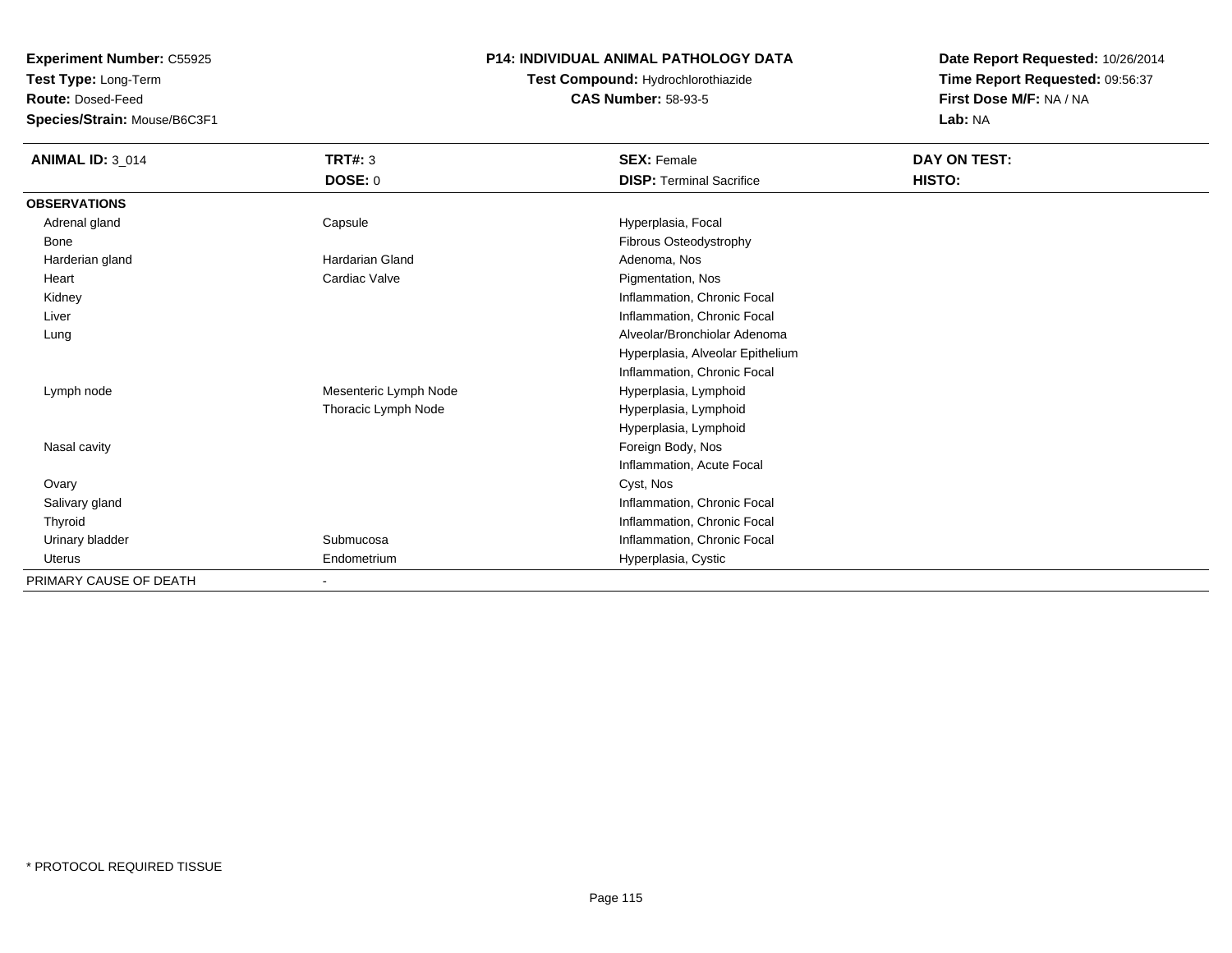**Experiment Number:** C55925
**Test Type:** Long-Term
**Route:** Dosed-Feed
**Species/Strain:** Mouse/B6C3F1

**P14: INDIVIDUAL ANIMAL PATHOLOGY DATA**
**Test Compound:** Hydrochlorothiazide
**CAS Number:** 58-93-5

**Date Report Requested:** 10/26/2014
**Time Report Requested:** 09:56:37
**First Dose M/F:** NA / NA
**Lab:** NA

| **ANIMAL ID:** 3_014 | **TRT#:** 3 | **SEX:** Female | **DAY ON TEST:** |
|---|---|---|---|
| | **DOSE:** 0 | **DISP:** Terminal Sacrifice | **HISTO:** |
| **OBSERVATIONS** | | | |
| Adrenal gland | Capsule | Hyperplasia, Focal | |
| Bone | | Fibrous Osteodystrophy | |
| Harderian gland | Hardarian Gland | Adenoma, Nos | |
| Heart | Cardiac Valve | Pigmentation, Nos | |
| Kidney | | Inflammation, Chronic Focal | |
| Liver | | Inflammation, Chronic Focal | |
| Lung | | Alveolar/Bronchiolar Adenoma | |
| | | Hyperplasia, Alveolar Epithelium | |
| | | Inflammation, Chronic Focal | |
| Lymph node | Mesenteric Lymph Node | Hyperplasia, Lymphoid | |
| | Thoracic Lymph Node | Hyperplasia, Lymphoid | |
| | | Hyperplasia, Lymphoid | |
| Nasal cavity | | Foreign Body, Nos | |
| | | Inflammation, Acute Focal | |
| Ovary | | Cyst, Nos | |
| Salivary gland | | Inflammation, Chronic Focal | |
| Thyroid | | Inflammation, Chronic Focal | |
| Urinary bladder | Submucosa | Inflammation, Chronic Focal | |
| Uterus | Endometrium | Hyperplasia, Cystic | |
| PRIMARY CAUSE OF DEATH | - | | |

* PROTOCOL REQUIRED TISSUE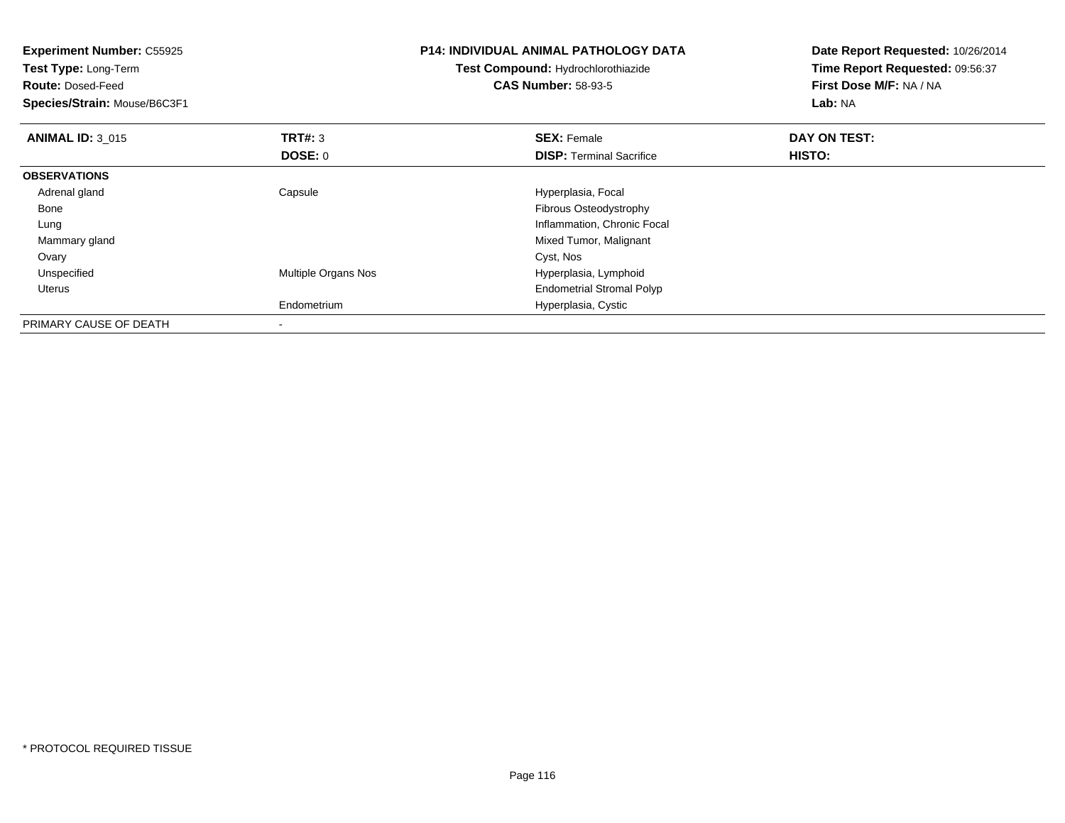**Experiment Number:** C55925
**Test Type:** Long-Term
**Route:** Dosed-Feed
**Species/Strain:** Mouse/B6C3F1

**P14: INDIVIDUAL ANIMAL PATHOLOGY DATA**
**Test Compound:** Hydrochlorothiazide
**CAS Number:** 58-93-5

**Date Report Requested:** 10/26/2014
**Time Report Requested:** 09:56:37
**First Dose M/F:** NA / NA
**Lab:** NA

| **ANIMAL ID:** 3_015 | **TRT#:** 3 | **SEX:** Female | **DAY ON TEST:** |
|---|---|---|---|
| | **DOSE:** 0 | **DISP:** Terminal Sacrifice | **HISTO:** |
| **OBSERVATIONS** | | | |
| Adrenal gland | Capsule | Hyperplasia, Focal | |
| Bone | | Fibrous Osteodystrophy | |
| Lung | | Inflammation, Chronic Focal | |
| Mammary gland | | Mixed Tumor, Malignant | |
| Ovary | | Cyst, Nos | |
| Unspecified | Multiple Organs Nos | Hyperplasia, Lymphoid | |
| Uterus | | Endometrial Stromal Polyp | |
| | Endometrium | Hyperplasia, Cystic | |
| PRIMARY CAUSE OF DEATH | - | | |

\* PROTOCOL REQUIRED TISSUE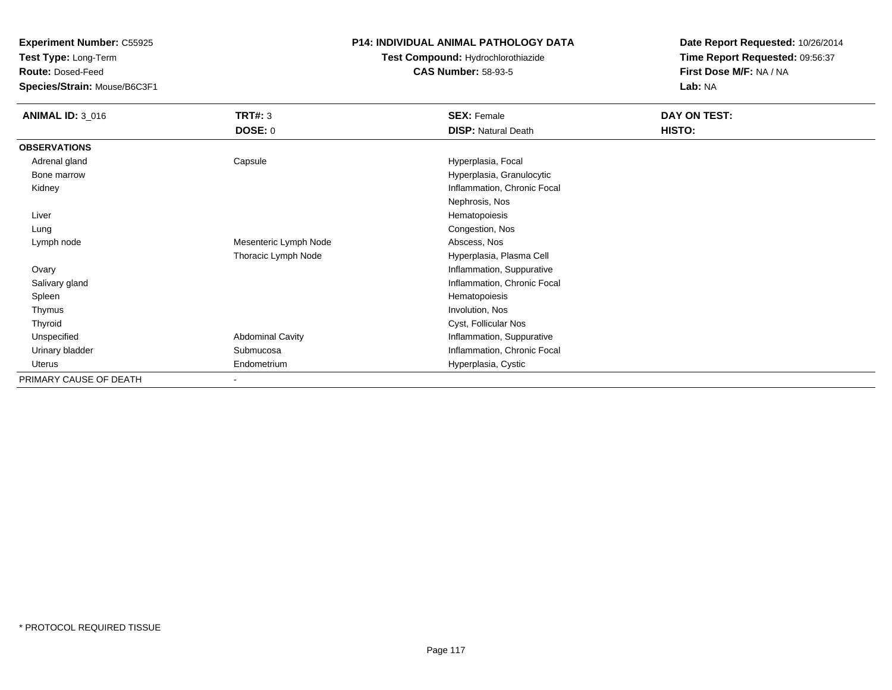**Experiment Number:** C55925
**Test Type:** Long-Term
**Route:** Dosed-Feed
**Species/Strain:** Mouse/B6C3F1

**P14: INDIVIDUAL ANIMAL PATHOLOGY DATA**
**Test Compound:** Hydrochlorothiazide
**CAS Number:** 58-93-5

**Date Report Requested:** 10/26/2014
**Time Report Requested:** 09:56:37
**First Dose M/F:** NA / NA
**Lab:** NA

| **ANIMAL ID:** 3_016 | **TRT#:** 3 | **SEX:** Female | **DAY ON TEST:** |
|---|---|---|---|
| | **DOSE:** 0 | **DISP:** Natural Death | **HISTO:** |
| **OBSERVATIONS** | | | |
| Adrenal gland | Capsule | Hyperplasia, Focal | |
| Bone marrow | | Hyperplasia, Granulocytic | |
| Kidney | | Inflammation, Chronic Focal | |
| | | Nephrosis, Nos | |
| Liver | | Hematopoiesis | |
| Lung | | Congestion, Nos | |
| Lymph node | Mesenteric Lymph Node | Abscess, Nos | |
| | Thoracic Lymph Node | Hyperplasia, Plasma Cell | |
| Ovary | | Inflammation, Suppurative | |
| Salivary gland | | Inflammation, Chronic Focal | |
| Spleen | | Hematopoiesis | |
| Thymus | | Involution, Nos | |
| Thyroid | | Cyst, Follicular Nos | |
| Unspecified | Abdominal Cavity | Inflammation, Suppurative | |
| Urinary bladder | Submucosa | Inflammation, Chronic Focal | |
| Uterus | Endometrium | Hyperplasia, Cystic | |
| PRIMARY CAUSE OF DEATH | - | | |

\* PROTOCOL REQUIRED TISSUE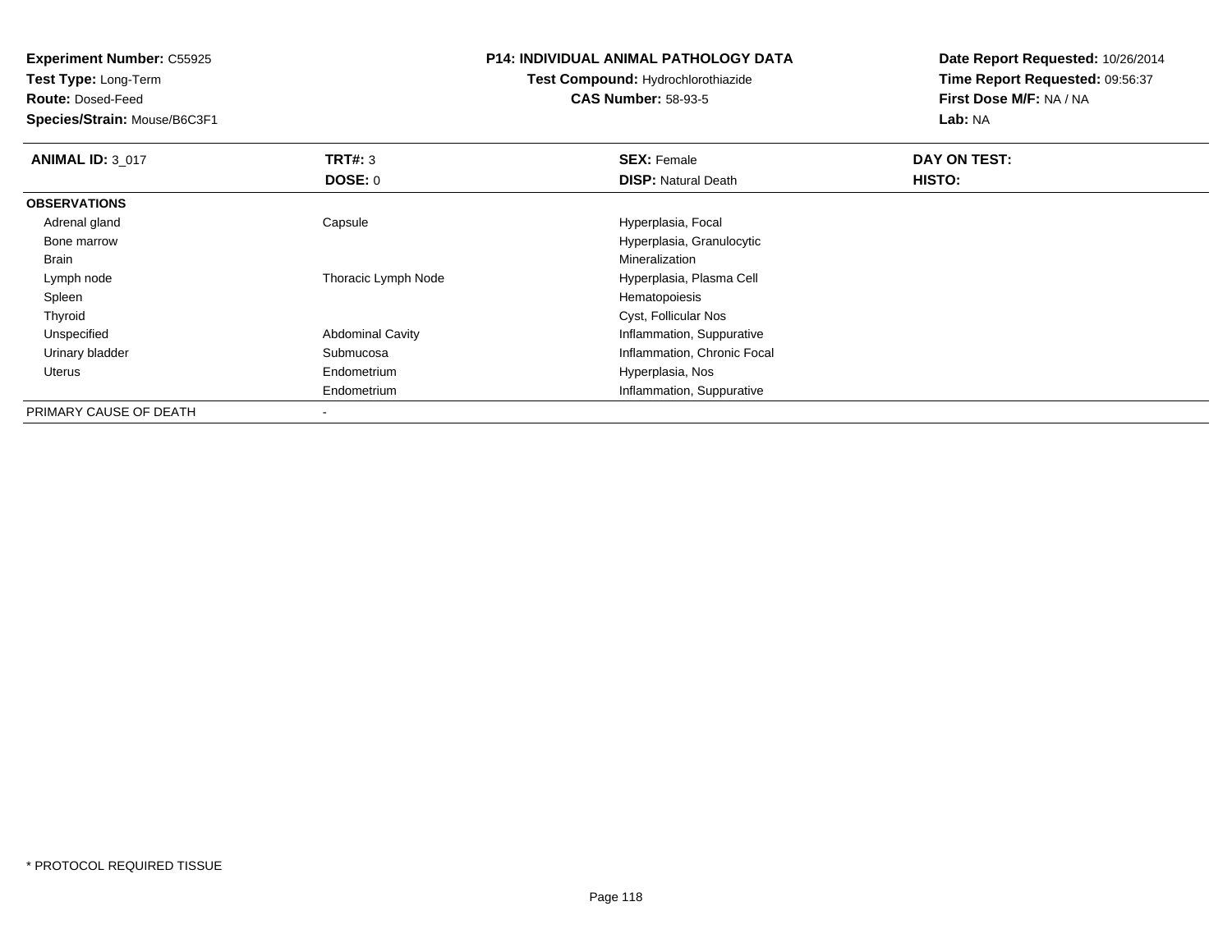**Experiment Number:** C55925
**Test Type:** Long-Term
**Route:** Dosed-Feed
**Species/Strain:** Mouse/B6C3F1

**P14: INDIVIDUAL ANIMAL PATHOLOGY DATA**
**Test Compound:** Hydrochlorothiazide
**CAS Number:** 58-93-5

**Date Report Requested:** 10/26/2014
**Time Report Requested:** 09:56:37
**First Dose M/F:** NA / NA
**Lab:** NA

| **ANIMAL ID:** 3_017 | **TRT#:** 3 | **SEX:** Female | **DAY ON TEST:** |
|---|---|---|---|
| | **DOSE:** 0 | **DISP:** Natural Death | **HISTO:** |
| **OBSERVATIONS** | | | |
| Adrenal gland | Capsule | Hyperplasia, Focal | |
| Bone marrow | | Hyperplasia, Granulocytic | |
| Brain | | Mineralization | |
| Lymph node | Thoracic Lymph Node | Hyperplasia, Plasma Cell | |
| Spleen | | Hematopoiesis | |
| Thyroid | | Cyst, Follicular Nos | |
| Unspecified | Abdominal Cavity | Inflammation, Suppurative | |
| Urinary bladder | Submucosa | Inflammation, Chronic Focal | |
| Uterus | Endometrium | Hyperplasia, Nos | |
| | Endometrium | Inflammation, Suppurative | |
| PRIMARY CAUSE OF DEATH | - | | |

\* PROTOCOL REQUIRED TISSUE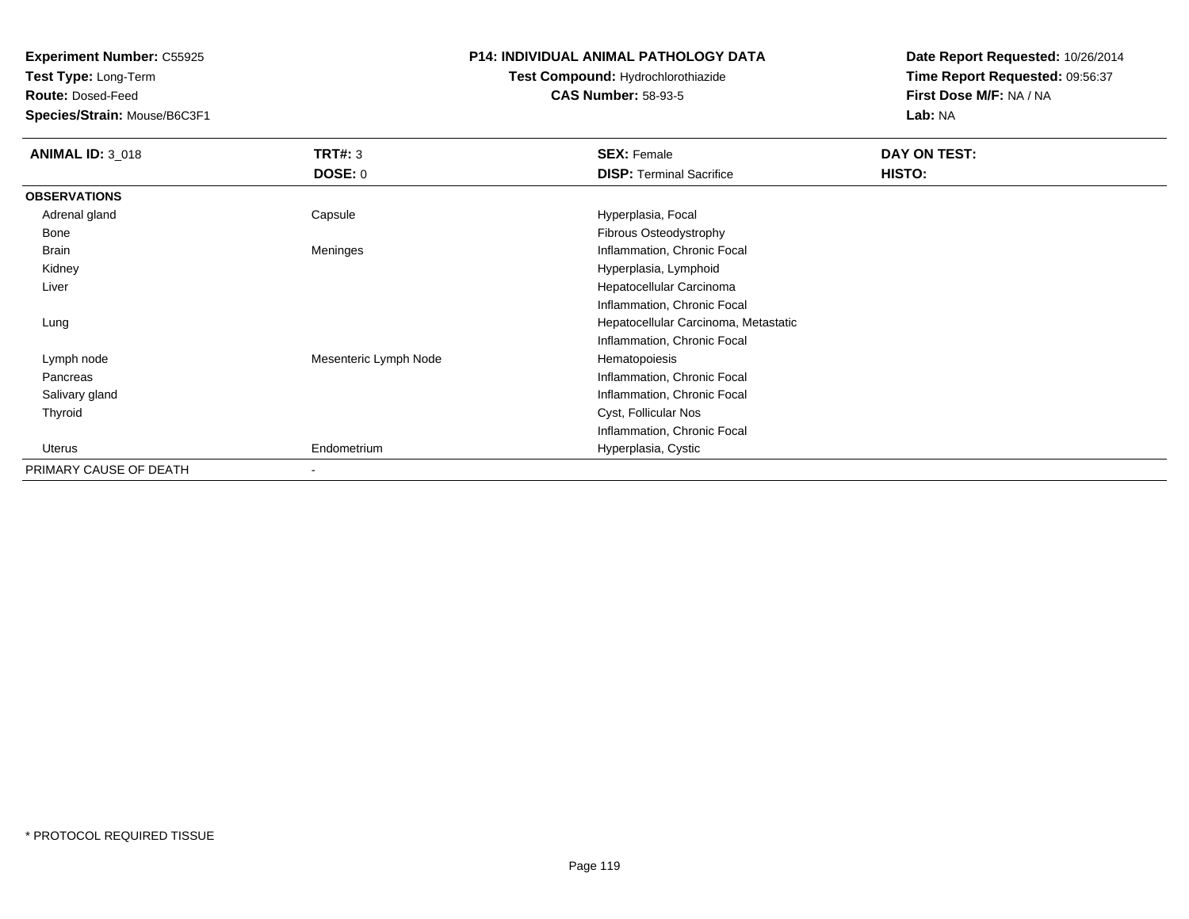**Experiment Number:** C55925
**Test Type:** Long-Term
**Route:** Dosed-Feed
**Species/Strain:** Mouse/B6C3F1

**P14: INDIVIDUAL ANIMAL PATHOLOGY DATA**
**Test Compound:** Hydrochlorothiazide
**CAS Number:** 58-93-5

**Date Report Requested:** 10/26/2014
**Time Report Requested:** 09:56:37
**First Dose M/F:** NA / NA
**Lab:** NA

| **ANIMAL ID:** 3_018 | **TRT#:** 3 | **SEX:** Female | **DAY ON TEST:** |
|---|---|---|---|
| | **DOSE:** 0 | **DISP:** Terminal Sacrifice | **HISTO:** |
| **OBSERVATIONS** | | | |
| Adrenal gland | Capsule | Hyperplasia, Focal | |
| Bone | | Fibrous Osteodystrophy | |
| Brain | Meninges | Inflammation, Chronic Focal | |
| Kidney | | Hyperplasia, Lymphoid | |
| Liver | | Hepatocellular Carcinoma | |
| | | Inflammation, Chronic Focal | |
| Lung | | Hepatocellular Carcinoma, Metastatic | |
| | | Inflammation, Chronic Focal | |
| Lymph node | Mesenteric Lymph Node | Hematopoiesis | |
| Pancreas | | Inflammation, Chronic Focal | |
| Salivary gland | | Inflammation, Chronic Focal | |
| Thyroid | | Cyst, Follicular Nos | |
| | | Inflammation, Chronic Focal | |
| Uterus | Endometrium | Hyperplasia, Cystic | |
| PRIMARY CAUSE OF DEATH | - | | |

* PROTOCOL REQUIRED TISSUE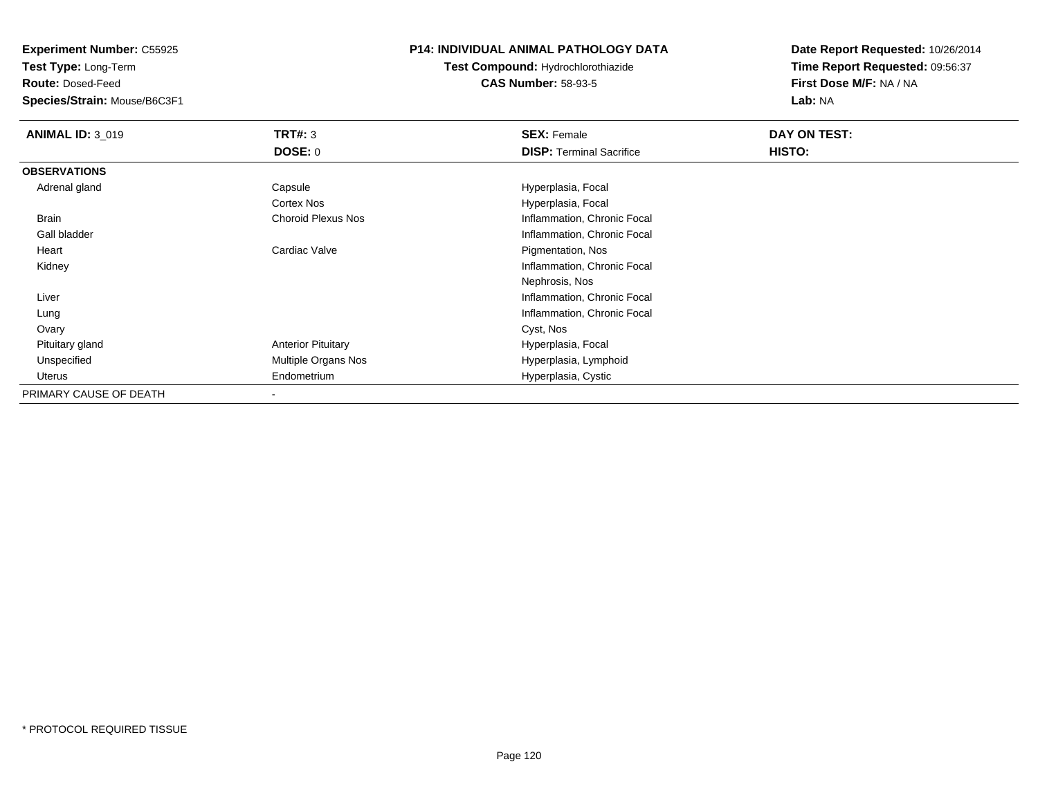**Experiment Number:** C55925
**Test Type:** Long-Term
**Route:** Dosed-Feed
**Species/Strain:** Mouse/B6C3F1

**P14: INDIVIDUAL ANIMAL PATHOLOGY DATA**
**Test Compound:** Hydrochlorothiazide
**CAS Number:** 58-93-5

**Date Report Requested:** 10/26/2014
**Time Report Requested:** 09:56:37
**First Dose M/F:** NA / NA
**Lab:** NA

| **ANIMAL ID:** 3_019 | **TRT#:** 3 | **SEX:** Female | **DAY ON TEST:** |
|---|---|---|---|
| | **DOSE:** 0 | **DISP:** Terminal Sacrifice | **HISTO:** |
| **OBSERVATIONS** | | | |
| Adrenal gland | Capsule | Hyperplasia, Focal | |
| | Cortex Nos | Hyperplasia, Focal | |
| Brain | Choroid Plexus Nos | Inflammation, Chronic Focal | |
| Gall bladder | | Inflammation, Chronic Focal | |
| Heart | Cardiac Valve | Pigmentation, Nos | |
| Kidney | | Inflammation, Chronic Focal | |
| | | Nephrosis, Nos | |
| Liver | | Inflammation, Chronic Focal | |
| Lung | | Inflammation, Chronic Focal | |
| Ovary | | Cyst, Nos | |
| Pituitary gland | Anterior Pituitary | Hyperplasia, Focal | |
| Unspecified | Multiple Organs Nos | Hyperplasia, Lymphoid | |
| Uterus | Endometrium | Hyperplasia, Cystic | |
| PRIMARY CAUSE OF DEATH | - | | |

* PROTOCOL REQUIRED TISSUE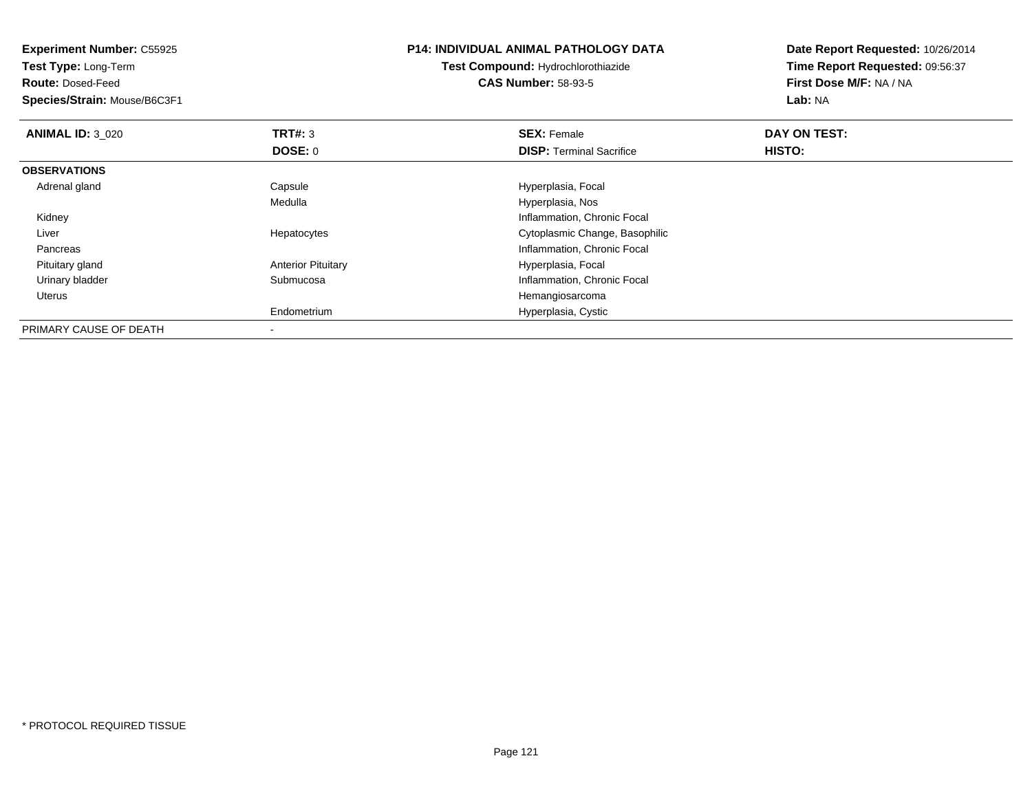**Experiment Number:** C55925
**Test Type:** Long-Term
**Route:** Dosed-Feed
**Species/Strain:** Mouse/B6C3F1

**P14: INDIVIDUAL ANIMAL PATHOLOGY DATA**
**Test Compound:** Hydrochlorothiazide
**CAS Number:** 58-93-5

**Date Report Requested:** 10/26/2014
**Time Report Requested:** 09:56:37
**First Dose M/F:** NA / NA
**Lab:** NA

| **ANIMAL ID:** 3_020 | **TRT#:** 3 | **SEX:** Female | **DAY ON TEST:** |
|---|---|---|---|
| | **DOSE:** 0 | **DISP:** Terminal Sacrifice | **HISTO:** |
| **OBSERVATIONS** | | | |
| Adrenal gland | Capsule | Hyperplasia, Focal | |
| | Medulla | Hyperplasia, Nos | |
| Kidney | | Inflammation, Chronic Focal | |
| Liver | Hepatocytes | Cytoplasmic Change, Basophilic | |
| Pancreas | | Inflammation, Chronic Focal | |
| Pituitary gland | Anterior Pituitary | Hyperplasia, Focal | |
| Urinary bladder | Submucosa | Inflammation, Chronic Focal | |
| Uterus | | Hemangiosarcoma | |
| | Endometrium | Hyperplasia, Cystic | |
| PRIMARY CAUSE OF DEATH | - | | |

* PROTOCOL REQUIRED TISSUE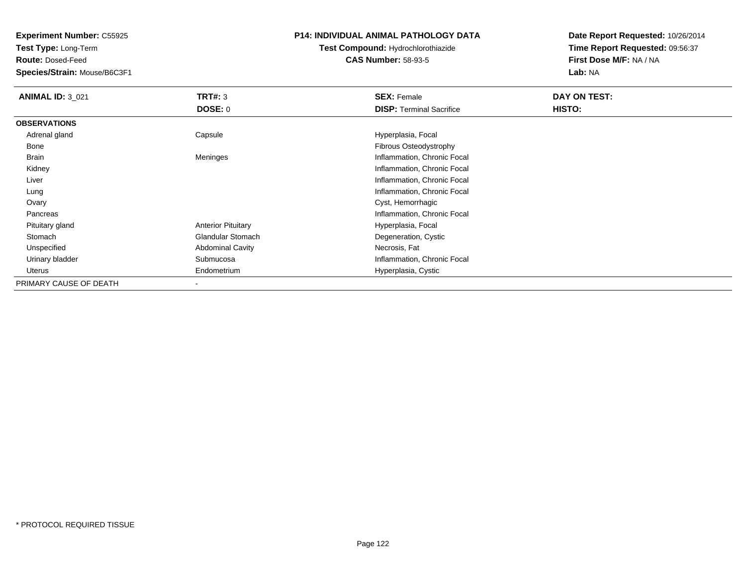**Experiment Number:** C55925
**Test Type:** Long-Term
**Route:** Dosed-Feed
**Species/Strain:** Mouse/B6C3F1

**P14: INDIVIDUAL ANIMAL PATHOLOGY DATA**
**Test Compound:** Hydrochlorothiazide
**CAS Number:** 58-93-5

**Date Report Requested:** 10/26/2014
**Time Report Requested:** 09:56:37
**First Dose M/F:** NA / NA
**Lab:** NA

| **ANIMAL ID:** 3_021 | **TRT#:** 3 | **SEX:** Female | **DAY ON TEST:** |
|---|---|---|---|
| | **DOSE:** 0 | **DISP:** Terminal Sacrifice | **HISTO:** |
| **OBSERVATIONS** | | | |
| Adrenal gland | Capsule | Hyperplasia, Focal | |
| Bone | | Fibrous Osteodystrophy | |
| Brain | Meninges | Inflammation, Chronic Focal | |
| Kidney | | Inflammation, Chronic Focal | |
| Liver | | Inflammation, Chronic Focal | |
| Lung | | Inflammation, Chronic Focal | |
| Ovary | | Cyst, Hemorrhagic | |
| Pancreas | | Inflammation, Chronic Focal | |
| Pituitary gland | Anterior Pituitary | Hyperplasia, Focal | |
| Stomach | Glandular Stomach | Degeneration, Cystic | |
| Unspecified | Abdominal Cavity | Necrosis, Fat | |
| Urinary bladder | Submucosa | Inflammation, Chronic Focal | |
| Uterus | Endometrium | Hyperplasia, Cystic | |
| PRIMARY CAUSE OF DEATH | - | | |

* PROTOCOL REQUIRED TISSUE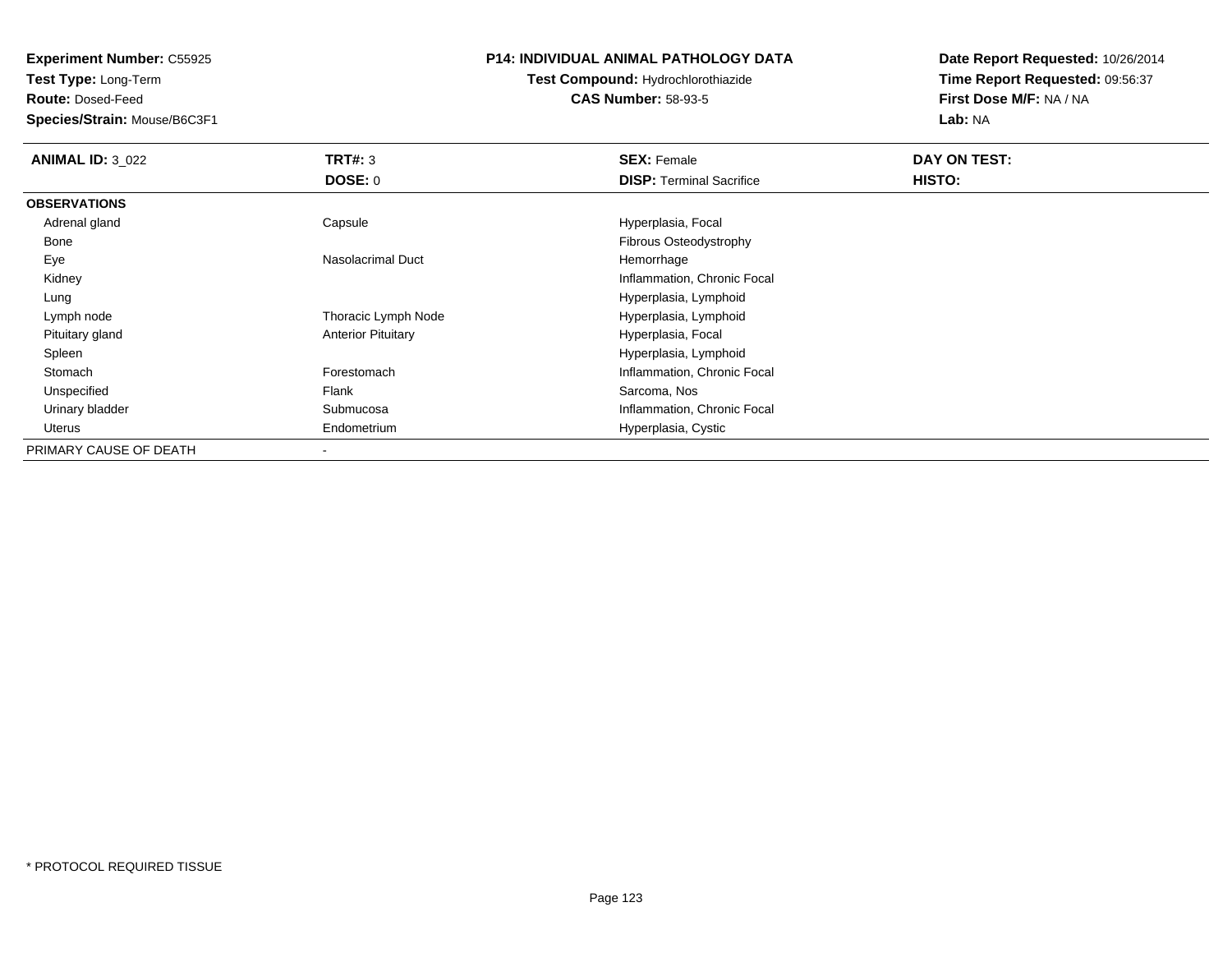**Experiment Number:** C55925
**Test Type:** Long-Term
**Route:** Dosed-Feed
**Species/Strain:** Mouse/B6C3F1

**P14: INDIVIDUAL ANIMAL PATHOLOGY DATA**
**Test Compound:** Hydrochlorothiazide
**CAS Number:** 58-93-5

**Date Report Requested:** 10/26/2014
**Time Report Requested:** 09:56:37
**First Dose M/F:** NA / NA
**Lab:** NA

| **ANIMAL ID:** 3_022 | **TRT#:** 3 | **SEX:** Female | **DAY ON TEST:** |
|---|---|---|---|
| | **DOSE:** 0 | **DISP:** Terminal Sacrifice | **HISTO:** |
| **OBSERVATIONS** | | | |
| Adrenal gland | Capsule | Hyperplasia, Focal | |
| Bone | | Fibrous Osteodystrophy | |
| Eye | Nasolacrimal Duct | Hemorrhage | |
| Kidney | | Inflammation, Chronic Focal | |
| Lung | | Hyperplasia, Lymphoid | |
| Lymph node | Thoracic Lymph Node | Hyperplasia, Lymphoid | |
| Pituitary gland | Anterior Pituitary | Hyperplasia, Focal | |
| Spleen | | Hyperplasia, Lymphoid | |
| Stomach | Forestomach | Inflammation, Chronic Focal | |
| Unspecified | Flank | Sarcoma, Nos | |
| Urinary bladder | Submucosa | Inflammation, Chronic Focal | |
| Uterus | Endometrium | Hyperplasia, Cystic | |
| PRIMARY CAUSE OF DEATH | - | | |

* PROTOCOL REQUIRED TISSUE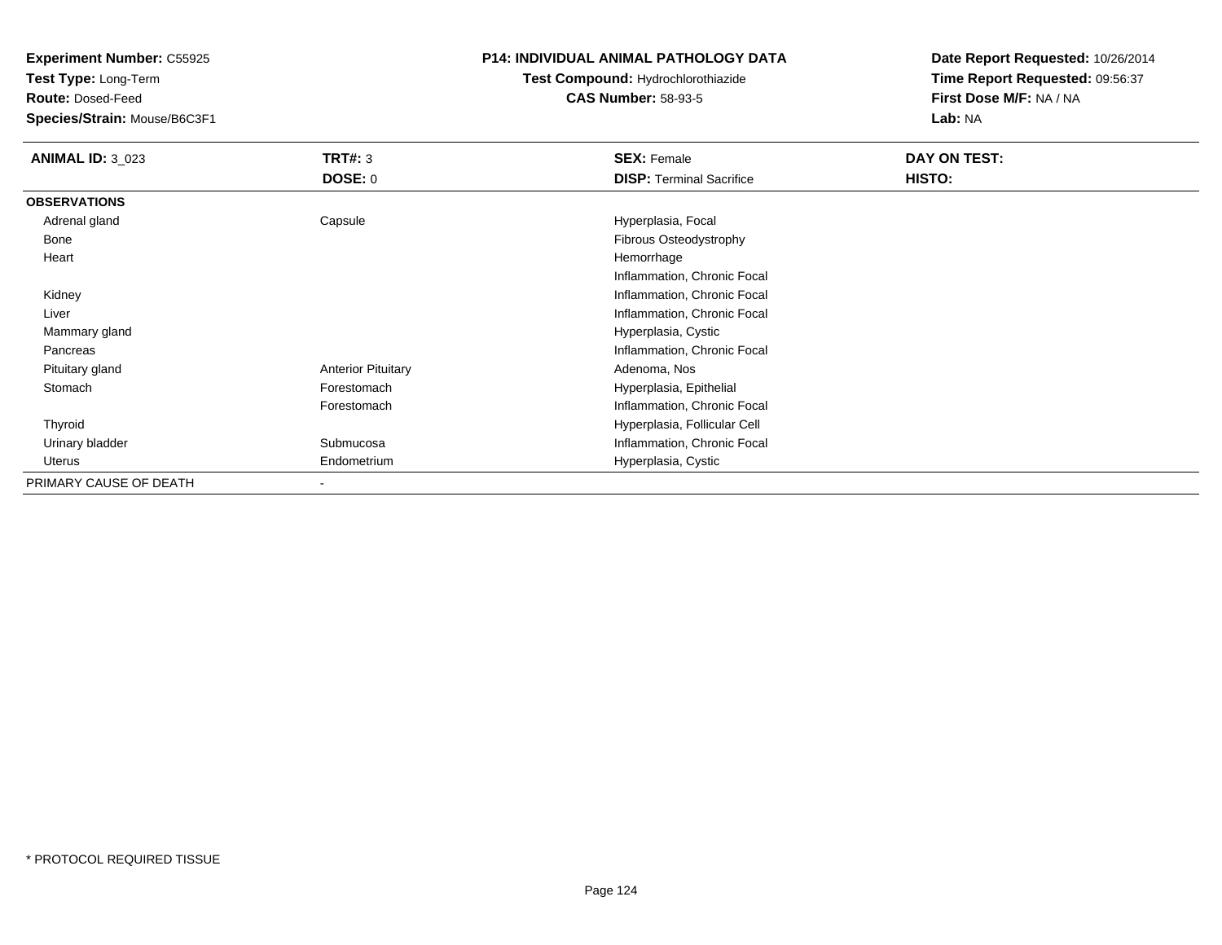**Experiment Number:** C55925
**Test Type:** Long-Term
**Route:** Dosed-Feed
**Species/Strain:** Mouse/B6C3F1

**P14: INDIVIDUAL ANIMAL PATHOLOGY DATA**
**Test Compound:** Hydrochlorothiazide
**CAS Number:** 58-93-5

**Date Report Requested:** 10/26/2014
**Time Report Requested:** 09:56:37
**First Dose M/F:** NA / NA
**Lab:** NA

| **ANIMAL ID:** 3_023 | **TRT#:** 3 | **SEX:** Female | **DAY ON TEST:** |
|---|---|---|---|
| | **DOSE:** 0 | **DISP:** Terminal Sacrifice | **HISTO:** |
| **OBSERVATIONS** | | | |
| Adrenal gland | Capsule | Hyperplasia, Focal | |
| Bone | | Fibrous Osteodystrophy | |
| Heart | | Hemorrhage | |
| | | Inflammation, Chronic Focal | |
| Kidney | | Inflammation, Chronic Focal | |
| Liver | | Inflammation, Chronic Focal | |
| Mammary gland | | Hyperplasia, Cystic | |
| Pancreas | | Inflammation, Chronic Focal | |
| Pituitary gland | Anterior Pituitary | Adenoma, Nos | |
| Stomach | Forestomach | Hyperplasia, Epithelial | |
| | Forestomach | Inflammation, Chronic Focal | |
| Thyroid | | Hyperplasia, Follicular Cell | |
| Urinary bladder | Submucosa | Inflammation, Chronic Focal | |
| Uterus | Endometrium | Hyperplasia, Cystic | |
| PRIMARY CAUSE OF DEATH | - | | |

* PROTOCOL REQUIRED TISSUE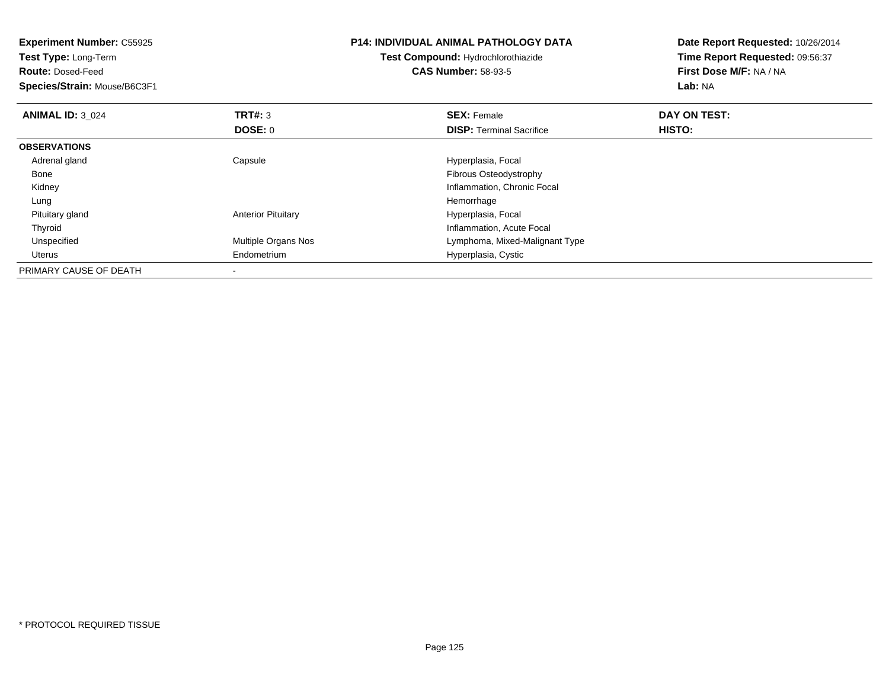**Experiment Number:** C55925
**Test Type:** Long-Term
**Route:** Dosed-Feed
**Species/Strain:** Mouse/B6C3F1

**P14: INDIVIDUAL ANIMAL PATHOLOGY DATA**
**Test Compound:** Hydrochlorothiazide
**CAS Number:** 58-93-5

**Date Report Requested:** 10/26/2014
**Time Report Requested:** 09:56:37
**First Dose M/F:** NA / NA
**Lab:** NA

| **ANIMAL ID:** 3_024 | **TRT#:** 3 | **SEX:** Female | **DAY ON TEST:** |
|---|---|---|---|
| | **DOSE:** 0 | **DISP:** Terminal Sacrifice | **HISTO:** |
| **OBSERVATIONS** | | | |
| Adrenal gland | Capsule | Hyperplasia, Focal | |
| Bone | | Fibrous Osteodystrophy | |
| Kidney | | Inflammation, Chronic Focal | |
| Lung | | Hemorrhage | |
| Pituitary gland | Anterior Pituitary | Hyperplasia, Focal | |
| Thyroid | | Inflammation, Acute Focal | |
| Unspecified | Multiple Organs Nos | Lymphoma, Mixed-Malignant Type | |
| Uterus | Endometrium | Hyperplasia, Cystic | |
| PRIMARY CAUSE OF DEATH | - | | |

* PROTOCOL REQUIRED TISSUE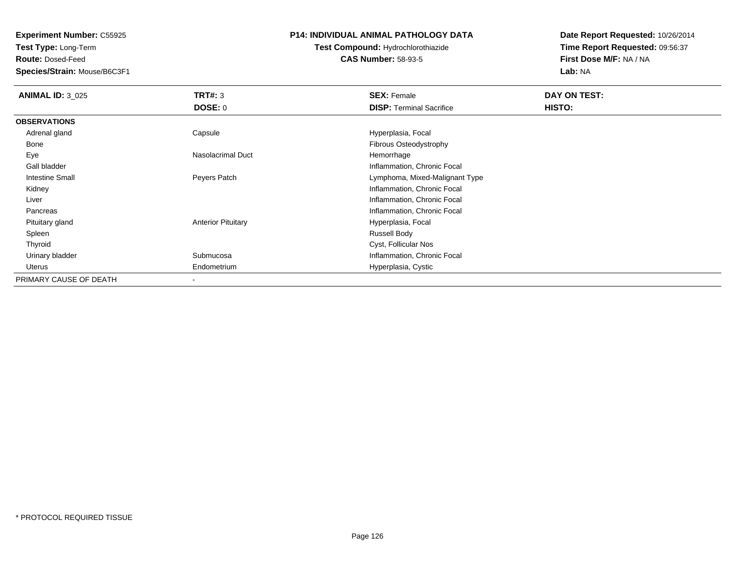**Experiment Number:** C55925
**Test Type:** Long-Term
**Route:** Dosed-Feed
**Species/Strain:** Mouse/B6C3F1

**P14: INDIVIDUAL ANIMAL PATHOLOGY DATA**
**Test Compound:** Hydrochlorothiazide
**CAS Number:** 58-93-5

**Date Report Requested:** 10/26/2014
**Time Report Requested:** 09:56:37
**First Dose M/F:** NA / NA
**Lab:** NA

| **ANIMAL ID:** 3_025 | **TRT#:** 3 | **SEX:** Female | **DAY ON TEST:** |
|---|---|---|---|
| | **DOSE:** 0 | **DISP:** Terminal Sacrifice | **HISTO:** |
| **OBSERVATIONS** | | | |
| Adrenal gland | Capsule | Hyperplasia, Focal | |
| Bone | | Fibrous Osteodystrophy | |
| Eye | Nasolacrimal Duct | Hemorrhage | |
| Gall bladder | | Inflammation, Chronic Focal | |
| Intestine Small | Peyers Patch | Lymphoma, Mixed-Malignant Type | |
| Kidney | | Inflammation, Chronic Focal | |
| Liver | | Inflammation, Chronic Focal | |
| Pancreas | | Inflammation, Chronic Focal | |
| Pituitary gland | Anterior Pituitary | Hyperplasia, Focal | |
| Spleen | | Russell Body | |
| Thyroid | | Cyst, Follicular Nos | |
| Urinary bladder | Submucosa | Inflammation, Chronic Focal | |
| Uterus | Endometrium | Hyperplasia, Cystic | |
| PRIMARY CAUSE OF DEATH | - | | |

\* PROTOCOL REQUIRED TISSUE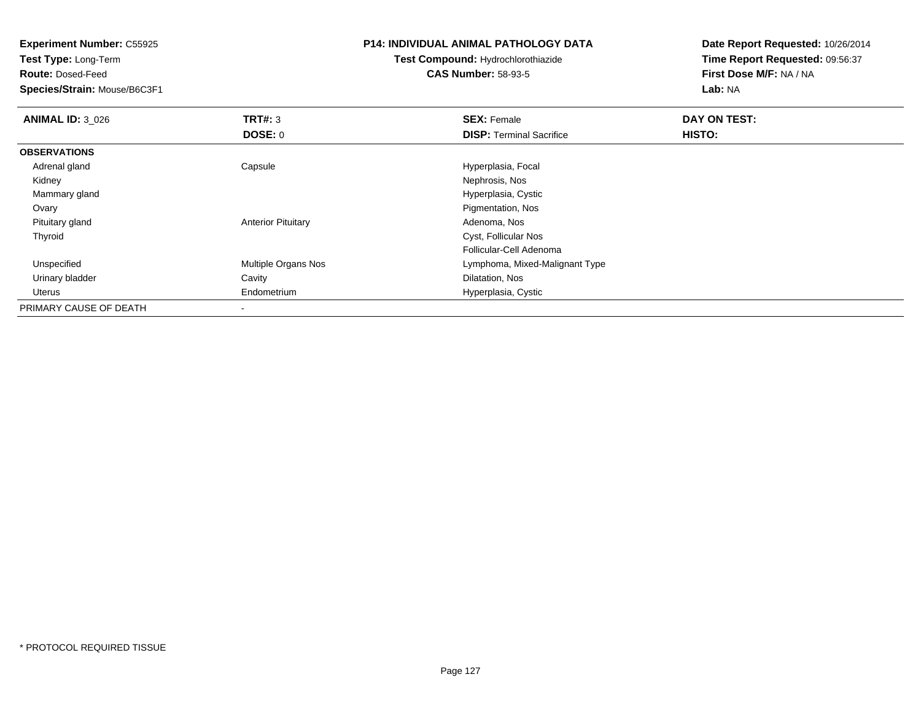**Experiment Number:** C55925
**Test Type:** Long-Term
**Route:** Dosed-Feed
**Species/Strain:** Mouse/B6C3F1

**P14: INDIVIDUAL ANIMAL PATHOLOGY DATA**
**Test Compound:** Hydrochlorothiazide
**CAS Number:** 58-93-5

**Date Report Requested:** 10/26/2014
**Time Report Requested:** 09:56:37
**First Dose M/F:** NA / NA
**Lab:** NA

| **ANIMAL ID:** 3_026 | **TRT#:** 3 | **SEX:** Female | **DAY ON TEST:** |
|---|---|---|---|
| | **DOSE:** 0 | **DISP:** Terminal Sacrifice | **HISTO:** |
| **OBSERVATIONS** | | | |
| Adrenal gland | Capsule | Hyperplasia, Focal | |
| Kidney | | Nephrosis, Nos | |
| Mammary gland | | Hyperplasia, Cystic | |
| Ovary | | Pigmentation, Nos | |
| Pituitary gland | Anterior Pituitary | Adenoma, Nos | |
| Thyroid | | Cyst, Follicular Nos | |
| | | Follicular-Cell Adenoma | |
| Unspecified | Multiple Organs Nos | Lymphoma, Mixed-Malignant Type | |
| Urinary bladder | Cavity | Dilatation, Nos | |
| Uterus | Endometrium | Hyperplasia, Cystic | |
| PRIMARY CAUSE OF DEATH | - | | |

* PROTOCOL REQUIRED TISSUE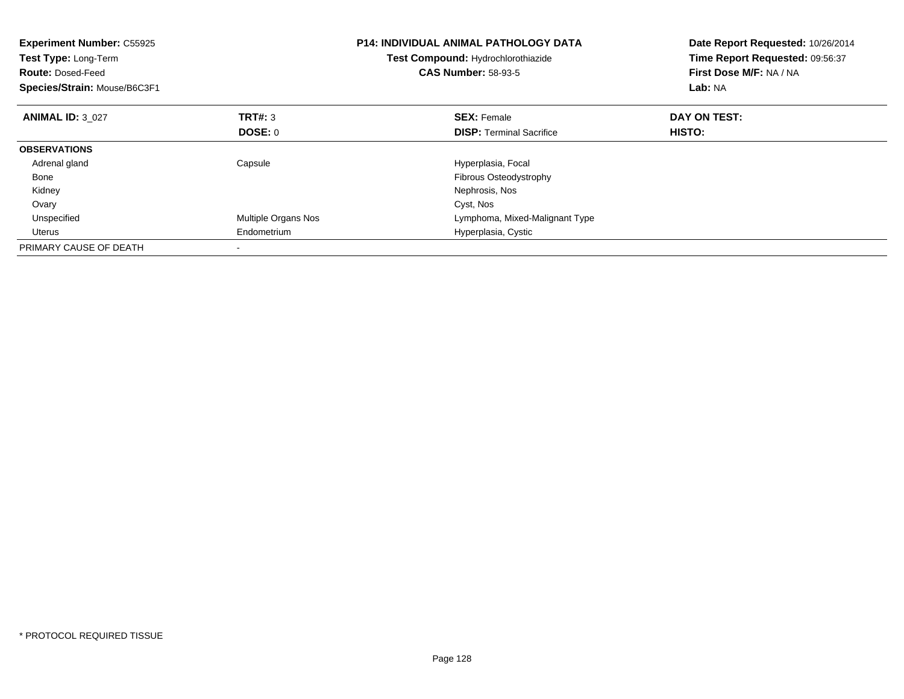**Experiment Number:** C55925
**Test Type:** Long-Term
**Route:** Dosed-Feed
**Species/Strain:** Mouse/B6C3F1

**P14: INDIVIDUAL ANIMAL PATHOLOGY DATA**
**Test Compound:** Hydrochlorothiazide
**CAS Number:** 58-93-5

**Date Report Requested:** 10/26/2014
**Time Report Requested:** 09:56:37
**First Dose M/F:** NA / NA
**Lab:** NA

| **ANIMAL ID:** 3_027 | **TRT#:** 3 | **SEX:** Female | **DAY ON TEST:** |
|---|---|---|---|
| | **DOSE:** 0 | **DISP:** Terminal Sacrifice | **HISTO:** |
| **OBSERVATIONS** | | | |
| Adrenal gland | Capsule | Hyperplasia, Focal | |
| Bone | | Fibrous Osteodystrophy | |
| Kidney | | Nephrosis, Nos | |
| Ovary | | Cyst, Nos | |
| Unspecified | Multiple Organs Nos | Lymphoma, Mixed-Malignant Type | |
| Uterus | Endometrium | Hyperplasia, Cystic | |
| PRIMARY CAUSE OF DEATH | - | | |

* PROTOCOL REQUIRED TISSUE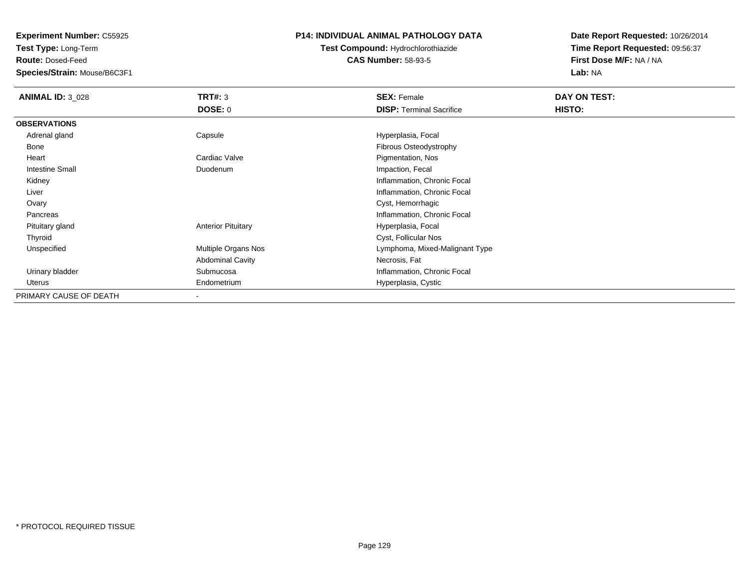**Experiment Number:** C55925
**Test Type:** Long-Term
**Route:** Dosed-Feed
**Species/Strain:** Mouse/B6C3F1

# P14: INDIVIDUAL ANIMAL PATHOLOGY DATA

**Test Compound:** Hydrochlorothiazide
**CAS Number:** 58-93-5

**Date Report Requested:** 10/26/2014
**Time Report Requested:** 09:56:37
**First Dose M/F:** NA / NA
**Lab:** NA

| **ANIMAL ID:** 3_028 | **TRT#:** 3 | **SEX:** Female | **DAY ON TEST:** |
|---|---|---|---|
| | **DOSE:** 0 | **DISP:** Terminal Sacrifice | **HISTO:** |
| **OBSERVATIONS** | | | |
| Adrenal gland | Capsule | Hyperplasia, Focal | |
| Bone | | Fibrous Osteodystrophy | |
| Heart | Cardiac Valve | Pigmentation, Nos | |
| Intestine Small | Duodenum | Impaction, Fecal | |
| Kidney | | Inflammation, Chronic Focal | |
| Liver | | Inflammation, Chronic Focal | |
| Ovary | | Cyst, Hemorrhagic | |
| Pancreas | | Inflammation, Chronic Focal | |
| Pituitary gland | Anterior Pituitary | Hyperplasia, Focal | |
| Thyroid | | Cyst, Follicular Nos | |
| Unspecified | Multiple Organs Nos | Lymphoma, Mixed-Malignant Type | |
| | Abdominal Cavity | Necrosis, Fat | |
| Urinary bladder | Submucosa | Inflammation, Chronic Focal | |
| Uterus | Endometrium | Hyperplasia, Cystic | |
| PRIMARY CAUSE OF DEATH | - | | |

* PROTOCOL REQUIRED TISSUE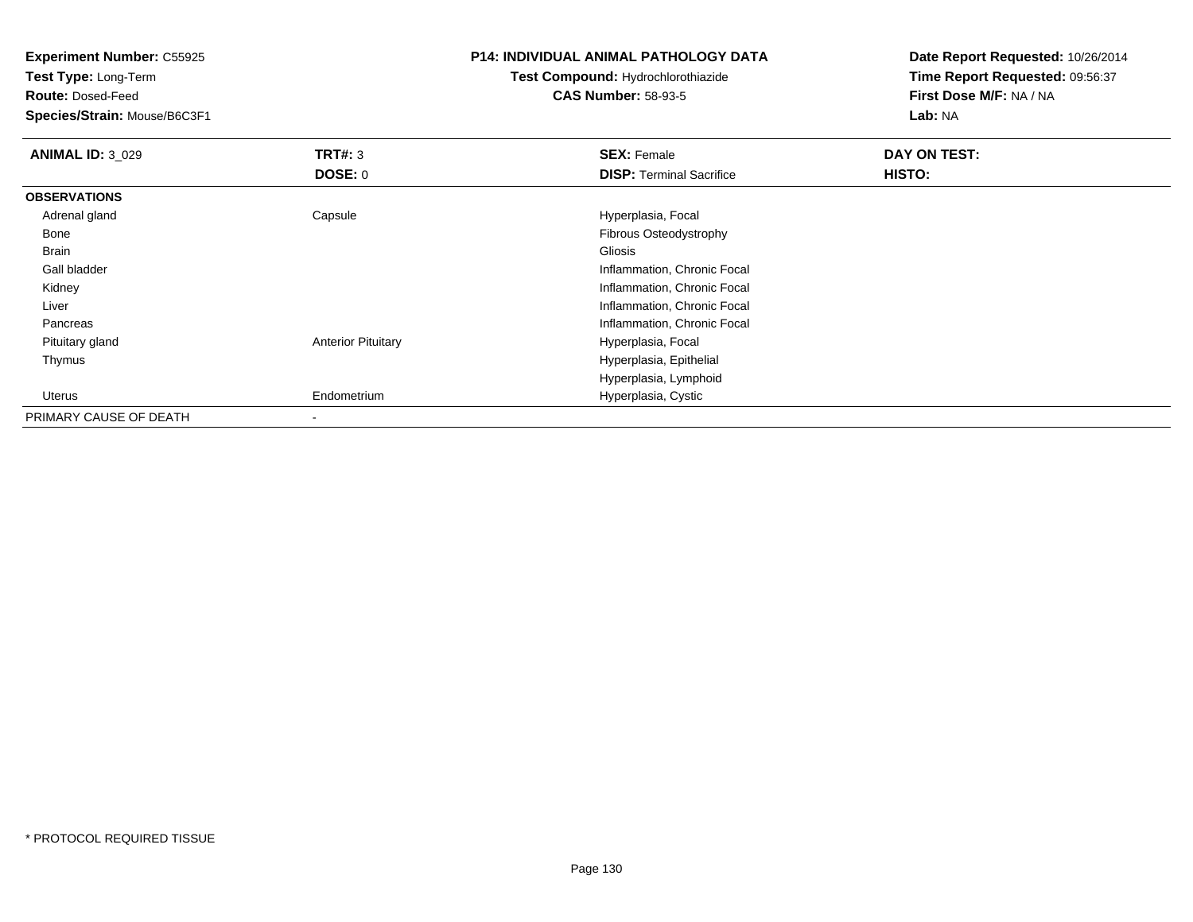**Experiment Number:** C55925
**Test Type:** Long-Term
**Route:** Dosed-Feed
**Species/Strain:** Mouse/B6C3F1

**P14: INDIVIDUAL ANIMAL PATHOLOGY DATA**
**Test Compound:** Hydrochlorothiazide
**CAS Number:** 58-93-5

**Date Report Requested:** 10/26/2014
**Time Report Requested:** 09:56:37
**First Dose M/F:** NA / NA
**Lab:** NA

| **ANIMAL ID:** 3_029 | **TRT#:** 3 | **SEX:** Female | **DAY ON TEST:** |
|---|---|---|---|
| | **DOSE:** 0 | **DISP:** Terminal Sacrifice | **HISTO:** |
| **OBSERVATIONS** | | | |
| Adrenal gland | Capsule | Hyperplasia, Focal | |
| Bone | | Fibrous Osteodystrophy | |
| Brain | | Gliosis | |
| Gall bladder | | Inflammation, Chronic Focal | |
| Kidney | | Inflammation, Chronic Focal | |
| Liver | | Inflammation, Chronic Focal | |
| Pancreas | | Inflammation, Chronic Focal | |
| Pituitary gland | Anterior Pituitary | Hyperplasia, Focal | |
| Thymus | | Hyperplasia, Epithelial | |
| | | Hyperplasia, Lymphoid | |
| Uterus | Endometrium | Hyperplasia, Cystic | |
| PRIMARY CAUSE OF DEATH | - | | |

* PROTOCOL REQUIRED TISSUE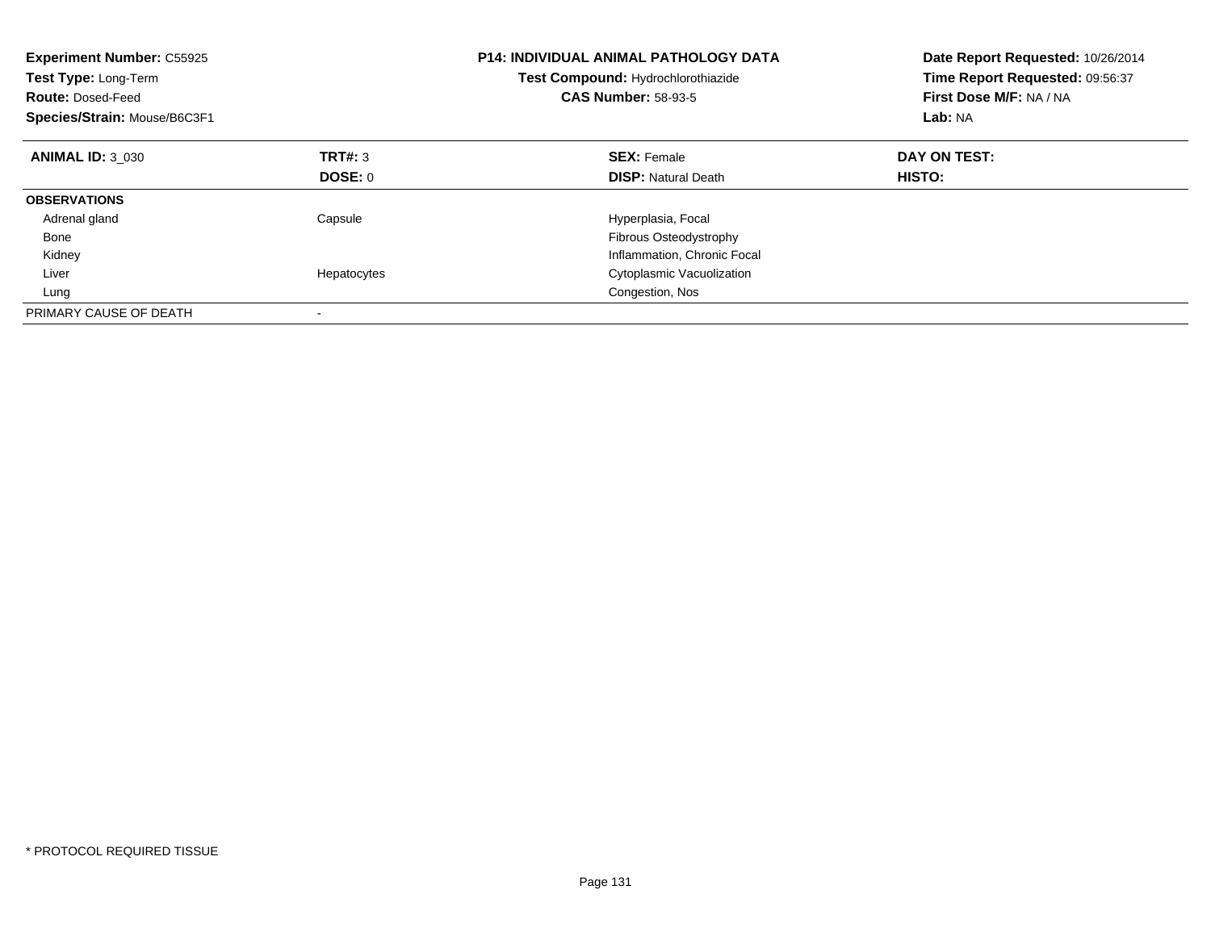**Experiment Number:** C55925
**Test Type:** Long-Term
**Route:** Dosed-Feed
**Species/Strain:** Mouse/B6C3F1

**P14: INDIVIDUAL ANIMAL PATHOLOGY DATA**
**Test Compound:** Hydrochlorothiazide
**CAS Number:** 58-93-5

**Date Report Requested:** 10/26/2014
**Time Report Requested:** 09:56:37
**First Dose M/F:** NA / NA
**Lab:** NA

| **ANIMAL ID:** 3_030 | **TRT#:** 3 | **SEX:** Female | **DAY ON TEST:** |
|---|---|---|---|
| | **DOSE:** 0 | **DISP:** Natural Death | **HISTO:** |
| **OBSERVATIONS** | | | |
| Adrenal gland | Capsule | Hyperplasia, Focal | |
| Bone | | Fibrous Osteodystrophy | |
| Kidney | | Inflammation, Chronic Focal | |
| Liver | Hepatocytes | Cytoplasmic Vacuolization | |
| Lung | | Congestion, Nos | |
| PRIMARY CAUSE OF DEATH | - | | |

\* PROTOCOL REQUIRED TISSUE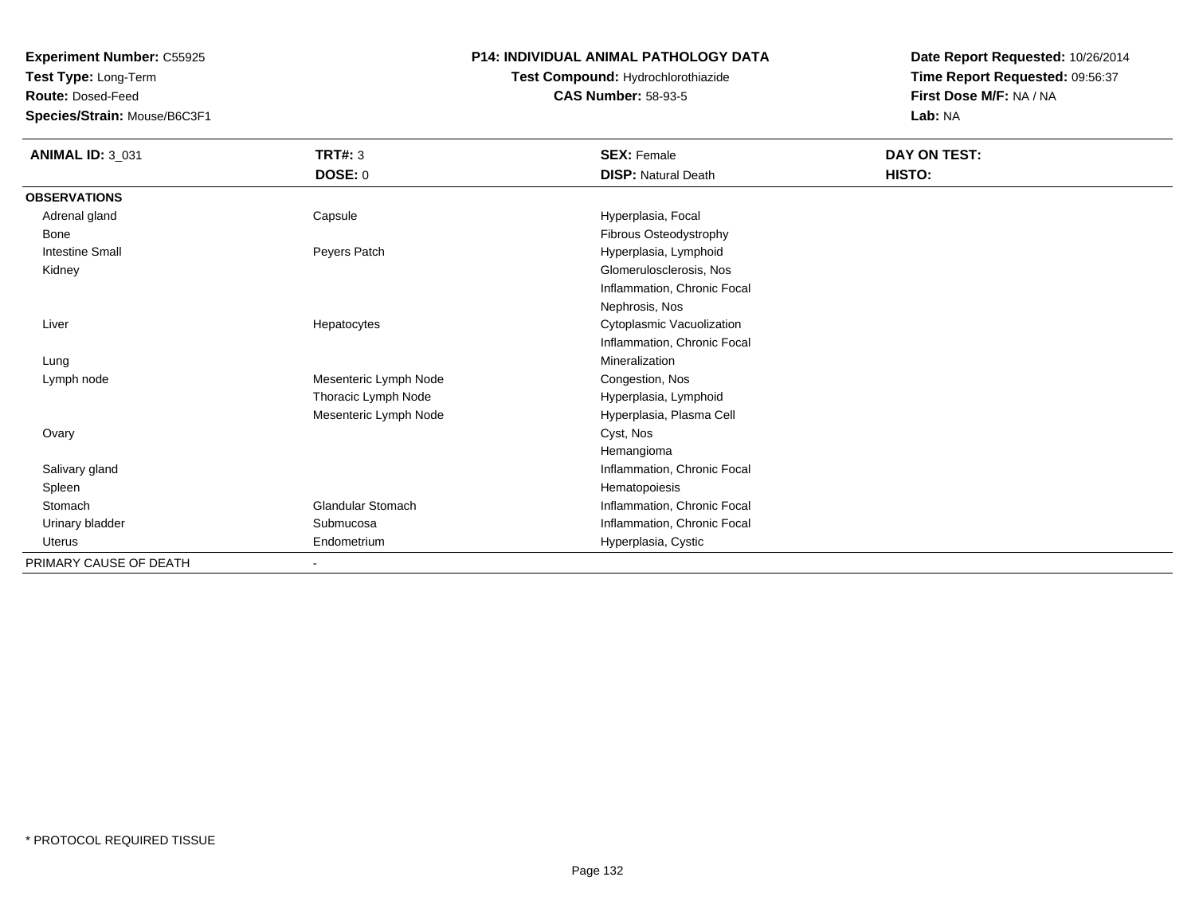**Experiment Number:** C55925
**Test Type:** Long-Term
**Route:** Dosed-Feed
**Species/Strain:** Mouse/B6C3F1

**P14: INDIVIDUAL ANIMAL PATHOLOGY DATA**
**Test Compound:** Hydrochlorothiazide
**CAS Number:** 58-93-5

**Date Report Requested:** 10/26/2014
**Time Report Requested:** 09:56:37
**First Dose M/F:** NA / NA
**Lab:** NA

| **ANIMAL ID:** 3_031 | **TRT#:** 3 | **SEX:** Female | **DAY ON TEST:** |
|---|---|---|---|
| | **DOSE:** 0 | **DISP:** Natural Death | **HISTO:** |
| **OBSERVATIONS** | | | |
| Adrenal gland | Capsule | Hyperplasia, Focal | |
| Bone | | Fibrous Osteodystrophy | |
| Intestine Small | Peyers Patch | Hyperplasia, Lymphoid | |
| Kidney | | Glomerulosclerosis, Nos | |
| | | Inflammation, Chronic Focal | |
| | | Nephrosis, Nos | |
| Liver | Hepatocytes | Cytoplasmic Vacuolization | |
| | | Inflammation, Chronic Focal | |
| Lung | | Mineralization | |
| Lymph node | Mesenteric Lymph Node | Congestion, Nos | |
| | Thoracic Lymph Node | Hyperplasia, Lymphoid | |
| | Mesenteric Lymph Node | Hyperplasia, Plasma Cell | |
| Ovary | | Cyst, Nos | |
| | | Hemangioma | |
| Salivary gland | | Inflammation, Chronic Focal | |
| Spleen | | Hematopoiesis | |
| Stomach | Glandular Stomach | Inflammation, Chronic Focal | |
| Urinary bladder | Submucosa | Inflammation, Chronic Focal | |
| Uterus | Endometrium | Hyperplasia, Cystic | |
| PRIMARY CAUSE OF DEATH | - | | |

\* PROTOCOL REQUIRED TISSUE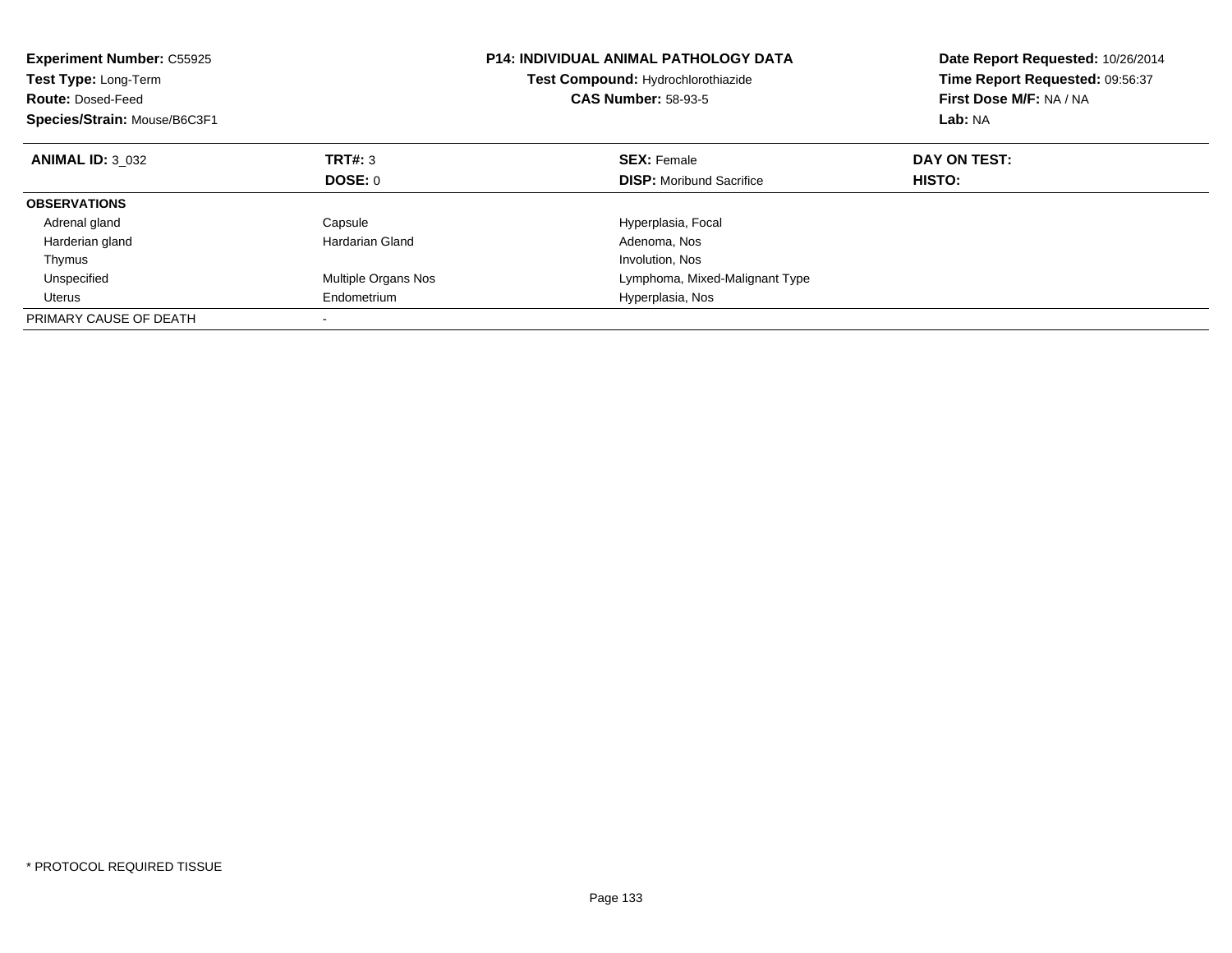**Experiment Number:** C55925
**Test Type:** Long-Term
**Route:** Dosed-Feed
**Species/Strain:** Mouse/B6C3F1

**P14: INDIVIDUAL ANIMAL PATHOLOGY DATA**
**Test Compound:** Hydrochlorothiazide
**CAS Number:** 58-93-5

**Date Report Requested:** 10/26/2014
**Time Report Requested:** 09:56:37
**First Dose M/F:** NA / NA
**Lab:** NA

| **ANIMAL ID:** 3_032 | **TRT#:** 3 | **SEX:** Female | **DAY ON TEST:** |
|---|---|---|---|
| | **DOSE:** 0 | **DISP:** Moribund Sacrifice | **HISTO:** |
| **OBSERVATIONS** | | | |
| Adrenal gland | Capsule | Hyperplasia, Focal | |
| Harderian gland | Hardarian Gland | Adenoma, Nos | |
| Thymus | | Involution, Nos | |
| Unspecified | Multiple Organs Nos | Lymphoma, Mixed-Malignant Type | |
| Uterus | Endometrium | Hyperplasia, Nos | |
| PRIMARY CAUSE OF DEATH | - | | |

* PROTOCOL REQUIRED TISSUE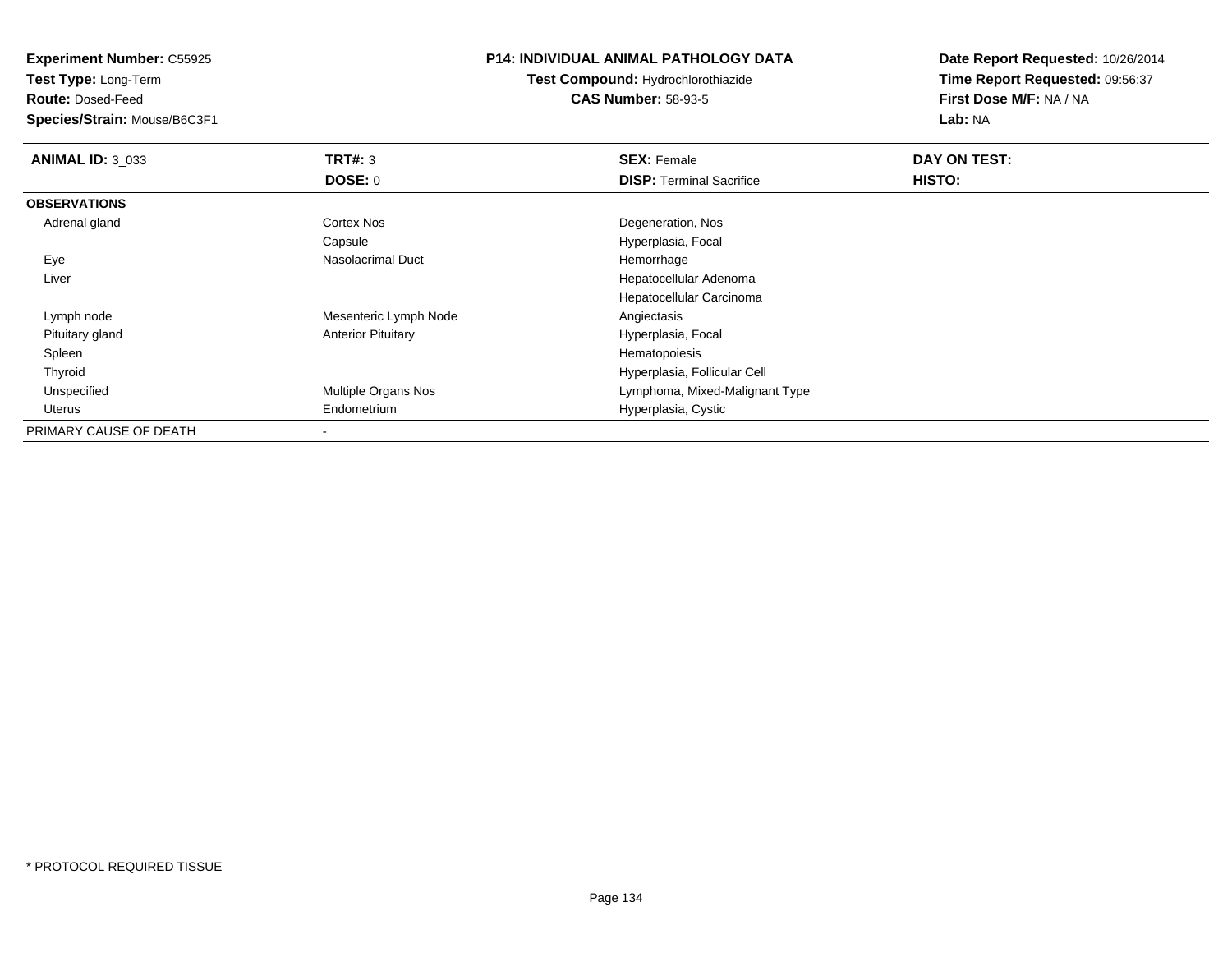**Experiment Number:** C55925
**Test Type:** Long-Term
**Route:** Dosed-Feed
**Species/Strain:** Mouse/B6C3F1

**P14: INDIVIDUAL ANIMAL PATHOLOGY DATA**
**Test Compound:** Hydrochlorothiazide
**CAS Number:** 58-93-5

**Date Report Requested:** 10/26/2014
**Time Report Requested:** 09:56:37
**First Dose M/F:** NA / NA
**Lab:** NA

| **ANIMAL ID:** 3_033 | **TRT#:** 3 | **SEX:** Female | **DAY ON TEST:** |
|---|---|---|---|
| | **DOSE:** 0 | **DISP:** Terminal Sacrifice | **HISTO:** |
| **OBSERVATIONS** | | | |
| Adrenal gland | Cortex Nos | Degeneration, Nos | |
| | Capsule | Hyperplasia, Focal | |
| Eye | Nasolacrimal Duct | Hemorrhage | |
| Liver | | Hepatocellular Adenoma | |
| | | Hepatocellular Carcinoma | |
| Lymph node | Mesenteric Lymph Node | Angiectasis | |
| Pituitary gland | Anterior Pituitary | Hyperplasia, Focal | |
| Spleen | | Hematopoiesis | |
| Thyroid | | Hyperplasia, Follicular Cell | |
| Unspecified | Multiple Organs Nos | Lymphoma, Mixed-Malignant Type | |
| Uterus | Endometrium | Hyperplasia, Cystic | |
| PRIMARY CAUSE OF DEATH | - | | |

\* PROTOCOL REQUIRED TISSUE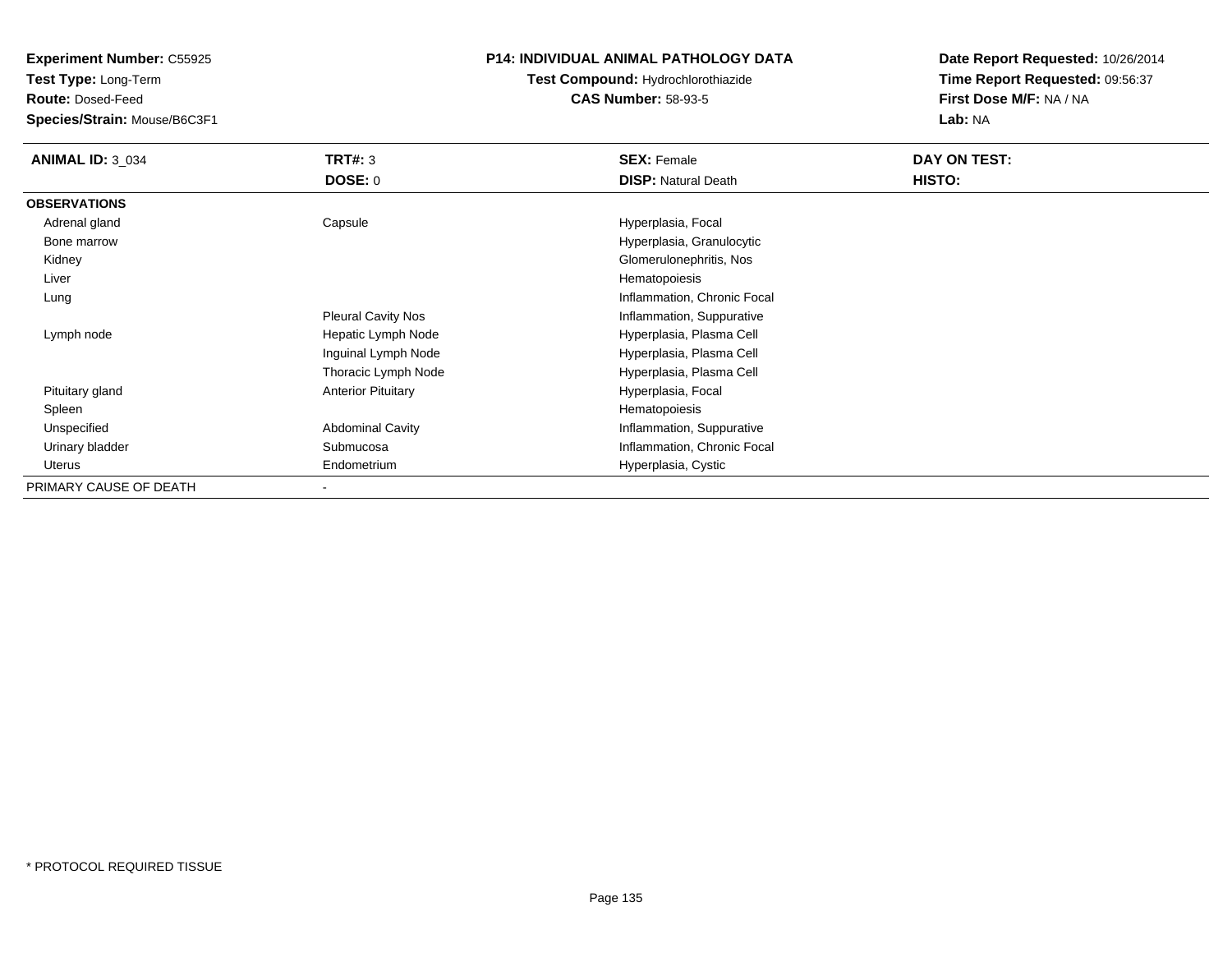**Experiment Number:** C55925
**Test Type:** Long-Term
**Route:** Dosed-Feed
**Species/Strain:** Mouse/B6C3F1

**P14: INDIVIDUAL ANIMAL PATHOLOGY DATA**
**Test Compound:** Hydrochlorothiazide
**CAS Number:** 58-93-5

**Date Report Requested:** 10/26/2014
**Time Report Requested:** 09:56:37
**First Dose M/F:** NA / NA
**Lab:** NA

| **ANIMAL ID:** 3_034 | **TRT#:** 3 | **SEX:** Female | **DAY ON TEST:** |
|---|---|---|---|
| | **DOSE:** 0 | **DISP:** Natural Death | **HISTO:** |
| **OBSERVATIONS** | | | |
| Adrenal gland | Capsule | Hyperplasia, Focal | |
| Bone marrow | | Hyperplasia, Granulocytic | |
| Kidney | | Glomerulonephritis, Nos | |
| Liver | | Hematopoiesis | |
| Lung | | Inflammation, Chronic Focal | |
| | Pleural Cavity Nos | Inflammation, Suppurative | |
| Lymph node | Hepatic Lymph Node | Hyperplasia, Plasma Cell | |
| | Inguinal Lymph Node | Hyperplasia, Plasma Cell | |
| | Thoracic Lymph Node | Hyperplasia, Plasma Cell | |
| Pituitary gland | Anterior Pituitary | Hyperplasia, Focal | |
| Spleen | | Hematopoiesis | |
| Unspecified | Abdominal Cavity | Inflammation, Suppurative | |
| Urinary bladder | Submucosa | Inflammation, Chronic Focal | |
| Uterus | Endometrium | Hyperplasia, Cystic | |
| PRIMARY CAUSE OF DEATH | - | | |

* PROTOCOL REQUIRED TISSUE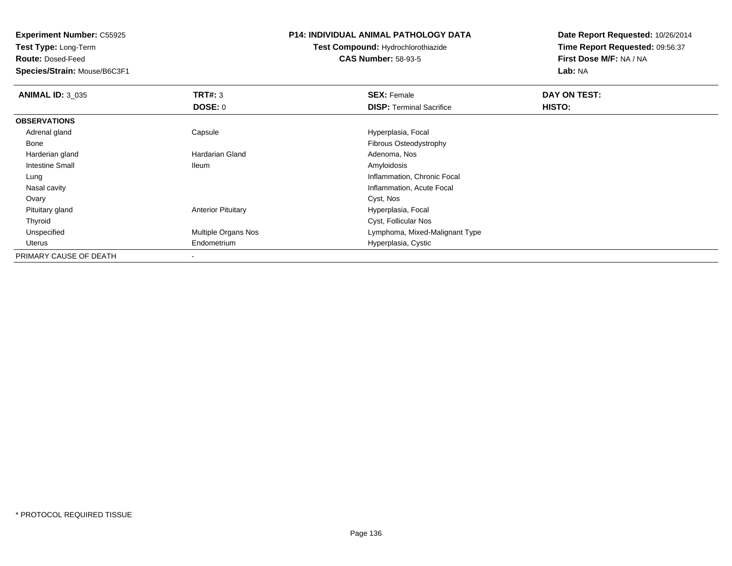**Experiment Number:** C55925
**Test Type:** Long-Term
**Route:** Dosed-Feed
**Species/Strain:** Mouse/B6C3F1

**P14: INDIVIDUAL ANIMAL PATHOLOGY DATA**
**Test Compound:** Hydrochlorothiazide
**CAS Number:** 58-93-5

**Date Report Requested:** 10/26/2014
**Time Report Requested:** 09:56:37
**First Dose M/F:** NA / NA
**Lab:** NA

| **ANIMAL ID:** 3_035 | **TRT#:** 3 | **SEX:** Female | **DAY ON TEST:** |
|---|---|---|---|
| | **DOSE:** 0 | **DISP:** Terminal Sacrifice | **HISTO:** |
| **OBSERVATIONS** | | | |
| Adrenal gland | Capsule | Hyperplasia, Focal | |
| Bone | | Fibrous Osteodystrophy | |
| Harderian gland | Hardarian Gland | Adenoma, Nos | |
| Intestine Small | Ileum | Amyloidosis | |
| Lung | | Inflammation, Chronic Focal | |
| Nasal cavity | | Inflammation, Acute Focal | |
| Ovary | | Cyst, Nos | |
| Pituitary gland | Anterior Pituitary | Hyperplasia, Focal | |
| Thyroid | | Cyst, Follicular Nos | |
| Unspecified | Multiple Organs Nos | Lymphoma, Mixed-Malignant Type | |
| Uterus | Endometrium | Hyperplasia, Cystic | |
| PRIMARY CAUSE OF DEATH | - | | |

* PROTOCOL REQUIRED TISSUE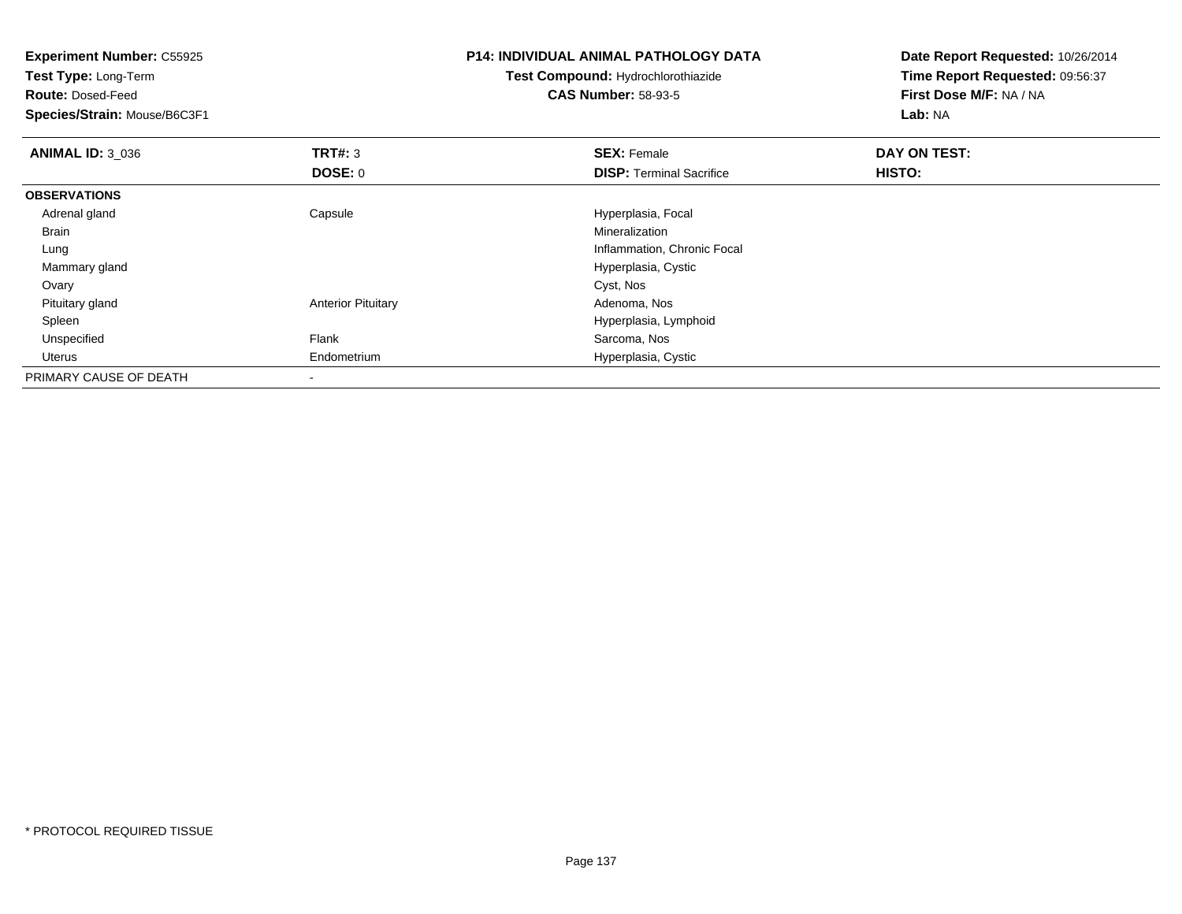**Experiment Number:** C55925
**Test Type:** Long-Term
**Route:** Dosed-Feed
**Species/Strain:** Mouse/B6C3F1

**P14: INDIVIDUAL ANIMAL PATHOLOGY DATA**
**Test Compound:** Hydrochlorothiazide
**CAS Number:** 58-93-5

**Date Report Requested:** 10/26/2014
**Time Report Requested:** 09:56:37
**First Dose M/F:** NA / NA
**Lab:** NA

| **ANIMAL ID:** 3_036 | **TRT#:** 3 | **SEX:** Female | **DAY ON TEST:** |
|---|---|---|---|
| | **DOSE:** 0 | **DISP:** Terminal Sacrifice | **HISTO:** |
| **OBSERVATIONS** | | | |
| Adrenal gland | Capsule | Hyperplasia, Focal | |
| Brain | | Mineralization | |
| Lung | | Inflammation, Chronic Focal | |
| Mammary gland | | Hyperplasia, Cystic | |
| Ovary | | Cyst, Nos | |
| Pituitary gland | Anterior Pituitary | Adenoma, Nos | |
| Spleen | | Hyperplasia, Lymphoid | |
| Unspecified | Flank | Sarcoma, Nos | |
| Uterus | Endometrium | Hyperplasia, Cystic | |
| PRIMARY CAUSE OF DEATH | - | | |

\* PROTOCOL REQUIRED TISSUE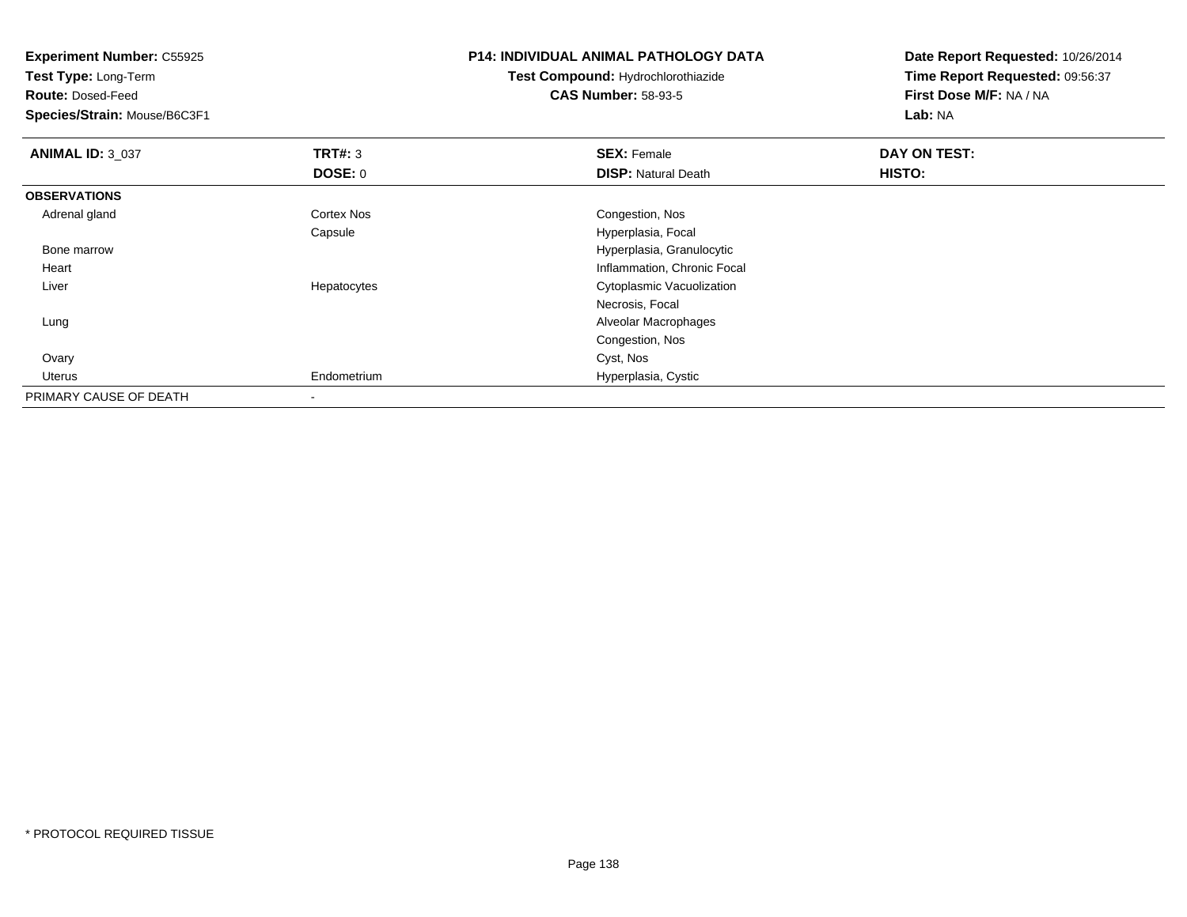**Experiment Number:** C55925
**Test Type:** Long-Term
**Route:** Dosed-Feed
**Species/Strain:** Mouse/B6C3F1

**P14: INDIVIDUAL ANIMAL PATHOLOGY DATA**
**Test Compound:** Hydrochlorothiazide
**CAS Number:** 58-93-5

**Date Report Requested:** 10/26/2014
**Time Report Requested:** 09:56:37
**First Dose M/F:** NA / NA
**Lab:** NA

| **ANIMAL ID:** 3_037 | **TRT#:** 3 | **SEX:** Female | **DAY ON TEST:** |
|---|---|---|---|
| | **DOSE:** 0 | **DISP:** Natural Death | **HISTO:** |
| **OBSERVATIONS** | | | |
| Adrenal gland | Cortex Nos | Congestion, Nos | |
| | Capsule | Hyperplasia, Focal | |
| Bone marrow | | Hyperplasia, Granulocytic | |
| Heart | | Inflammation, Chronic Focal | |
| Liver | Hepatocytes | Cytoplasmic Vacuolization | |
| | | Necrosis, Focal | |
| Lung | | Alveolar Macrophages | |
| | | Congestion, Nos | |
| Ovary | | Cyst, Nos | |
| Uterus | Endometrium | Hyperplasia, Cystic | |
| PRIMARY CAUSE OF DEATH | - | | |

* PROTOCOL REQUIRED TISSUE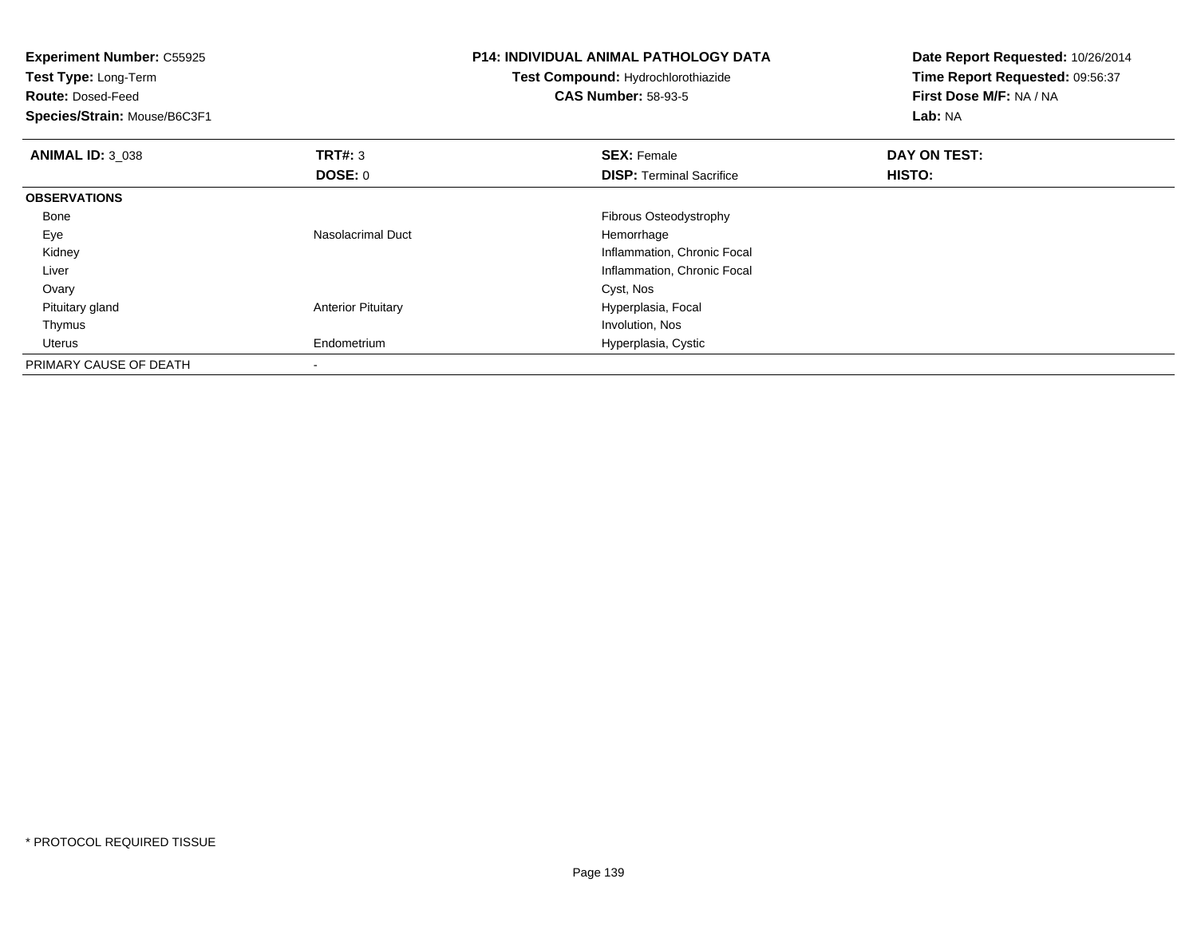**Experiment Number:** C55925
**Test Type:** Long-Term
**Route:** Dosed-Feed
**Species/Strain:** Mouse/B6C3F1

**P14: INDIVIDUAL ANIMAL PATHOLOGY DATA**
**Test Compound:** Hydrochlorothiazide
**CAS Number:** 58-93-5

**Date Report Requested:** 10/26/2014
**Time Report Requested:** 09:56:37
**First Dose M/F:** NA / NA
**Lab:** NA

| **ANIMAL ID:** 3_038 | **TRT#:** 3 | **SEX:** Female | **DAY ON TEST:** |
|---|---|---|---|
| | **DOSE:** 0 | **DISP:** Terminal Sacrifice | **HISTO:** |
| **OBSERVATIONS** | | | |
| Bone | | Fibrous Osteodystrophy | |
| Eye | Nasolacrimal Duct | Hemorrhage | |
| Kidney | | Inflammation, Chronic Focal | |
| Liver | | Inflammation, Chronic Focal | |
| Ovary | | Cyst, Nos | |
| Pituitary gland | Anterior Pituitary | Hyperplasia, Focal | |
| Thymus | | Involution, Nos | |
| Uterus | Endometrium | Hyperplasia, Cystic | |
| PRIMARY CAUSE OF DEATH | - | | |

\* PROTOCOL REQUIRED TISSUE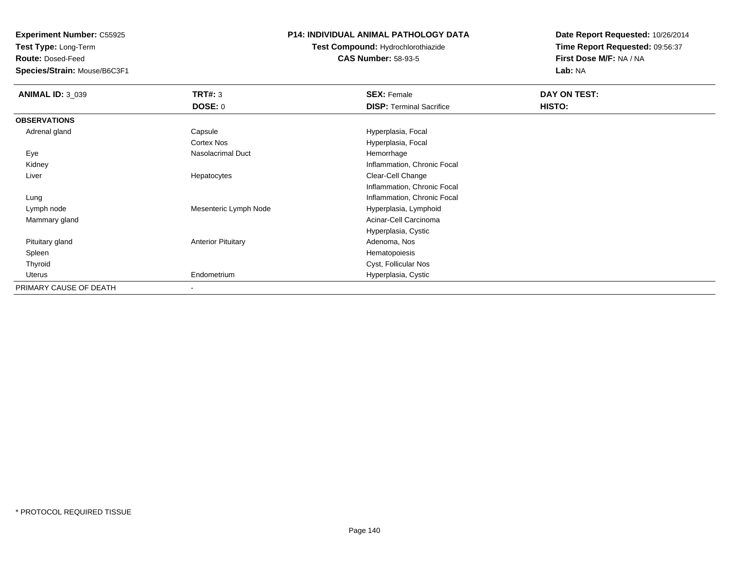**Experiment Number:** C55925
**Test Type:** Long-Term
**Route:** Dosed-Feed
**Species/Strain:** Mouse/B6C3F1

# P14: INDIVIDUAL ANIMAL PATHOLOGY DATA

**Test Compound:** Hydrochlorothiazide
**CAS Number:** 58-93-5

**Date Report Requested:** 10/26/2014
**Time Report Requested:** 09:56:37
**First Dose M/F:** NA / NA
**Lab:** NA

| **ANIMAL ID:** 3_039 | **TRT#:** 3 | **SEX:** Female | **DAY ON TEST:** |
|---|---|---|---|
| | **DOSE:** 0 | **DISP:** Terminal Sacrifice | **HISTO:** |
| **OBSERVATIONS** | | | |
| Adrenal gland | Capsule | Hyperplasia, Focal | |
| | Cortex Nos | Hyperplasia, Focal | |
| Eye | Nasolacrimal Duct | Hemorrhage | |
| Kidney | | Inflammation, Chronic Focal | |
| Liver | Hepatocytes | Clear-Cell Change | |
| | | Inflammation, Chronic Focal | |
| Lung | | Inflammation, Chronic Focal | |
| Lymph node | Mesenteric Lymph Node | Hyperplasia, Lymphoid | |
| Mammary gland | | Acinar-Cell Carcinoma | |
| | | Hyperplasia, Cystic | |
| Pituitary gland | Anterior Pituitary | Adenoma, Nos | |
| Spleen | | Hematopoiesis | |
| Thyroid | | Cyst, Follicular Nos | |
| Uterus | Endometrium | Hyperplasia, Cystic | |
| PRIMARY CAUSE OF DEATH | - | | |

* PROTOCOL REQUIRED TISSUE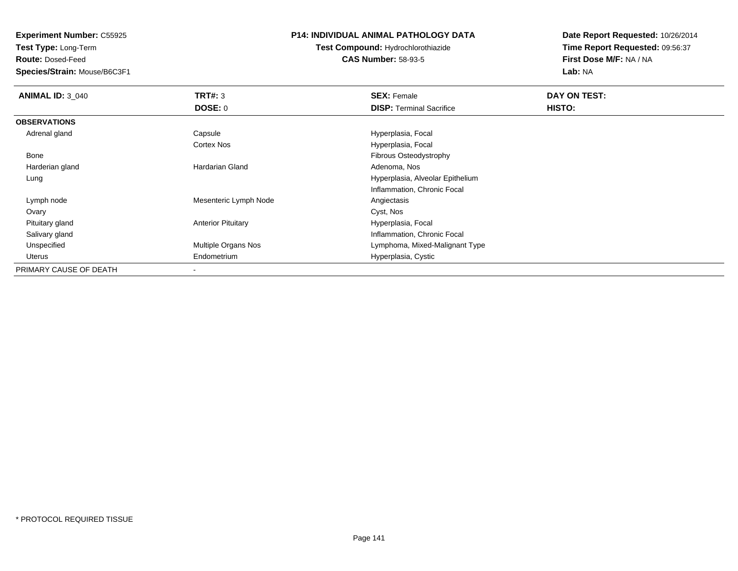**Experiment Number:** C55925
**Test Type:** Long-Term
**Route:** Dosed-Feed
**Species/Strain:** Mouse/B6C3F1

**P14: INDIVIDUAL ANIMAL PATHOLOGY DATA**
**Test Compound:** Hydrochlorothiazide
**CAS Number:** 58-93-5

**Date Report Requested:** 10/26/2014
**Time Report Requested:** 09:56:37
**First Dose M/F:** NA / NA
**Lab:** NA

| **ANIMAL ID:** 3_040 | **TRT#:** 3 | **SEX:** Female | **DAY ON TEST:** |
|---|---|---|---|
| | **DOSE:** 0 | **DISP:** Terminal Sacrifice | **HISTO:** |
| **OBSERVATIONS** | | | |
| Adrenal gland | Capsule | Hyperplasia, Focal | |
| | Cortex Nos | Hyperplasia, Focal | |
| Bone | | Fibrous Osteodystrophy | |
| Harderian gland | Hardarian Gland | Adenoma, Nos | |
| Lung | | Hyperplasia, Alveolar Epithelium | |
| | | Inflammation, Chronic Focal | |
| Lymph node | Mesenteric Lymph Node | Angiectasis | |
| Ovary | | Cyst, Nos | |
| Pituitary gland | Anterior Pituitary | Hyperplasia, Focal | |
| Salivary gland | | Inflammation, Chronic Focal | |
| Unspecified | Multiple Organs Nos | Lymphoma, Mixed-Malignant Type | |
| Uterus | Endometrium | Hyperplasia, Cystic | |
| PRIMARY CAUSE OF DEATH | - | | |

* PROTOCOL REQUIRED TISSUE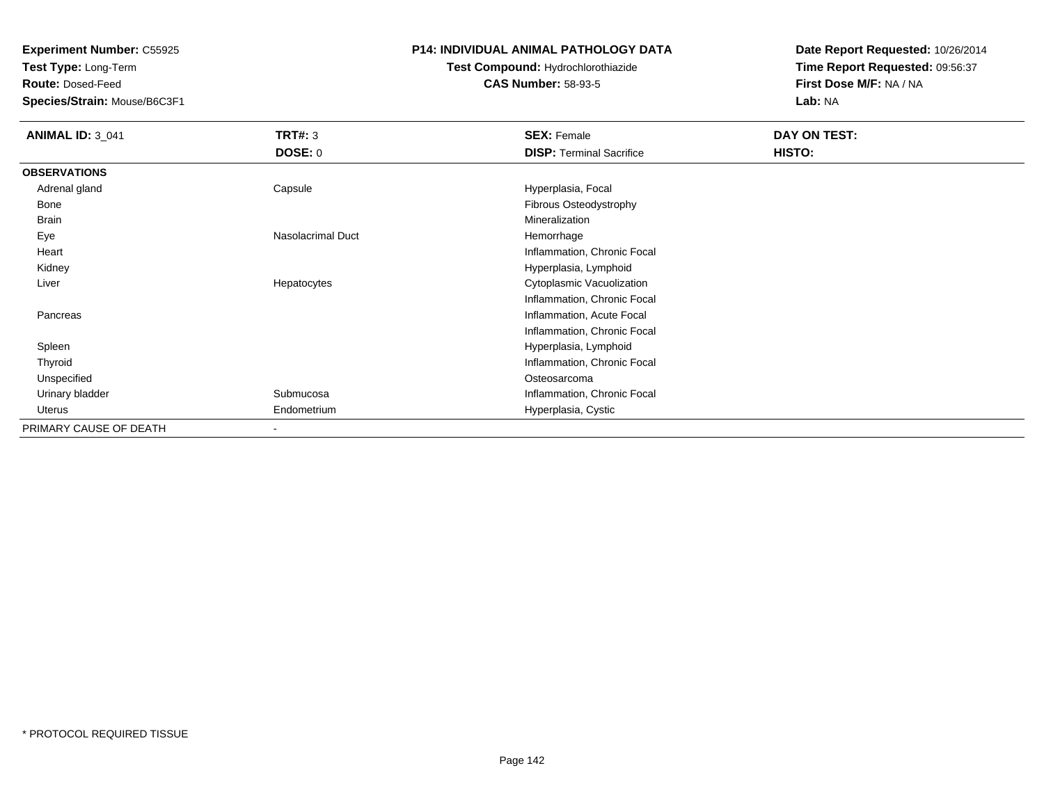**Experiment Number:** C55925
**Test Type:** Long-Term
**Route:** Dosed-Feed
**Species/Strain:** Mouse/B6C3F1

**P14: INDIVIDUAL ANIMAL PATHOLOGY DATA**
**Test Compound:** Hydrochlorothiazide
**CAS Number:** 58-93-5

**Date Report Requested:** 10/26/2014
**Time Report Requested:** 09:56:37
**First Dose M/F:** NA / NA
**Lab:** NA

| **ANIMAL ID:** 3_041 | **TRT#:** 3 | **SEX:** Female | **DAY ON TEST:** |
|---|---|---|---|
| | **DOSE:** 0 | **DISP:** Terminal Sacrifice | **HISTO:** |
| **OBSERVATIONS** | | | |
| Adrenal gland | Capsule | Hyperplasia, Focal | |
| Bone | | Fibrous Osteodystrophy | |
| Brain | | Mineralization | |
| Eye | Nasolacrimal Duct | Hemorrhage | |
| Heart | | Inflammation, Chronic Focal | |
| Kidney | | Hyperplasia, Lymphoid | |
| Liver | Hepatocytes | Cytoplasmic Vacuolization | |
| | | Inflammation, Chronic Focal | |
| Pancreas | | Inflammation, Acute Focal | |
| | | Inflammation, Chronic Focal | |
| Spleen | | Hyperplasia, Lymphoid | |
| Thyroid | | Inflammation, Chronic Focal | |
| Unspecified | | Osteosarcoma | |
| Urinary bladder | Submucosa | Inflammation, Chronic Focal | |
| Uterus | Endometrium | Hyperplasia, Cystic | |
| PRIMARY CAUSE OF DEATH | - | | |

* PROTOCOL REQUIRED TISSUE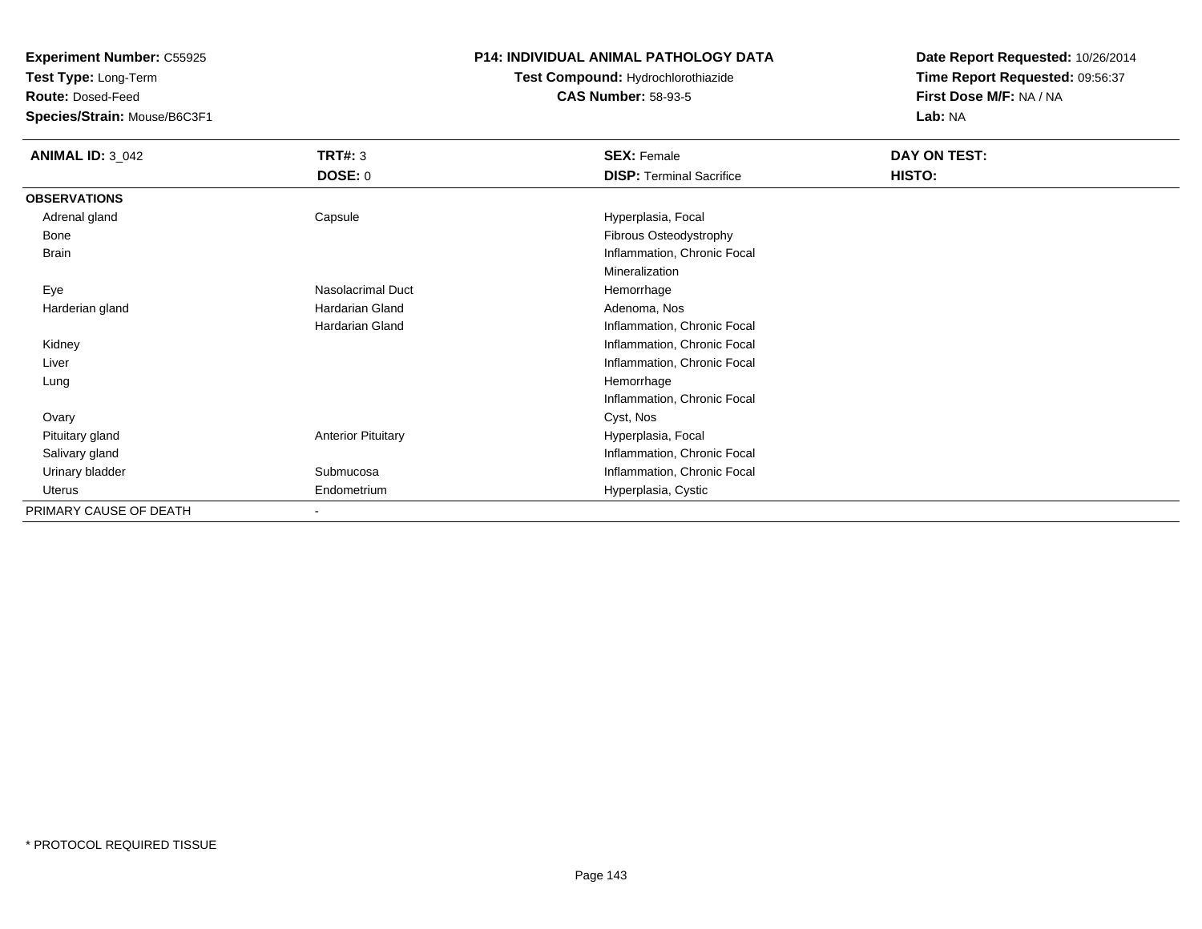**Experiment Number:** C55925
**Test Type:** Long-Term
**Route:** Dosed-Feed
**Species/Strain:** Mouse/B6C3F1

**P14: INDIVIDUAL ANIMAL PATHOLOGY DATA**
**Test Compound:** Hydrochlorothiazide
**CAS Number:** 58-93-5

**Date Report Requested:** 10/26/2014
**Time Report Requested:** 09:56:37
**First Dose M/F:** NA / NA
**Lab:** NA

| **ANIMAL ID:** 3_042 | **TRT#:** 3 | **SEX:** Female | **DAY ON TEST:** |
|---|---|---|---|
| | **DOSE:** 0 | **DISP:** Terminal Sacrifice | **HISTO:** |
| **OBSERVATIONS** | | | |
| Adrenal gland | Capsule | Hyperplasia, Focal | |
| Bone | | Fibrous Osteodystrophy | |
| Brain | | Inflammation, Chronic Focal | |
| | | Mineralization | |
| Eye | Nasolacrimal Duct | Hemorrhage | |
| Harderian gland | Hardarian Gland | Adenoma, Nos | |
| | Hardarian Gland | Inflammation, Chronic Focal | |
| Kidney | | Inflammation, Chronic Focal | |
| Liver | | Inflammation, Chronic Focal | |
| Lung | | Hemorrhage | |
| | | Inflammation, Chronic Focal | |
| Ovary | | Cyst, Nos | |
| Pituitary gland | Anterior Pituitary | Hyperplasia, Focal | |
| Salivary gland | | Inflammation, Chronic Focal | |
| Urinary bladder | Submucosa | Inflammation, Chronic Focal | |
| Uterus | Endometrium | Hyperplasia, Cystic | |
| PRIMARY CAUSE OF DEATH | - | | |

* PROTOCOL REQUIRED TISSUE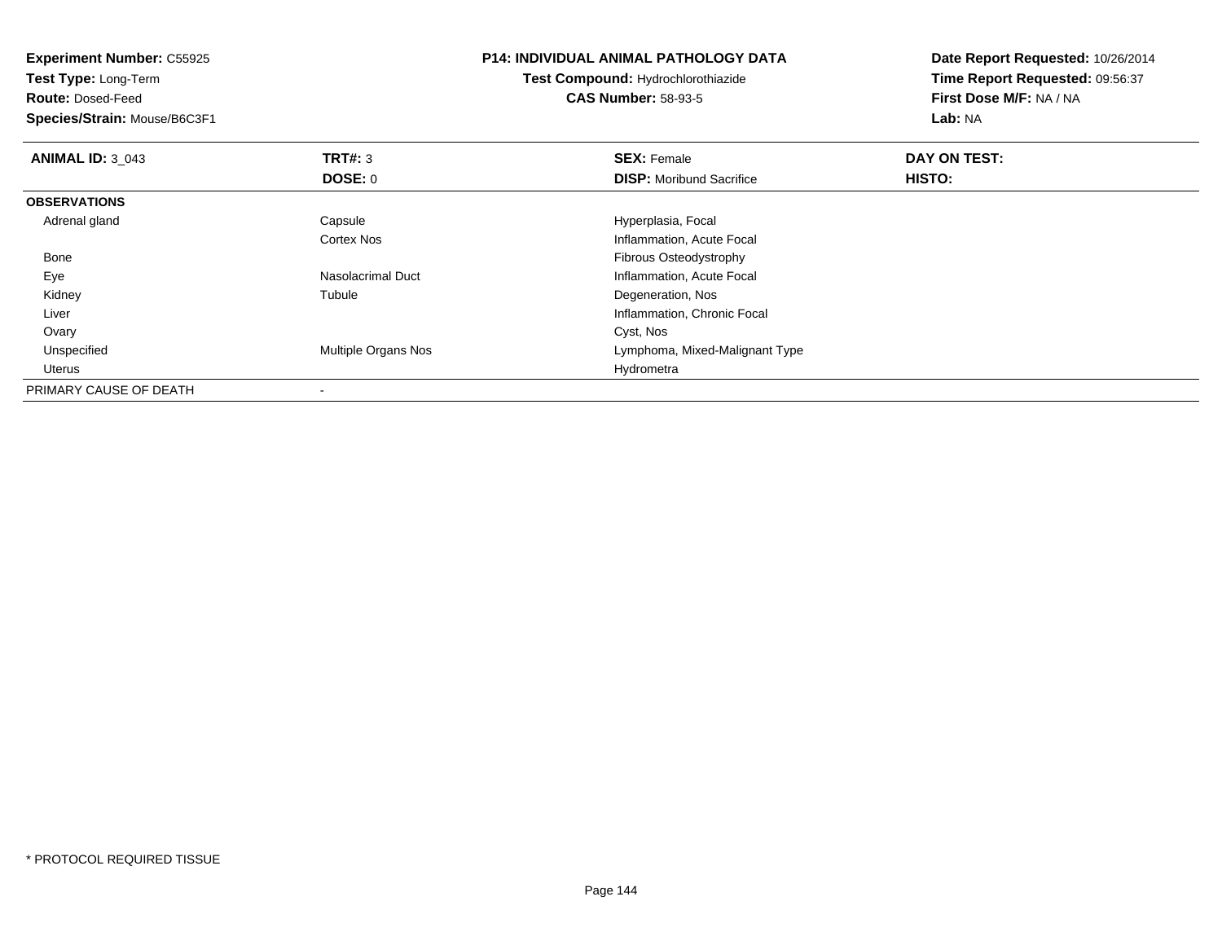**Experiment Number:** C55925
**Test Type:** Long-Term
**Route:** Dosed-Feed
**Species/Strain:** Mouse/B6C3F1

**P14: INDIVIDUAL ANIMAL PATHOLOGY DATA**
**Test Compound:** Hydrochlorothiazide
**CAS Number:** 58-93-5

**Date Report Requested:** 10/26/2014
**Time Report Requested:** 09:56:37
**First Dose M/F:** NA / NA
**Lab:** NA

| **ANIMAL ID:** 3_043 | **TRT#:** 3 | **SEX:** Female | **DAY ON TEST:** |
|---|---|---|---|
| | **DOSE:** 0 | **DISP:** Moribund Sacrifice | **HISTO:** |
| **OBSERVATIONS** | | | |
| Adrenal gland | Capsule | Hyperplasia, Focal | |
| | Cortex Nos | Inflammation, Acute Focal | |
| Bone | | Fibrous Osteodystrophy | |
| Eye | Nasolacrimal Duct | Inflammation, Acute Focal | |
| Kidney | Tubule | Degeneration, Nos | |
| Liver | | Inflammation, Chronic Focal | |
| Ovary | | Cyst, Nos | |
| Unspecified | Multiple Organs Nos | Lymphoma, Mixed-Malignant Type | |
| Uterus | | Hydrometra | |
| PRIMARY CAUSE OF DEATH | - | | |

\* PROTOCOL REQUIRED TISSUE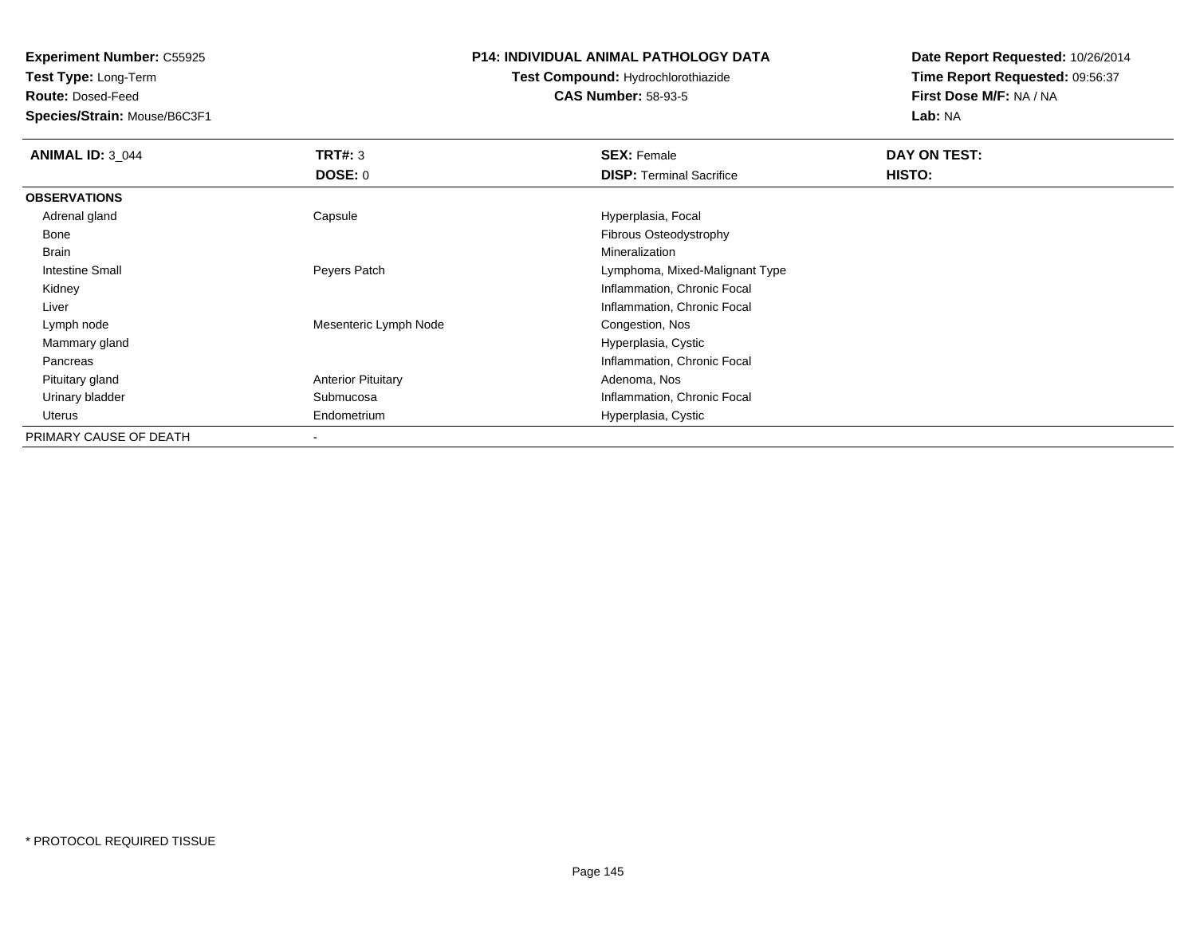**Experiment Number:** C55925
**Test Type:** Long-Term
**Route:** Dosed-Feed
**Species/Strain:** Mouse/B6C3F1

**P14: INDIVIDUAL ANIMAL PATHOLOGY DATA**
**Test Compound:** Hydrochlorothiazide
**CAS Number:** 58-93-5

**Date Report Requested:** 10/26/2014
**Time Report Requested:** 09:56:37
**First Dose M/F:** NA / NA
**Lab:** NA

| **ANIMAL ID:** 3_044 | **TRT#:** 3 | **SEX:** Female | **DAY ON TEST:** |
|---|---|---|---|
| | **DOSE:** 0 | **DISP:** Terminal Sacrifice | **HISTO:** |
| **OBSERVATIONS** | | | |
| Adrenal gland | Capsule | Hyperplasia, Focal | |
| Bone | | Fibrous Osteodystrophy | |
| Brain | | Mineralization | |
| Intestine Small | Peyers Patch | Lymphoma, Mixed-Malignant Type | |
| Kidney | | Inflammation, Chronic Focal | |
| Liver | | Inflammation, Chronic Focal | |
| Lymph node | Mesenteric Lymph Node | Congestion, Nos | |
| Mammary gland | | Hyperplasia, Cystic | |
| Pancreas | | Inflammation, Chronic Focal | |
| Pituitary gland | Anterior Pituitary | Adenoma, Nos | |
| Urinary bladder | Submucosa | Inflammation, Chronic Focal | |
| Uterus | Endometrium | Hyperplasia, Cystic | |
| PRIMARY CAUSE OF DEATH | - | | |

* PROTOCOL REQUIRED TISSUE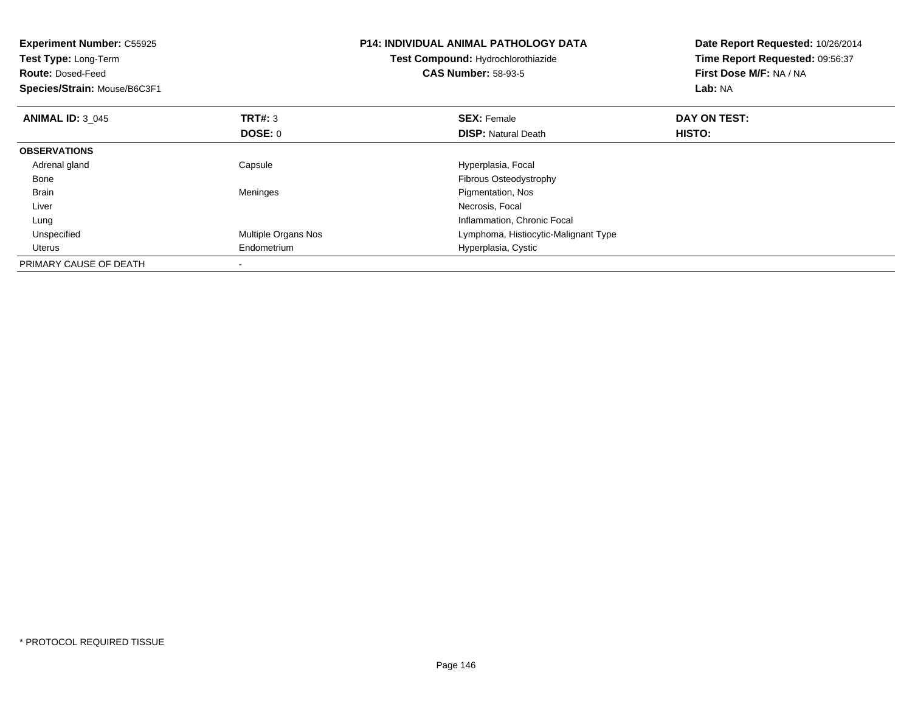**Experiment Number:** C55925
**Test Type:** Long-Term
**Route:** Dosed-Feed
**Species/Strain:** Mouse/B6C3F1

**P14: INDIVIDUAL ANIMAL PATHOLOGY DATA**
**Test Compound:** Hydrochlorothiazide
**CAS Number:** 58-93-5

**Date Report Requested:** 10/26/2014
**Time Report Requested:** 09:56:37
**First Dose M/F:** NA / NA
**Lab:** NA

| **ANIMAL ID:** 3_045 | **TRT#:** 3 | **SEX:** Female | **DAY ON TEST:** |
|---|---|---|---|
| | **DOSE:** 0 | **DISP:** Natural Death | **HISTO:** |
| **OBSERVATIONS** | | | |
| Adrenal gland | Capsule | Hyperplasia, Focal | |
| Bone | | Fibrous Osteodystrophy | |
| Brain | Meninges | Pigmentation, Nos | |
| Liver | | Necrosis, Focal | |
| Lung | | Inflammation, Chronic Focal | |
| Unspecified | Multiple Organs Nos | Lymphoma, Histiocytic-Malignant Type | |
| Uterus | Endometrium | Hyperplasia, Cystic | |
| PRIMARY CAUSE OF DEATH | - | | |

* PROTOCOL REQUIRED TISSUE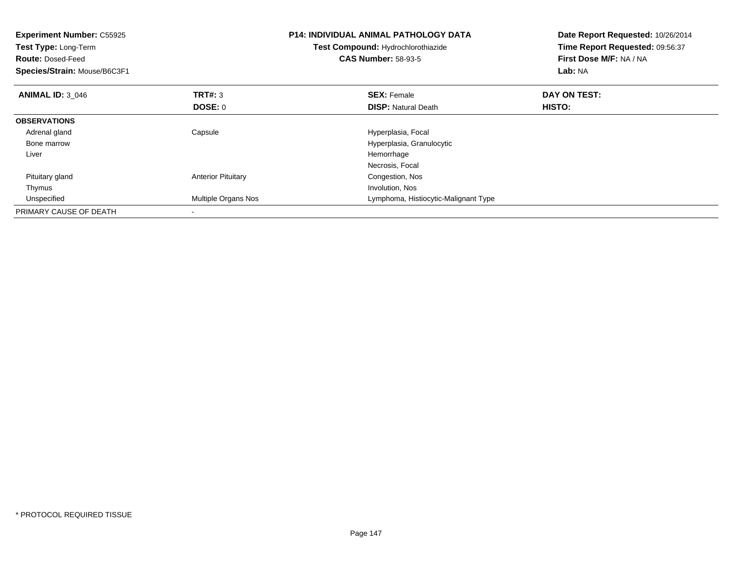**Experiment Number:** C55925
**Test Type:** Long-Term
**Route:** Dosed-Feed
**Species/Strain:** Mouse/B6C3F1

**P14: INDIVIDUAL ANIMAL PATHOLOGY DATA**
**Test Compound:** Hydrochlorothiazide
**CAS Number:** 58-93-5

**Date Report Requested:** 10/26/2014
**Time Report Requested:** 09:56:37
**First Dose M/F:** NA / NA
**Lab:** NA

| **ANIMAL ID:** 3_046 | **TRT#:** 3 | **SEX:** Female | **DAY ON TEST:** |
|---|---|---|---|
| | **DOSE:** 0 | **DISP:** Natural Death | **HISTO:** |
| **OBSERVATIONS** | | | |
| Adrenal gland | Capsule | Hyperplasia, Focal | |
| Bone marrow | | Hyperplasia, Granulocytic | |
| Liver | | Hemorrhage | |
| | | Necrosis, Focal | |
| Pituitary gland | Anterior Pituitary | Congestion, Nos | |
| Thymus | | Involution, Nos | |
| Unspecified | Multiple Organs Nos | Lymphoma, Histiocytic-Malignant Type | |
| PRIMARY CAUSE OF DEATH | - | | |

\* PROTOCOL REQUIRED TISSUE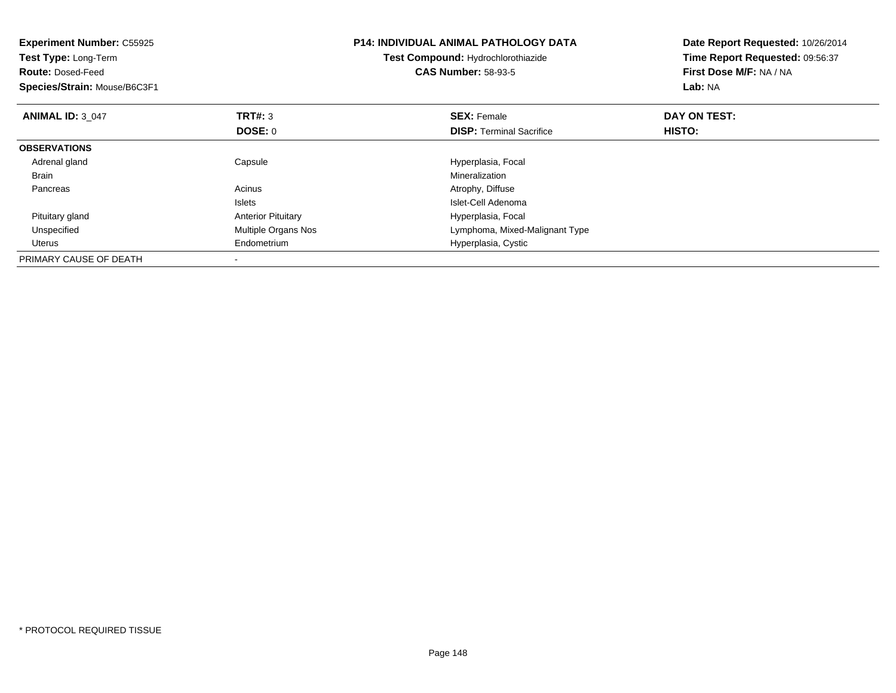**Experiment Number:** C55925
**Test Type:** Long-Term
**Route:** Dosed-Feed
**Species/Strain:** Mouse/B6C3F1

**P14: INDIVIDUAL ANIMAL PATHOLOGY DATA**
**Test Compound:** Hydrochlorothiazide
**CAS Number:** 58-93-5

**Date Report Requested:** 10/26/2014
**Time Report Requested:** 09:56:37
**First Dose M/F:** NA / NA
**Lab:** NA

| **ANIMAL ID:** 3_047 | **TRT#:** 3 | **SEX:** Female | **DAY ON TEST:** |
|---|---|---|---|
| | **DOSE:** 0 | **DISP:** Terminal Sacrifice | **HISTO:** |
| **OBSERVATIONS** | | | |
| Adrenal gland | Capsule | Hyperplasia, Focal | |
| Brain | | Mineralization | |
| Pancreas | Acinus | Atrophy, Diffuse | |
| | Islets | Islet-Cell Adenoma | |
| Pituitary gland | Anterior Pituitary | Hyperplasia, Focal | |
| Unspecified | Multiple Organs Nos | Lymphoma, Mixed-Malignant Type | |
| Uterus | Endometrium | Hyperplasia, Cystic | |
| PRIMARY CAUSE OF DEATH | - | | |

* PROTOCOL REQUIRED TISSUE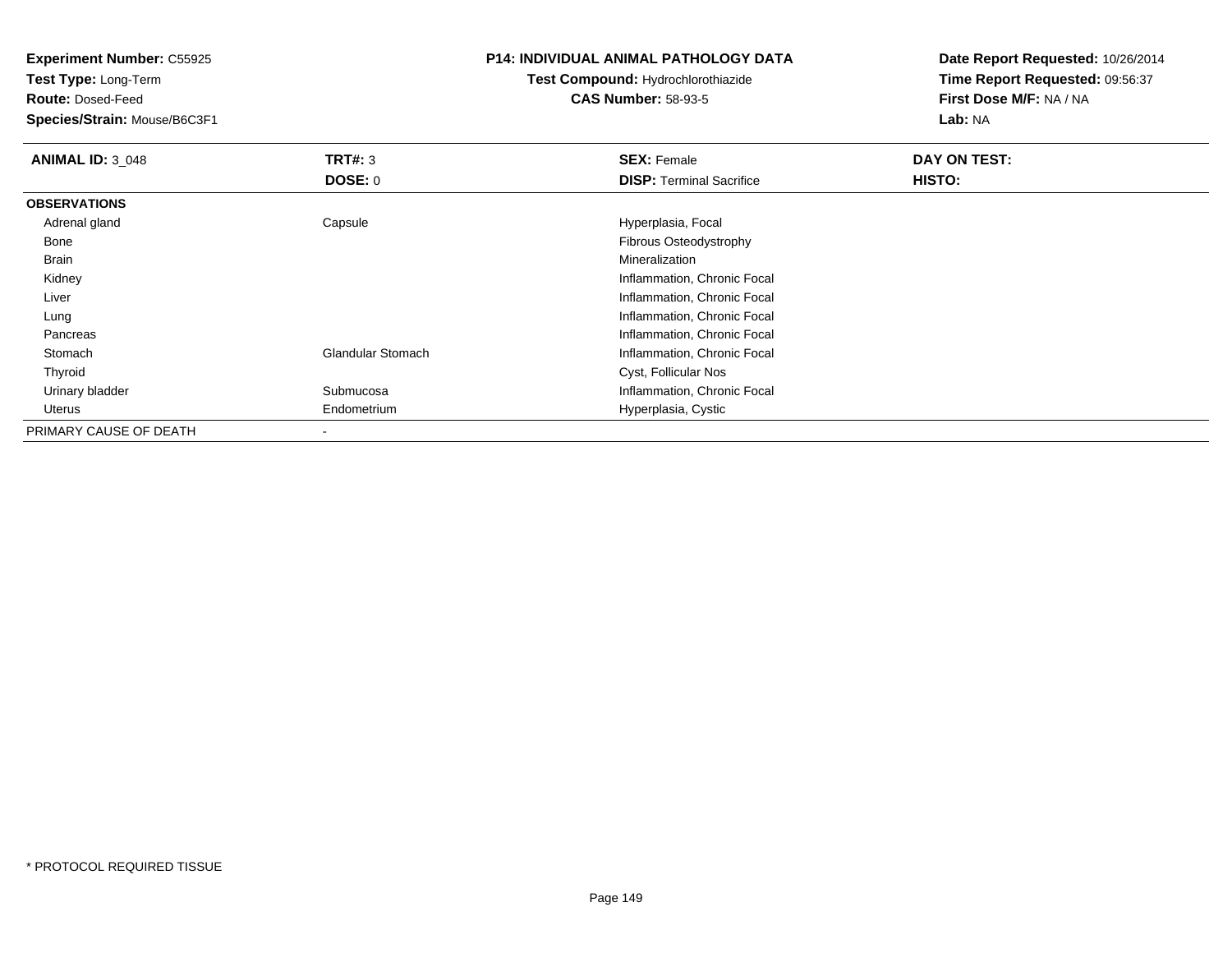**Experiment Number:** C55925
**Test Type:** Long-Term
**Route:** Dosed-Feed
**Species/Strain:** Mouse/B6C3F1

**P14: INDIVIDUAL ANIMAL PATHOLOGY DATA**
**Test Compound:** Hydrochlorothiazide
**CAS Number:** 58-93-5

**Date Report Requested:** 10/26/2014
**Time Report Requested:** 09:56:37
**First Dose M/F:** NA / NA
**Lab:** NA

| **ANIMAL ID:** 3_048 | **TRT#:** 3 | **SEX:** Female | **DAY ON TEST:** |
|---|---|---|---|
| | **DOSE:** 0 | **DISP:** Terminal Sacrifice | **HISTO:** |
| **OBSERVATIONS** | | | |
| Adrenal gland | Capsule | Hyperplasia, Focal | |
| Bone | | Fibrous Osteodystrophy | |
| Brain | | Mineralization | |
| Kidney | | Inflammation, Chronic Focal | |
| Liver | | Inflammation, Chronic Focal | |
| Lung | | Inflammation, Chronic Focal | |
| Pancreas | | Inflammation, Chronic Focal | |
| Stomach | Glandular Stomach | Inflammation, Chronic Focal | |
| Thyroid | | Cyst, Follicular Nos | |
| Urinary bladder | Submucosa | Inflammation, Chronic Focal | |
| Uterus | Endometrium | Hyperplasia, Cystic | |
| PRIMARY CAUSE OF DEATH | - | | |

* PROTOCOL REQUIRED TISSUE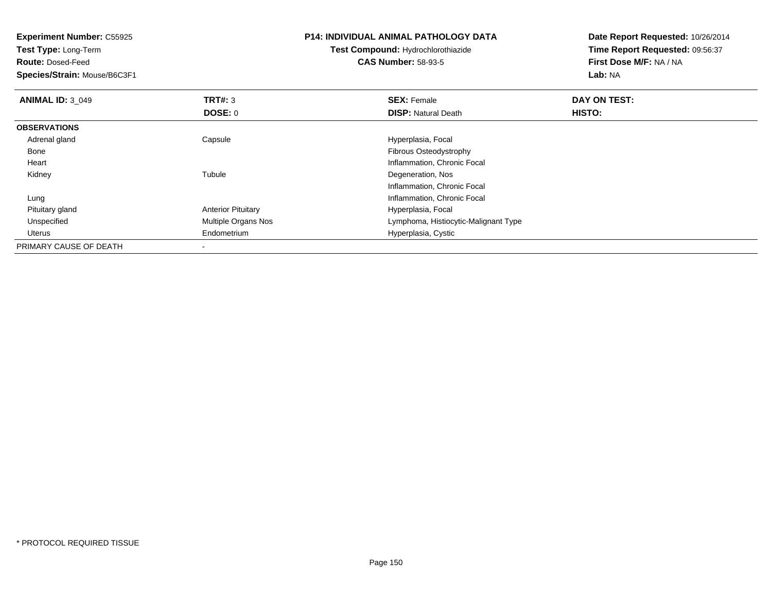**Experiment Number:** C55925
**Test Type:** Long-Term
**Route:** Dosed-Feed
**Species/Strain:** Mouse/B6C3F1

**P14: INDIVIDUAL ANIMAL PATHOLOGY DATA**
**Test Compound:** Hydrochlorothiazide
**CAS Number:** 58-93-5

**Date Report Requested:** 10/26/2014
**Time Report Requested:** 09:56:37
**First Dose M/F:** NA / NA
**Lab:** NA

| **ANIMAL ID:** 3_049 | **TRT#:** 3 | **SEX:** Female | **DAY ON TEST:** |
|---|---|---|---|
| | **DOSE:** 0 | **DISP:** Natural Death | **HISTO:** |
| **OBSERVATIONS** | | | |
| Adrenal gland | Capsule | Hyperplasia, Focal | |
| Bone | | Fibrous Osteodystrophy | |
| Heart | | Inflammation, Chronic Focal | |
| Kidney | Tubule | Degeneration, Nos | |
| | | Inflammation, Chronic Focal | |
| Lung | | Inflammation, Chronic Focal | |
| Pituitary gland | Anterior Pituitary | Hyperplasia, Focal | |
| Unspecified | Multiple Organs Nos | Lymphoma, Histiocytic-Malignant Type | |
| Uterus | Endometrium | Hyperplasia, Cystic | |
| PRIMARY CAUSE OF DEATH | - | | |

\* PROTOCOL REQUIRED TISSUE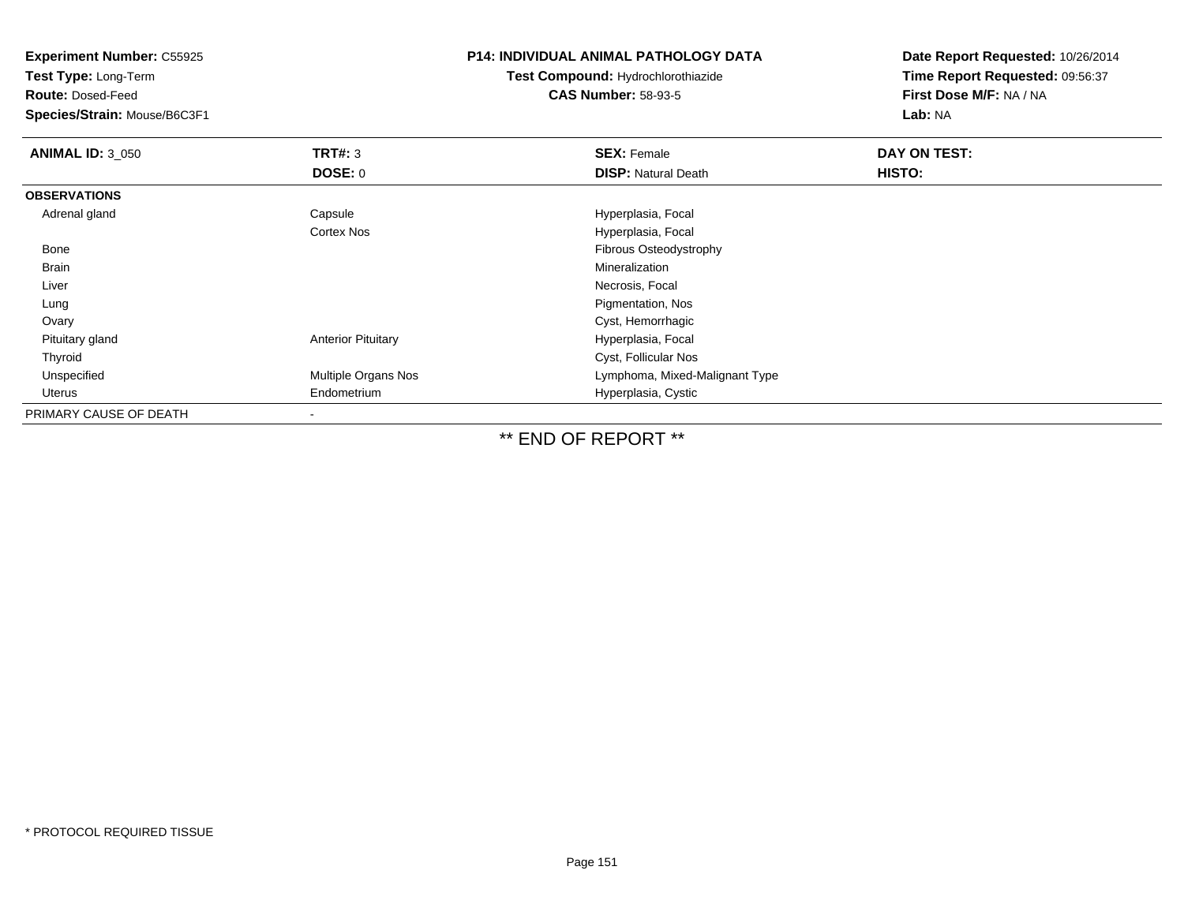**Experiment Number:** C55925
**Test Type:** Long-Term
**Route:** Dosed-Feed
**Species/Strain:** Mouse/B6C3F1

**P14: INDIVIDUAL ANIMAL PATHOLOGY DATA**
**Test Compound:** Hydrochlorothiazide
**CAS Number:** 58-93-5

**Date Report Requested:** 10/26/2014
**Time Report Requested:** 09:56:37
**First Dose M/F:** NA / NA
**Lab:** NA

| **ANIMAL ID:** 3_050 | **TRT#:** 3 | **SEX:** Female | **DAY ON TEST:** |
|---|---|---|---|
| | **DOSE:** 0 | **DISP:** Natural Death | **HISTO:** |
| **OBSERVATIONS** | | | |
| Adrenal gland | Capsule | Hyperplasia, Focal | |
| | Cortex Nos | Hyperplasia, Focal | |
| Bone | | Fibrous Osteodystrophy | |
| Brain | | Mineralization | |
| Liver | | Necrosis, Focal | |
| Lung | | Pigmentation, Nos | |
| Ovary | | Cyst, Hemorrhagic | |
| Pituitary gland | Anterior Pituitary | Hyperplasia, Focal | |
| Thyroid | | Cyst, Follicular Nos | |
| Unspecified | Multiple Organs Nos | Lymphoma, Mixed-Malignant Type | |
| Uterus | Endometrium | Hyperplasia, Cystic | |
| PRIMARY CAUSE OF DEATH | - | | |

** END OF REPORT **

* PROTOCOL REQUIRED TISSUE